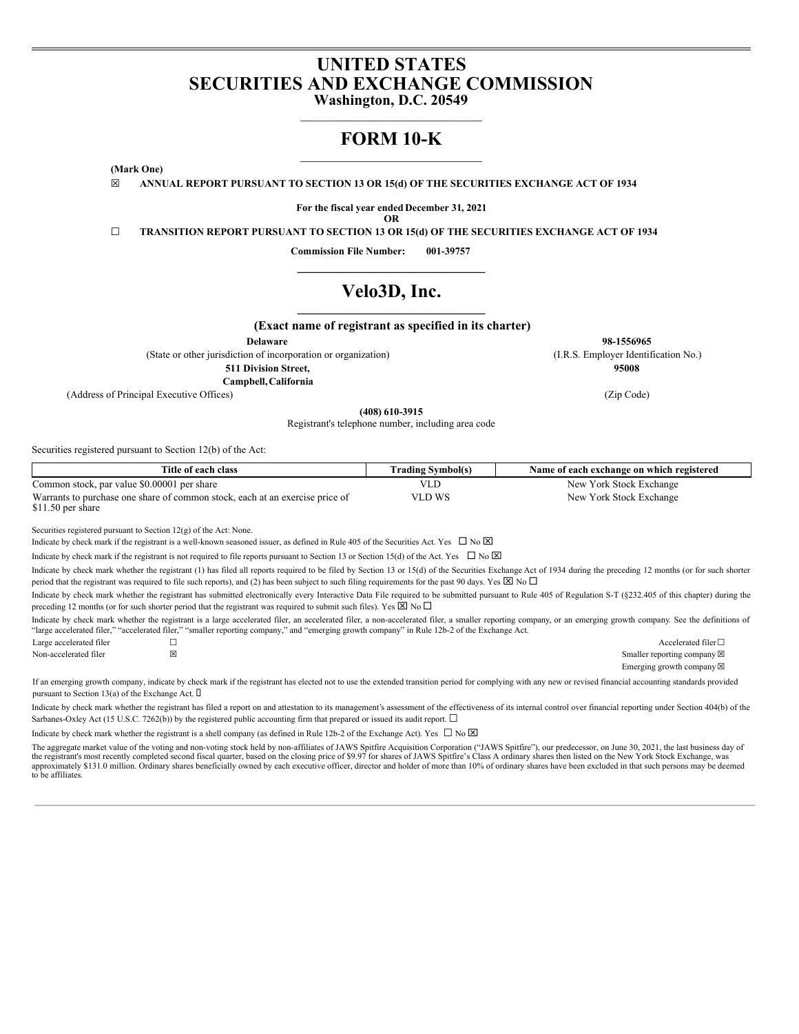# UNITED STATES
# SECURITIES AND EXCHANGE COMMISSION
**Washington, D.C. 20549**

# FORM 10-K

**(Mark One)**

☒ **ANNUAL REPORT PURSUANT TO SECTION 13 OR 15(d) OF THE SECURITIES EXCHANGE ACT OF 1934**

**For the fiscal year ended December 31, 2021**

**OR**

☐ **TRANSITION REPORT PURSUANT TO SECTION 13 OR 15(d) OF THE SECURITIES EXCHANGE ACT OF 1934**

**Commission File Number: 001-39757**

# Velo3D, Inc.

**(Exact name of registrant as specified in its charter)**

| | |
|---|---|
| **Delaware** | **98-1556965** |
| (State or other jurisdiction of incorporation or organization) | (I.R.S. Employer Identification No.) |
| **511 Division Street, Campbell, California** | **95008** |
| (Address of Principal Executive Offices) | (Zip Code) |

**(408) 610-3915**

Registrant's telephone number, including area code

Securities registered pursuant to Section 12(b) of the Act:

| Title of each class | Trading Symbol(s) | Name of each exchange on which registered |
|---|---|---|
| Common stock, par value $0.00001 per share | VLD | New York Stock Exchange |
| Warrants to purchase one share of common stock, each at an exercise price of $11.50 per share | VLD WS | New York Stock Exchange |

Securities registered pursuant to Section 12(g) of the Act: None.

Indicate by check mark if the registrant is a well-known seasoned issuer, as defined in Rule 405 of the Securities Act. Yes ☐ No ☒

Indicate by check mark if the registrant is not required to file reports pursuant to Section 13 or Section 15(d) of the Act. Yes ☐ No ☒

Indicate by check mark whether the registrant (1) has filed all reports required to be filed by Section 13 or 15(d) of the Securities Exchange Act of 1934 during the preceding 12 months (or for such shorter period that the registrant was required to file such reports), and (2) has been subject to such filing requirements for the past 90 days. Yes ☒ No ☐

Indicate by check mark whether the registrant has submitted electronically every Interactive Data File required to be submitted pursuant to Rule 405 of Regulation S-T (§232.405 of this chapter) during the preceding 12 months (or for such shorter period that the registrant was required to submit such files). Yes ☒ No ☐

Indicate by check mark whether the registrant is a large accelerated filer, an accelerated filer, a non-accelerated filer, a smaller reporting company, or an emerging growth company. See the definitions of "large accelerated filer," "accelerated filer," "smaller reporting company," and "emerging growth company" in Rule 12b-2 of the Exchange Act.

| | | |
|---|---|---|
| Large accelerated filer | ☐ | Accelerated filer ☐ |
| Non-accelerated filer | ☒ | Smaller reporting company ☒ |
| | | Emerging growth company ☒ |

If an emerging growth company, indicate by check mark if the registrant has elected not to use the extended transition period for complying with any new or revised financial accounting standards provided pursuant to Section 13(a) of the Exchange Act. ☐

Indicate by check mark whether the registrant has filed a report on and attestation to its management's assessment of the effectiveness of its internal control over financial reporting under Section 404(b) of the Sarbanes-Oxley Act (15 U.S.C. 7262(b)) by the registered public accounting firm that prepared or issued its audit report. ☐

Indicate by check mark whether the registrant is a shell company (as defined in Rule 12b-2 of the Exchange Act). Yes ☐ No ☒

The aggregate market value of the voting and non-voting stock held by non-affiliates of JAWS Spitfire Acquisition Corporation ("JAWS Spitfire"), our predecessor, on June 30, 2021, the last business day of the registrant's most recently completed second fiscal quarter, based on the closing price of $9.97 for shares of JAWS Spitfire's Class A ordinary shares then listed on the New York Stock Exchange, was approximately $131.0 million. Ordinary shares beneficially owned by each executive officer, director and holder of more than 10% of ordinary shares have been excluded in that such persons may be deemed to be affiliates.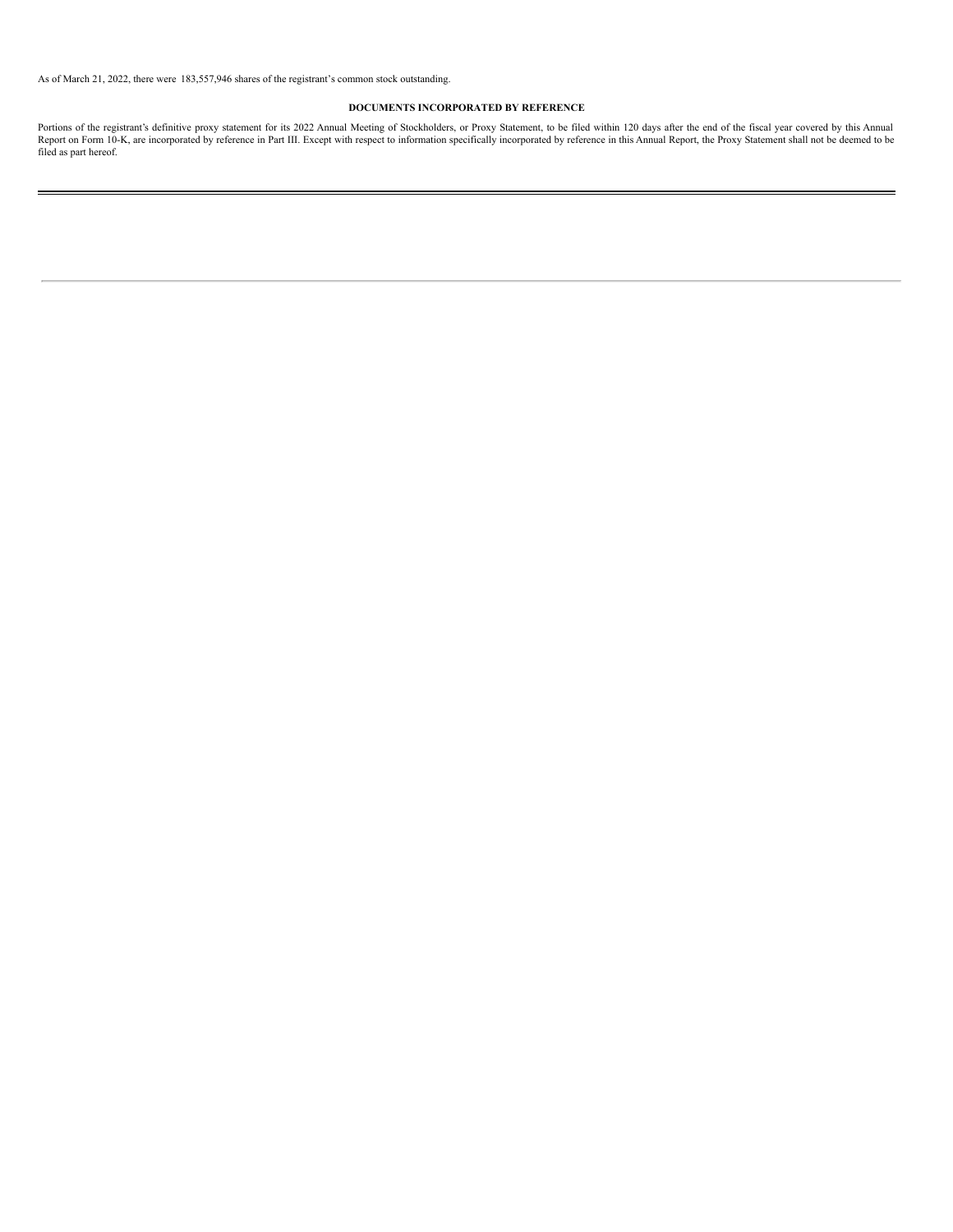As of March 21, 2022, there were 183,557,946 shares of the registrant's common stock outstanding.

## DOCUMENTS INCORPORATED BY REFERENCE

Portions of the registrant's definitive proxy statement for its 2022 Annual Meeting of Stockholders, or Proxy Statement, to be filed within 120 days after the end of the fiscal year covered by this Annual Report on Form 10-K, are incorporated by reference in Part III. Except with respect to information specifically incorporated by reference in this Annual Report, the Proxy Statement shall not be deemed to be filed as part hereof.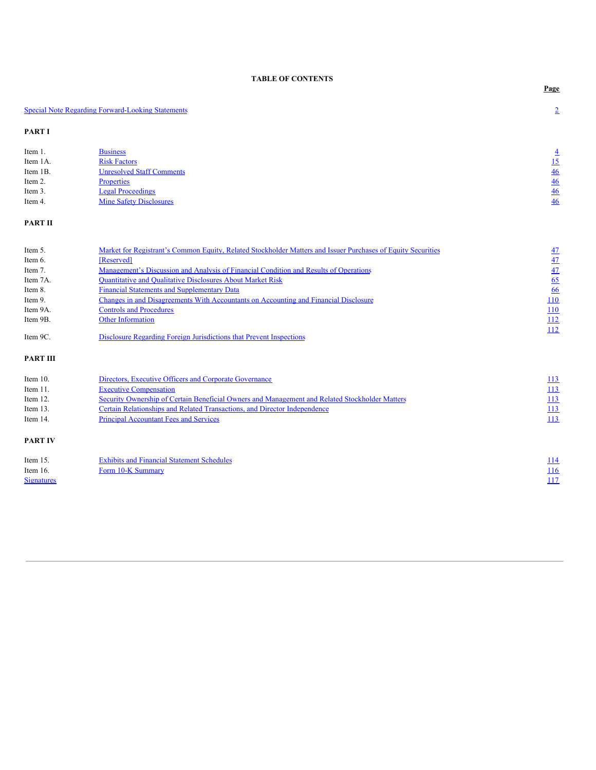# TABLE OF CONTENTS

| | | Page |
|---|---|---|
| Special Note Regarding Forward-Looking Statements | | 2 |
| **PART I** | | |
| Item 1. | Business | 4 |
| Item 1A. | Risk Factors | 15 |
| Item 1B. | Unresolved Staff Comments | 46 |
| Item 2. | Properties | 46 |
| Item 3. | Legal Proceedings | 46 |
| Item 4. | Mine Safety Disclosures | 46 |
| **PART II** | | |
| Item 5. | Market for Registrant's Common Equity, Related Stockholder Matters and Issuer Purchases of Equity Securities | 47 |
| Item 6. | [Reserved] | 47 |
| Item 7. | Management's Discussion and Analysis of Financial Condition and Results of Operations | 47 |
| Item 7A. | Quantitative and Qualitative Disclosures About Market Risk | 65 |
| Item 8. | Financial Statements and Supplementary Data | 66 |
| Item 9. | Changes in and Disagreements With Accountants on Accounting and Financial Disclosure | 110 |
| Item 9A. | Controls and Procedures | 110 |
| Item 9B. | Other Information | 112 |
| Item 9C. | Disclosure Regarding Foreign Jurisdictions that Prevent Inspections | 112 |
| **PART III** | | |
| Item 10. | Directors, Executive Officers and Corporate Governance | 113 |
| Item 11. | Executive Compensation | 113 |
| Item 12. | Security Ownership of Certain Beneficial Owners and Management and Related Stockholder Matters | 113 |
| Item 13. | Certain Relationships and Related Transactions, and Director Independence | 113 |
| Item 14. | Principal Accountant Fees and Services | 113 |
| **PART IV** | | |
| Item 15. | Exhibits and Financial Statement Schedules | 114 |
| Item 16. | Form 10-K Summary | 116 |
| Signatures | | 117 |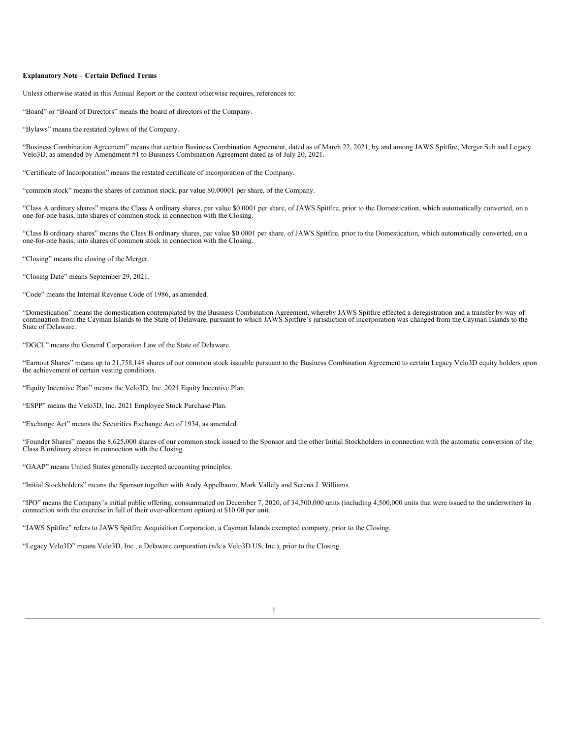**Explanatory Note – Certain Defined Terms**

Unless otherwise stated in this Annual Report or the context otherwise requires, references to:

"Board" or "Board of Directors" means the board of directors of the Company.

"Bylaws" means the restated bylaws of the Company.

"Business Combination Agreement" means that certain Business Combination Agreement, dated as of March 22, 2021, by and among JAWS Spitfire, Merger Sub and Legacy Velo3D, as amended by Amendment #1 to Business Combination Agreement dated as of July 20, 2021.

"Certificate of Incorporation" means the restated certificate of incorporation of the Company.

"common stock" means the shares of common stock, par value $0.00001 per share, of the Company.

"Class A ordinary shares" means the Class A ordinary shares, par value $0.0001 per share, of JAWS Spitfire, prior to the Domestication, which automatically converted, on a one-for-one basis, into shares of common stock in connection with the Closing.

"Class B ordinary shares" means the Class B ordinary shares, par value $0.0001 per share, of JAWS Spitfire, prior to the Domestication, which automatically converted, on a one-for-one basis, into shares of common stock in connection with the Closing.

"Closing" means the closing of the Merger.

"Closing Date" means September 29, 2021.

"Code" means the Internal Revenue Code of 1986, as amended.

"Domestication" means the domestication contemplated by the Business Combination Agreement, whereby JAWS Spitfire effected a deregistration and a transfer by way of continuation from the Cayman Islands to the State of Delaware, pursuant to which JAWS Spitfire's jurisdiction of incorporation was changed from the Cayman Islands to the State of Delaware.

"DGCL" means the General Corporation Law of the State of Delaware.

"Earnout Shares" means up to 21,758,148 shares of our common stock issuable pursuant to the Business Combination Agreement to certain Legacy Velo3D equity holders upon the achievement of certain vesting conditions.

"Equity Incentive Plan" means the Velo3D, Inc. 2021 Equity Incentive Plan.

"ESPP" means the Velo3D, Inc. 2021 Employee Stock Purchase Plan.

"Exchange Act" means the Securities Exchange Act of 1934, as amended.

"Founder Shares" means the 8,625,000 shares of our common stock issued to the Sponsor and the other Initial Stockholders in connection with the automatic conversion of the Class B ordinary shares in connection with the Closing.

"GAAP" means United States generally accepted accounting principles.

"Initial Stockholders" means the Sponsor together with Andy Appelbaum, Mark Vallely and Serena J. Williams.

"IPO" means the Company's initial public offering, consummated on December 7, 2020, of 34,500,000 units (including 4,500,000 units that were issued to the underwriters in connection with the exercise in full of their over-allotment option) at $10.00 per unit.

"JAWS Spitfire" refers to JAWS Spitfire Acquisition Corporation, a Cayman Islands exempted company, prior to the Closing.

"Legacy Velo3D" means Velo3D, Inc., a Delaware corporation (n/k/a Velo3D US, Inc.), prior to the Closing.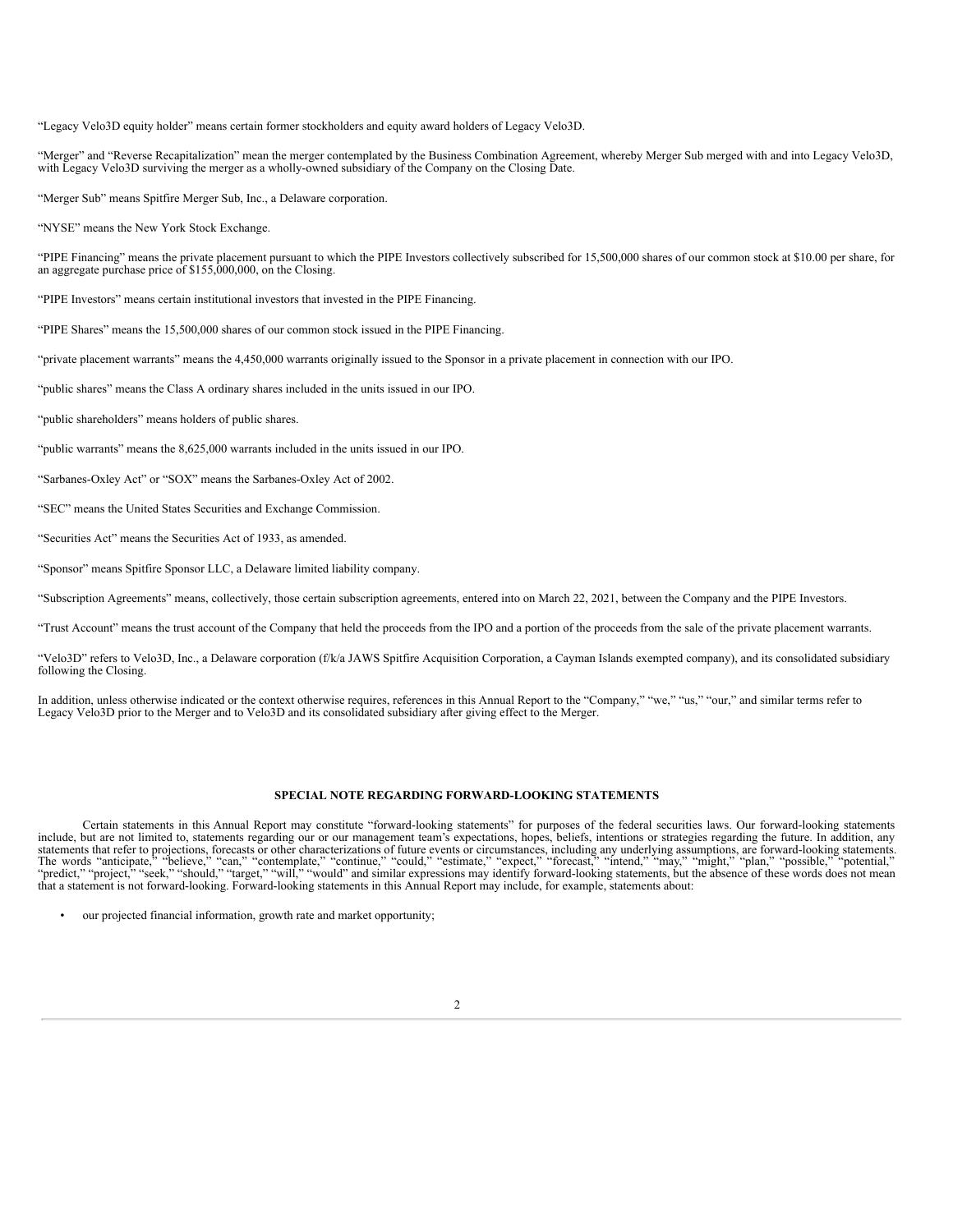"Legacy Velo3D equity holder" means certain former stockholders and equity award holders of Legacy Velo3D.

"Merger" and "Reverse Recapitalization" mean the merger contemplated by the Business Combination Agreement, whereby Merger Sub merged with and into Legacy Velo3D, with Legacy Velo3D surviving the merger as a wholly-owned subsidiary of the Company on the Closing Date.

"Merger Sub" means Spitfire Merger Sub, Inc., a Delaware corporation.

"NYSE" means the New York Stock Exchange.

"PIPE Financing" means the private placement pursuant to which the PIPE Investors collectively subscribed for 15,500,000 shares of our common stock at $10.00 per share, for an aggregate purchase price of $155,000,000, on the Closing.

"PIPE Investors" means certain institutional investors that invested in the PIPE Financing.

"PIPE Shares" means the 15,500,000 shares of our common stock issued in the PIPE Financing.

"private placement warrants" means the 4,450,000 warrants originally issued to the Sponsor in a private placement in connection with our IPO.

"public shares" means the Class A ordinary shares included in the units issued in our IPO.

"public shareholders" means holders of public shares.

"public warrants" means the 8,625,000 warrants included in the units issued in our IPO.

"Sarbanes-Oxley Act" or "SOX" means the Sarbanes-Oxley Act of 2002.

"SEC" means the United States Securities and Exchange Commission.

"Securities Act" means the Securities Act of 1933, as amended.

"Sponsor" means Spitfire Sponsor LLC, a Delaware limited liability company.

"Subscription Agreements" means, collectively, those certain subscription agreements, entered into on March 22, 2021, between the Company and the PIPE Investors.

"Trust Account" means the trust account of the Company that held the proceeds from the IPO and a portion of the proceeds from the sale of the private placement warrants.

"Velo3D" refers to Velo3D, Inc., a Delaware corporation (f/k/a JAWS Spitfire Acquisition Corporation, a Cayman Islands exempted company), and its consolidated subsidiary following the Closing.

In addition, unless otherwise indicated or the context otherwise requires, references in this Annual Report to the "Company," "we," "us," "our," and similar terms refer to Legacy Velo3D prior to the Merger and to Velo3D and its consolidated subsidiary after giving effect to the Merger.

## SPECIAL NOTE REGARDING FORWARD-LOOKING STATEMENTS

Certain statements in this Annual Report may constitute "forward-looking statements" for purposes of the federal securities laws. Our forward-looking statements include, but are not limited to, statements regarding our or our management team's expectations, hopes, beliefs, intentions or strategies regarding the future. In addition, any statements that refer to projections, forecasts or other characterizations of future events or circumstances, including any underlying assumptions, are forward-looking statements. The words "anticipate," "believe," "can," "contemplate," "continue," "could," "estimate," "expect," "forecast," "intend," "may," "might," "plan," "possible," "potential," "predict," "project," "seek," "should," "target," "will," "would" and similar expressions may identify forward-looking statements, but the absence of these words does not mean that a statement is not forward-looking. Forward-looking statements in this Annual Report may include, for example, statements about:

- our projected financial information, growth rate and market opportunity;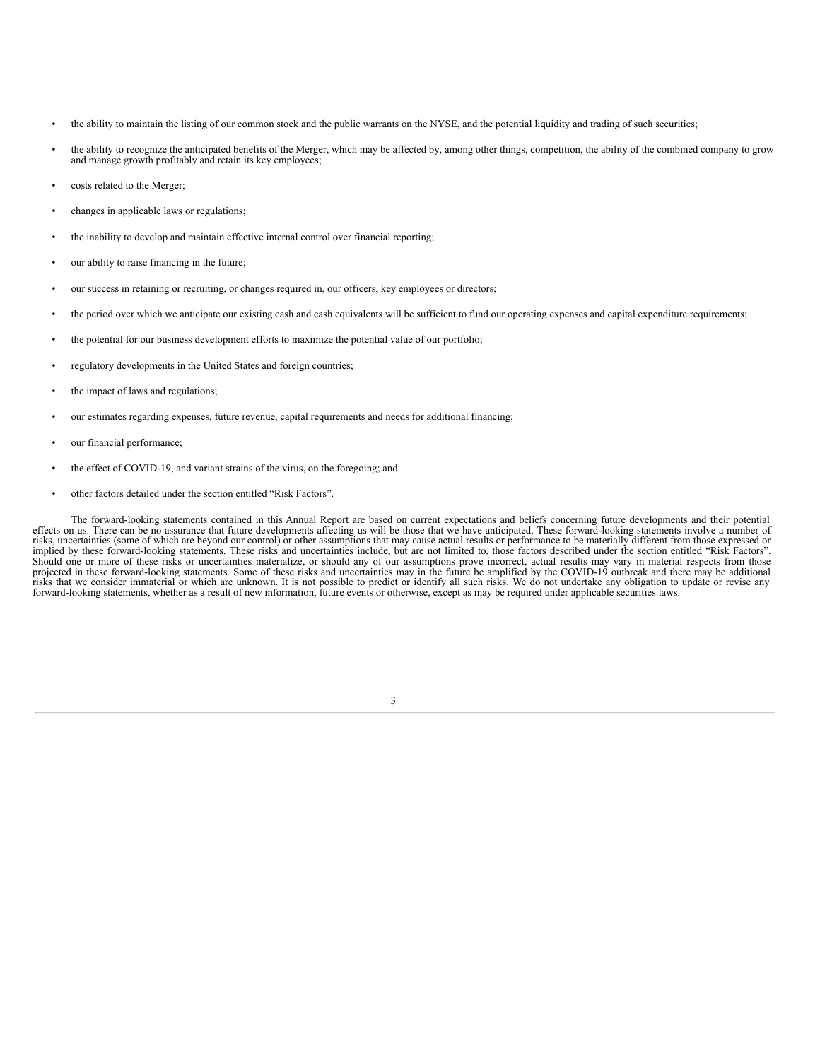- the ability to maintain the listing of our common stock and the public warrants on the NYSE, and the potential liquidity and trading of such securities;
- the ability to recognize the anticipated benefits of the Merger, which may be affected by, among other things, competition, the ability of the combined company to grow and manage growth profitably and retain its key employees;
- costs related to the Merger;
- changes in applicable laws or regulations;
- the inability to develop and maintain effective internal control over financial reporting;
- our ability to raise financing in the future;
- our success in retaining or recruiting, or changes required in, our officers, key employees or directors;
- the period over which we anticipate our existing cash and cash equivalents will be sufficient to fund our operating expenses and capital expenditure requirements;
- the potential for our business development efforts to maximize the potential value of our portfolio;
- regulatory developments in the United States and foreign countries;
- the impact of laws and regulations;
- our estimates regarding expenses, future revenue, capital requirements and needs for additional financing;
- our financial performance;
- the effect of COVID-19, and variant strains of the virus, on the foregoing; and
- other factors detailed under the section entitled "Risk Factors".

The forward-looking statements contained in this Annual Report are based on current expectations and beliefs concerning future developments and their potential effects on us. There can be no assurance that future developments affecting us will be those that we have anticipated. These forward-looking statements involve a number of risks, uncertainties (some of which are beyond our control) or other assumptions that may cause actual results or performance to be materially different from those expressed or implied by these forward-looking statements. These risks and uncertainties include, but are not limited to, those factors described under the section entitled "Risk Factors". Should one or more of these risks or uncertainties materialize, or should any of our assumptions prove incorrect, actual results may vary in material respects from those projected in these forward-looking statements. Some of these risks and uncertainties may in the future be amplified by the COVID-19 outbreak and there may be additional risks that we consider immaterial or which are unknown. It is not possible to predict or identify all such risks. We do not undertake any obligation to update or revise any forward-looking statements, whether as a result of new information, future events or otherwise, except as may be required under applicable securities laws.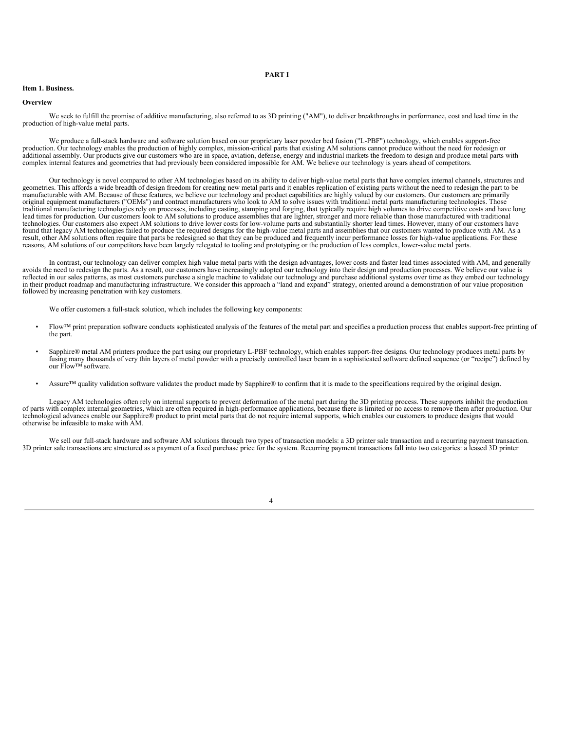# PART I

## Item 1. Business.

### Overview

We seek to fulfill the promise of additive manufacturing, also referred to as 3D printing ("AM"), to deliver breakthroughs in performance, cost and lead time in the production of high-value metal parts.

We produce a full-stack hardware and software solution based on our proprietary laser powder bed fusion ("L-PBF") technology, which enables support-free production. Our technology enables the production of highly complex, mission-critical parts that existing AM solutions cannot produce without the need for redesign or additional assembly. Our products give our customers who are in space, aviation, defense, energy and industrial markets the freedom to design and produce metal parts with complex internal features and geometries that had previously been considered impossible for AM. We believe our technology is years ahead of competitors.

Our technology is novel compared to other AM technologies based on its ability to deliver high-value metal parts that have complex internal channels, structures and geometries. This affords a wide breadth of design freedom for creating new metal parts and it enables replication of existing parts without the need to redesign the part to be manufacturable with AM. Because of these features, we believe our technology and product capabilities are highly valued by our customers. Our customers are primarily original equipment manufacturers ("OEMs") and contract manufacturers who look to AM to solve issues with traditional metal parts manufacturing technologies. Those traditional manufacturing technologies rely on processes, including casting, stamping and forging, that typically require high volumes to drive competitive costs and have long lead times for production. Our customers look to AM solutions to produce assemblies that are lighter, stronger and more reliable than those manufactured with traditional technologies. Our customers also expect AM solutions to drive lower costs for low-volume parts and substantially shorter lead times. However, many of our customers have found that legacy AM technologies failed to produce the required designs for the high-value metal parts and assemblies that our customers wanted to produce with AM. As a result, other AM solutions often require that parts be redesigned so that they can be produced and frequently incur performance losses for high-value applications. For these reasons, AM solutions of our competitors have been largely relegated to tooling and prototyping or the production of less complex, lower-value metal parts.

In contrast, our technology can deliver complex high value metal parts with the design advantages, lower costs and faster lead times associated with AM, and generally avoids the need to redesign the parts. As a result, our customers have increasingly adopted our technology into their design and production processes. We believe our value is reflected in our sales patterns, as most customers purchase a single machine to validate our technology and purchase additional systems over time as they embed our technology in their product roadmap and manufacturing infrastructure. We consider this approach a "land and expand" strategy, oriented around a demonstration of our value proposition followed by increasing penetration with key customers.

We offer customers a full-stack solution, which includes the following key components:

- Flow™ print preparation software conducts sophisticated analysis of the features of the metal part and specifies a production process that enables support-free printing of the part.
- Sapphire® metal AM printers produce the part using our proprietary L-PBF technology, which enables support-free designs. Our technology produces metal parts by fusing many thousands of very thin layers of metal powder with a precisely controlled laser beam in a sophisticated software defined sequence (or "recipe") defined by our Flow™ software.
- Assure™ quality validation software validates the product made by Sapphire® to confirm that it is made to the specifications required by the original design.

Legacy AM technologies often rely on internal supports to prevent deformation of the metal part during the 3D printing process. These supports inhibit the production of parts with complex internal geometries, which are often required in high-performance applications, because there is limited or no access to remove them after production. Our technological advances enable our Sapphire® product to print metal parts that do not require internal supports, which enables our customers to produce designs that would otherwise be infeasible to make with AM.

We sell our full-stack hardware and software AM solutions through two types of transaction models: a 3D printer sale transaction and a recurring payment transaction. 3D printer sale transactions are structured as a payment of a fixed purchase price for the system. Recurring payment transactions fall into two categories: a leased 3D printer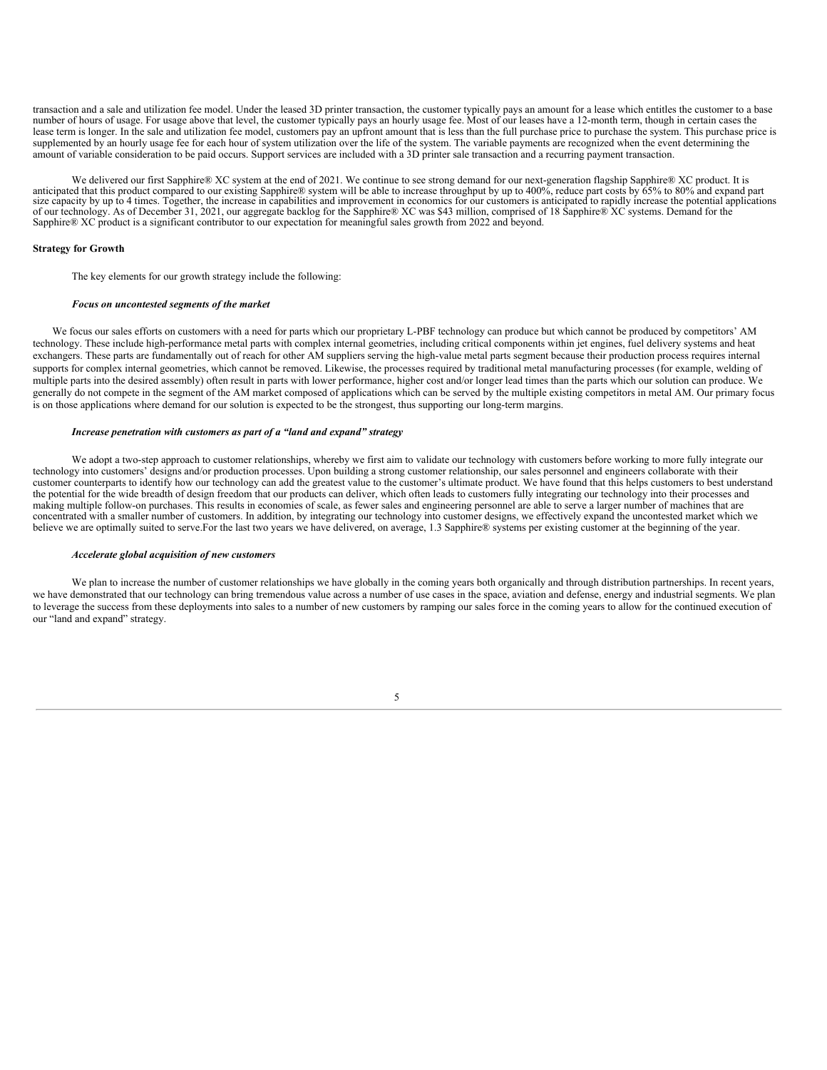transaction and a sale and utilization fee model. Under the leased 3D printer transaction, the customer typically pays an amount for a lease which entitles the customer to a base number of hours of usage. For usage above that level, the customer typically pays an hourly usage fee. Most of our leases have a 12-month term, though in certain cases the lease term is longer. In the sale and utilization fee model, customers pay an upfront amount that is less than the full purchase price to purchase the system. This purchase price is supplemented by an hourly usage fee for each hour of system utilization over the life of the system. The variable payments are recognized when the event determining the amount of variable consideration to be paid occurs. Support services are included with a 3D printer sale transaction and a recurring payment transaction.

We delivered our first Sapphire® XC system at the end of 2021. We continue to see strong demand for our next-generation flagship Sapphire® XC product. It is anticipated that this product compared to our existing Sapphire® system will be able to increase throughput by up to 400%, reduce part costs by 65% to 80% and expand part size capacity by up to 4 times. Together, the increase in capabilities and improvement in economics for our customers is anticipated to rapidly increase the potential applications of our technology. As of December 31, 2021, our aggregate backlog for the Sapphire® XC was $43 million, comprised of 18 Sapphire® XC systems. Demand for the Sapphire® XC product is a significant contributor to our expectation for meaningful sales growth from 2022 and beyond.

**Strategy for Growth**

The key elements for our growth strategy include the following:

***Focus on uncontested segments of the market***

We focus our sales efforts on customers with a need for parts which our proprietary L-PBF technology can produce but which cannot be produced by competitors' AM technology. These include high-performance metal parts with complex internal geometries, including critical components within jet engines, fuel delivery systems and heat exchangers. These parts are fundamentally out of reach for other AM suppliers serving the high-value metal parts segment because their production process requires internal supports for complex internal geometries, which cannot be removed. Likewise, the processes required by traditional metal manufacturing processes (for example, welding of multiple parts into the desired assembly) often result in parts with lower performance, higher cost and/or longer lead times than the parts which our solution can produce. We generally do not compete in the segment of the AM market composed of applications which can be served by the multiple existing competitors in metal AM. Our primary focus is on those applications where demand for our solution is expected to be the strongest, thus supporting our long-term margins.

***Increase penetration with customers as part of a "land and expand" strategy***

We adopt a two-step approach to customer relationships, whereby we first aim to validate our technology with customers before working to more fully integrate our technology into customers' designs and/or production processes. Upon building a strong customer relationship, our sales personnel and engineers collaborate with their customer counterparts to identify how our technology can add the greatest value to the customer's ultimate product. We have found that this helps customers to best understand the potential for the wide breadth of design freedom that our products can deliver, which often leads to customers fully integrating our technology into their processes and making multiple follow-on purchases. This results in economies of scale, as fewer sales and engineering personnel are able to serve a larger number of machines that are concentrated with a smaller number of customers. In addition, by integrating our technology into customer designs, we effectively expand the uncontested market which we believe we are optimally suited to serve.For the last two years we have delivered, on average, 1.3 Sapphire® systems per existing customer at the beginning of the year.

***Accelerate global acquisition of new customers***

We plan to increase the number of customer relationships we have globally in the coming years both organically and through distribution partnerships. In recent years, we have demonstrated that our technology can bring tremendous value across a number of use cases in the space, aviation and defense, energy and industrial segments. We plan to leverage the success from these deployments into sales to a number of new customers by ramping our sales force in the coming years to allow for the continued execution of our "land and expand" strategy.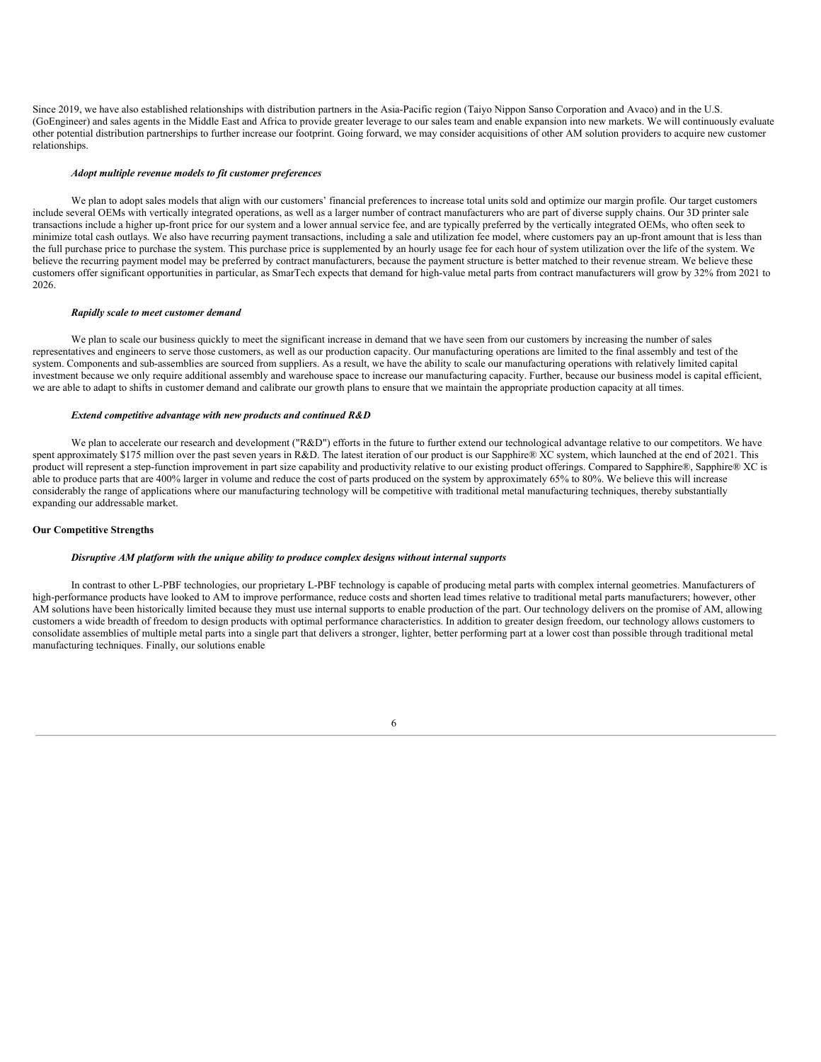Since 2019, we have also established relationships with distribution partners in the Asia-Pacific region (Taiyo Nippon Sanso Corporation and Avaco) and in the U.S. (GoEngineer) and sales agents in the Middle East and Africa to provide greater leverage to our sales team and enable expansion into new markets. We will continuously evaluate other potential distribution partnerships to further increase our footprint. Going forward, we may consider acquisitions of other AM solution providers to acquire new customer relationships.

***Adopt multiple revenue models to fit customer preferences***

We plan to adopt sales models that align with our customers' financial preferences to increase total units sold and optimize our margin profile. Our target customers include several OEMs with vertically integrated operations, as well as a larger number of contract manufacturers who are part of diverse supply chains. Our 3D printer sale transactions include a higher up-front price for our system and a lower annual service fee, and are typically preferred by the vertically integrated OEMs, who often seek to minimize total cash outlays. We also have recurring payment transactions, including a sale and utilization fee model, where customers pay an up-front amount that is less than the full purchase price to purchase the system. This purchase price is supplemented by an hourly usage fee for each hour of system utilization over the life of the system. We believe the recurring payment model may be preferred by contract manufacturers, because the payment structure is better matched to their revenue stream. We believe these customers offer significant opportunities in particular, as SmarTech expects that demand for high-value metal parts from contract manufacturers will grow by 32% from 2021 to 2026.

***Rapidly scale to meet customer demand***

We plan to scale our business quickly to meet the significant increase in demand that we have seen from our customers by increasing the number of sales representatives and engineers to serve those customers, as well as our production capacity. Our manufacturing operations are limited to the final assembly and test of the system. Components and sub-assemblies are sourced from suppliers. As a result, we have the ability to scale our manufacturing operations with relatively limited capital investment because we only require additional assembly and warehouse space to increase our manufacturing capacity. Further, because our business model is capital efficient, we are able to adapt to shifts in customer demand and calibrate our growth plans to ensure that we maintain the appropriate production capacity at all times.

***Extend competitive advantage with new products and continued R&D***

We plan to accelerate our research and development ("R&D") efforts in the future to further extend our technological advantage relative to our competitors. We have spent approximately $175 million over the past seven years in R&D. The latest iteration of our product is our Sapphire® XC system, which launched at the end of 2021. This product will represent a step-function improvement in part size capability and productivity relative to our existing product offerings. Compared to Sapphire®, Sapphire® XC is able to produce parts that are 400% larger in volume and reduce the cost of parts produced on the system by approximately 65% to 80%. We believe this will increase considerably the range of applications where our manufacturing technology will be competitive with traditional metal manufacturing techniques, thereby substantially expanding our addressable market.

**Our Competitive Strengths**

***Disruptive AM platform with the unique ability to produce complex designs without internal supports***

In contrast to other L-PBF technologies, our proprietary L-PBF technology is capable of producing metal parts with complex internal geometries. Manufacturers of high-performance products have looked to AM to improve performance, reduce costs and shorten lead times relative to traditional metal parts manufacturers; however, other AM solutions have been historically limited because they must use internal supports to enable production of the part. Our technology delivers on the promise of AM, allowing customers a wide breadth of freedom to design products with optimal performance characteristics. In addition to greater design freedom, our technology allows customers to consolidate assemblies of multiple metal parts into a single part that delivers a stronger, lighter, better performing part at a lower cost than possible through traditional metal manufacturing techniques. Finally, our solutions enable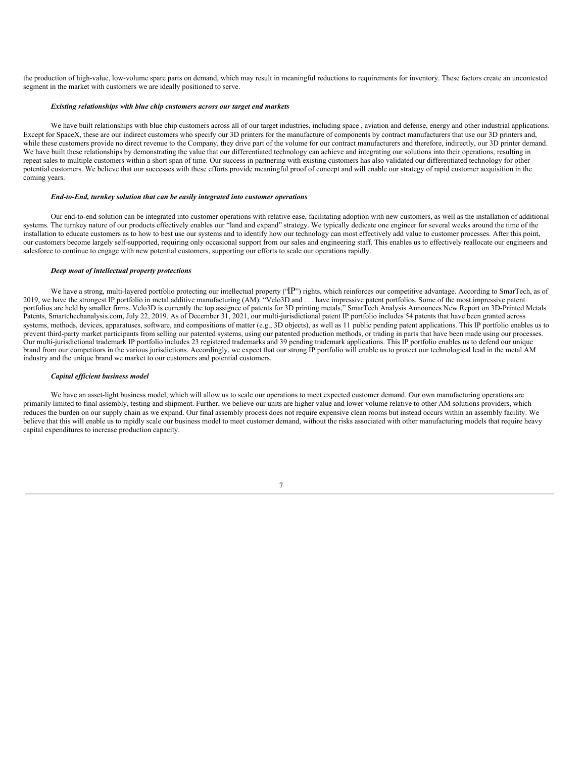the production of high-value, low-volume spare parts on demand, which may result in meaningful reductions to requirements for inventory. These factors create an uncontested segment in the market with customers we are ideally positioned to serve.

***Existing relationships with blue chip customers across our target end markets***

We have built relationships with blue chip customers across all of our target industries, including space , aviation and defense, energy and other industrial applications. Except for SpaceX, these are our indirect customers who specify our 3D printers for the manufacture of components by contract manufacturers that use our 3D printers and, while these customers provide no direct revenue to the Company, they drive part of the volume for our contract manufacturers and therefore, indirectly, our 3D printer demand. We have built these relationships by demonstrating the value that our differentiated technology can achieve and integrating our solutions into their operations, resulting in repeat sales to multiple customers within a short span of time. Our success in partnering with existing customers has also validated our differentiated technology for other potential customers. We believe that our successes with these efforts provide meaningful proof of concept and will enable our strategy of rapid customer acquisition in the coming years.

***End-to-End, turnkey solution that can be easily integrated into customer operations***

Our end-to-end solution can be integrated into customer operations with relative ease, facilitating adoption with new customers, as well as the installation of additional systems. The turnkey nature of our products effectively enables our "land and expand" strategy. We typically dedicate one engineer for several weeks around the time of the installation to educate customers as to how to best use our systems and to identify how our technology can most effectively add value to customer processes. After this point, our customers become largely self-supported, requiring only occasional support from our sales and engineering staff. This enables us to effectively reallocate our engineers and salesforce to continue to engage with new potential customers, supporting our efforts to scale our operations rapidly.

***Deep moat of intellectual property protections***

We have a strong, multi-layered portfolio protecting our intellectual property ("IP") rights, which reinforces our competitive advantage. According to SmarTech, as of 2019, we have the strongest IP portfolio in metal additive manufacturing (AM): "Velo3D and . . . have impressive patent portfolios. Some of the most impressive patent portfolios are held by smaller firms. Velo3D is currently the top assignee of patents for 3D printing metals," SmarTech Analysis Announces New Report on 3D-Printed Metals Patents, Smartchechanalysis.com, July 22, 2019. As of December 31, 2021, our multi-jurisdictional patent IP portfolio includes 54 patents that have been granted across systems, methods, devices, apparatuses, software, and compositions of matter (e.g., 3D objects), as well as 11 public pending patent applications. This IP portfolio enables us to prevent third-party market participants from selling our patented systems, using our patented production methods, or trading in parts that have been made using our processes. Our multi-jurisdictional trademark IP portfolio includes 23 registered trademarks and 39 pending trademark applications. This IP portfolio enables us to defend our unique brand from our competitors in the various jurisdictions. Accordingly, we expect that our strong IP portfolio will enable us to protect our technological lead in the metal AM industry and the unique brand we market to our customers and potential customers.

***Capital efficient business model***

We have an asset-light business model, which will allow us to scale our operations to meet expected customer demand. Our own manufacturing operations are primarily limited to final assembly, testing and shipment. Further, we believe our units are higher value and lower volume relative to other AM solutions providers, which reduces the burden on our supply chain as we expand. Our final assembly process does not require expensive clean rooms but instead occurs within an assembly facility. We believe that this will enable us to rapidly scale our business model to meet customer demand, without the risks associated with other manufacturing models that require heavy capital expenditures to increase production capacity.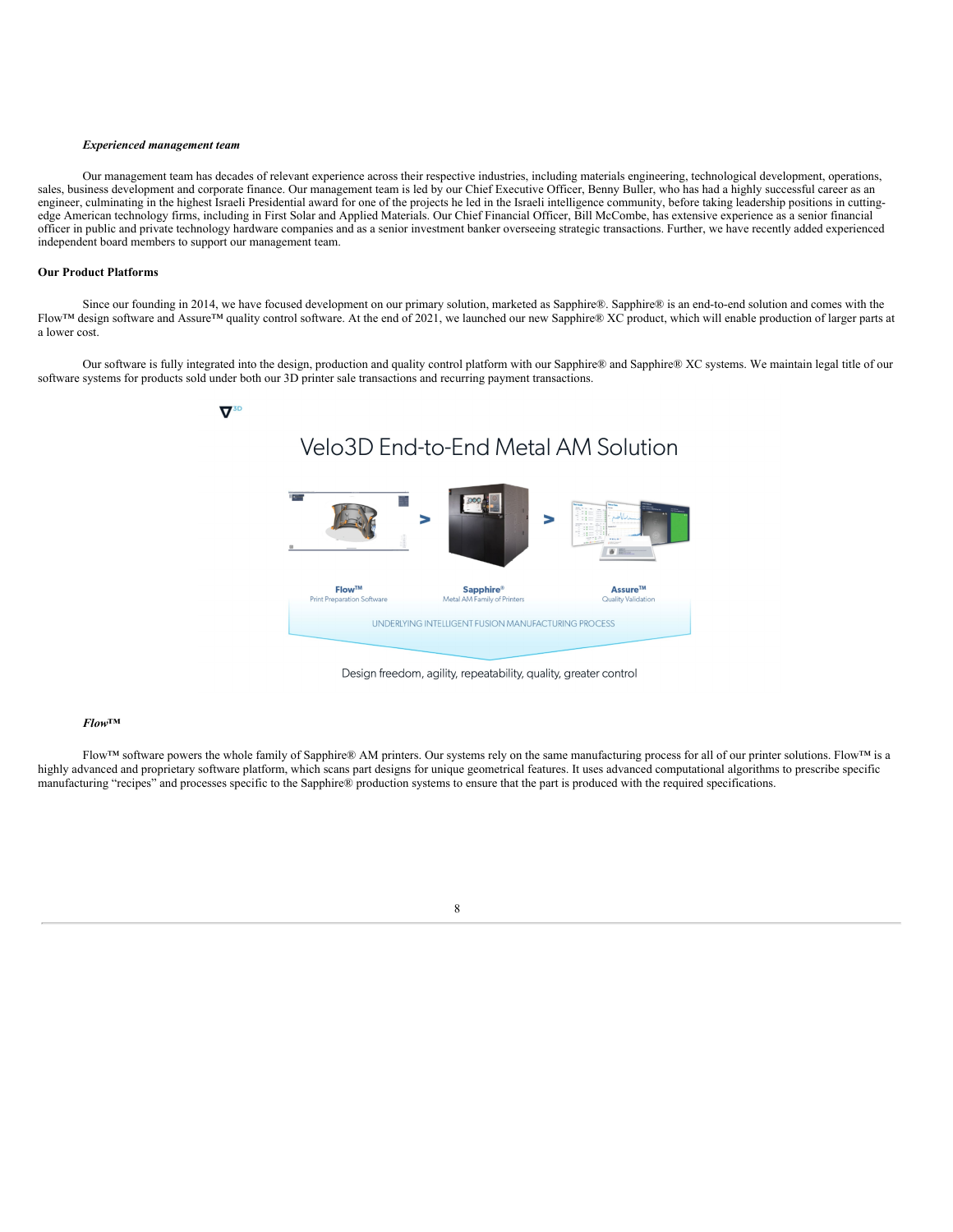***Experienced management team***

Our management team has decades of relevant experience across their respective industries, including materials engineering, technological development, operations, sales, business development and corporate finance. Our management team is led by our Chief Executive Officer, Benny Buller, who has had a highly successful career as an engineer, culminating in the highest Israeli Presidential award for one of the projects he led in the Israeli intelligence community, before taking leadership positions in cutting-edge American technology firms, including in First Solar and Applied Materials. Our Chief Financial Officer, Bill McCombe, has extensive experience as a senior financial officer in public and private technology hardware companies and as a senior investment banker overseeing strategic transactions. Further, we have recently added experienced independent board members to support our management team.

**Our Product Platforms**

Since our founding in 2014, we have focused development on our primary solution, marketed as Sapphire®. Sapphire® is an end-to-end solution and comes with the Flow™ design software and Assure™ quality control software. At the end of 2021, we launched our new Sapphire® XC product, which will enable production of larger parts at a lower cost.

Our software is fully integrated into the design, production and quality control platform with our Sapphire® and Sapphire® XC systems. We maintain legal title of our software systems for products sold under both our 3D printer sale transactions and recurring payment transactions.

Velo3D End-to-End Metal AM Solution

Flow™ Print Preparation Software > Sapphire® Metal AM Family of Printers > Assure™ Quality Validation

UNDERLYING INTELLIGENT FUSION MANUFACTURING PROCESS

Design freedom, agility, repeatability, quality, greater control

***Flow™***

Flow™ software powers the whole family of Sapphire® AM printers. Our systems rely on the same manufacturing process for all of our printer solutions. Flow™ is a highly advanced and proprietary software platform, which scans part designs for unique geometrical features. It uses advanced computational algorithms to prescribe specific manufacturing "recipes" and processes specific to the Sapphire® production systems to ensure that the part is produced with the required specifications.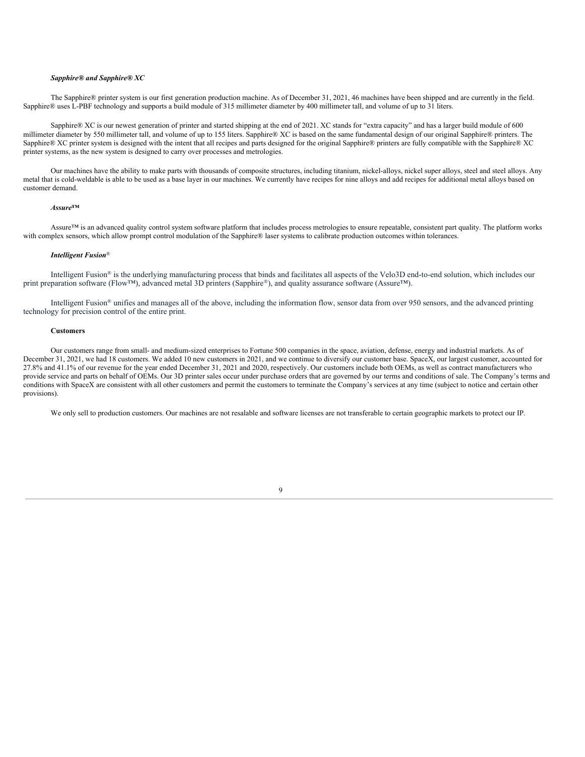***Sapphire® and Sapphire® XC***

The Sapphire® printer system is our first generation production machine. As of December 31, 2021, 46 machines have been shipped and are currently in the field. Sapphire® uses L-PBF technology and supports a build module of 315 millimeter diameter by 400 millimeter tall, and volume of up to 31 liters.

Sapphire® XC is our newest generation of printer and started shipping at the end of 2021. XC stands for "extra capacity" and has a larger build module of 600 millimeter diameter by 550 millimeter tall, and volume of up to 155 liters. Sapphire® XC is based on the same fundamental design of our original Sapphire® printers. The Sapphire® XC printer system is designed with the intent that all recipes and parts designed for the original Sapphire® printers are fully compatible with the Sapphire® XC printer systems, as the new system is designed to carry over processes and metrologies.

Our machines have the ability to make parts with thousands of composite structures, including titanium, nickel-alloys, nickel super alloys, steel and steel alloys. Any metal that is cold-weldable is able to be used as a base layer in our machines. We currently have recipes for nine alloys and add recipes for additional metal alloys based on customer demand.

***Assure™***

Assure™ is an advanced quality control system software platform that includes process metrologies to ensure repeatable, consistent part quality. The platform works with complex sensors, which allow prompt control modulation of the Sapphire® laser systems to calibrate production outcomes within tolerances.

***Intelligent Fusion®***

Intelligent Fusion® is the underlying manufacturing process that binds and facilitates all aspects of the Velo3D end-to-end solution, which includes our print preparation software (Flow™), advanced metal 3D printers (Sapphire®), and quality assurance software (Assure™).

Intelligent Fusion® unifies and manages all of the above, including the information flow, sensor data from over 950 sensors, and the advanced printing technology for precision control of the entire print.

**Customers**

Our customers range from small- and medium-sized enterprises to Fortune 500 companies in the space, aviation, defense, energy and industrial markets. As of December 31, 2021, we had 18 customers. We added 10 new customers in 2021, and we continue to diversify our customer base. SpaceX, our largest customer, accounted for 27.8% and 41.1% of our revenue for the year ended December 31, 2021 and 2020, respectively. Our customers include both OEMs, as well as contract manufacturers who provide service and parts on behalf of OEMs. Our 3D printer sales occur under purchase orders that are governed by our terms and conditions of sale. The Company's terms and conditions with SpaceX are consistent with all other customers and permit the customers to terminate the Company's services at any time (subject to notice and certain other provisions).

We only sell to production customers. Our machines are not resalable and software licenses are not transferable to certain geographic markets to protect our IP.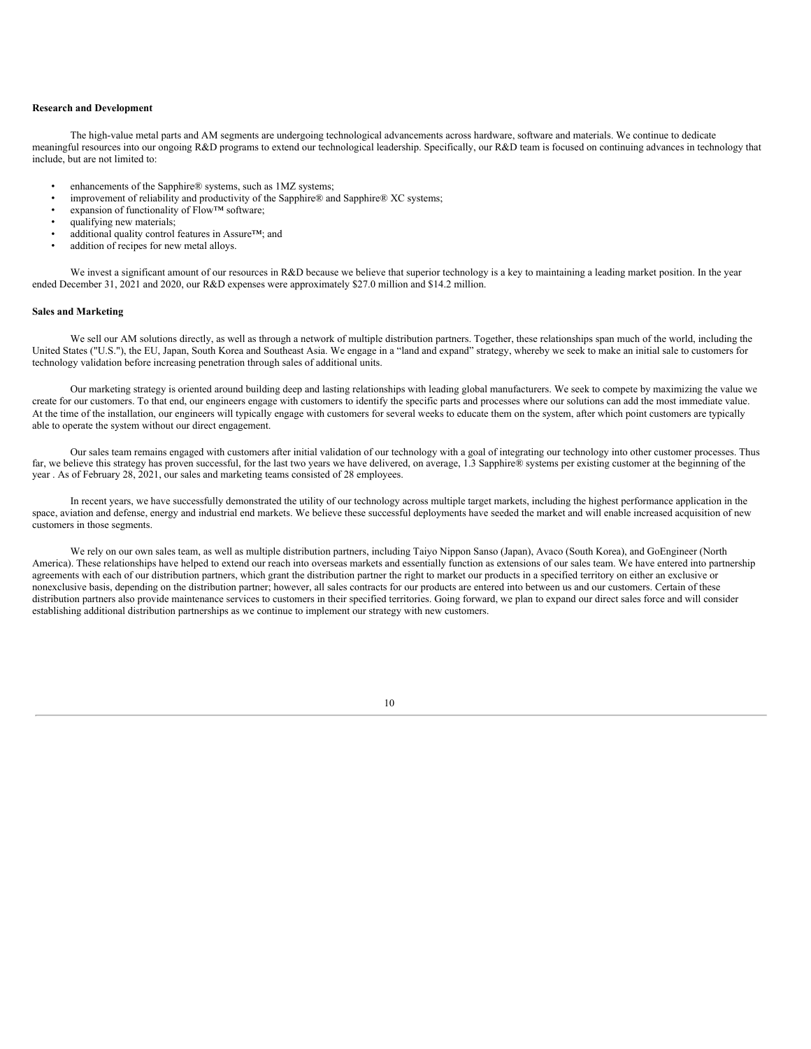**Research and Development**

The high-value metal parts and AM segments are undergoing technological advancements across hardware, software and materials. We continue to dedicate meaningful resources into our ongoing R&D programs to extend our technological leadership. Specifically, our R&D team is focused on continuing advances in technology that include, but are not limited to:

- enhancements of the Sapphire® systems, such as 1MZ systems;
- improvement of reliability and productivity of the Sapphire® and Sapphire® XC systems;
- expansion of functionality of Flow™ software;
- qualifying new materials;
- additional quality control features in Assure™; and
- addition of recipes for new metal alloys.

We invest a significant amount of our resources in R&D because we believe that superior technology is a key to maintaining a leading market position. In the year ended December 31, 2021 and 2020, our R&D expenses were approximately $27.0 million and $14.2 million.

**Sales and Marketing**

We sell our AM solutions directly, as well as through a network of multiple distribution partners. Together, these relationships span much of the world, including the United States ("U.S."), the EU, Japan, South Korea and Southeast Asia. We engage in a "land and expand" strategy, whereby we seek to make an initial sale to customers for technology validation before increasing penetration through sales of additional units.

Our marketing strategy is oriented around building deep and lasting relationships with leading global manufacturers. We seek to compete by maximizing the value we create for our customers. To that end, our engineers engage with customers to identify the specific parts and processes where our solutions can add the most immediate value. At the time of the installation, our engineers will typically engage with customers for several weeks to educate them on the system, after which point customers are typically able to operate the system without our direct engagement.

Our sales team remains engaged with customers after initial validation of our technology with a goal of integrating our technology into other customer processes. Thus far, we believe this strategy has proven successful, for the last two years we have delivered, on average, 1.3 Sapphire® systems per existing customer at the beginning of the year . As of February 28, 2021, our sales and marketing teams consisted of 28 employees.

In recent years, we have successfully demonstrated the utility of our technology across multiple target markets, including the highest performance application in the space, aviation and defense, energy and industrial end markets. We believe these successful deployments have seeded the market and will enable increased acquisition of new customers in those segments.

We rely on our own sales team, as well as multiple distribution partners, including Taiyo Nippon Sanso (Japan), Avaco (South Korea), and GoEngineer (North America). These relationships have helped to extend our reach into overseas markets and essentially function as extensions of our sales team. We have entered into partnership agreements with each of our distribution partners, which grant the distribution partner the right to market our products in a specified territory on either an exclusive or nonexclusive basis, depending on the distribution partner; however, all sales contracts for our products are entered into between us and our customers. Certain of these distribution partners also provide maintenance services to customers in their specified territories. Going forward, we plan to expand our direct sales force and will consider establishing additional distribution partnerships as we continue to implement our strategy with new customers.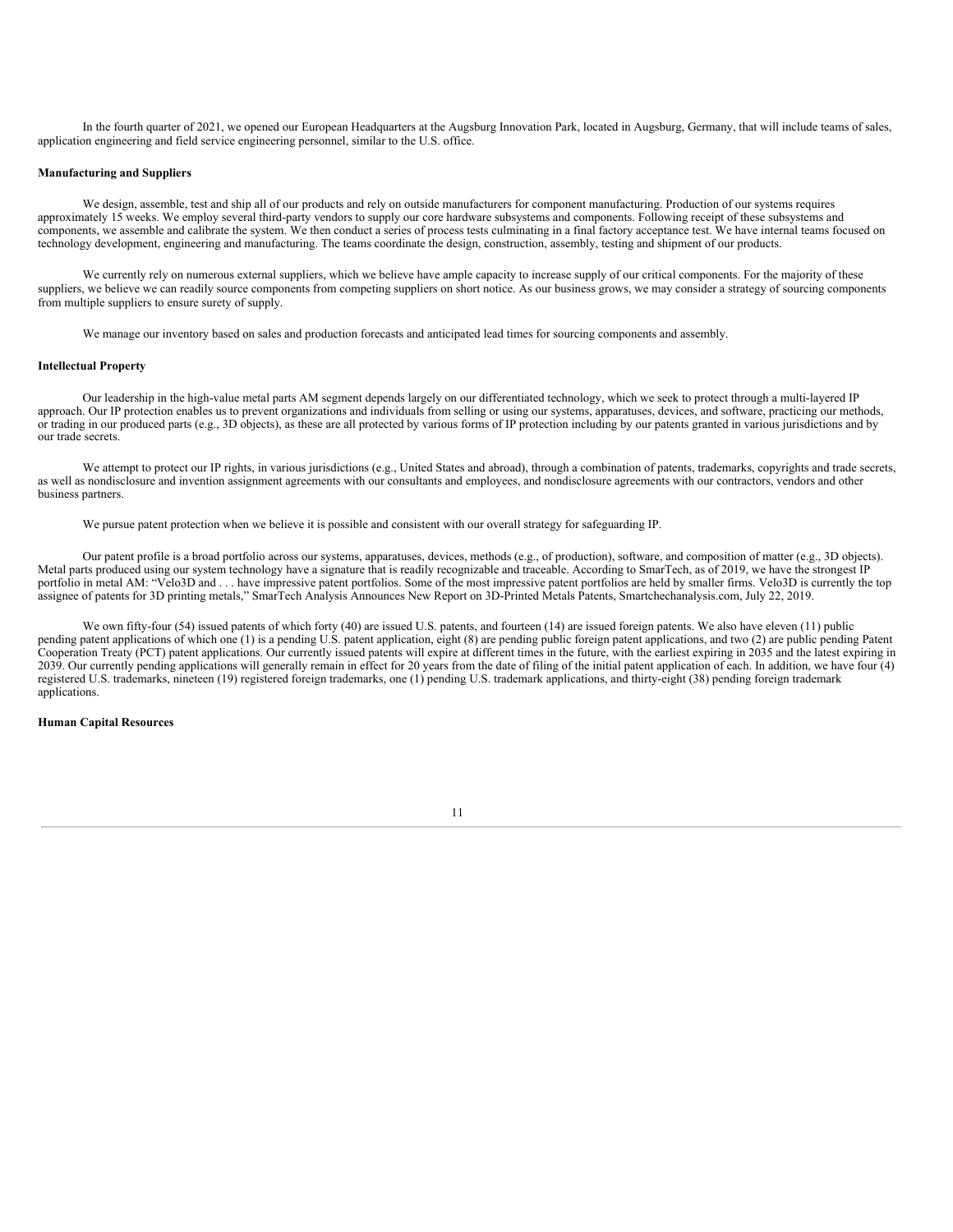In the fourth quarter of 2021, we opened our European Headquarters at the Augsburg Innovation Park, located in Augsburg, Germany, that will include teams of sales, application engineering and field service engineering personnel, similar to the U.S. office.

**Manufacturing and Suppliers**

We design, assemble, test and ship all of our products and rely on outside manufacturers for component manufacturing. Production of our systems requires approximately 15 weeks. We employ several third-party vendors to supply our core hardware subsystems and components. Following receipt of these subsystems and components, we assemble and calibrate the system. We then conduct a series of process tests culminating in a final factory acceptance test. We have internal teams focused on technology development, engineering and manufacturing. The teams coordinate the design, construction, assembly, testing and shipment of our products.

We currently rely on numerous external suppliers, which we believe have ample capacity to increase supply of our critical components. For the majority of these suppliers, we believe we can readily source components from competing suppliers on short notice. As our business grows, we may consider a strategy of sourcing components from multiple suppliers to ensure surety of supply.

We manage our inventory based on sales and production forecasts and anticipated lead times for sourcing components and assembly.

**Intellectual Property**

Our leadership in the high-value metal parts AM segment depends largely on our differentiated technology, which we seek to protect through a multi-layered IP approach. Our IP protection enables us to prevent organizations and individuals from selling or using our systems, apparatuses, devices, and software, practicing our methods, or trading in our produced parts (e.g., 3D objects), as these are all protected by various forms of IP protection including by our patents granted in various jurisdictions and by our trade secrets.

We attempt to protect our IP rights, in various jurisdictions (e.g., United States and abroad), through a combination of patents, trademarks, copyrights and trade secrets, as well as nondisclosure and invention assignment agreements with our consultants and employees, and nondisclosure agreements with our contractors, vendors and other business partners.

We pursue patent protection when we believe it is possible and consistent with our overall strategy for safeguarding IP.

Our patent profile is a broad portfolio across our systems, apparatuses, devices, methods (e.g., of production), software, and composition of matter (e.g., 3D objects). Metal parts produced using our system technology have a signature that is readily recognizable and traceable. According to SmarTech, as of 2019, we have the strongest IP portfolio in metal AM: "Velo3D and . . . have impressive patent portfolios. Some of the most impressive patent portfolios are held by smaller firms. Velo3D is currently the top assignee of patents for 3D printing metals," SmarTech Analysis Announces New Report on 3D-Printed Metals Patents, Smartchechanalysis.com, July 22, 2019.

We own fifty-four (54) issued patents of which forty (40) are issued U.S. patents, and fourteen (14) are issued foreign patents. We also have eleven (11) public pending patent applications of which one (1) is a pending U.S. patent application, eight (8) are pending public foreign patent applications, and two (2) are public pending Patent Cooperation Treaty (PCT) patent applications. Our currently issued patents will expire at different times in the future, with the earliest expiring in 2035 and the latest expiring in 2039. Our currently pending applications will generally remain in effect for 20 years from the date of filing of the initial patent application of each. In addition, we have four (4) registered U.S. trademarks, nineteen (19) registered foreign trademarks, one (1) pending U.S. trademark applications, and thirty-eight (38) pending foreign trademark applications.

**Human Capital Resources**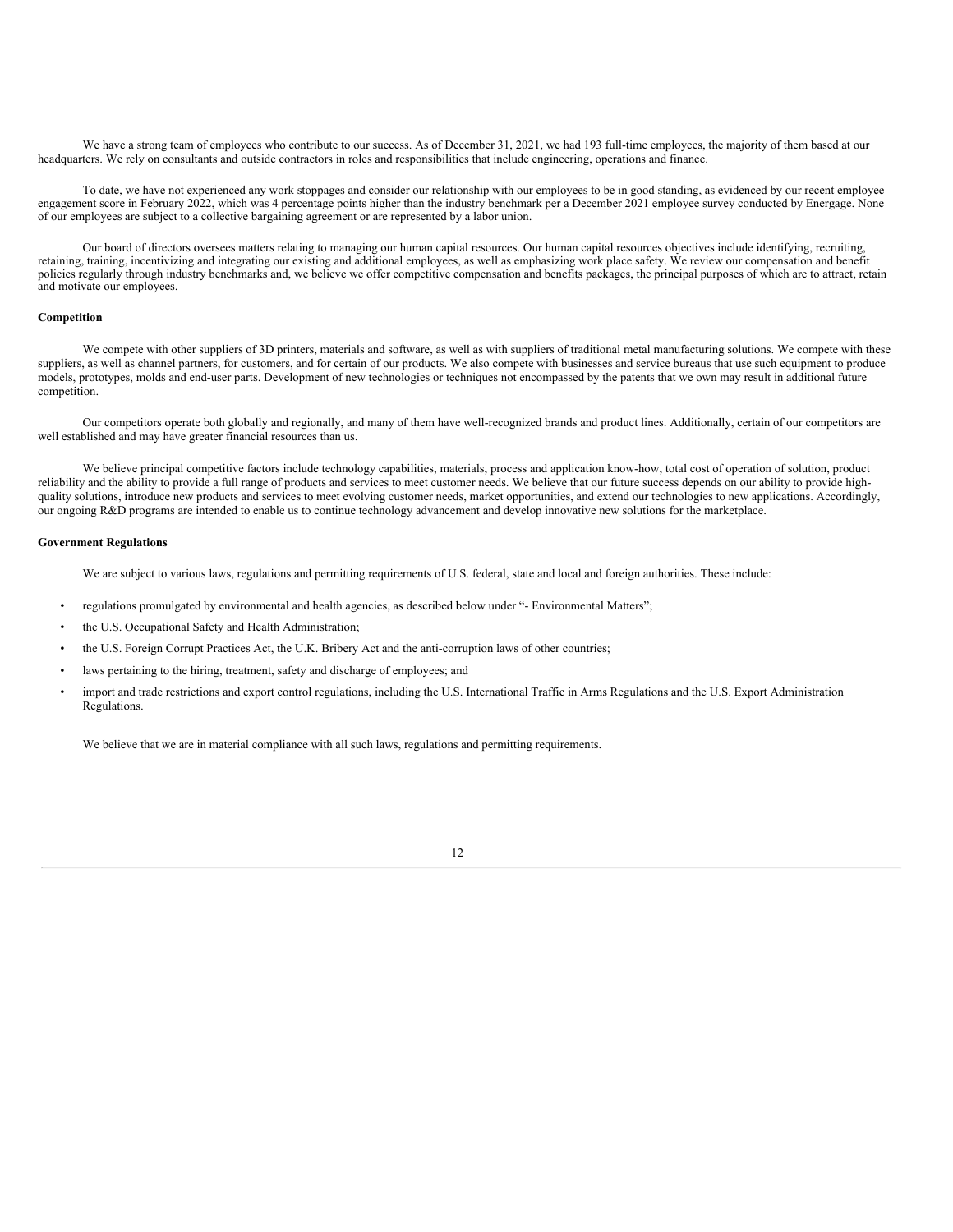We have a strong team of employees who contribute to our success. As of December 31, 2021, we had 193 full-time employees, the majority of them based at our headquarters. We rely on consultants and outside contractors in roles and responsibilities that include engineering, operations and finance.

To date, we have not experienced any work stoppages and consider our relationship with our employees to be in good standing, as evidenced by our recent employee engagement score in February 2022, which was 4 percentage points higher than the industry benchmark per a December 2021 employee survey conducted by Energage. None of our employees are subject to a collective bargaining agreement or are represented by a labor union.

Our board of directors oversees matters relating to managing our human capital resources. Our human capital resources objectives include identifying, recruiting, retaining, training, incentivizing and integrating our existing and additional employees, as well as emphasizing work place safety. We review our compensation and benefit policies regularly through industry benchmarks and, we believe we offer competitive compensation and benefits packages, the principal purposes of which are to attract, retain and motivate our employees.

**Competition**

We compete with other suppliers of 3D printers, materials and software, as well as with suppliers of traditional metal manufacturing solutions. We compete with these suppliers, as well as channel partners, for customers, and for certain of our products. We also compete with businesses and service bureaus that use such equipment to produce models, prototypes, molds and end-user parts. Development of new technologies or techniques not encompassed by the patents that we own may result in additional future competition.

Our competitors operate both globally and regionally, and many of them have well-recognized brands and product lines. Additionally, certain of our competitors are well established and may have greater financial resources than us.

We believe principal competitive factors include technology capabilities, materials, process and application know-how, total cost of operation of solution, product reliability and the ability to provide a full range of products and services to meet customer needs. We believe that our future success depends on our ability to provide high-quality solutions, introduce new products and services to meet evolving customer needs, market opportunities, and extend our technologies to new applications. Accordingly, our ongoing R&D programs are intended to enable us to continue technology advancement and develop innovative new solutions for the marketplace.

**Government Regulations**

We are subject to various laws, regulations and permitting requirements of U.S. federal, state and local and foreign authorities. These include:

- regulations promulgated by environmental and health agencies, as described below under "- Environmental Matters";
- the U.S. Occupational Safety and Health Administration;
- the U.S. Foreign Corrupt Practices Act, the U.K. Bribery Act and the anti-corruption laws of other countries;
- laws pertaining to the hiring, treatment, safety and discharge of employees; and
- import and trade restrictions and export control regulations, including the U.S. International Traffic in Arms Regulations and the U.S. Export Administration Regulations.

We believe that we are in material compliance with all such laws, regulations and permitting requirements.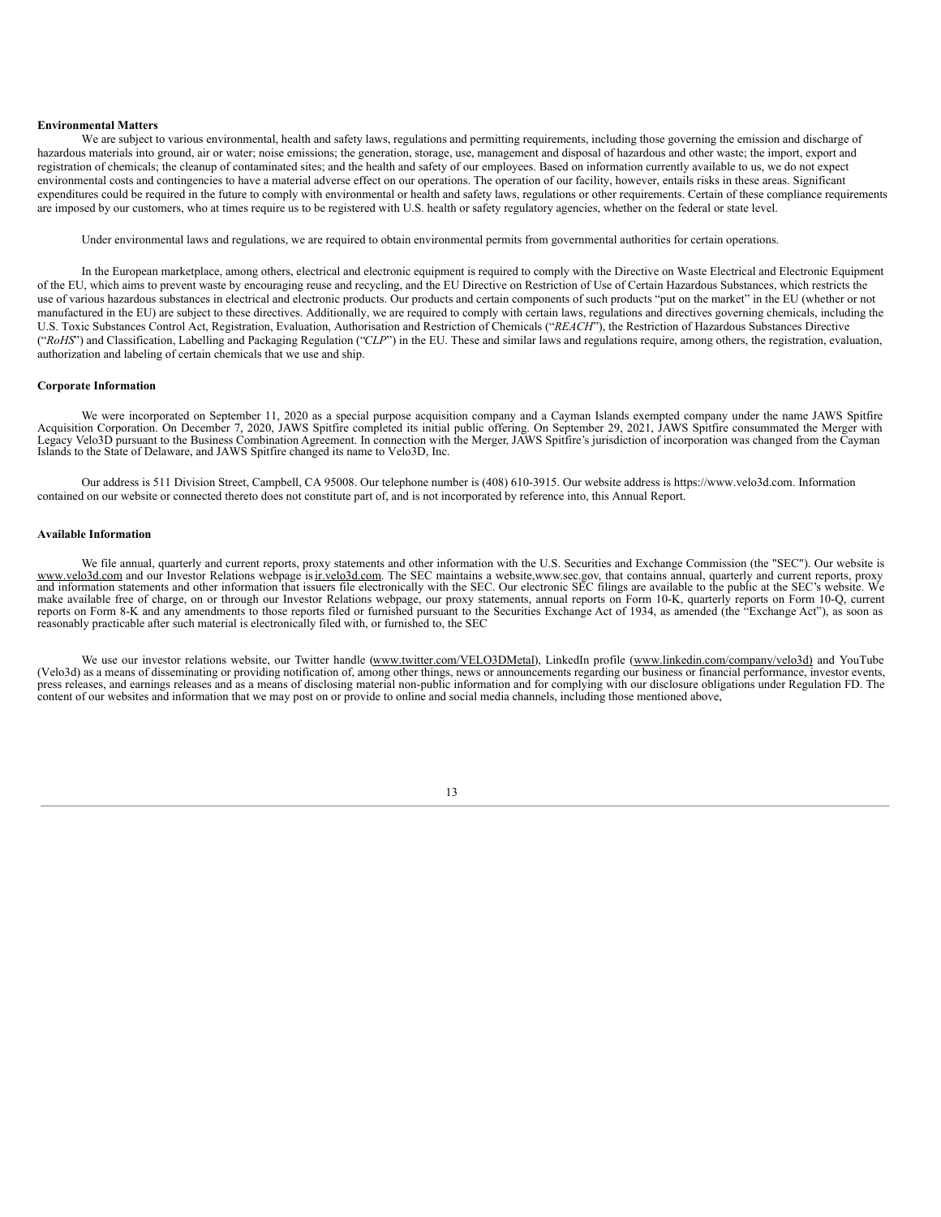**Environmental Matters**

We are subject to various environmental, health and safety laws, regulations and permitting requirements, including those governing the emission and discharge of hazardous materials into ground, air or water; noise emissions; the generation, storage, use, management and disposal of hazardous and other waste; the import, export and registration of chemicals; the cleanup of contaminated sites; and the health and safety of our employees. Based on information currently available to us, we do not expect environmental costs and contingencies to have a material adverse effect on our operations. The operation of our facility, however, entails risks in these areas. Significant expenditures could be required in the future to comply with environmental or health and safety laws, regulations or other requirements. Certain of these compliance requirements are imposed by our customers, who at times require us to be registered with U.S. health or safety regulatory agencies, whether on the federal or state level.

Under environmental laws and regulations, we are required to obtain environmental permits from governmental authorities for certain operations.

In the European marketplace, among others, electrical and electronic equipment is required to comply with the Directive on Waste Electrical and Electronic Equipment of the EU, which aims to prevent waste by encouraging reuse and recycling, and the EU Directive on Restriction of Use of Certain Hazardous Substances, which restricts the use of various hazardous substances in electrical and electronic products. Our products and certain components of such products "put on the market" in the EU (whether or not manufactured in the EU) are subject to these directives. Additionally, we are required to comply with certain laws, regulations and directives governing chemicals, including the U.S. Toxic Substances Control Act, Registration, Evaluation, Authorisation and Restriction of Chemicals ("*REACH*"), the Restriction of Hazardous Substances Directive ("*RoHS*") and Classification, Labelling and Packaging Regulation ("*CLP*") in the EU. These and similar laws and regulations require, among others, the registration, evaluation, authorization and labeling of certain chemicals that we use and ship.

**Corporate Information**

We were incorporated on September 11, 2020 as a special purpose acquisition company and a Cayman Islands exempted company under the name JAWS Spitfire Acquisition Corporation. On December 7, 2020, JAWS Spitfire completed its initial public offering. On September 29, 2021, JAWS Spitfire consummated the Merger with Legacy Velo3D pursuant to the Business Combination Agreement. In connection with the Merger, JAWS Spitfire's jurisdiction of incorporation was changed from the Cayman Islands to the State of Delaware, and JAWS Spitfire changed its name to Velo3D, Inc.

Our address is 511 Division Street, Campbell, CA 95008. Our telephone number is (408) 610-3915. Our website address is https://www.velo3d.com. Information contained on our website or connected thereto does not constitute part of, and is not incorporated by reference into, this Annual Report.

**Available Information**

We file annual, quarterly and current reports, proxy statements and other information with the U.S. Securities and Exchange Commission (the "SEC"). Our website is www.velo3d.com and our Investor Relations webpage is ir.velo3d.com. The SEC maintains a website,www.sec.gov, that contains annual, quarterly and current reports, proxy and information statements and other information that issuers file electronically with the SEC. Our electronic SEC filings are available to the public at the SEC's website. We make available free of charge, on or through our Investor Relations webpage, our proxy statements, annual reports on Form 10-K, quarterly reports on Form 10-Q, current reports on Form 8-K and any amendments to those reports filed or furnished pursuant to the Securities Exchange Act of 1934, as amended (the "Exchange Act"), as soon as reasonably practicable after such material is electronically filed with, or furnished to, the SEC

We use our investor relations website, our Twitter handle (www.twitter.com/VELO3DMetal), LinkedIn profile (www.linkedin.com/company/velo3d) and YouTube (Velo3d) as a means of disseminating or providing notification of, among other things, news or announcements regarding our business or financial performance, investor events, press releases, and earnings releases and as a means of disclosing material non-public information and for complying with our disclosure obligations under Regulation FD. The content of our websites and information that we may post on or provide to online and social media channels, including those mentioned above,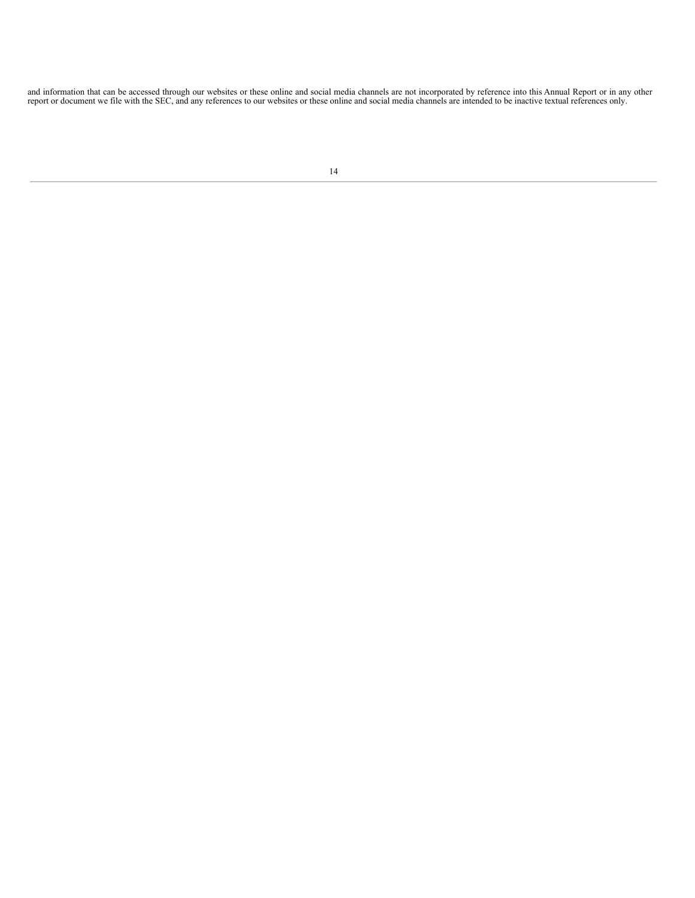and information that can be accessed through our websites or these online and social media channels are not incorporated by reference into this Annual Report or in any other report or document we file with the SEC, and any references to our websites or these online and social media channels are intended to be inactive textual references only.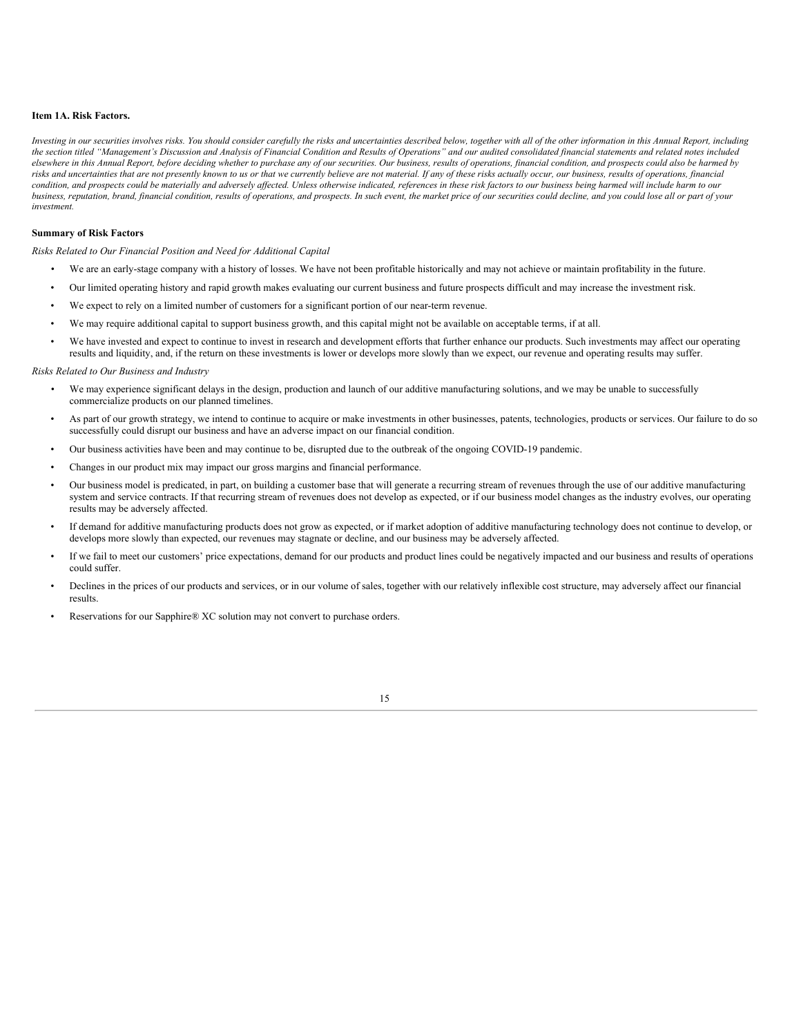### Item 1A. Risk Factors.

*Investing in our securities involves risks. You should consider carefully the risks and uncertainties described below, together with all of the other information in this Annual Report, including the section titled "Management's Discussion and Analysis of Financial Condition and Results of Operations" and our audited consolidated financial statements and related notes included elsewhere in this Annual Report, before deciding whether to purchase any of our securities. Our business, results of operations, financial condition, and prospects could also be harmed by risks and uncertainties that are not presently known to us or that we currently believe are not material. If any of these risks actually occur, our business, results of operations, financial condition, and prospects could be materially and adversely affected. Unless otherwise indicated, references in these risk factors to our business being harmed will include harm to our business, reputation, brand, financial condition, results of operations, and prospects. In such event, the market price of our securities could decline, and you could lose all or part of your investment.*

#### Summary of Risk Factors

*Risks Related to Our Financial Position and Need for Additional Capital*

- We are an early-stage company with a history of losses. We have not been profitable historically and may not achieve or maintain profitability in the future.
- Our limited operating history and rapid growth makes evaluating our current business and future prospects difficult and may increase the investment risk.
- We expect to rely on a limited number of customers for a significant portion of our near-term revenue.
- We may require additional capital to support business growth, and this capital might not be available on acceptable terms, if at all.
- We have invested and expect to continue to invest in research and development efforts that further enhance our products. Such investments may affect our operating results and liquidity, and, if the return on these investments is lower or develops more slowly than we expect, our revenue and operating results may suffer.

*Risks Related to Our Business and Industry*

- We may experience significant delays in the design, production and launch of our additive manufacturing solutions, and we may be unable to successfully commercialize products on our planned timelines.
- As part of our growth strategy, we intend to continue to acquire or make investments in other businesses, patents, technologies, products or services. Our failure to do so successfully could disrupt our business and have an adverse impact on our financial condition.
- Our business activities have been and may continue to be, disrupted due to the outbreak of the ongoing COVID-19 pandemic.
- Changes in our product mix may impact our gross margins and financial performance.
- Our business model is predicated, in part, on building a customer base that will generate a recurring stream of revenues through the use of our additive manufacturing system and service contracts. If that recurring stream of revenues does not develop as expected, or if our business model changes as the industry evolves, our operating results may be adversely affected.
- If demand for additive manufacturing products does not grow as expected, or if market adoption of additive manufacturing technology does not continue to develop, or develops more slowly than expected, our revenues may stagnate or decline, and our business may be adversely affected.
- If we fail to meet our customers' price expectations, demand for our products and product lines could be negatively impacted and our business and results of operations could suffer.
- Declines in the prices of our products and services, or in our volume of sales, together with our relatively inflexible cost structure, may adversely affect our financial results.
- Reservations for our Sapphire® XC solution may not convert to purchase orders.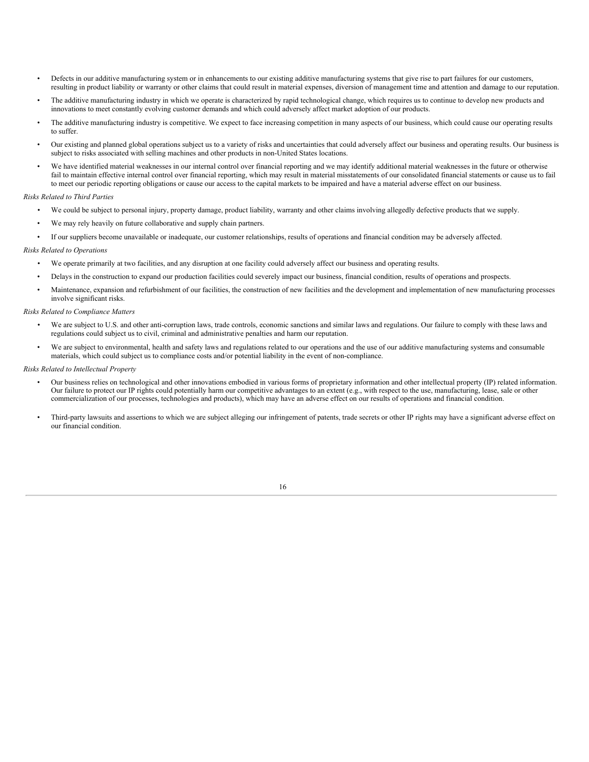- Defects in our additive manufacturing system or in enhancements to our existing additive manufacturing systems that give rise to part failures for our customers, resulting in product liability or warranty or other claims that could result in material expenses, diversion of management time and attention and damage to our reputation.
- The additive manufacturing industry in which we operate is characterized by rapid technological change, which requires us to continue to develop new products and innovations to meet constantly evolving customer demands and which could adversely affect market adoption of our products.
- The additive manufacturing industry is competitive. We expect to face increasing competition in many aspects of our business, which could cause our operating results to suffer.
- Our existing and planned global operations subject us to a variety of risks and uncertainties that could adversely affect our business and operating results. Our business is subject to risks associated with selling machines and other products in non-United States locations.
- We have identified material weaknesses in our internal control over financial reporting and we may identify additional material weaknesses in the future or otherwise fail to maintain effective internal control over financial reporting, which may result in material misstatements of our consolidated financial statements or cause us to fail to meet our periodic reporting obligations or cause our access to the capital markets to be impaired and have a material adverse effect on our business.

*Risks Related to Third Parties*

- We could be subject to personal injury, property damage, product liability, warranty and other claims involving allegedly defective products that we supply.
- We may rely heavily on future collaborative and supply chain partners.
- If our suppliers become unavailable or inadequate, our customer relationships, results of operations and financial condition may be adversely affected.

*Risks Related to Operations*

- We operate primarily at two facilities, and any disruption at one facility could adversely affect our business and operating results.
- Delays in the construction to expand our production facilities could severely impact our business, financial condition, results of operations and prospects.
- Maintenance, expansion and refurbishment of our facilities, the construction of new facilities and the development and implementation of new manufacturing processes involve significant risks.

*Risks Related to Compliance Matters*

- We are subject to U.S. and other anti-corruption laws, trade controls, economic sanctions and similar laws and regulations. Our failure to comply with these laws and regulations could subject us to civil, criminal and administrative penalties and harm our reputation.
- We are subject to environmental, health and safety laws and regulations related to our operations and the use of our additive manufacturing systems and consumable materials, which could subject us to compliance costs and/or potential liability in the event of non-compliance.

*Risks Related to Intellectual Property*

- Our business relies on technological and other innovations embodied in various forms of proprietary information and other intellectual property (IP) related information. Our failure to protect our IP rights could potentially harm our competitive advantages to an extent (e.g., with respect to the use, manufacturing, lease, sale or other commercialization of our processes, technologies and products), which may have an adverse effect on our results of operations and financial condition.
- Third-party lawsuits and assertions to which we are subject alleging our infringement of patents, trade secrets or other IP rights may have a significant adverse effect on our financial condition.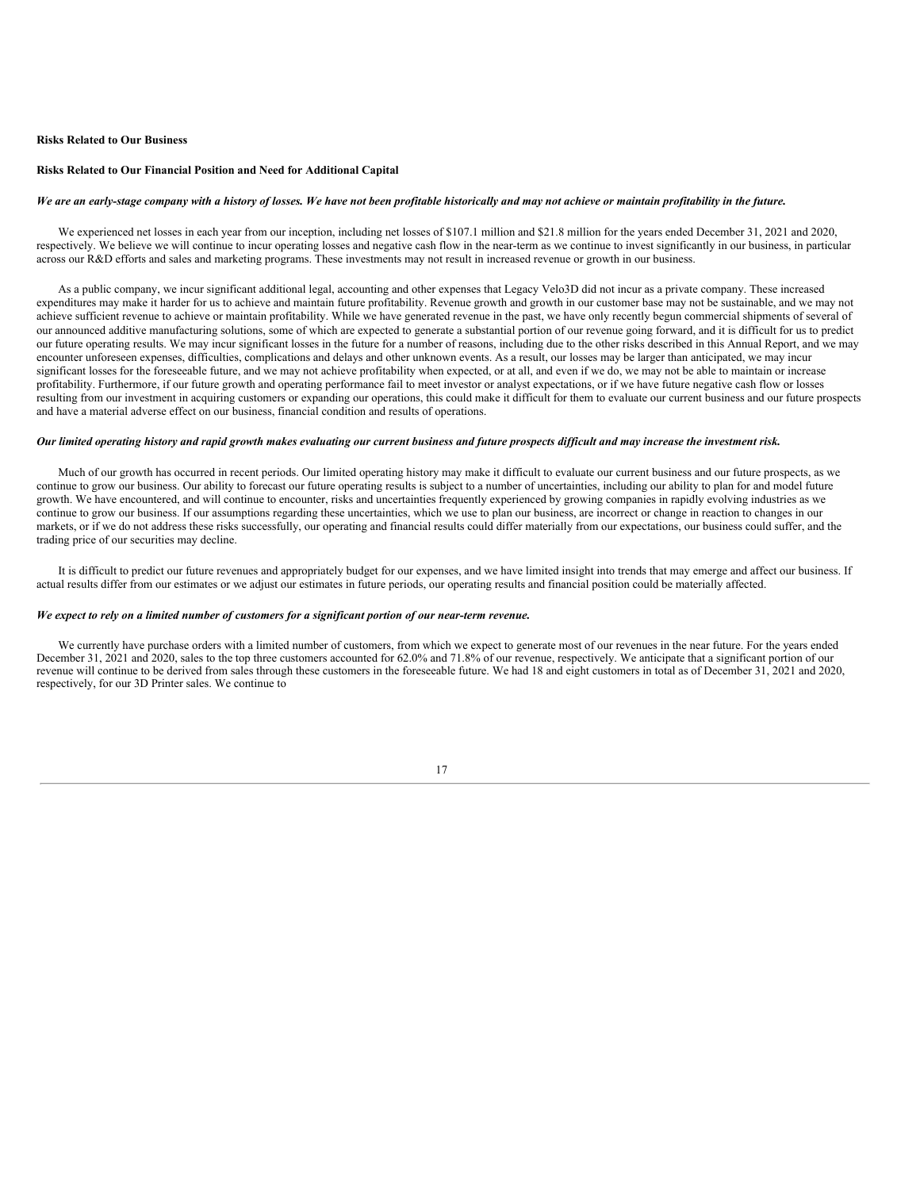**Risks Related to Our Business**

**Risks Related to Our Financial Position and Need for Additional Capital**

***We are an early-stage company with a history of losses. We have not been profitable historically and may not achieve or maintain profitability in the future.***

We experienced net losses in each year from our inception, including net losses of $107.1 million and $21.8 million for the years ended December 31, 2021 and 2020, respectively. We believe we will continue to incur operating losses and negative cash flow in the near-term as we continue to invest significantly in our business, in particular across our R&D efforts and sales and marketing programs. These investments may not result in increased revenue or growth in our business.

As a public company, we incur significant additional legal, accounting and other expenses that Legacy Velo3D did not incur as a private company. These increased expenditures may make it harder for us to achieve and maintain future profitability. Revenue growth and growth in our customer base may not be sustainable, and we may not achieve sufficient revenue to achieve or maintain profitability. While we have generated revenue in the past, we have only recently begun commercial shipments of several of our announced additive manufacturing solutions, some of which are expected to generate a substantial portion of our revenue going forward, and it is difficult for us to predict our future operating results. We may incur significant losses in the future for a number of reasons, including due to the other risks described in this Annual Report, and we may encounter unforeseen expenses, difficulties, complications and delays and other unknown events. As a result, our losses may be larger than anticipated, we may incur significant losses for the foreseeable future, and we may not achieve profitability when expected, or at all, and even if we do, we may not be able to maintain or increase profitability. Furthermore, if our future growth and operating performance fail to meet investor or analyst expectations, or if we have future negative cash flow or losses resulting from our investment in acquiring customers or expanding our operations, this could make it difficult for them to evaluate our current business and our future prospects and have a material adverse effect on our business, financial condition and results of operations.

***Our limited operating history and rapid growth makes evaluating our current business and future prospects difficult and may increase the investment risk.***

Much of our growth has occurred in recent periods. Our limited operating history may make it difficult to evaluate our current business and our future prospects, as we continue to grow our business. Our ability to forecast our future operating results is subject to a number of uncertainties, including our ability to plan for and model future growth. We have encountered, and will continue to encounter, risks and uncertainties frequently experienced by growing companies in rapidly evolving industries as we continue to grow our business. If our assumptions regarding these uncertainties, which we use to plan our business, are incorrect or change in reaction to changes in our markets, or if we do not address these risks successfully, our operating and financial results could differ materially from our expectations, our business could suffer, and the trading price of our securities may decline.

It is difficult to predict our future revenues and appropriately budget for our expenses, and we have limited insight into trends that may emerge and affect our business. If actual results differ from our estimates or we adjust our estimates in future periods, our operating results and financial position could be materially affected.

***We expect to rely on a limited number of customers for a significant portion of our near-term revenue.***

We currently have purchase orders with a limited number of customers, from which we expect to generate most of our revenues in the near future. For the years ended December 31, 2021 and 2020, sales to the top three customers accounted for 62.0% and 71.8% of our revenue, respectively. We anticipate that a significant portion of our revenue will continue to be derived from sales through these customers in the foreseeable future. We had 18 and eight customers in total as of December 31, 2021 and 2020, respectively, for our 3D Printer sales. We continue to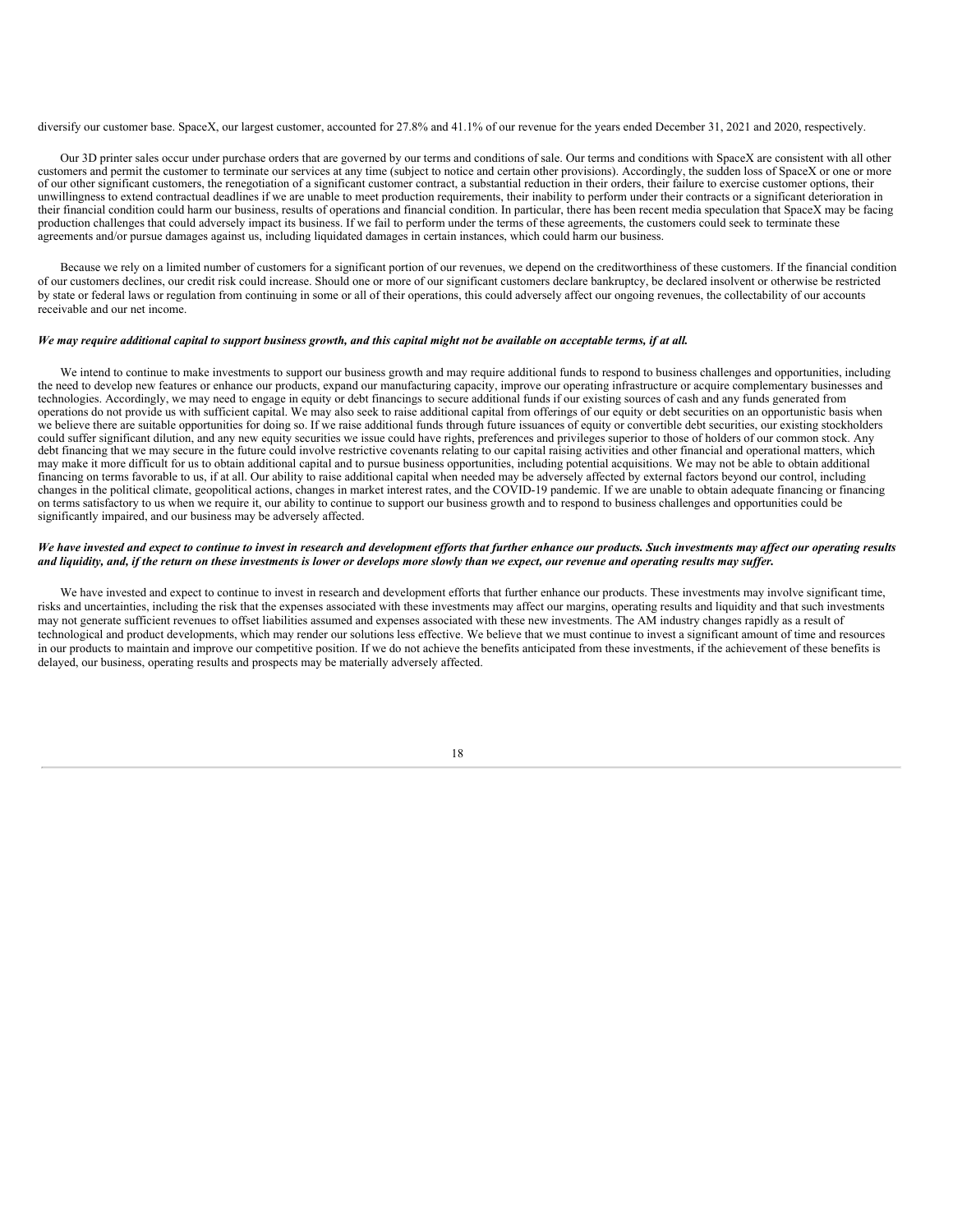diversify our customer base. SpaceX, our largest customer, accounted for 27.8% and 41.1% of our revenue for the years ended December 31, 2021 and 2020, respectively.

Our 3D printer sales occur under purchase orders that are governed by our terms and conditions of sale. Our terms and conditions with SpaceX are consistent with all other customers and permit the customer to terminate our services at any time (subject to notice and certain other provisions). Accordingly, the sudden loss of SpaceX or one or more of our other significant customers, the renegotiation of a significant customer contract, a substantial reduction in their orders, their failure to exercise customer options, their unwillingness to extend contractual deadlines if we are unable to meet production requirements, their inability to perform under their contracts or a significant deterioration in their financial condition could harm our business, results of operations and financial condition. In particular, there has been recent media speculation that SpaceX may be facing production challenges that could adversely impact its business. If we fail to perform under the terms of these agreements, the customers could seek to terminate these agreements and/or pursue damages against us, including liquidated damages in certain instances, which could harm our business.

Because we rely on a limited number of customers for a significant portion of our revenues, we depend on the creditworthiness of these customers. If the financial condition of our customers declines, our credit risk could increase. Should one or more of our significant customers declare bankruptcy, be declared insolvent or otherwise be restricted by state or federal laws or regulation from continuing in some or all of their operations, this could adversely affect our ongoing revenues, the collectability of our accounts receivable and our net income.

***We may require additional capital to support business growth, and this capital might not be available on acceptable terms, if at all.***

We intend to continue to make investments to support our business growth and may require additional funds to respond to business challenges and opportunities, including the need to develop new features or enhance our products, expand our manufacturing capacity, improve our operating infrastructure or acquire complementary businesses and technologies. Accordingly, we may need to engage in equity or debt financings to secure additional funds if our existing sources of cash and any funds generated from operations do not provide us with sufficient capital. We may also seek to raise additional capital from offerings of our equity or debt securities on an opportunistic basis when we believe there are suitable opportunities for doing so. If we raise additional funds through future issuances of equity or convertible debt securities, our existing stockholders could suffer significant dilution, and any new equity securities we issue could have rights, preferences and privileges superior to those of holders of our common stock. Any debt financing that we may secure in the future could involve restrictive covenants relating to our capital raising activities and other financial and operational matters, which may make it more difficult for us to obtain additional capital and to pursue business opportunities, including potential acquisitions. We may not be able to obtain additional financing on terms favorable to us, if at all. Our ability to raise additional capital when needed may be adversely affected by external factors beyond our control, including changes in the political climate, geopolitical actions, changes in market interest rates, and the COVID-19 pandemic. If we are unable to obtain adequate financing or financing on terms satisfactory to us when we require it, our ability to continue to support our business growth and to respond to business challenges and opportunities could be significantly impaired, and our business may be adversely affected.

***We have invested and expect to continue to invest in research and development efforts that further enhance our products. Such investments may affect our operating results and liquidity, and, if the return on these investments is lower or develops more slowly than we expect, our revenue and operating results may suffer.***

We have invested and expect to continue to invest in research and development efforts that further enhance our products. These investments may involve significant time, risks and uncertainties, including the risk that the expenses associated with these investments may affect our margins, operating results and liquidity and that such investments may not generate sufficient revenues to offset liabilities assumed and expenses associated with these new investments. The AM industry changes rapidly as a result of technological and product developments, which may render our solutions less effective. We believe that we must continue to invest a significant amount of time and resources in our products to maintain and improve our competitive position. If we do not achieve the benefits anticipated from these investments, if the achievement of these benefits is delayed, our business, operating results and prospects may be materially adversely affected.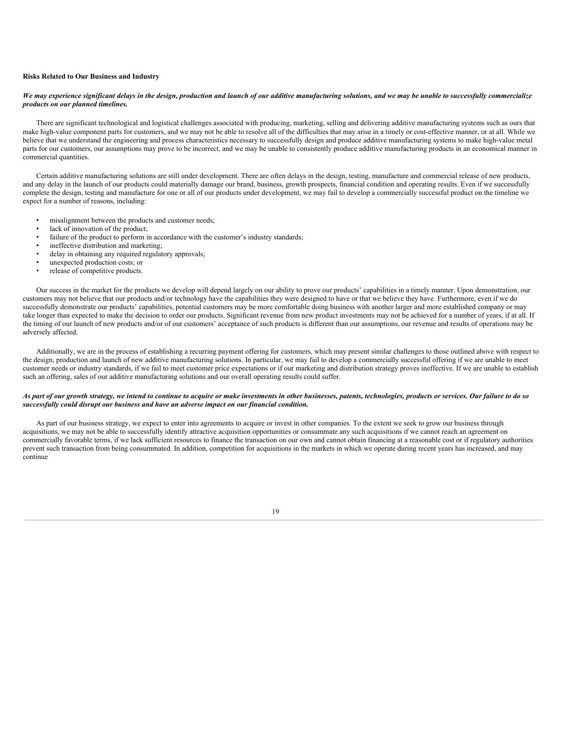**Risks Related to Our Business and Industry**

***We may experience significant delays in the design, production and launch of our additive manufacturing solutions, and we may be unable to successfully commercialize products on our planned timelines.***

There are significant technological and logistical challenges associated with producing, marketing, selling and delivering additive manufacturing systems such as ours that make high-value component parts for customers, and we may not be able to resolve all of the difficulties that may arise in a timely or cost-effective manner, or at all. While we believe that we understand the engineering and process characteristics necessary to successfully design and produce additive manufacturing systems to make high-value metal parts for our customers, our assumptions may prove to be incorrect, and we may be unable to consistently produce additive manufacturing products in an economical manner in commercial quantities.

Certain additive manufacturing solutions are still under development. There are often delays in the design, testing, manufacture and commercial release of new products, and any delay in the launch of our products could materially damage our brand, business, growth prospects, financial condition and operating results. Even if we successfully complete the design, testing and manufacture for one or all of our products under development, we may fail to develop a commercially successful product on the timeline we expect for a number of reasons, including:

- misalignment between the products and customer needs;
- lack of innovation of the product;
- failure of the product to perform in accordance with the customer's industry standards;
- ineffective distribution and marketing;
- delay in obtaining any required regulatory approvals;
- unexpected production costs; or
- release of competitive products.

Our success in the market for the products we develop will depend largely on our ability to prove our products' capabilities in a timely manner. Upon demonstration, our customers may not believe that our products and/or technology have the capabilities they were designed to have or that we believe they have. Furthermore, even if we do successfully demonstrate our products' capabilities, potential customers may be more comfortable doing business with another larger and more established company or may take longer than expected to make the decision to order our products. Significant revenue from new product investments may not be achieved for a number of years, if at all. If the timing of our launch of new products and/or of our customers' acceptance of such products is different than our assumptions, our revenue and results of operations may be adversely affected.

Additionally, we are in the process of establishing a recurring payment offering for customers, which may present similar challenges to those outlined above with respect to the design, production and launch of new additive manufacturing solutions. In particular, we may fail to develop a commercially successful offering if we are unable to meet customer needs or industry standards, if we fail to meet customer price expectations or if our marketing and distribution strategy proves ineffective. If we are unable to establish such an offering, sales of our additive manufacturing solutions and our overall operating results could suffer.

***As part of our growth strategy, we intend to continue to acquire or make investments in other businesses, patents, technologies, products or services. Our failure to do so successfully could disrupt our business and have an adverse impact on our financial condition.***

As part of our business strategy, we expect to enter into agreements to acquire or invest in other companies. To the extent we seek to grow our business through acquisitions, we may not be able to successfully identify attractive acquisition opportunities or consummate any such acquisitions if we cannot reach an agreement on commercially favorable terms, if we lack sufficient resources to finance the transaction on our own and cannot obtain financing at a reasonable cost or if regulatory authorities prevent such transaction from being consummated. In addition, competition for acquisitions in the markets in which we operate during recent years has increased, and may continue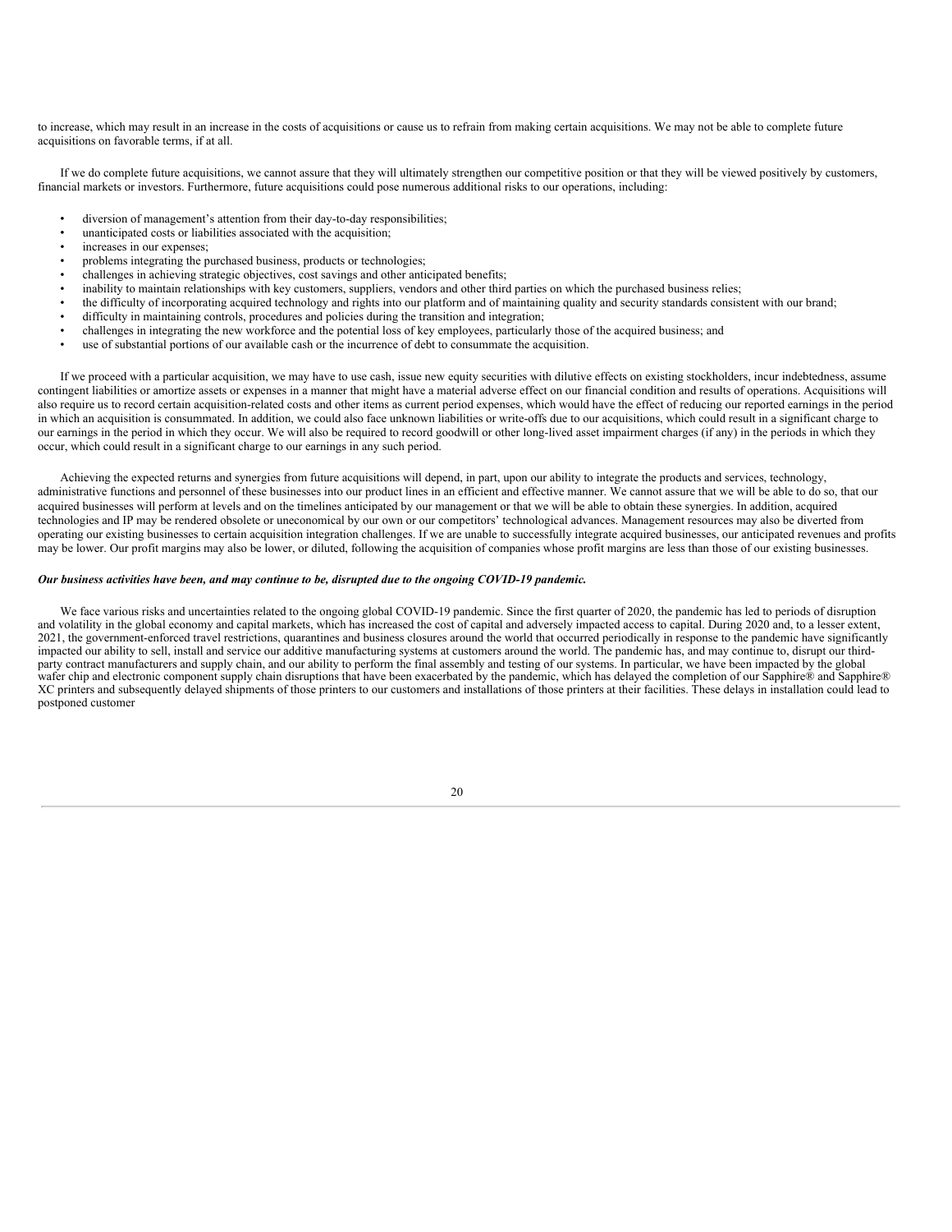to increase, which may result in an increase in the costs of acquisitions or cause us to refrain from making certain acquisitions. We may not be able to complete future acquisitions on favorable terms, if at all.

If we do complete future acquisitions, we cannot assure that they will ultimately strengthen our competitive position or that they will be viewed positively by customers, financial markets or investors. Furthermore, future acquisitions could pose numerous additional risks to our operations, including:

- diversion of management's attention from their day-to-day responsibilities;
- unanticipated costs or liabilities associated with the acquisition;
- increases in our expenses;
- problems integrating the purchased business, products or technologies;
- challenges in achieving strategic objectives, cost savings and other anticipated benefits;
- inability to maintain relationships with key customers, suppliers, vendors and other third parties on which the purchased business relies;
- the difficulty of incorporating acquired technology and rights into our platform and of maintaining quality and security standards consistent with our brand;
- difficulty in maintaining controls, procedures and policies during the transition and integration;
- challenges in integrating the new workforce and the potential loss of key employees, particularly those of the acquired business; and
- use of substantial portions of our available cash or the incurrence of debt to consummate the acquisition.

If we proceed with a particular acquisition, we may have to use cash, issue new equity securities with dilutive effects on existing stockholders, incur indebtedness, assume contingent liabilities or amortize assets or expenses in a manner that might have a material adverse effect on our financial condition and results of operations. Acquisitions will also require us to record certain acquisition-related costs and other items as current period expenses, which would have the effect of reducing our reported earnings in the period in which an acquisition is consummated. In addition, we could also face unknown liabilities or write-offs due to our acquisitions, which could result in a significant charge to our earnings in the period in which they occur. We will also be required to record goodwill or other long-lived asset impairment charges (if any) in the periods in which they occur, which could result in a significant charge to our earnings in any such period.

Achieving the expected returns and synergies from future acquisitions will depend, in part, upon our ability to integrate the products and services, technology, administrative functions and personnel of these businesses into our product lines in an efficient and effective manner. We cannot assure that we will be able to do so, that our acquired businesses will perform at levels and on the timelines anticipated by our management or that we will be able to obtain these synergies. In addition, acquired technologies and IP may be rendered obsolete or uneconomical by our own or our competitors' technological advances. Management resources may also be diverted from operating our existing businesses to certain acquisition integration challenges. If we are unable to successfully integrate acquired businesses, our anticipated revenues and profits may be lower. Our profit margins may also be lower, or diluted, following the acquisition of companies whose profit margins are less than those of our existing businesses.

***Our business activities have been, and may continue to be, disrupted due to the ongoing COVID-19 pandemic.***

We face various risks and uncertainties related to the ongoing global COVID-19 pandemic. Since the first quarter of 2020, the pandemic has led to periods of disruption and volatility in the global economy and capital markets, which has increased the cost of capital and adversely impacted access to capital. During 2020 and, to a lesser extent, 2021, the government-enforced travel restrictions, quarantines and business closures around the world that occurred periodically in response to the pandemic have significantly impacted our ability to sell, install and service our additive manufacturing systems at customers around the world. The pandemic has, and may continue to, disrupt our third-party contract manufacturers and supply chain, and our ability to perform the final assembly and testing of our systems. In particular, we have been impacted by the global wafer chip and electronic component supply chain disruptions that have been exacerbated by the pandemic, which has delayed the completion of our Sapphire® and Sapphire® XC printers and subsequently delayed shipments of those printers to our customers and installations of those printers at their facilities. These delays in installation could lead to postponed customer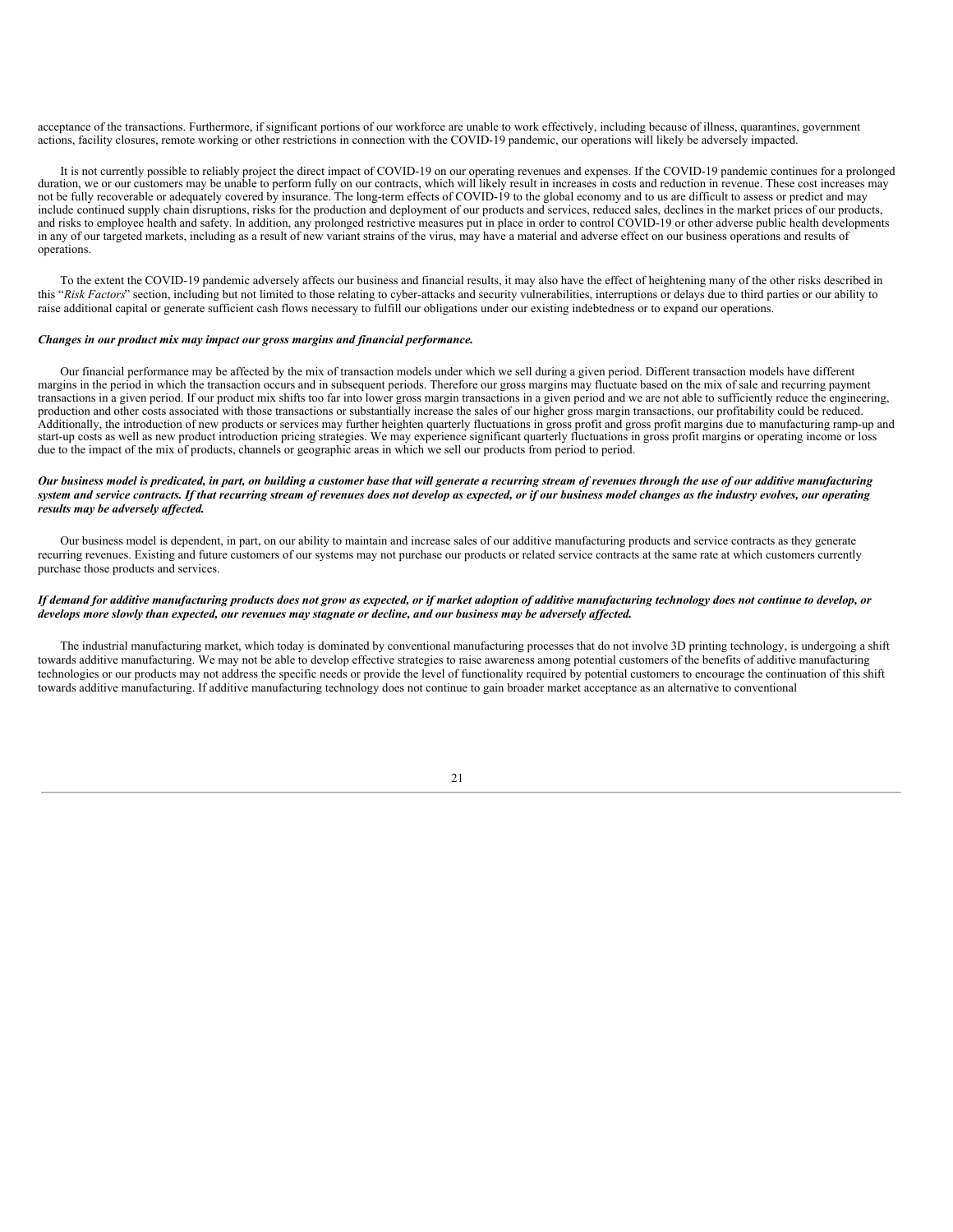acceptance of the transactions. Furthermore, if significant portions of our workforce are unable to work effectively, including because of illness, quarantines, government actions, facility closures, remote working or other restrictions in connection with the COVID-19 pandemic, our operations will likely be adversely impacted.

It is not currently possible to reliably project the direct impact of COVID-19 on our operating revenues and expenses. If the COVID-19 pandemic continues for a prolonged duration, we or our customers may be unable to perform fully on our contracts, which will likely result in increases in costs and reduction in revenue. These cost increases may not be fully recoverable or adequately covered by insurance. The long-term effects of COVID-19 to the global economy and to us are difficult to assess or predict and may include continued supply chain disruptions, risks for the production and deployment of our products and services, reduced sales, declines in the market prices of our products, and risks to employee health and safety. In addition, any prolonged restrictive measures put in place in order to control COVID-19 or other adverse public health developments in any of our targeted markets, including as a result of new variant strains of the virus, may have a material and adverse effect on our business operations and results of operations.

To the extent the COVID-19 pandemic adversely affects our business and financial results, it may also have the effect of heightening many of the other risks described in this "*Risk Factors*" section, including but not limited to those relating to cyber-attacks and security vulnerabilities, interruptions or delays due to third parties or our ability to raise additional capital or generate sufficient cash flows necessary to fulfill our obligations under our existing indebtedness or to expand our operations.

***Changes in our product mix may impact our gross margins and financial performance.***

Our financial performance may be affected by the mix of transaction models under which we sell during a given period. Different transaction models have different margins in the period in which the transaction occurs and in subsequent periods. Therefore our gross margins may fluctuate based on the mix of sale and recurring payment transactions in a given period. If our product mix shifts too far into lower gross margin transactions in a given period and we are not able to sufficiently reduce the engineering, production and other costs associated with those transactions or substantially increase the sales of our higher gross margin transactions, our profitability could be reduced. Additionally, the introduction of new products or services may further heighten quarterly fluctuations in gross profit and gross profit margins due to manufacturing ramp-up and start-up costs as well as new product introduction pricing strategies. We may experience significant quarterly fluctuations in gross profit margins or operating income or loss due to the impact of the mix of products, channels or geographic areas in which we sell our products from period to period.

***Our business model is predicated, in part, on building a customer base that will generate a recurring stream of revenues through the use of our additive manufacturing system and service contracts. If that recurring stream of revenues does not develop as expected, or if our business model changes as the industry evolves, our operating results may be adversely affected.***

Our business model is dependent, in part, on our ability to maintain and increase sales of our additive manufacturing products and service contracts as they generate recurring revenues. Existing and future customers of our systems may not purchase our products or related service contracts at the same rate at which customers currently purchase those products and services.

***If demand for additive manufacturing products does not grow as expected, or if market adoption of additive manufacturing technology does not continue to develop, or develops more slowly than expected, our revenues may stagnate or decline, and our business may be adversely affected.***

The industrial manufacturing market, which today is dominated by conventional manufacturing processes that do not involve 3D printing technology, is undergoing a shift towards additive manufacturing. We may not be able to develop effective strategies to raise awareness among potential customers of the benefits of additive manufacturing technologies or our products may not address the specific needs or provide the level of functionality required by potential customers to encourage the continuation of this shift towards additive manufacturing. If additive manufacturing technology does not continue to gain broader market acceptance as an alternative to conventional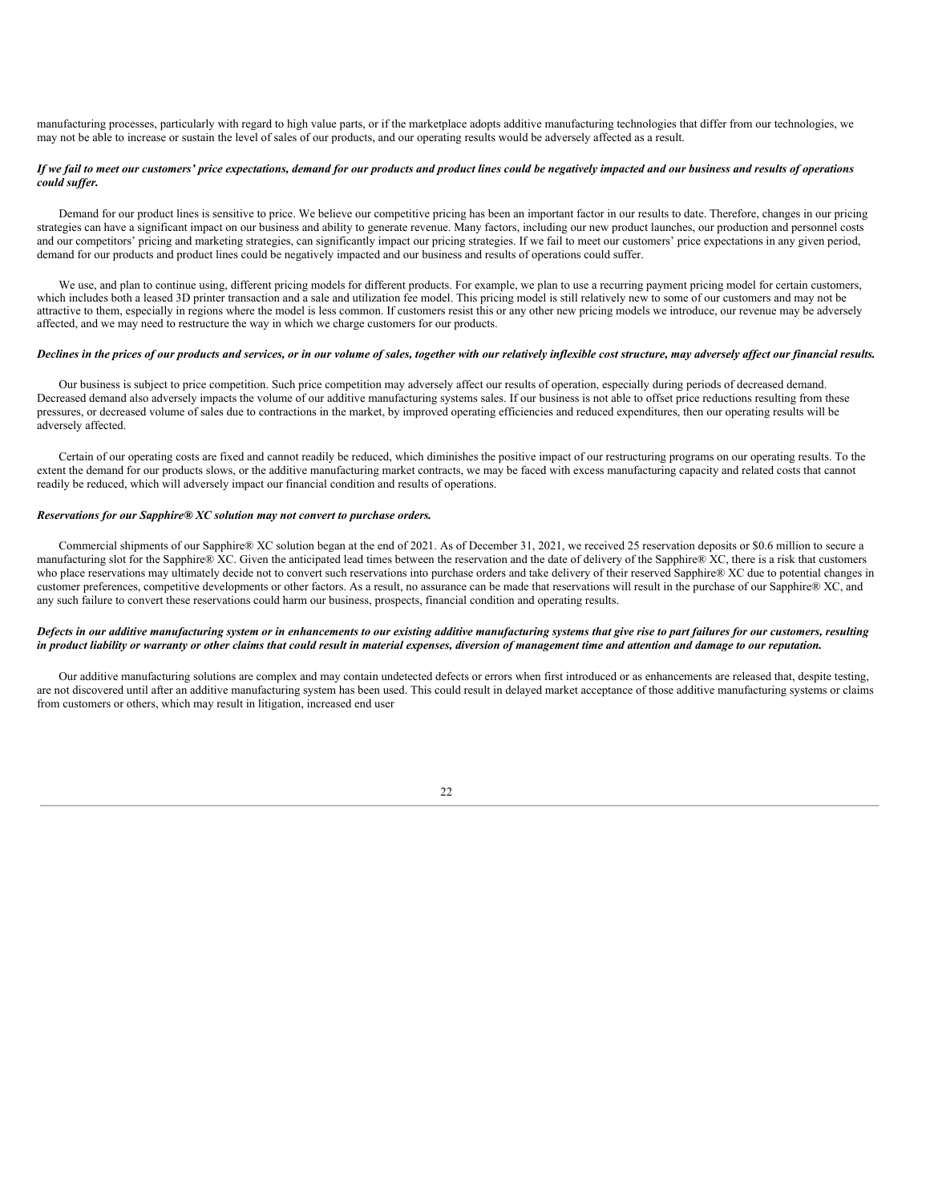manufacturing processes, particularly with regard to high value parts, or if the marketplace adopts additive manufacturing technologies that differ from our technologies, we may not be able to increase or sustain the level of sales of our products, and our operating results would be adversely affected as a result.

***If we fail to meet our customers' price expectations, demand for our products and product lines could be negatively impacted and our business and results of operations could suffer.***

Demand for our product lines is sensitive to price. We believe our competitive pricing has been an important factor in our results to date. Therefore, changes in our pricing strategies can have a significant impact on our business and ability to generate revenue. Many factors, including our new product launches, our production and personnel costs and our competitors' pricing and marketing strategies, can significantly impact our pricing strategies. If we fail to meet our customers' price expectations in any given period, demand for our products and product lines could be negatively impacted and our business and results of operations could suffer.

We use, and plan to continue using, different pricing models for different products. For example, we plan to use a recurring payment pricing model for certain customers, which includes both a leased 3D printer transaction and a sale and utilization fee model. This pricing model is still relatively new to some of our customers and may not be attractive to them, especially in regions where the model is less common. If customers resist this or any other new pricing models we introduce, our revenue may be adversely affected, and we may need to restructure the way in which we charge customers for our products.

***Declines in the prices of our products and services, or in our volume of sales, together with our relatively inflexible cost structure, may adversely affect our financial results.***

Our business is subject to price competition. Such price competition may adversely affect our results of operation, especially during periods of decreased demand. Decreased demand also adversely impacts the volume of our additive manufacturing systems sales. If our business is not able to offset price reductions resulting from these pressures, or decreased volume of sales due to contractions in the market, by improved operating efficiencies and reduced expenditures, then our operating results will be adversely affected.

Certain of our operating costs are fixed and cannot readily be reduced, which diminishes the positive impact of our restructuring programs on our operating results. To the extent the demand for our products slows, or the additive manufacturing market contracts, we may be faced with excess manufacturing capacity and related costs that cannot readily be reduced, which will adversely impact our financial condition and results of operations.

***Reservations for our Sapphire® XC solution may not convert to purchase orders.***

Commercial shipments of our Sapphire® XC solution began at the end of 2021. As of December 31, 2021, we received 25 reservation deposits or $0.6 million to secure a manufacturing slot for the Sapphire® XC. Given the anticipated lead times between the reservation and the date of delivery of the Sapphire® XC, there is a risk that customers who place reservations may ultimately decide not to convert such reservations into purchase orders and take delivery of their reserved Sapphire® XC due to potential changes in customer preferences, competitive developments or other factors. As a result, no assurance can be made that reservations will result in the purchase of our Sapphire® XC, and any such failure to convert these reservations could harm our business, prospects, financial condition and operating results.

***Defects in our additive manufacturing system or in enhancements to our existing additive manufacturing systems that give rise to part failures for our customers, resulting in product liability or warranty or other claims that could result in material expenses, diversion of management time and attention and damage to our reputation.***

Our additive manufacturing solutions are complex and may contain undetected defects or errors when first introduced or as enhancements are released that, despite testing, are not discovered until after an additive manufacturing system has been used. This could result in delayed market acceptance of those additive manufacturing systems or claims from customers or others, which may result in litigation, increased end user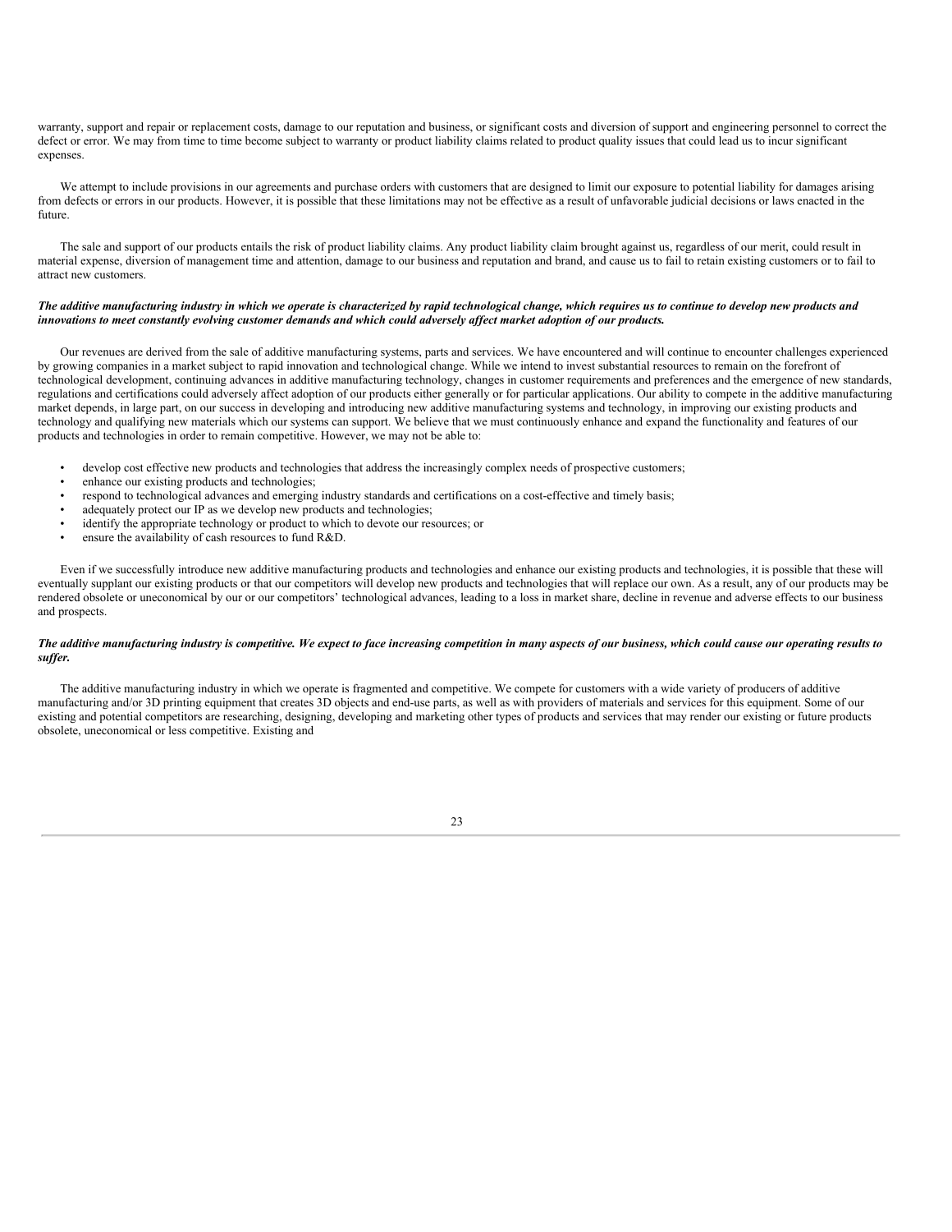warranty, support and repair or replacement costs, damage to our reputation and business, or significant costs and diversion of support and engineering personnel to correct the defect or error. We may from time to time become subject to warranty or product liability claims related to product quality issues that could lead us to incur significant expenses.

We attempt to include provisions in our agreements and purchase orders with customers that are designed to limit our exposure to potential liability for damages arising from defects or errors in our products. However, it is possible that these limitations may not be effective as a result of unfavorable judicial decisions or laws enacted in the future.

The sale and support of our products entails the risk of product liability claims. Any product liability claim brought against us, regardless of our merit, could result in material expense, diversion of management time and attention, damage to our business and reputation and brand, and cause us to fail to retain existing customers or to fail to attract new customers.

***The additive manufacturing industry in which we operate is characterized by rapid technological change, which requires us to continue to develop new products and innovations to meet constantly evolving customer demands and which could adversely affect market adoption of our products.***

Our revenues are derived from the sale of additive manufacturing systems, parts and services. We have encountered and will continue to encounter challenges experienced by growing companies in a market subject to rapid innovation and technological change. While we intend to invest substantial resources to remain on the forefront of technological development, continuing advances in additive manufacturing technology, changes in customer requirements and preferences and the emergence of new standards, regulations and certifications could adversely affect adoption of our products either generally or for particular applications. Our ability to compete in the additive manufacturing market depends, in large part, on our success in developing and introducing new additive manufacturing systems and technology, in improving our existing products and technology and qualifying new materials which our systems can support. We believe that we must continuously enhance and expand the functionality and features of our products and technologies in order to remain competitive. However, we may not be able to:

- develop cost effective new products and technologies that address the increasingly complex needs of prospective customers;
- enhance our existing products and technologies;
- respond to technological advances and emerging industry standards and certifications on a cost-effective and timely basis;
- adequately protect our IP as we develop new products and technologies;
- identify the appropriate technology or product to which to devote our resources; or
- ensure the availability of cash resources to fund R&D.

Even if we successfully introduce new additive manufacturing products and technologies and enhance our existing products and technologies, it is possible that these will eventually supplant our existing products or that our competitors will develop new products and technologies that will replace our own. As a result, any of our products may be rendered obsolete or uneconomical by our or our competitors' technological advances, leading to a loss in market share, decline in revenue and adverse effects to our business and prospects.

***The additive manufacturing industry is competitive. We expect to face increasing competition in many aspects of our business, which could cause our operating results to suffer.***

The additive manufacturing industry in which we operate is fragmented and competitive. We compete for customers with a wide variety of producers of additive manufacturing and/or 3D printing equipment that creates 3D objects and end-use parts, as well as with providers of materials and services for this equipment. Some of our existing and potential competitors are researching, designing, developing and marketing other types of products and services that may render our existing or future products obsolete, uneconomical or less competitive. Existing and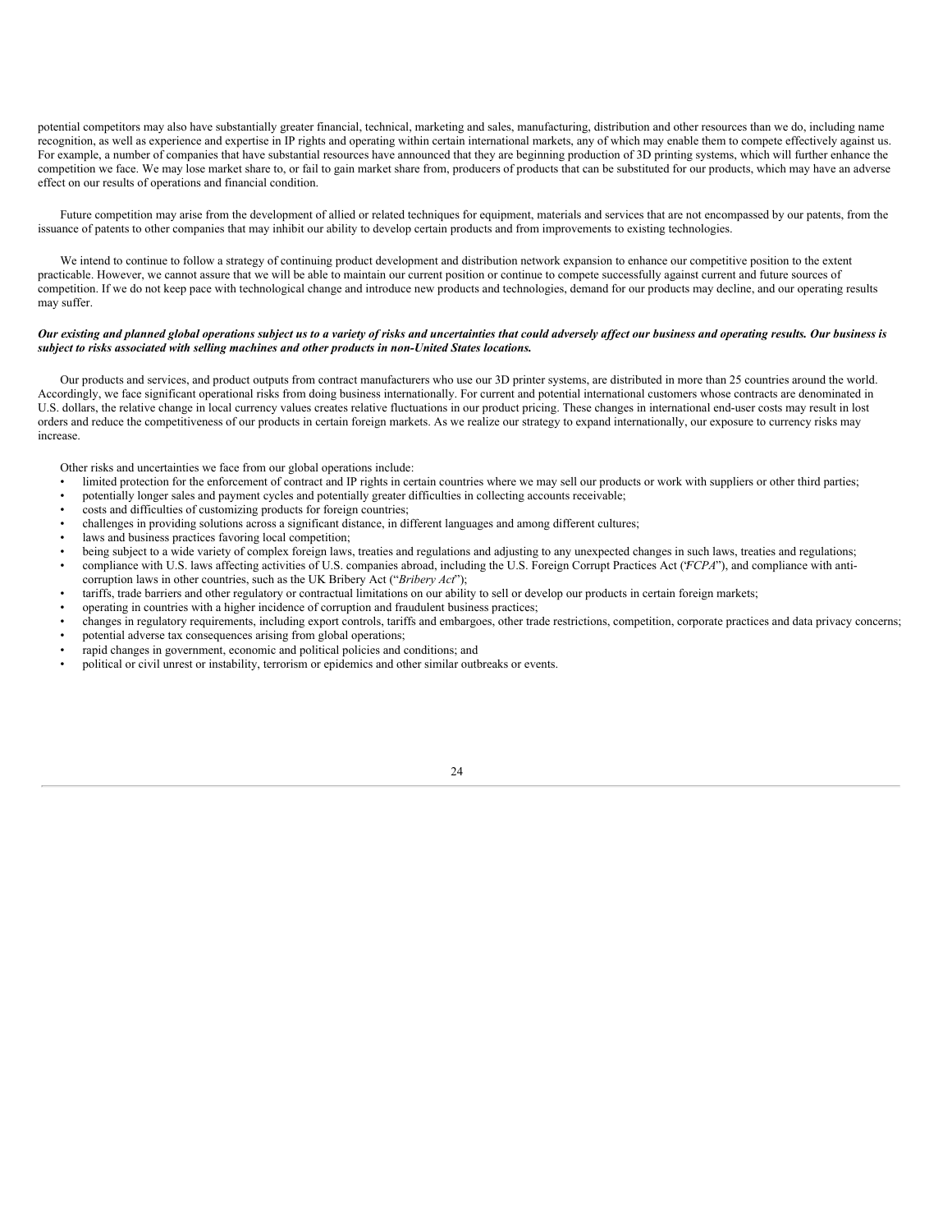potential competitors may also have substantially greater financial, technical, marketing and sales, manufacturing, distribution and other resources than we do, including name recognition, as well as experience and expertise in IP rights and operating within certain international markets, any of which may enable them to compete effectively against us. For example, a number of companies that have substantial resources have announced that they are beginning production of 3D printing systems, which will further enhance the competition we face. We may lose market share to, or fail to gain market share from, producers of products that can be substituted for our products, which may have an adverse effect on our results of operations and financial condition.

Future competition may arise from the development of allied or related techniques for equipment, materials and services that are not encompassed by our patents, from the issuance of patents to other companies that may inhibit our ability to develop certain products and from improvements to existing technologies.

We intend to continue to follow a strategy of continuing product development and distribution network expansion to enhance our competitive position to the extent practicable. However, we cannot assure that we will be able to maintain our current position or continue to compete successfully against current and future sources of competition. If we do not keep pace with technological change and introduce new products and technologies, demand for our products may decline, and our operating results may suffer.

***Our existing and planned global operations subject us to a variety of risks and uncertainties that could adversely affect our business and operating results. Our business is subject to risks associated with selling machines and other products in non-United States locations.***

Our products and services, and product outputs from contract manufacturers who use our 3D printer systems, are distributed in more than 25 countries around the world. Accordingly, we face significant operational risks from doing business internationally. For current and potential international customers whose contracts are denominated in U.S. dollars, the relative change in local currency values creates relative fluctuations in our product pricing. These changes in international end-user costs may result in lost orders and reduce the competitiveness of our products in certain foreign markets. As we realize our strategy to expand internationally, our exposure to currency risks may increase.

Other risks and uncertainties we face from our global operations include:

- limited protection for the enforcement of contract and IP rights in certain countries where we may sell our products or work with suppliers or other third parties;
- potentially longer sales and payment cycles and potentially greater difficulties in collecting accounts receivable;
- costs and difficulties of customizing products for foreign countries;
- challenges in providing solutions across a significant distance, in different languages and among different cultures;
- laws and business practices favoring local competition;
- being subject to a wide variety of complex foreign laws, treaties and regulations and adjusting to any unexpected changes in such laws, treaties and regulations;
- compliance with U.S. laws affecting activities of U.S. companies abroad, including the U.S. Foreign Corrupt Practices Act ("*FCPA*"), and compliance with anti-corruption laws in other countries, such as the UK Bribery Act ("*Bribery Act*");
- tariffs, trade barriers and other regulatory or contractual limitations on our ability to sell or develop our products in certain foreign markets;
- operating in countries with a higher incidence of corruption and fraudulent business practices;
- changes in regulatory requirements, including export controls, tariffs and embargoes, other trade restrictions, competition, corporate practices and data privacy concerns;
- potential adverse tax consequences arising from global operations;
- rapid changes in government, economic and political policies and conditions; and
- political or civil unrest or instability, terrorism or epidemics and other similar outbreaks or events.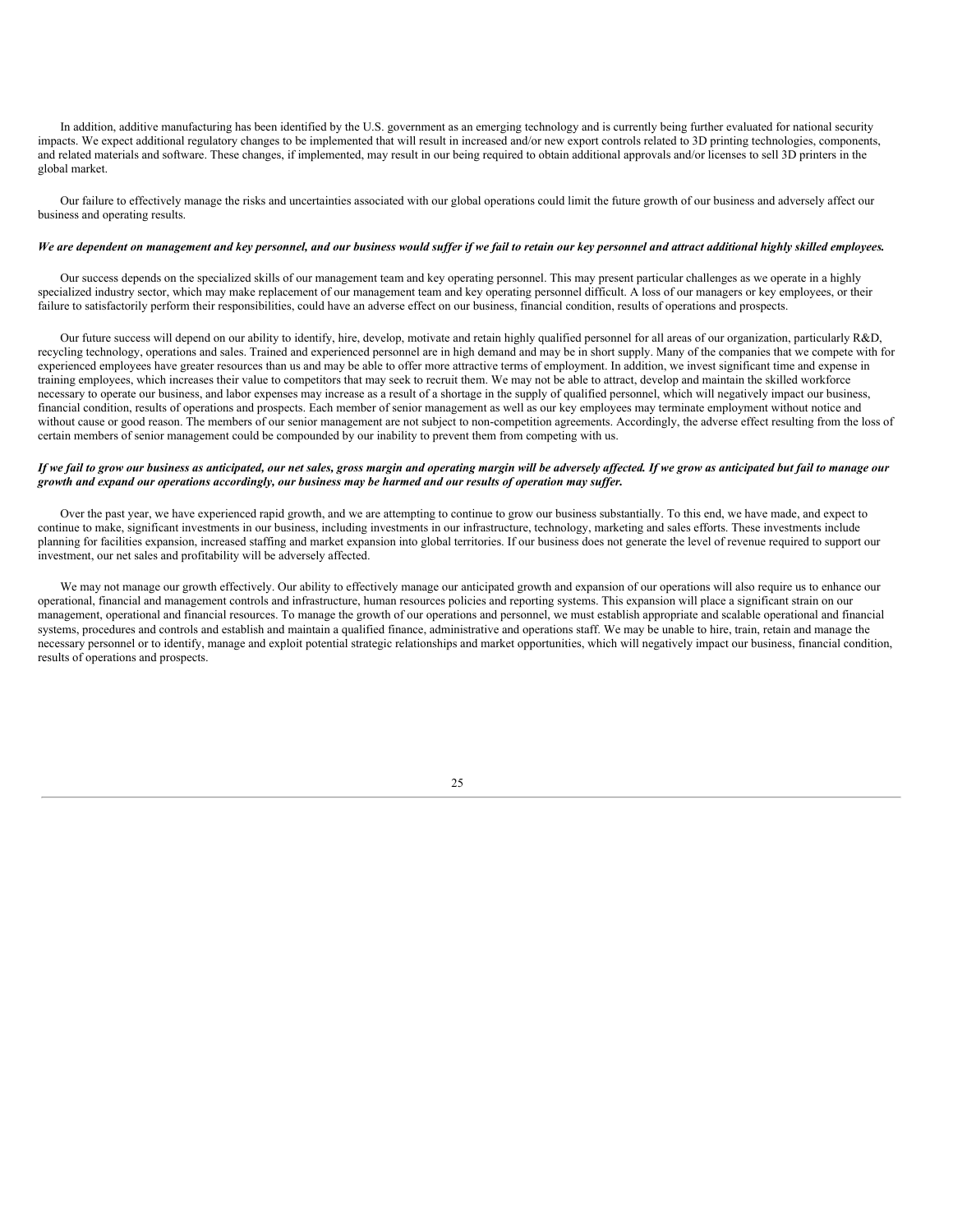In addition, additive manufacturing has been identified by the U.S. government as an emerging technology and is currently being further evaluated for national security impacts. We expect additional regulatory changes to be implemented that will result in increased and/or new export controls related to 3D printing technologies, components, and related materials and software. These changes, if implemented, may result in our being required to obtain additional approvals and/or licenses to sell 3D printers in the global market.

Our failure to effectively manage the risks and uncertainties associated with our global operations could limit the future growth of our business and adversely affect our business and operating results.

***We are dependent on management and key personnel, and our business would suffer if we fail to retain our key personnel and attract additional highly skilled employees.***

Our success depends on the specialized skills of our management team and key operating personnel. This may present particular challenges as we operate in a highly specialized industry sector, which may make replacement of our management team and key operating personnel difficult. A loss of our managers or key employees, or their failure to satisfactorily perform their responsibilities, could have an adverse effect on our business, financial condition, results of operations and prospects.

Our future success will depend on our ability to identify, hire, develop, motivate and retain highly qualified personnel for all areas of our organization, particularly R&D, recycling technology, operations and sales. Trained and experienced personnel are in high demand and may be in short supply. Many of the companies that we compete with for experienced employees have greater resources than us and may be able to offer more attractive terms of employment. In addition, we invest significant time and expense in training employees, which increases their value to competitors that may seek to recruit them. We may not be able to attract, develop and maintain the skilled workforce necessary to operate our business, and labor expenses may increase as a result of a shortage in the supply of qualified personnel, which will negatively impact our business, financial condition, results of operations and prospects. Each member of senior management as well as our key employees may terminate employment without notice and without cause or good reason. The members of our senior management are not subject to non-competition agreements. Accordingly, the adverse effect resulting from the loss of certain members of senior management could be compounded by our inability to prevent them from competing with us.

***If we fail to grow our business as anticipated, our net sales, gross margin and operating margin will be adversely affected. If we grow as anticipated but fail to manage our growth and expand our operations accordingly, our business may be harmed and our results of operation may suffer.***

Over the past year, we have experienced rapid growth, and we are attempting to continue to grow our business substantially. To this end, we have made, and expect to continue to make, significant investments in our business, including investments in our infrastructure, technology, marketing and sales efforts. These investments include planning for facilities expansion, increased staffing and market expansion into global territories. If our business does not generate the level of revenue required to support our investment, our net sales and profitability will be adversely affected.

We may not manage our growth effectively. Our ability to effectively manage our anticipated growth and expansion of our operations will also require us to enhance our operational, financial and management controls and infrastructure, human resources policies and reporting systems. This expansion will place a significant strain on our management, operational and financial resources. To manage the growth of our operations and personnel, we must establish appropriate and scalable operational and financial systems, procedures and controls and establish and maintain a qualified finance, administrative and operations staff. We may be unable to hire, train, retain and manage the necessary personnel or to identify, manage and exploit potential strategic relationships and market opportunities, which will negatively impact our business, financial condition, results of operations and prospects.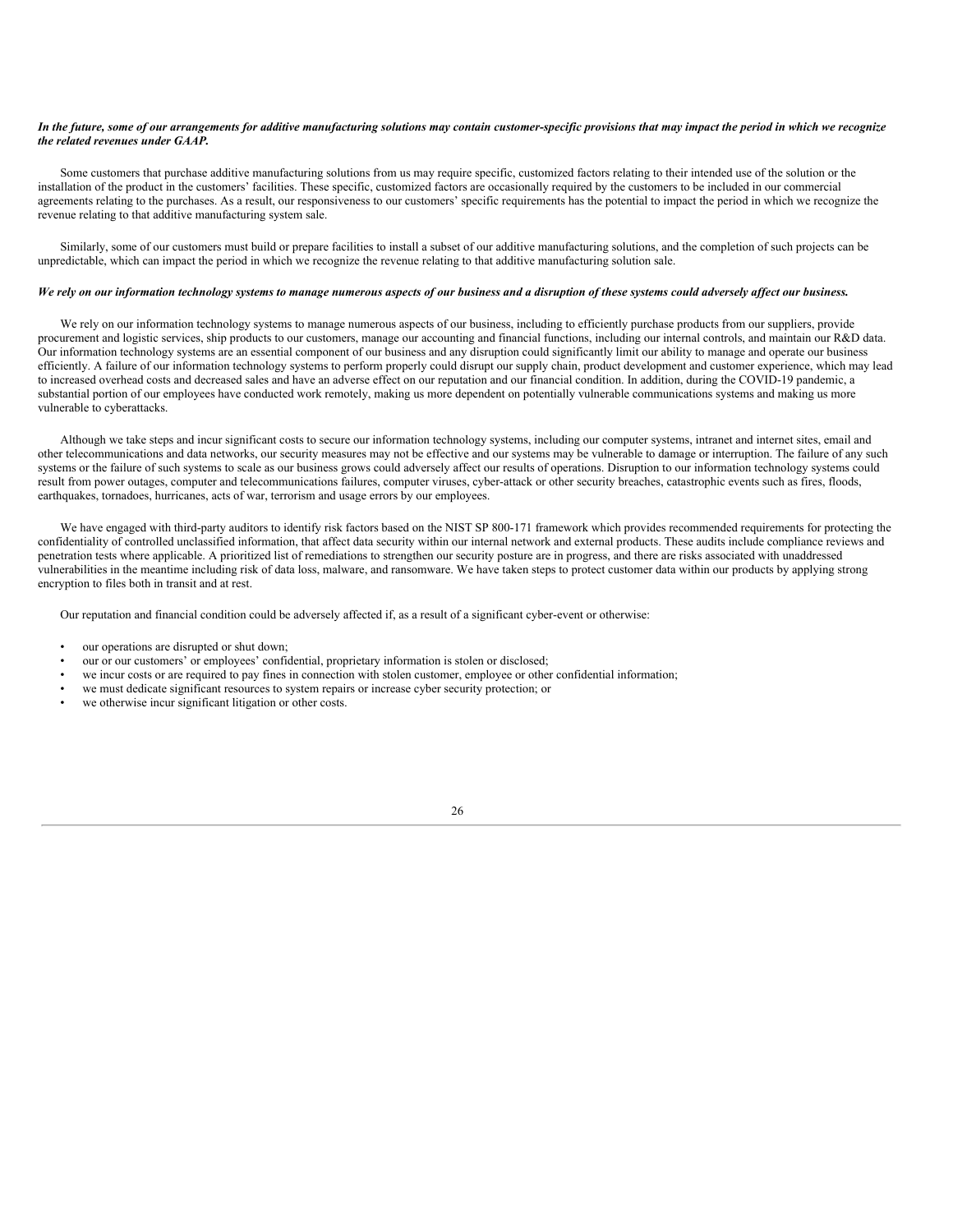***In the future, some of our arrangements for additive manufacturing solutions may contain customer-specific provisions that may impact the period in which we recognize the related revenues under GAAP.***

Some customers that purchase additive manufacturing solutions from us may require specific, customized factors relating to their intended use of the solution or the installation of the product in the customers' facilities. These specific, customized factors are occasionally required by the customers to be included in our commercial agreements relating to the purchases. As a result, our responsiveness to our customers' specific requirements has the potential to impact the period in which we recognize the revenue relating to that additive manufacturing system sale.

Similarly, some of our customers must build or prepare facilities to install a subset of our additive manufacturing solutions, and the completion of such projects can be unpredictable, which can impact the period in which we recognize the revenue relating to that additive manufacturing solution sale.

***We rely on our information technology systems to manage numerous aspects of our business and a disruption of these systems could adversely affect our business.***

We rely on our information technology systems to manage numerous aspects of our business, including to efficiently purchase products from our suppliers, provide procurement and logistic services, ship products to our customers, manage our accounting and financial functions, including our internal controls, and maintain our R&D data. Our information technology systems are an essential component of our business and any disruption could significantly limit our ability to manage and operate our business efficiently. A failure of our information technology systems to perform properly could disrupt our supply chain, product development and customer experience, which may lead to increased overhead costs and decreased sales and have an adverse effect on our reputation and our financial condition. In addition, during the COVID-19 pandemic, a substantial portion of our employees have conducted work remotely, making us more dependent on potentially vulnerable communications systems and making us more vulnerable to cyberattacks.

Although we take steps and incur significant costs to secure our information technology systems, including our computer systems, intranet and internet sites, email and other telecommunications and data networks, our security measures may not be effective and our systems may be vulnerable to damage or interruption. The failure of any such systems or the failure of such systems to scale as our business grows could adversely affect our results of operations. Disruption to our information technology systems could result from power outages, computer and telecommunications failures, computer viruses, cyber-attack or other security breaches, catastrophic events such as fires, floods, earthquakes, tornadoes, hurricanes, acts of war, terrorism and usage errors by our employees.

We have engaged with third-party auditors to identify risk factors based on the NIST SP 800-171 framework which provides recommended requirements for protecting the confidentiality of controlled unclassified information, that affect data security within our internal network and external products. These audits include compliance reviews and penetration tests where applicable. A prioritized list of remediations to strengthen our security posture are in progress, and there are risks associated with unaddressed vulnerabilities in the meantime including risk of data loss, malware, and ransomware. We have taken steps to protect customer data within our products by applying strong encryption to files both in transit and at rest.

Our reputation and financial condition could be adversely affected if, as a result of a significant cyber-event or otherwise:

- our operations are disrupted or shut down;
- our or our customers' or employees' confidential, proprietary information is stolen or disclosed;
- we incur costs or are required to pay fines in connection with stolen customer, employee or other confidential information;
- we must dedicate significant resources to system repairs or increase cyber security protection; or
- we otherwise incur significant litigation or other costs.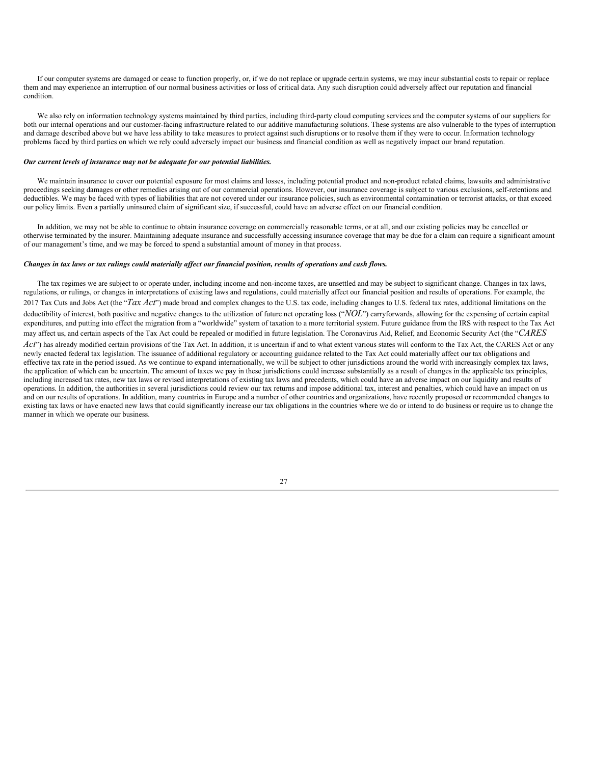If our computer systems are damaged or cease to function properly, or, if we do not replace or upgrade certain systems, we may incur substantial costs to repair or replace them and may experience an interruption of our normal business activities or loss of critical data. Any such disruption could adversely affect our reputation and financial condition.

We also rely on information technology systems maintained by third parties, including third-party cloud computing services and the computer systems of our suppliers for both our internal operations and our customer-facing infrastructure related to our additive manufacturing solutions. These systems are also vulnerable to the types of interruption and damage described above but we have less ability to take measures to protect against such disruptions or to resolve them if they were to occur. Information technology problems faced by third parties on which we rely could adversely impact our business and financial condition as well as negatively impact our brand reputation.

***Our current levels of insurance may not be adequate for our potential liabilities.***

We maintain insurance to cover our potential exposure for most claims and losses, including potential product and non-product related claims, lawsuits and administrative proceedings seeking damages or other remedies arising out of our commercial operations. However, our insurance coverage is subject to various exclusions, self-retentions and deductibles. We may be faced with types of liabilities that are not covered under our insurance policies, such as environmental contamination or terrorist attacks, or that exceed our policy limits. Even a partially uninsured claim of significant size, if successful, could have an adverse effect on our financial condition.

In addition, we may not be able to continue to obtain insurance coverage on commercially reasonable terms, or at all, and our existing policies may be cancelled or otherwise terminated by the insurer. Maintaining adequate insurance and successfully accessing insurance coverage that may be due for a claim can require a significant amount of our management's time, and we may be forced to spend a substantial amount of money in that process.

***Changes in tax laws or tax rulings could materially affect our financial position, results of operations and cash flows.***

The tax regimes we are subject to or operate under, including income and non-income taxes, are unsettled and may be subject to significant change. Changes in tax laws, regulations, or rulings, or changes in interpretations of existing laws and regulations, could materially affect our financial position and results of operations. For example, the 2017 Tax Cuts and Jobs Act (the "*Tax Act*") made broad and complex changes to the U.S. tax code, including changes to U.S. federal tax rates, additional limitations on the deductibility of interest, both positive and negative changes to the utilization of future net operating loss ("*NOL*") carryforwards, allowing for the expensing of certain capital expenditures, and putting into effect the migration from a "worldwide" system of taxation to a more territorial system. Future guidance from the IRS with respect to the Tax Act may affect us, and certain aspects of the Tax Act could be repealed or modified in future legislation. The Coronavirus Aid, Relief, and Economic Security Act (the "*CARES Act*") has already modified certain provisions of the Tax Act. In addition, it is uncertain if and to what extent various states will conform to the Tax Act, the CARES Act or any newly enacted federal tax legislation. The issuance of additional regulatory or accounting guidance related to the Tax Act could materially affect our tax obligations and effective tax rate in the period issued. As we continue to expand internationally, we will be subject to other jurisdictions around the world with increasingly complex tax laws, the application of which can be uncertain. The amount of taxes we pay in these jurisdictions could increase substantially as a result of changes in the applicable tax principles, including increased tax rates, new tax laws or revised interpretations of existing tax laws and precedents, which could have an adverse impact on our liquidity and results of operations. In addition, the authorities in several jurisdictions could review our tax returns and impose additional tax, interest and penalties, which could have an impact on us and on our results of operations. In addition, many countries in Europe and a number of other countries and organizations, have recently proposed or recommended changes to existing tax laws or have enacted new laws that could significantly increase our tax obligations in the countries where we do or intend to do business or require us to change the manner in which we operate our business.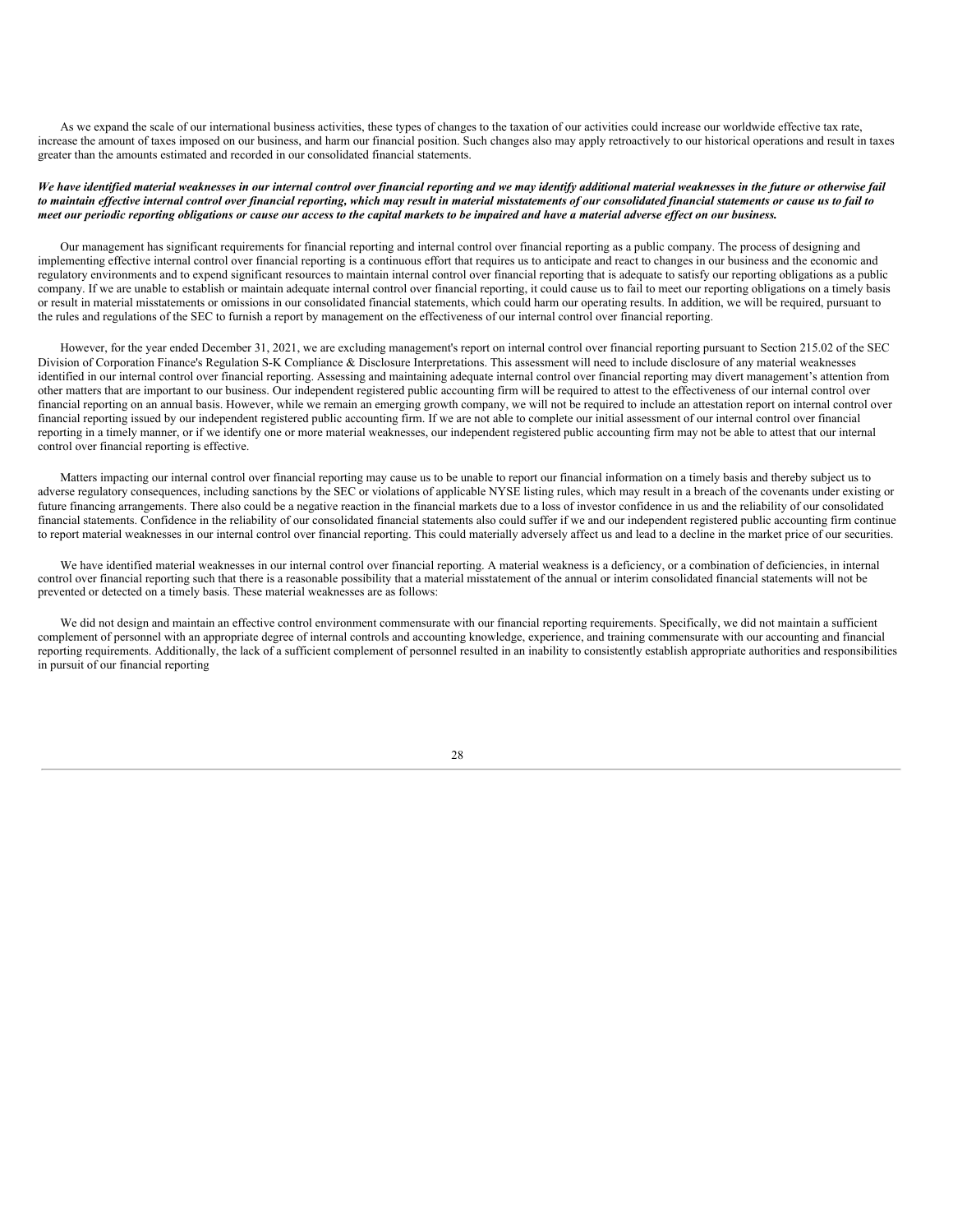As we expand the scale of our international business activities, these types of changes to the taxation of our activities could increase our worldwide effective tax rate, increase the amount of taxes imposed on our business, and harm our financial position. Such changes also may apply retroactively to our historical operations and result in taxes greater than the amounts estimated and recorded in our consolidated financial statements.

***We have identified material weaknesses in our internal control over financial reporting and we may identify additional material weaknesses in the future or otherwise fail to maintain effective internal control over financial reporting, which may result in material misstatements of our consolidated financial statements or cause us to fail to meet our periodic reporting obligations or cause our access to the capital markets to be impaired and have a material adverse effect on our business.***

Our management has significant requirements for financial reporting and internal control over financial reporting as a public company. The process of designing and implementing effective internal control over financial reporting is a continuous effort that requires us to anticipate and react to changes in our business and the economic and regulatory environments and to expend significant resources to maintain internal control over financial reporting that is adequate to satisfy our reporting obligations as a public company. If we are unable to establish or maintain adequate internal control over financial reporting, it could cause us to fail to meet our reporting obligations on a timely basis or result in material misstatements or omissions in our consolidated financial statements, which could harm our operating results. In addition, we will be required, pursuant to the rules and regulations of the SEC to furnish a report by management on the effectiveness of our internal control over financial reporting.

However, for the year ended December 31, 2021, we are excluding management's report on internal control over financial reporting pursuant to Section 215.02 of the SEC Division of Corporation Finance's Regulation S-K Compliance & Disclosure Interpretations. This assessment will need to include disclosure of any material weaknesses identified in our internal control over financial reporting. Assessing and maintaining adequate internal control over financial reporting may divert management's attention from other matters that are important to our business. Our independent registered public accounting firm will be required to attest to the effectiveness of our internal control over financial reporting on an annual basis. However, while we remain an emerging growth company, we will not be required to include an attestation report on internal control over financial reporting issued by our independent registered public accounting firm. If we are not able to complete our initial assessment of our internal control over financial reporting in a timely manner, or if we identify one or more material weaknesses, our independent registered public accounting firm may not be able to attest that our internal control over financial reporting is effective.

Matters impacting our internal control over financial reporting may cause us to be unable to report our financial information on a timely basis and thereby subject us to adverse regulatory consequences, including sanctions by the SEC or violations of applicable NYSE listing rules, which may result in a breach of the covenants under existing or future financing arrangements. There also could be a negative reaction in the financial markets due to a loss of investor confidence in us and the reliability of our consolidated financial statements. Confidence in the reliability of our consolidated financial statements also could suffer if we and our independent registered public accounting firm continue to report material weaknesses in our internal control over financial reporting. This could materially adversely affect us and lead to a decline in the market price of our securities.

We have identified material weaknesses in our internal control over financial reporting. A material weakness is a deficiency, or a combination of deficiencies, in internal control over financial reporting such that there is a reasonable possibility that a material misstatement of the annual or interim consolidated financial statements will not be prevented or detected on a timely basis. These material weaknesses are as follows:

We did not design and maintain an effective control environment commensurate with our financial reporting requirements. Specifically, we did not maintain a sufficient complement of personnel with an appropriate degree of internal controls and accounting knowledge, experience, and training commensurate with our accounting and financial reporting requirements. Additionally, the lack of a sufficient complement of personnel resulted in an inability to consistently establish appropriate authorities and responsibilities in pursuit of our financial reporting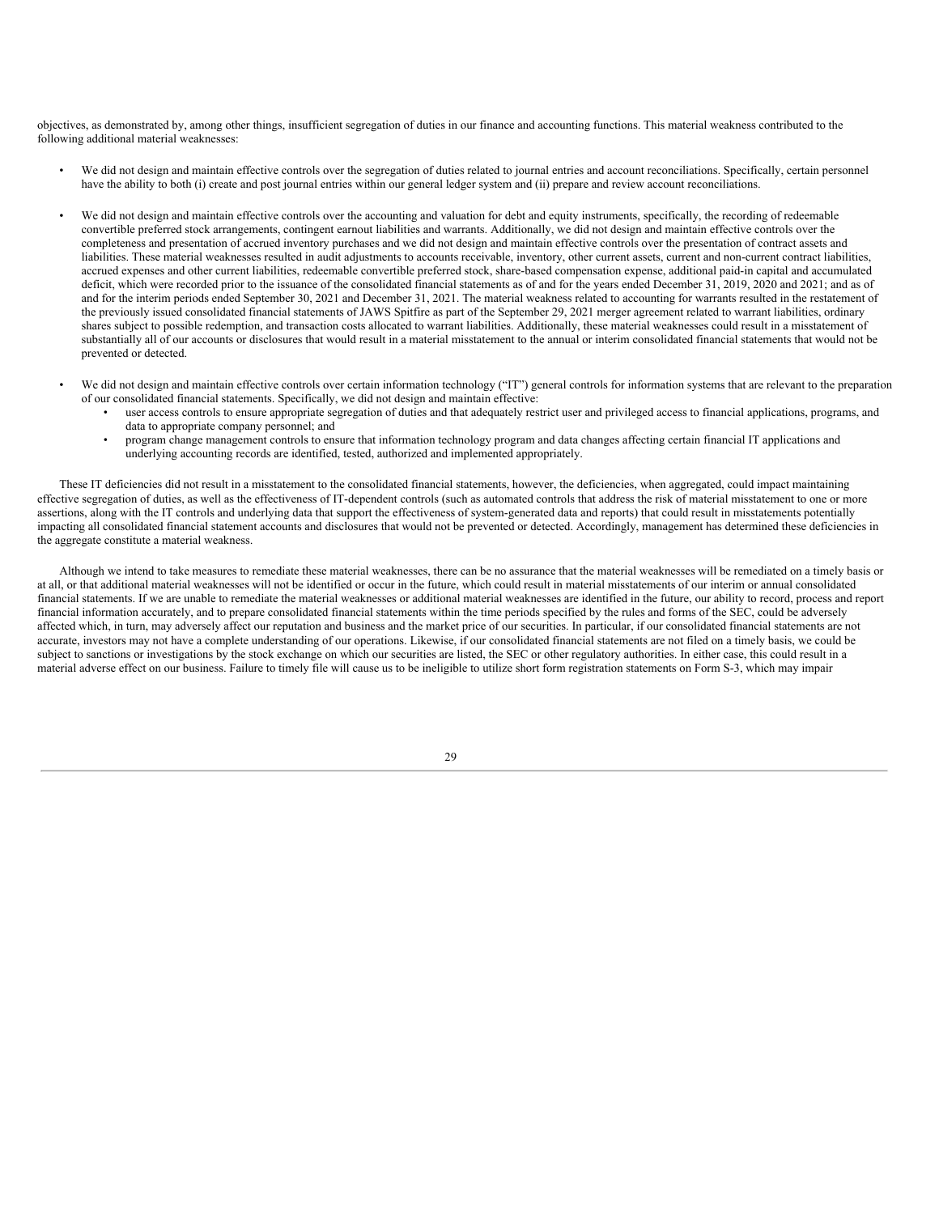objectives, as demonstrated by, among other things, insufficient segregation of duties in our finance and accounting functions. This material weakness contributed to the following additional material weaknesses:

- We did not design and maintain effective controls over the segregation of duties related to journal entries and account reconciliations. Specifically, certain personnel have the ability to both (i) create and post journal entries within our general ledger system and (ii) prepare and review account reconciliations.

- We did not design and maintain effective controls over the accounting and valuation for debt and equity instruments, specifically, the recording of redeemable convertible preferred stock arrangements, contingent earnout liabilities and warrants. Additionally, we did not design and maintain effective controls over the completeness and presentation of accrued inventory purchases and we did not design and maintain effective controls over the presentation of contract assets and liabilities. These material weaknesses resulted in audit adjustments to accounts receivable, inventory, other current assets, current and non-current contract liabilities, accrued expenses and other current liabilities, redeemable convertible preferred stock, share-based compensation expense, additional paid-in capital and accumulated deficit, which were recorded prior to the issuance of the consolidated financial statements as of and for the years ended December 31, 2019, 2020 and 2021; and as of and for the interim periods ended September 30, 2021 and December 31, 2021. The material weakness related to accounting for warrants resulted in the restatement of the previously issued consolidated financial statements of JAWS Spitfire as part of the September 29, 2021 merger agreement related to warrant liabilities, ordinary shares subject to possible redemption, and transaction costs allocated to warrant liabilities. Additionally, these material weaknesses could result in a misstatement of substantially all of our accounts or disclosures that would result in a material misstatement to the annual or interim consolidated financial statements that would not be prevented or detected.

- We did not design and maintain effective controls over certain information technology ("IT") general controls for information systems that are relevant to the preparation of our consolidated financial statements. Specifically, we did not design and maintain effective:
  - user access controls to ensure appropriate segregation of duties and that adequately restrict user and privileged access to financial applications, programs, and data to appropriate company personnel; and
  - program change management controls to ensure that information technology program and data changes affecting certain financial IT applications and underlying accounting records are identified, tested, authorized and implemented appropriately.

These IT deficiencies did not result in a misstatement to the consolidated financial statements, however, the deficiencies, when aggregated, could impact maintaining effective segregation of duties, as well as the effectiveness of IT-dependent controls (such as automated controls that address the risk of material misstatement to one or more assertions, along with the IT controls and underlying data that support the effectiveness of system-generated data and reports) that could result in misstatements potentially impacting all consolidated financial statement accounts and disclosures that would not be prevented or detected. Accordingly, management has determined these deficiencies in the aggregate constitute a material weakness.

Although we intend to take measures to remediate these material weaknesses, there can be no assurance that the material weaknesses will be remediated on a timely basis or at all, or that additional material weaknesses will not be identified or occur in the future, which could result in material misstatements of our interim or annual consolidated financial statements. If we are unable to remediate the material weaknesses or additional material weaknesses are identified in the future, our ability to record, process and report financial information accurately, and to prepare consolidated financial statements within the time periods specified by the rules and forms of the SEC, could be adversely affected which, in turn, may adversely affect our reputation and business and the market price of our securities. In particular, if our consolidated financial statements are not accurate, investors may not have a complete understanding of our operations. Likewise, if our consolidated financial statements are not filed on a timely basis, we could be subject to sanctions or investigations by the stock exchange on which our securities are listed, the SEC or other regulatory authorities. In either case, this could result in a material adverse effect on our business. Failure to timely file will cause us to be ineligible to utilize short form registration statements on Form S-3, which may impair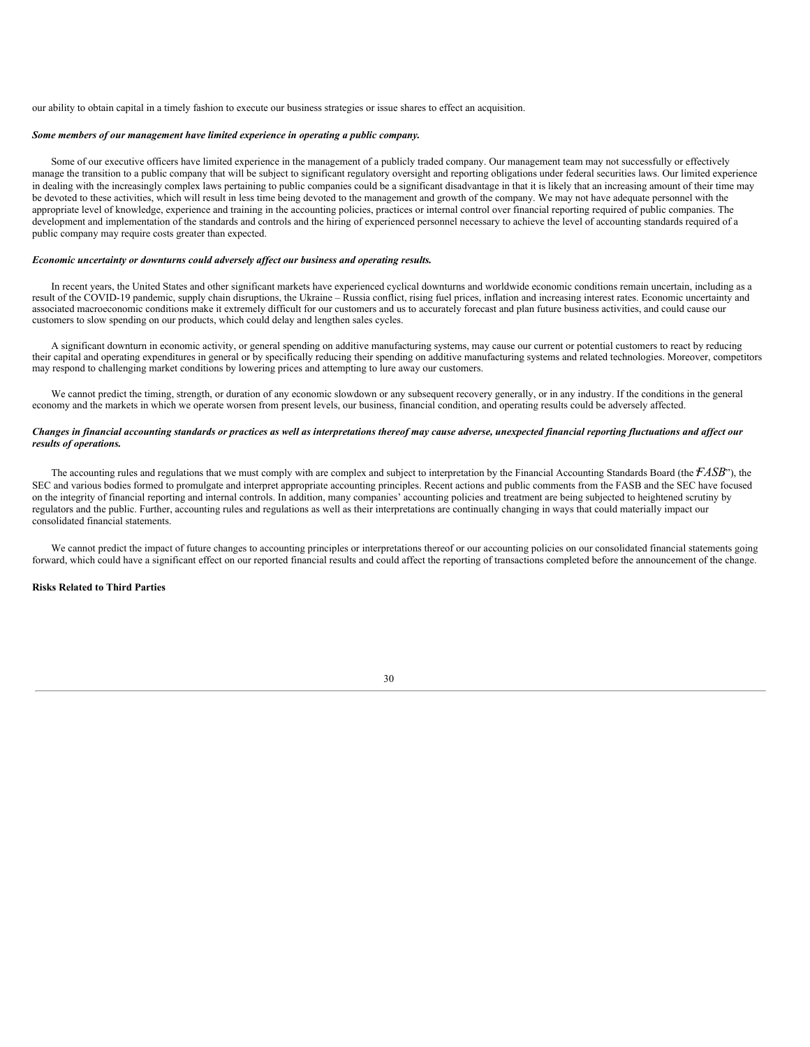our ability to obtain capital in a timely fashion to execute our business strategies or issue shares to effect an acquisition.

***Some members of our management have limited experience in operating a public company.***

Some of our executive officers have limited experience in the management of a publicly traded company. Our management team may not successfully or effectively manage the transition to a public company that will be subject to significant regulatory oversight and reporting obligations under federal securities laws. Our limited experience in dealing with the increasingly complex laws pertaining to public companies could be a significant disadvantage in that it is likely that an increasing amount of their time may be devoted to these activities, which will result in less time being devoted to the management and growth of the company. We may not have adequate personnel with the appropriate level of knowledge, experience and training in the accounting policies, practices or internal control over financial reporting required of public companies. The development and implementation of the standards and controls and the hiring of experienced personnel necessary to achieve the level of accounting standards required of a public company may require costs greater than expected.

***Economic uncertainty or downturns could adversely affect our business and operating results.***

In recent years, the United States and other significant markets have experienced cyclical downturns and worldwide economic conditions remain uncertain, including as a result of the COVID-19 pandemic, supply chain disruptions, the Ukraine – Russia conflict, rising fuel prices, inflation and increasing interest rates. Economic uncertainty and associated macroeconomic conditions make it extremely difficult for our customers and us to accurately forecast and plan future business activities, and could cause our customers to slow spending on our products, which could delay and lengthen sales cycles.

A significant downturn in economic activity, or general spending on additive manufacturing systems, may cause our current or potential customers to react by reducing their capital and operating expenditures in general or by specifically reducing their spending on additive manufacturing systems and related technologies. Moreover, competitors may respond to challenging market conditions by lowering prices and attempting to lure away our customers.

We cannot predict the timing, strength, or duration of any economic slowdown or any subsequent recovery generally, or in any industry. If the conditions in the general economy and the markets in which we operate worsen from present levels, our business, financial condition, and operating results could be adversely affected.

***Changes in financial accounting standards or practices as well as interpretations thereof may cause adverse, unexpected financial reporting fluctuations and affect our results of operations.***

The accounting rules and regulations that we must comply with are complex and subject to interpretation by the Financial Accounting Standards Board (the "*FASB*"), the SEC and various bodies formed to promulgate and interpret appropriate accounting principles. Recent actions and public comments from the FASB and the SEC have focused on the integrity of financial reporting and internal controls. In addition, many companies' accounting policies and treatment are being subjected to heightened scrutiny by regulators and the public. Further, accounting rules and regulations as well as their interpretations are continually changing in ways that could materially impact our consolidated financial statements.

We cannot predict the impact of future changes to accounting principles or interpretations thereof or our accounting policies on our consolidated financial statements going forward, which could have a significant effect on our reported financial results and could affect the reporting of transactions completed before the announcement of the change.

**Risks Related to Third Parties**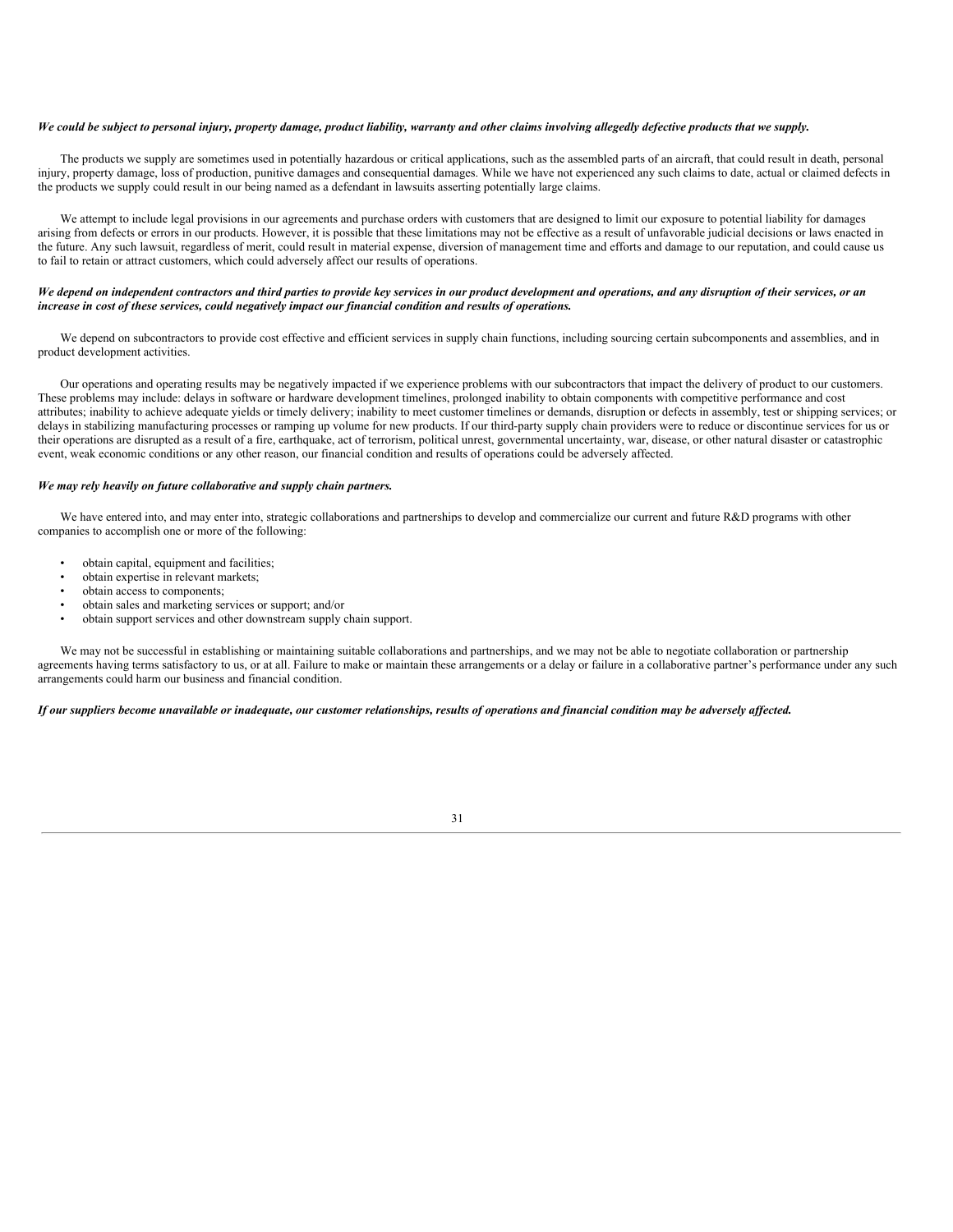***We could be subject to personal injury, property damage, product liability, warranty and other claims involving allegedly defective products that we supply.***

The products we supply are sometimes used in potentially hazardous or critical applications, such as the assembled parts of an aircraft, that could result in death, personal injury, property damage, loss of production, punitive damages and consequential damages. While we have not experienced any such claims to date, actual or claimed defects in the products we supply could result in our being named as a defendant in lawsuits asserting potentially large claims.

We attempt to include legal provisions in our agreements and purchase orders with customers that are designed to limit our exposure to potential liability for damages arising from defects or errors in our products. However, it is possible that these limitations may not be effective as a result of unfavorable judicial decisions or laws enacted in the future. Any such lawsuit, regardless of merit, could result in material expense, diversion of management time and efforts and damage to our reputation, and could cause us to fail to retain or attract customers, which could adversely affect our results of operations.

***We depend on independent contractors and third parties to provide key services in our product development and operations, and any disruption of their services, or an increase in cost of these services, could negatively impact our financial condition and results of operations.***

We depend on subcontractors to provide cost effective and efficient services in supply chain functions, including sourcing certain subcomponents and assemblies, and in product development activities.

Our operations and operating results may be negatively impacted if we experience problems with our subcontractors that impact the delivery of product to our customers. These problems may include: delays in software or hardware development timelines, prolonged inability to obtain components with competitive performance and cost attributes; inability to achieve adequate yields or timely delivery; inability to meet customer timelines or demands, disruption or defects in assembly, test or shipping services; or delays in stabilizing manufacturing processes or ramping up volume for new products. If our third-party supply chain providers were to reduce or discontinue services for us or their operations are disrupted as a result of a fire, earthquake, act of terrorism, political unrest, governmental uncertainty, war, disease, or other natural disaster or catastrophic event, weak economic conditions or any other reason, our financial condition and results of operations could be adversely affected.

***We may rely heavily on future collaborative and supply chain partners.***

We have entered into, and may enter into, strategic collaborations and partnerships to develop and commercialize our current and future R&D programs with other companies to accomplish one or more of the following:

- obtain capital, equipment and facilities;
- obtain expertise in relevant markets;
- obtain access to components;
- obtain sales and marketing services or support; and/or
- obtain support services and other downstream supply chain support.

We may not be successful in establishing or maintaining suitable collaborations and partnerships, and we may not be able to negotiate collaboration or partnership agreements having terms satisfactory to us, or at all. Failure to make or maintain these arrangements or a delay or failure in a collaborative partner's performance under any such arrangements could harm our business and financial condition.

***If our suppliers become unavailable or inadequate, our customer relationships, results of operations and financial condition may be adversely affected.***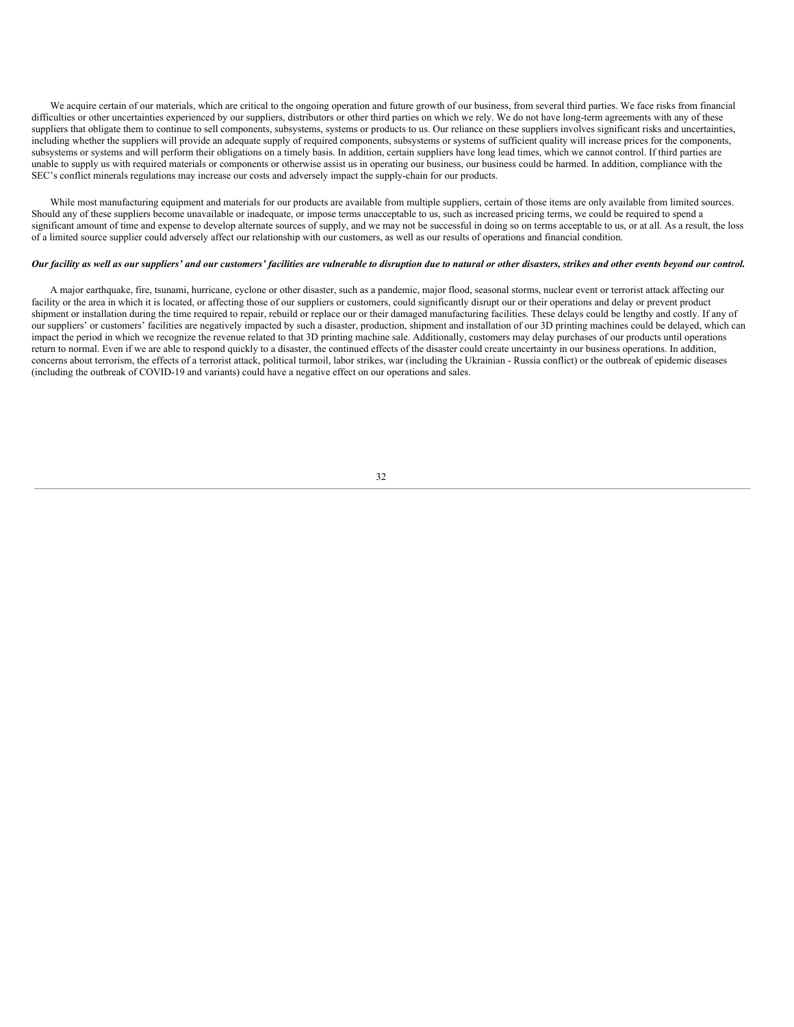We acquire certain of our materials, which are critical to the ongoing operation and future growth of our business, from several third parties. We face risks from financial difficulties or other uncertainties experienced by our suppliers, distributors or other third parties on which we rely. We do not have long-term agreements with any of these suppliers that obligate them to continue to sell components, subsystems, systems or products to us. Our reliance on these suppliers involves significant risks and uncertainties, including whether the suppliers will provide an adequate supply of required components, subsystems or systems of sufficient quality will increase prices for the components, subsystems or systems and will perform their obligations on a timely basis. In addition, certain suppliers have long lead times, which we cannot control. If third parties are unable to supply us with required materials or components or otherwise assist us in operating our business, our business could be harmed. In addition, compliance with the SEC's conflict minerals regulations may increase our costs and adversely impact the supply-chain for our products.

While most manufacturing equipment and materials for our products are available from multiple suppliers, certain of those items are only available from limited sources. Should any of these suppliers become unavailable or inadequate, or impose terms unacceptable to us, such as increased pricing terms, we could be required to spend a significant amount of time and expense to develop alternate sources of supply, and we may not be successful in doing so on terms acceptable to us, or at all. As a result, the loss of a limited source supplier could adversely affect our relationship with our customers, as well as our results of operations and financial condition.

***Our facility as well as our suppliers' and our customers' facilities are vulnerable to disruption due to natural or other disasters, strikes and other events beyond our control.***

A major earthquake, fire, tsunami, hurricane, cyclone or other disaster, such as a pandemic, major flood, seasonal storms, nuclear event or terrorist attack affecting our facility or the area in which it is located, or affecting those of our suppliers or customers, could significantly disrupt our or their operations and delay or prevent product shipment or installation during the time required to repair, rebuild or replace our or their damaged manufacturing facilities. These delays could be lengthy and costly. If any of our suppliers' or customers' facilities are negatively impacted by such a disaster, production, shipment and installation of our 3D printing machines could be delayed, which can impact the period in which we recognize the revenue related to that 3D printing machine sale. Additionally, customers may delay purchases of our products until operations return to normal. Even if we are able to respond quickly to a disaster, the continued effects of the disaster could create uncertainty in our business operations. In addition, concerns about terrorism, the effects of a terrorist attack, political turmoil, labor strikes, war (including the Ukrainian - Russia conflict) or the outbreak of epidemic diseases (including the outbreak of COVID-19 and variants) could have a negative effect on our operations and sales.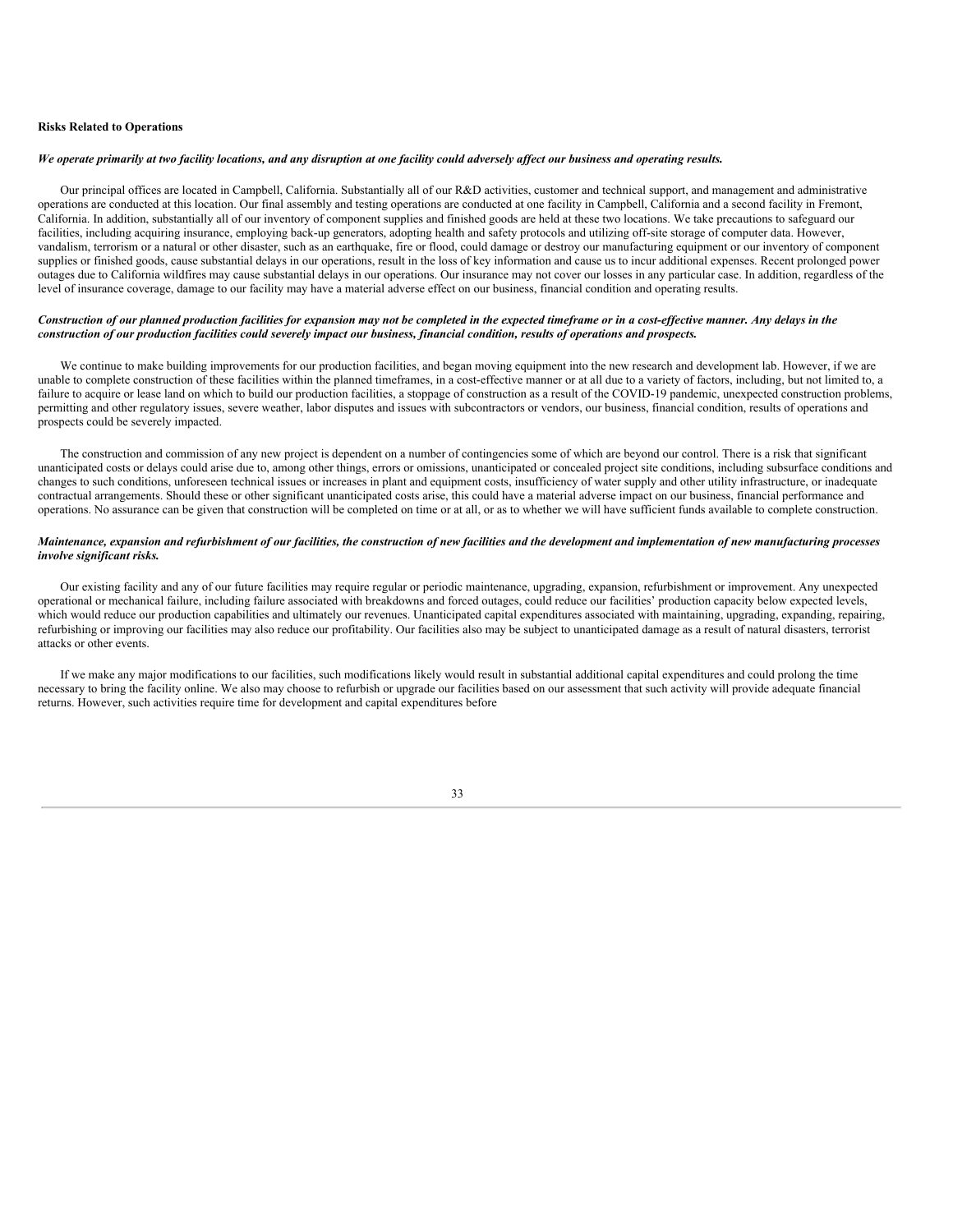**Risks Related to Operations**

***We operate primarily at two facility locations, and any disruption at one facility could adversely affect our business and operating results.***

Our principal offices are located in Campbell, California. Substantially all of our R&D activities, customer and technical support, and management and administrative operations are conducted at this location. Our final assembly and testing operations are conducted at one facility in Campbell, California and a second facility in Fremont, California. In addition, substantially all of our inventory of component supplies and finished goods are held at these two locations. We take precautions to safeguard our facilities, including acquiring insurance, employing back-up generators, adopting health and safety protocols and utilizing off-site storage of computer data. However, vandalism, terrorism or a natural or other disaster, such as an earthquake, fire or flood, could damage or destroy our manufacturing equipment or our inventory of component supplies or finished goods, cause substantial delays in our operations, result in the loss of key information and cause us to incur additional expenses. Recent prolonged power outages due to California wildfires may cause substantial delays in our operations. Our insurance may not cover our losses in any particular case. In addition, regardless of the level of insurance coverage, damage to our facility may have a material adverse effect on our business, financial condition and operating results.

***Construction of our planned production facilities for expansion may not be completed in the expected timeframe or in a cost-effective manner. Any delays in the construction of our production facilities could severely impact our business, financial condition, results of operations and prospects.***

We continue to make building improvements for our production facilities, and began moving equipment into the new research and development lab. However, if we are unable to complete construction of these facilities within the planned timeframes, in a cost-effective manner or at all due to a variety of factors, including, but not limited to, a failure to acquire or lease land on which to build our production facilities, a stoppage of construction as a result of the COVID-19 pandemic, unexpected construction problems, permitting and other regulatory issues, severe weather, labor disputes and issues with subcontractors or vendors, our business, financial condition, results of operations and prospects could be severely impacted.

The construction and commission of any new project is dependent on a number of contingencies some of which are beyond our control. There is a risk that significant unanticipated costs or delays could arise due to, among other things, errors or omissions, unanticipated or concealed project site conditions, including subsurface conditions and changes to such conditions, unforeseen technical issues or increases in plant and equipment costs, insufficiency of water supply and other utility infrastructure, or inadequate contractual arrangements. Should these or other significant unanticipated costs arise, this could have a material adverse impact on our business, financial performance and operations. No assurance can be given that construction will be completed on time or at all, or as to whether we will have sufficient funds available to complete construction.

***Maintenance, expansion and refurbishment of our facilities, the construction of new facilities and the development and implementation of new manufacturing processes involve significant risks.***

Our existing facility and any of our future facilities may require regular or periodic maintenance, upgrading, expansion, refurbishment or improvement. Any unexpected operational or mechanical failure, including failure associated with breakdowns and forced outages, could reduce our facilities' production capacity below expected levels, which would reduce our production capabilities and ultimately our revenues. Unanticipated capital expenditures associated with maintaining, upgrading, expanding, repairing, refurbishing or improving our facilities may also reduce our profitability. Our facilities also may be subject to unanticipated damage as a result of natural disasters, terrorist attacks or other events.

If we make any major modifications to our facilities, such modifications likely would result in substantial additional capital expenditures and could prolong the time necessary to bring the facility online. We also may choose to refurbish or upgrade our facilities based on our assessment that such activity will provide adequate financial returns. However, such activities require time for development and capital expenditures before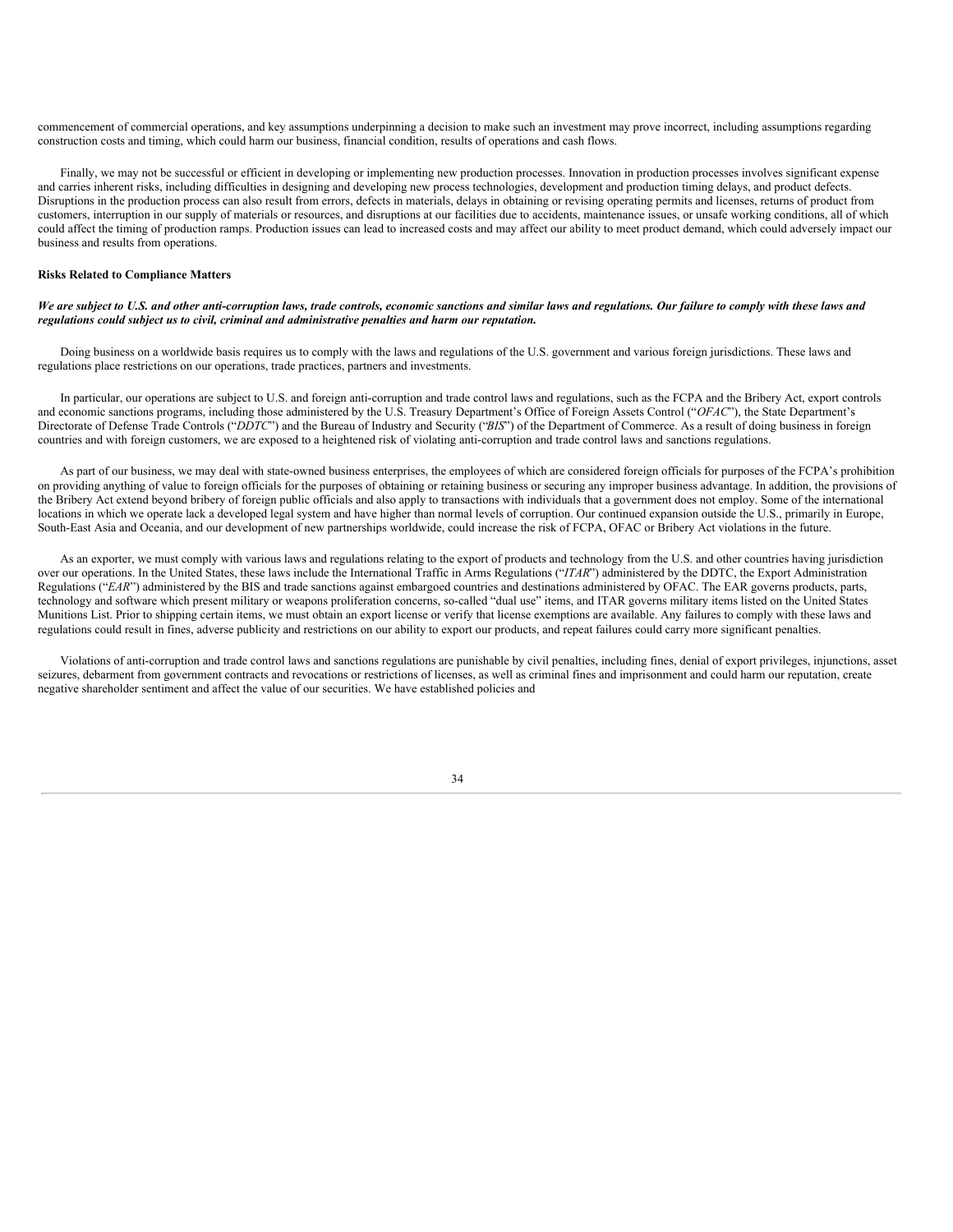commencement of commercial operations, and key assumptions underpinning a decision to make such an investment may prove incorrect, including assumptions regarding construction costs and timing, which could harm our business, financial condition, results of operations and cash flows.

Finally, we may not be successful or efficient in developing or implementing new production processes. Innovation in production processes involves significant expense and carries inherent risks, including difficulties in designing and developing new process technologies, development and production timing delays, and product defects. Disruptions in the production process can also result from errors, defects in materials, delays in obtaining or revising operating permits and licenses, returns of product from customers, interruption in our supply of materials or resources, and disruptions at our facilities due to accidents, maintenance issues, or unsafe working conditions, all of which could affect the timing of production ramps. Production issues can lead to increased costs and may affect our ability to meet product demand, which could adversely impact our business and results from operations.

**Risks Related to Compliance Matters**

***We are subject to U.S. and other anti-corruption laws, trade controls, economic sanctions and similar laws and regulations. Our failure to comply with these laws and regulations could subject us to civil, criminal and administrative penalties and harm our reputation.***

Doing business on a worldwide basis requires us to comply with the laws and regulations of the U.S. government and various foreign jurisdictions. These laws and regulations place restrictions on our operations, trade practices, partners and investments.

In particular, our operations are subject to U.S. and foreign anti-corruption and trade control laws and regulations, such as the FCPA and the Bribery Act, export controls and economic sanctions programs, including those administered by the U.S. Treasury Department's Office of Foreign Assets Control ("*OFAC*"), the State Department's Directorate of Defense Trade Controls ("*DDTC*") and the Bureau of Industry and Security ("*BIS*") of the Department of Commerce. As a result of doing business in foreign countries and with foreign customers, we are exposed to a heightened risk of violating anti-corruption and trade control laws and sanctions regulations.

As part of our business, we may deal with state-owned business enterprises, the employees of which are considered foreign officials for purposes of the FCPA's prohibition on providing anything of value to foreign officials for the purposes of obtaining or retaining business or securing any improper business advantage. In addition, the provisions of the Bribery Act extend beyond bribery of foreign public officials and also apply to transactions with individuals that a government does not employ. Some of the international locations in which we operate lack a developed legal system and have higher than normal levels of corruption. Our continued expansion outside the U.S., primarily in Europe, South-East Asia and Oceania, and our development of new partnerships worldwide, could increase the risk of FCPA, OFAC or Bribery Act violations in the future.

As an exporter, we must comply with various laws and regulations relating to the export of products and technology from the U.S. and other countries having jurisdiction over our operations. In the United States, these laws include the International Traffic in Arms Regulations ("*ITAR*") administered by the DDTC, the Export Administration Regulations ("*EAR*") administered by the BIS and trade sanctions against embargoed countries and destinations administered by OFAC. The EAR governs products, parts, technology and software which present military or weapons proliferation concerns, so-called "dual use" items, and ITAR governs military items listed on the United States Munitions List. Prior to shipping certain items, we must obtain an export license or verify that license exemptions are available. Any failures to comply with these laws and regulations could result in fines, adverse publicity and restrictions on our ability to export our products, and repeat failures could carry more significant penalties.

Violations of anti-corruption and trade control laws and sanctions regulations are punishable by civil penalties, including fines, denial of export privileges, injunctions, asset seizures, debarment from government contracts and revocations or restrictions of licenses, as well as criminal fines and imprisonment and could harm our reputation, create negative shareholder sentiment and affect the value of our securities. We have established policies and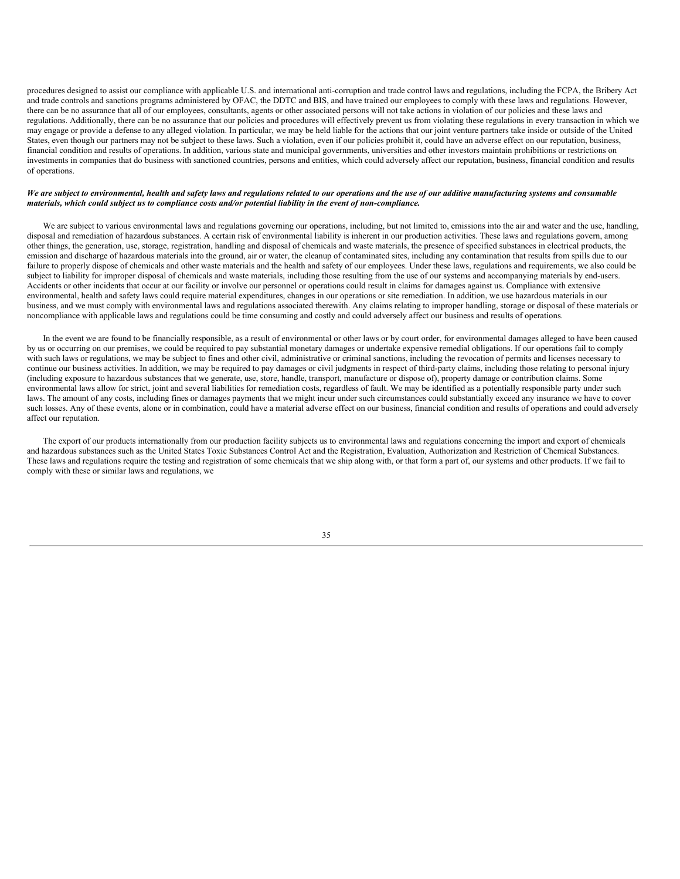procedures designed to assist our compliance with applicable U.S. and international anti-corruption and trade control laws and regulations, including the FCPA, the Bribery Act and trade controls and sanctions programs administered by OFAC, the DDTC and BIS, and have trained our employees to comply with these laws and regulations. However, there can be no assurance that all of our employees, consultants, agents or other associated persons will not take actions in violation of our policies and these laws and regulations. Additionally, there can be no assurance that our policies and procedures will effectively prevent us from violating these regulations in every transaction in which we may engage or provide a defense to any alleged violation. In particular, we may be held liable for the actions that our joint venture partners take inside or outside of the United States, even though our partners may not be subject to these laws. Such a violation, even if our policies prohibit it, could have an adverse effect on our reputation, business, financial condition and results of operations. In addition, various state and municipal governments, universities and other investors maintain prohibitions or restrictions on investments in companies that do business with sanctioned countries, persons and entities, which could adversely affect our reputation, business, financial condition and results of operations.

***We are subject to environmental, health and safety laws and regulations related to our operations and the use of our additive manufacturing systems and consumable materials, which could subject us to compliance costs and/or potential liability in the event of non-compliance.***

We are subject to various environmental laws and regulations governing our operations, including, but not limited to, emissions into the air and water and the use, handling, disposal and remediation of hazardous substances. A certain risk of environmental liability is inherent in our production activities. These laws and regulations govern, among other things, the generation, use, storage, registration, handling and disposal of chemicals and waste materials, the presence of specified substances in electrical products, the emission and discharge of hazardous materials into the ground, air or water, the cleanup of contaminated sites, including any contamination that results from spills due to our failure to properly dispose of chemicals and other waste materials and the health and safety of our employees. Under these laws, regulations and requirements, we also could be subject to liability for improper disposal of chemicals and waste materials, including those resulting from the use of our systems and accompanying materials by end-users. Accidents or other incidents that occur at our facility or involve our personnel or operations could result in claims for damages against us. Compliance with extensive environmental, health and safety laws could require material expenditures, changes in our operations or site remediation. In addition, we use hazardous materials in our business, and we must comply with environmental laws and regulations associated therewith. Any claims relating to improper handling, storage or disposal of these materials or noncompliance with applicable laws and regulations could be time consuming and costly and could adversely affect our business and results of operations.

In the event we are found to be financially responsible, as a result of environmental or other laws or by court order, for environmental damages alleged to have been caused by us or occurring on our premises, we could be required to pay substantial monetary damages or undertake expensive remedial obligations. If our operations fail to comply with such laws or regulations, we may be subject to fines and other civil, administrative or criminal sanctions, including the revocation of permits and licenses necessary to continue our business activities. In addition, we may be required to pay damages or civil judgments in respect of third-party claims, including those relating to personal injury (including exposure to hazardous substances that we generate, use, store, handle, transport, manufacture or dispose of), property damage or contribution claims. Some environmental laws allow for strict, joint and several liabilities for remediation costs, regardless of fault. We may be identified as a potentially responsible party under such laws. The amount of any costs, including fines or damages payments that we might incur under such circumstances could substantially exceed any insurance we have to cover such losses. Any of these events, alone or in combination, could have a material adverse effect on our business, financial condition and results of operations and could adversely affect our reputation.

The export of our products internationally from our production facility subjects us to environmental laws and regulations concerning the import and export of chemicals and hazardous substances such as the United States Toxic Substances Control Act and the Registration, Evaluation, Authorization and Restriction of Chemical Substances. These laws and regulations require the testing and registration of some chemicals that we ship along with, or that form a part of, our systems and other products. If we fail to comply with these or similar laws and regulations, we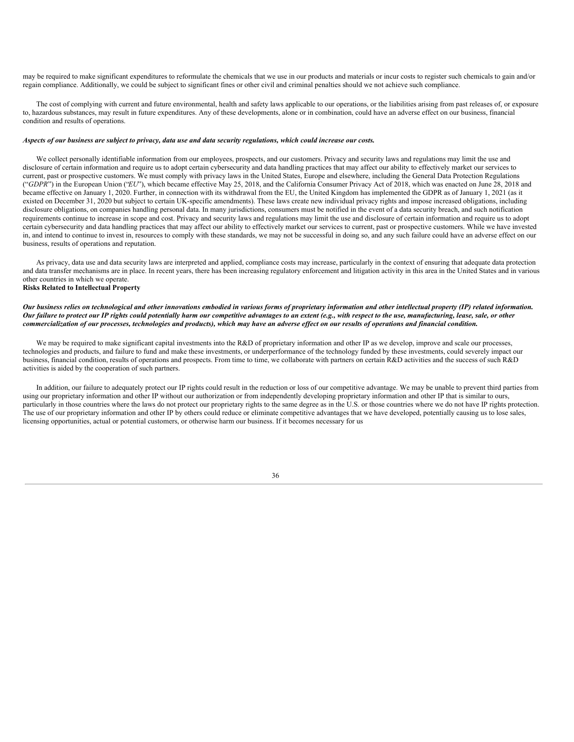may be required to make significant expenditures to reformulate the chemicals that we use in our products and materials or incur costs to register such chemicals to gain and/or regain compliance. Additionally, we could be subject to significant fines or other civil and criminal penalties should we not achieve such compliance.

The cost of complying with current and future environmental, health and safety laws applicable to our operations, or the liabilities arising from past releases of, or exposure to, hazardous substances, may result in future expenditures. Any of these developments, alone or in combination, could have an adverse effect on our business, financial condition and results of operations.

***Aspects of our business are subject to privacy, data use and data security regulations, which could increase our costs.***

We collect personally identifiable information from our employees, prospects, and our customers. Privacy and security laws and regulations may limit the use and disclosure of certain information and require us to adopt certain cybersecurity and data handling practices that may affect our ability to effectively market our services to current, past or prospective customers. We must comply with privacy laws in the United States, Europe and elsewhere, including the General Data Protection Regulations ("*GDPR*") in the European Union ("*EU*"), which became effective May 25, 2018, and the California Consumer Privacy Act of 2018, which was enacted on June 28, 2018 and became effective on January 1, 2020. Further, in connection with its withdrawal from the EU, the United Kingdom has implemented the GDPR as of January 1, 2021 (as it existed on December 31, 2020 but subject to certain UK-specific amendments). These laws create new individual privacy rights and impose increased obligations, including disclosure obligations, on companies handling personal data. In many jurisdictions, consumers must be notified in the event of a data security breach, and such notification requirements continue to increase in scope and cost. Privacy and security laws and regulations may limit the use and disclosure of certain information and require us to adopt certain cybersecurity and data handling practices that may affect our ability to effectively market our services to current, past or prospective customers. While we have invested in, and intend to continue to invest in, resources to comply with these standards, we may not be successful in doing so, and any such failure could have an adverse effect on our business, results of operations and reputation.

As privacy, data use and data security laws are interpreted and applied, compliance costs may increase, particularly in the context of ensuring that adequate data protection and data transfer mechanisms are in place. In recent years, there has been increasing regulatory enforcement and litigation activity in this area in the United States and in various other countries in which we operate.

**Risks Related to Intellectual Property**

***Our business relies on technological and other innovations embodied in various forms of proprietary information and other intellectual property (IP) related information. Our failure to protect our IP rights could potentially harm our competitive advantages to an extent (e.g., with respect to the use, manufacturing, lease, sale, or other commercialization of our processes, technologies and products), which may have an adverse effect on our results of operations and financial condition.***

We may be required to make significant capital investments into the R&D of proprietary information and other IP as we develop, improve and scale our processes, technologies and products, and failure to fund and make these investments, or underperformance of the technology funded by these investments, could severely impact our business, financial condition, results of operations and prospects. From time to time, we collaborate with partners on certain R&D activities and the success of such R&D activities is aided by the cooperation of such partners.

In addition, our failure to adequately protect our IP rights could result in the reduction or loss of our competitive advantage. We may be unable to prevent third parties from using our proprietary information and other IP without our authorization or from independently developing proprietary information and other IP that is similar to ours, particularly in those countries where the laws do not protect our proprietary rights to the same degree as in the U.S. or those countries where we do not have IP rights protection. The use of our proprietary information and other IP by others could reduce or eliminate competitive advantages that we have developed, potentially causing us to lose sales, licensing opportunities, actual or potential customers, or otherwise harm our business. If it becomes necessary for us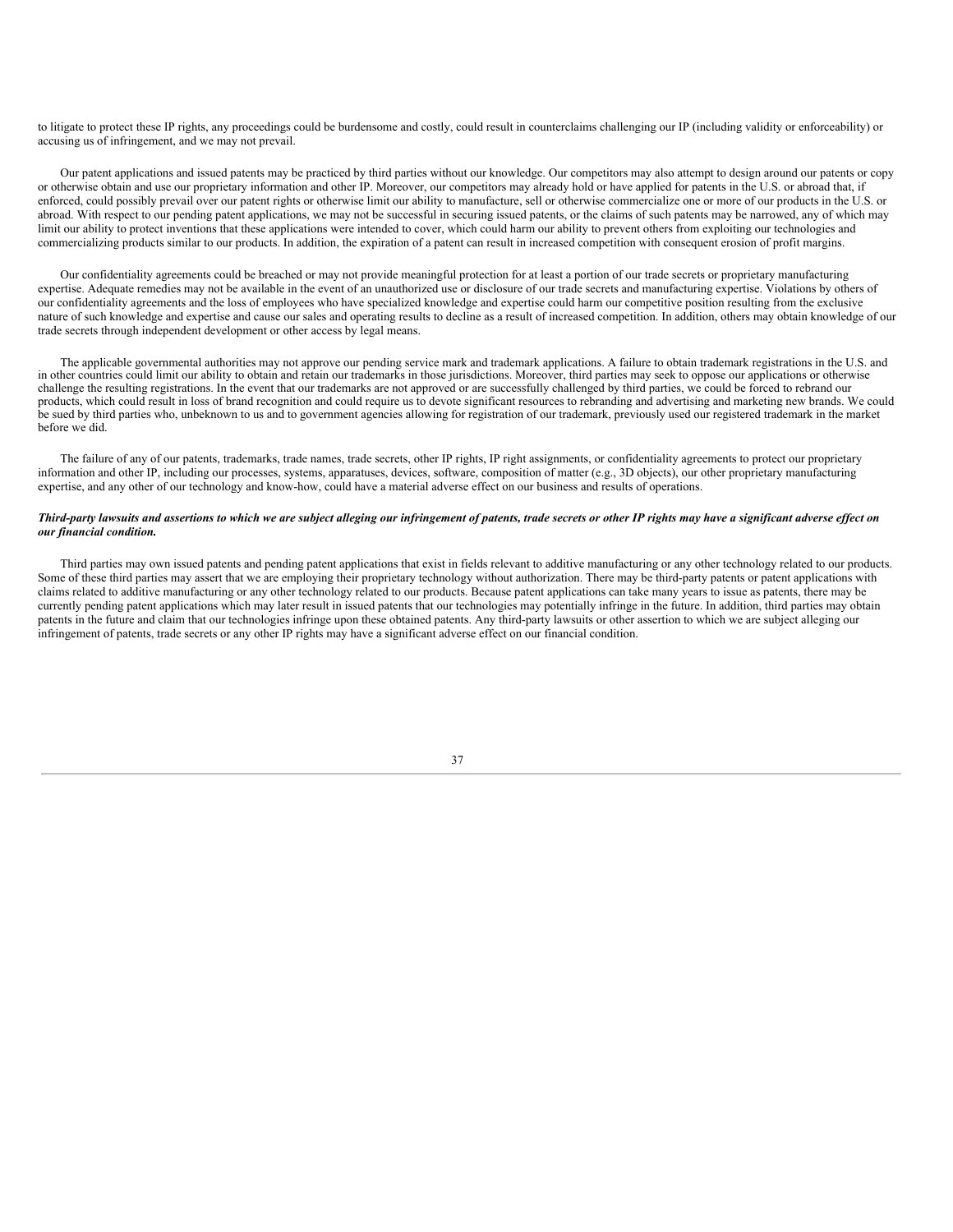to litigate to protect these IP rights, any proceedings could be burdensome and costly, could result in counterclaims challenging our IP (including validity or enforceability) or accusing us of infringement, and we may not prevail.

Our patent applications and issued patents may be practiced by third parties without our knowledge. Our competitors may also attempt to design around our patents or copy or otherwise obtain and use our proprietary information and other IP. Moreover, our competitors may already hold or have applied for patents in the U.S. or abroad that, if enforced, could possibly prevail over our patent rights or otherwise limit our ability to manufacture, sell or otherwise commercialize one or more of our products in the U.S. or abroad. With respect to our pending patent applications, we may not be successful in securing issued patents, or the claims of such patents may be narrowed, any of which may limit our ability to protect inventions that these applications were intended to cover, which could harm our ability to prevent others from exploiting our technologies and commercializing products similar to our products. In addition, the expiration of a patent can result in increased competition with consequent erosion of profit margins.

Our confidentiality agreements could be breached or may not provide meaningful protection for at least a portion of our trade secrets or proprietary manufacturing expertise. Adequate remedies may not be available in the event of an unauthorized use or disclosure of our trade secrets and manufacturing expertise. Violations by others of our confidentiality agreements and the loss of employees who have specialized knowledge and expertise could harm our competitive position resulting from the exclusive nature of such knowledge and expertise and cause our sales and operating results to decline as a result of increased competition. In addition, others may obtain knowledge of our trade secrets through independent development or other access by legal means.

The applicable governmental authorities may not approve our pending service mark and trademark applications. A failure to obtain trademark registrations in the U.S. and in other countries could limit our ability to obtain and retain our trademarks in those jurisdictions. Moreover, third parties may seek to oppose our applications or otherwise challenge the resulting registrations. In the event that our trademarks are not approved or are successfully challenged by third parties, we could be forced to rebrand our products, which could result in loss of brand recognition and could require us to devote significant resources to rebranding and advertising and marketing new brands. We could be sued by third parties who, unbeknown to us and to government agencies allowing for registration of our trademark, previously used our registered trademark in the market before we did.

The failure of any of our patents, trademarks, trade names, trade secrets, other IP rights, IP right assignments, or confidentiality agreements to protect our proprietary information and other IP, including our processes, systems, apparatuses, devices, software, composition of matter (e.g., 3D objects), our other proprietary manufacturing expertise, and any other of our technology and know-how, could have a material adverse effect on our business and results of operations.

***Third-party lawsuits and assertions to which we are subject alleging our infringement of patents, trade secrets or other IP rights may have a significant adverse effect on our financial condition.***

Third parties may own issued patents and pending patent applications that exist in fields relevant to additive manufacturing or any other technology related to our products. Some of these third parties may assert that we are employing their proprietary technology without authorization. There may be third-party patents or patent applications with claims related to additive manufacturing or any other technology related to our products. Because patent applications can take many years to issue as patents, there may be currently pending patent applications which may later result in issued patents that our technologies may potentially infringe in the future. In addition, third parties may obtain patents in the future and claim that our technologies infringe upon these obtained patents. Any third-party lawsuits or other assertion to which we are subject alleging our infringement of patents, trade secrets or any other IP rights may have a significant adverse effect on our financial condition.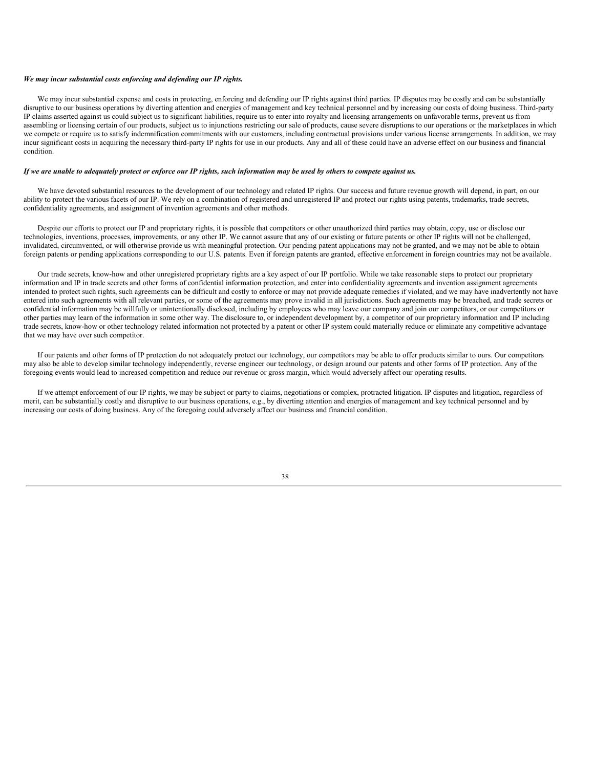***We may incur substantial costs enforcing and defending our IP rights.***

We may incur substantial expense and costs in protecting, enforcing and defending our IP rights against third parties. IP disputes may be costly and can be substantially disruptive to our business operations by diverting attention and energies of management and key technical personnel and by increasing our costs of doing business. Third-party IP claims asserted against us could subject us to significant liabilities, require us to enter into royalty and licensing arrangements on unfavorable terms, prevent us from assembling or licensing certain of our products, subject us to injunctions restricting our sale of products, cause severe disruptions to our operations or the marketplaces in which we compete or require us to satisfy indemnification commitments with our customers, including contractual provisions under various license arrangements. In addition, we may incur significant costs in acquiring the necessary third-party IP rights for use in our products. Any and all of these could have an adverse effect on our business and financial condition.

***If we are unable to adequately protect or enforce our IP rights, such information may be used by others to compete against us.***

We have devoted substantial resources to the development of our technology and related IP rights. Our success and future revenue growth will depend, in part, on our ability to protect the various facets of our IP. We rely on a combination of registered and unregistered IP and protect our rights using patents, trademarks, trade secrets, confidentiality agreements, and assignment of invention agreements and other methods.

Despite our efforts to protect our IP and proprietary rights, it is possible that competitors or other unauthorized third parties may obtain, copy, use or disclose our technologies, inventions, processes, improvements, or any other IP. We cannot assure that any of our existing or future patents or other IP rights will not be challenged, invalidated, circumvented, or will otherwise provide us with meaningful protection. Our pending patent applications may not be granted, and we may not be able to obtain foreign patents or pending applications corresponding to our U.S. patents. Even if foreign patents are granted, effective enforcement in foreign countries may not be available.

Our trade secrets, know-how and other unregistered proprietary rights are a key aspect of our IP portfolio. While we take reasonable steps to protect our proprietary information and IP in trade secrets and other forms of confidential information protection, and enter into confidentiality agreements and invention assignment agreements intended to protect such rights, such agreements can be difficult and costly to enforce or may not provide adequate remedies if violated, and we may have inadvertently not have entered into such agreements with all relevant parties, or some of the agreements may prove invalid in all jurisdictions. Such agreements may be breached, and trade secrets or confidential information may be willfully or unintentionally disclosed, including by employees who may leave our company and join our competitors, or our competitors or other parties may learn of the information in some other way. The disclosure to, or independent development by, a competitor of our proprietary information and IP including trade secrets, know-how or other technology related information not protected by a patent or other IP system could materially reduce or eliminate any competitive advantage that we may have over such competitor.

If our patents and other forms of IP protection do not adequately protect our technology, our competitors may be able to offer products similar to ours. Our competitors may also be able to develop similar technology independently, reverse engineer our technology, or design around our patents and other forms of IP protection. Any of the foregoing events would lead to increased competition and reduce our revenue or gross margin, which would adversely affect our operating results.

If we attempt enforcement of our IP rights, we may be subject or party to claims, negotiations or complex, protracted litigation. IP disputes and litigation, regardless of merit, can be substantially costly and disruptive to our business operations, e.g., by diverting attention and energies of management and key technical personnel and by increasing our costs of doing business. Any of the foregoing could adversely affect our business and financial condition.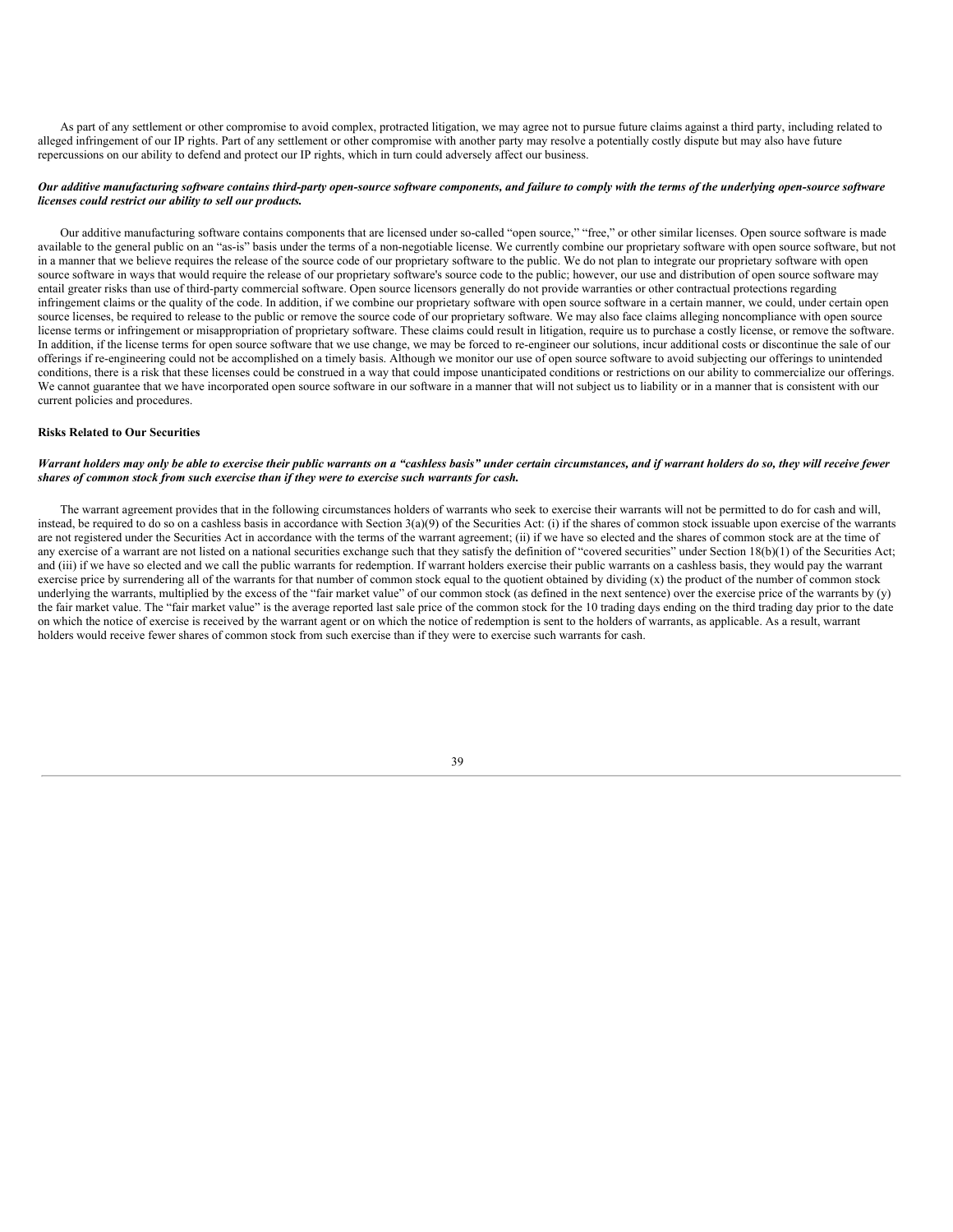As part of any settlement or other compromise to avoid complex, protracted litigation, we may agree not to pursue future claims against a third party, including related to alleged infringement of our IP rights. Part of any settlement or other compromise with another party may resolve a potentially costly dispute but may also have future repercussions on our ability to defend and protect our IP rights, which in turn could adversely affect our business.

***Our additive manufacturing software contains third-party open-source software components, and failure to comply with the terms of the underlying open-source software licenses could restrict our ability to sell our products.***

Our additive manufacturing software contains components that are licensed under so-called "open source," "free," or other similar licenses. Open source software is made available to the general public on an "as-is" basis under the terms of a non-negotiable license. We currently combine our proprietary software with open source software, but not in a manner that we believe requires the release of the source code of our proprietary software to the public. We do not plan to integrate our proprietary software with open source software in ways that would require the release of our proprietary software's source code to the public; however, our use and distribution of open source software may entail greater risks than use of third-party commercial software. Open source licensors generally do not provide warranties or other contractual protections regarding infringement claims or the quality of the code. In addition, if we combine our proprietary software with open source software in a certain manner, we could, under certain open source licenses, be required to release to the public or remove the source code of our proprietary software. We may also face claims alleging noncompliance with open source license terms or infringement or misappropriation of proprietary software. These claims could result in litigation, require us to purchase a costly license, or remove the software. In addition, if the license terms for open source software that we use change, we may be forced to re-engineer our solutions, incur additional costs or discontinue the sale of our offerings if re-engineering could not be accomplished on a timely basis. Although we monitor our use of open source software to avoid subjecting our offerings to unintended conditions, there is a risk that these licenses could be construed in a way that could impose unanticipated conditions or restrictions on our ability to commercialize our offerings. We cannot guarantee that we have incorporated open source software in our software in a manner that will not subject us to liability or in a manner that is consistent with our current policies and procedures.

**Risks Related to Our Securities**

***Warrant holders may only be able to exercise their public warrants on a "cashless basis" under certain circumstances, and if warrant holders do so, they will receive fewer shares of common stock from such exercise than if they were to exercise such warrants for cash.***

The warrant agreement provides that in the following circumstances holders of warrants who seek to exercise their warrants will not be permitted to do for cash and will, instead, be required to do so on a cashless basis in accordance with Section 3(a)(9) of the Securities Act: (i) if the shares of common stock issuable upon exercise of the warrants are not registered under the Securities Act in accordance with the terms of the warrant agreement; (ii) if we have so elected and the shares of common stock are at the time of any exercise of a warrant are not listed on a national securities exchange such that they satisfy the definition of "covered securities" under Section 18(b)(1) of the Securities Act; and (iii) if we have so elected and we call the public warrants for redemption. If warrant holders exercise their public warrants on a cashless basis, they would pay the warrant exercise price by surrendering all of the warrants for that number of common stock equal to the quotient obtained by dividing (x) the product of the number of common stock underlying the warrants, multiplied by the excess of the "fair market value" of our common stock (as defined in the next sentence) over the exercise price of the warrants by (y) the fair market value. The "fair market value" is the average reported last sale price of the common stock for the 10 trading days ending on the third trading day prior to the date on which the notice of exercise is received by the warrant agent or on which the notice of redemption is sent to the holders of warrants, as applicable. As a result, warrant holders would receive fewer shares of common stock from such exercise than if they were to exercise such warrants for cash.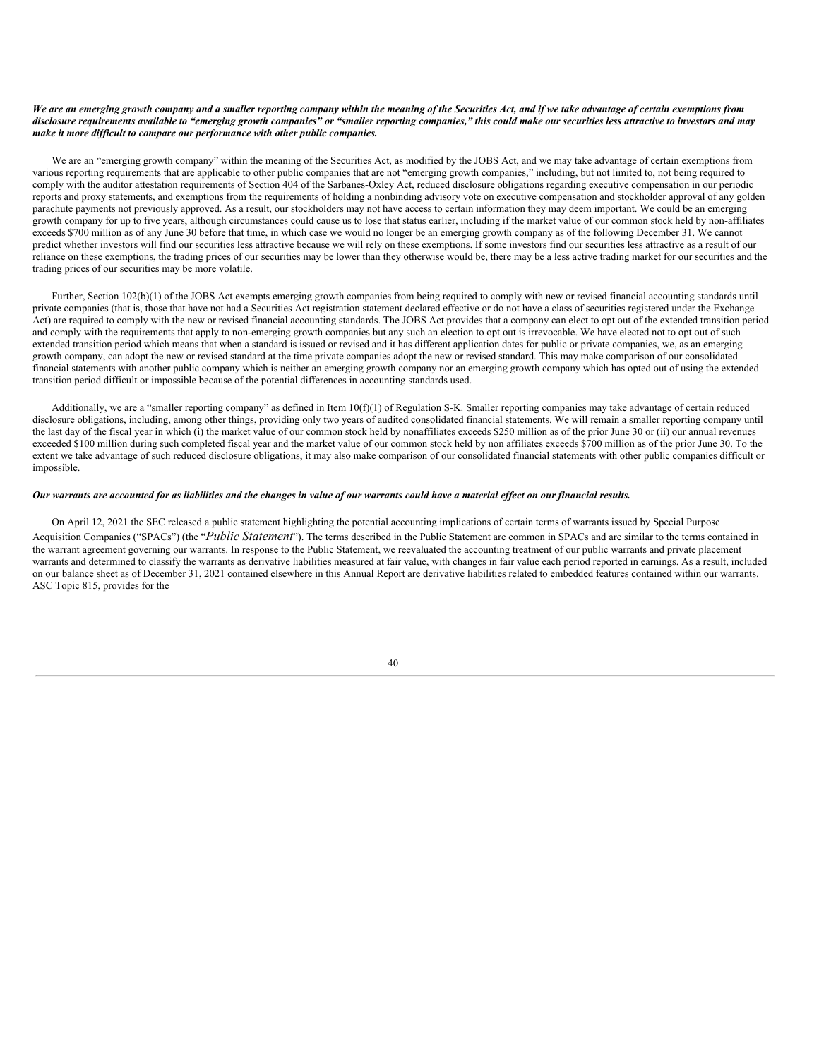***We are an emerging growth company and a smaller reporting company within the meaning of the Securities Act, and if we take advantage of certain exemptions from disclosure requirements available to "emerging growth companies" or "smaller reporting companies," this could make our securities less attractive to investors and may make it more difficult to compare our performance with other public companies.***

We are an "emerging growth company" within the meaning of the Securities Act, as modified by the JOBS Act, and we may take advantage of certain exemptions from various reporting requirements that are applicable to other public companies that are not "emerging growth companies," including, but not limited to, not being required to comply with the auditor attestation requirements of Section 404 of the Sarbanes-Oxley Act, reduced disclosure obligations regarding executive compensation in our periodic reports and proxy statements, and exemptions from the requirements of holding a nonbinding advisory vote on executive compensation and stockholder approval of any golden parachute payments not previously approved. As a result, our stockholders may not have access to certain information they may deem important. We could be an emerging growth company for up to five years, although circumstances could cause us to lose that status earlier, including if the market value of our common stock held by non-affiliates exceeds $700 million as of any June 30 before that time, in which case we would no longer be an emerging growth company as of the following December 31. We cannot predict whether investors will find our securities less attractive because we will rely on these exemptions. If some investors find our securities less attractive as a result of our reliance on these exemptions, the trading prices of our securities may be lower than they otherwise would be, there may be a less active trading market for our securities and the trading prices of our securities may be more volatile.

Further, Section 102(b)(1) of the JOBS Act exempts emerging growth companies from being required to comply with new or revised financial accounting standards until private companies (that is, those that have not had a Securities Act registration statement declared effective or do not have a class of securities registered under the Exchange Act) are required to comply with the new or revised financial accounting standards. The JOBS Act provides that a company can elect to opt out of the extended transition period and comply with the requirements that apply to non-emerging growth companies but any such an election to opt out is irrevocable. We have elected not to opt out of such extended transition period which means that when a standard is issued or revised and it has different application dates for public or private companies, we, as an emerging growth company, can adopt the new or revised standard at the time private companies adopt the new or revised standard. This may make comparison of our consolidated financial statements with another public company which is neither an emerging growth company nor an emerging growth company which has opted out of using the extended transition period difficult or impossible because of the potential differences in accounting standards used.

Additionally, we are a "smaller reporting company" as defined in Item 10(f)(1) of Regulation S-K. Smaller reporting companies may take advantage of certain reduced disclosure obligations, including, among other things, providing only two years of audited consolidated financial statements. We will remain a smaller reporting company until the last day of the fiscal year in which (i) the market value of our common stock held by nonaffiliates exceeds $250 million as of the prior June 30 or (ii) our annual revenues exceeded $100 million during such completed fiscal year and the market value of our common stock held by non affiliates exceeds $700 million as of the prior June 30. To the extent we take advantage of such reduced disclosure obligations, it may also make comparison of our consolidated financial statements with other public companies difficult or impossible.

***Our warrants are accounted for as liabilities and the changes in value of our warrants could have a material effect on our financial results.***

On April 12, 2021 the SEC released a public statement highlighting the potential accounting implications of certain terms of warrants issued by Special Purpose Acquisition Companies ("SPACs") (the "*Public Statement*"). The terms described in the Public Statement are common in SPACs and are similar to the terms contained in the warrant agreement governing our warrants. In response to the Public Statement, we reevaluated the accounting treatment of our public warrants and private placement warrants and determined to classify the warrants as derivative liabilities measured at fair value, with changes in fair value each period reported in earnings. As a result, included on our balance sheet as of December 31, 2021 contained elsewhere in this Annual Report are derivative liabilities related to embedded features contained within our warrants. ASC Topic 815, provides for the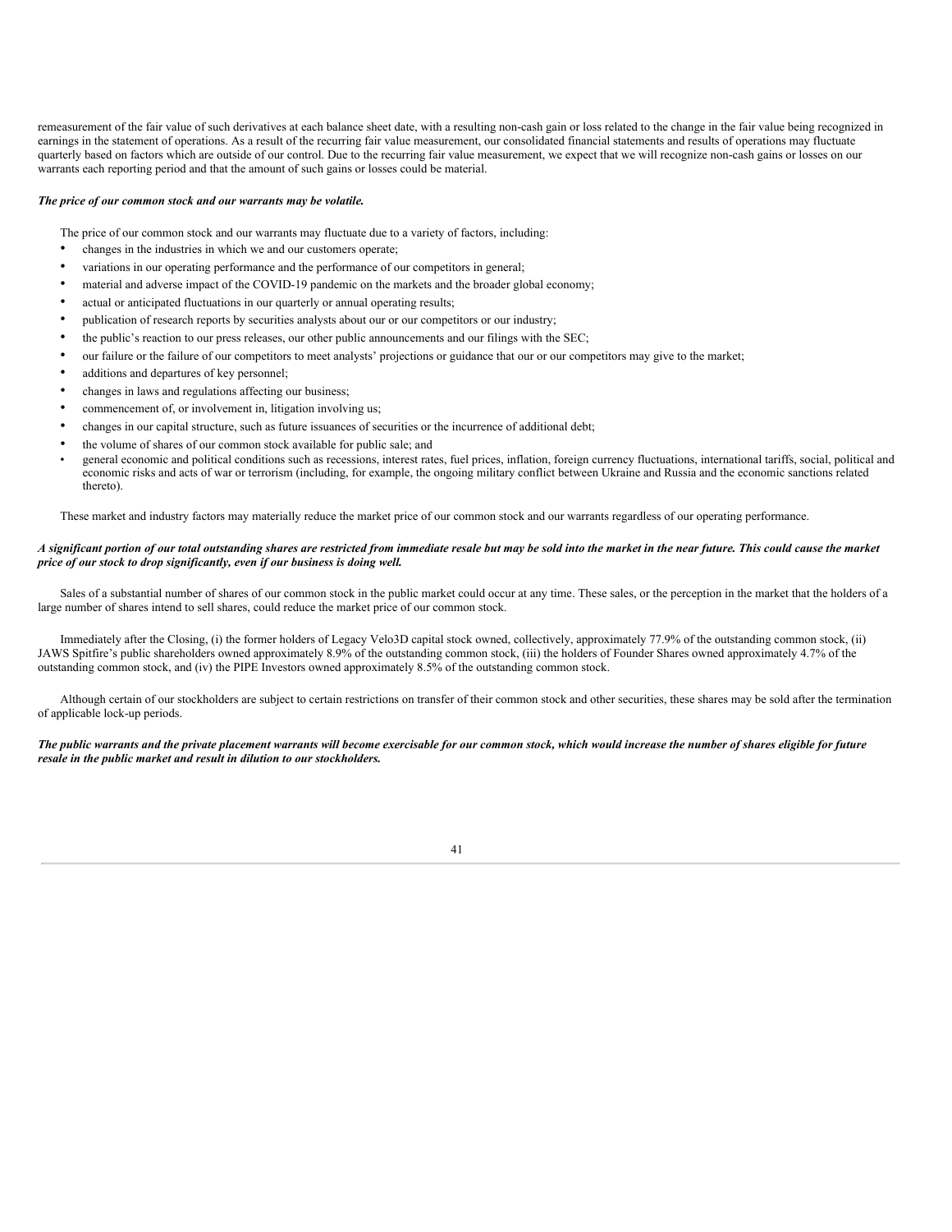remeasurement of the fair value of such derivatives at each balance sheet date, with a resulting non-cash gain or loss related to the change in the fair value being recognized in earnings in the statement of operations. As a result of the recurring fair value measurement, our consolidated financial statements and results of operations may fluctuate quarterly based on factors which are outside of our control. Due to the recurring fair value measurement, we expect that we will recognize non-cash gains or losses on our warrants each reporting period and that the amount of such gains or losses could be material.

***The price of our common stock and our warrants may be volatile.***

The price of our common stock and our warrants may fluctuate due to a variety of factors, including:

- changes in the industries in which we and our customers operate;
- variations in our operating performance and the performance of our competitors in general;
- material and adverse impact of the COVID-19 pandemic on the markets and the broader global economy;
- actual or anticipated fluctuations in our quarterly or annual operating results;
- publication of research reports by securities analysts about our or our competitors or our industry;
- the public's reaction to our press releases, our other public announcements and our filings with the SEC;
- our failure or the failure of our competitors to meet analysts' projections or guidance that our or our competitors may give to the market;
- additions and departures of key personnel;
- changes in laws and regulations affecting our business;
- commencement of, or involvement in, litigation involving us;
- changes in our capital structure, such as future issuances of securities or the incurrence of additional debt;
- the volume of shares of our common stock available for public sale; and
- general economic and political conditions such as recessions, interest rates, fuel prices, inflation, foreign currency fluctuations, international tariffs, social, political and economic risks and acts of war or terrorism (including, for example, the ongoing military conflict between Ukraine and Russia and the economic sanctions related thereto).

These market and industry factors may materially reduce the market price of our common stock and our warrants regardless of our operating performance.

***A significant portion of our total outstanding shares are restricted from immediate resale but may be sold into the market in the near future. This could cause the market price of our stock to drop significantly, even if our business is doing well.***

Sales of a substantial number of shares of our common stock in the public market could occur at any time. These sales, or the perception in the market that the holders of a large number of shares intend to sell shares, could reduce the market price of our common stock.

Immediately after the Closing, (i) the former holders of Legacy Velo3D capital stock owned, collectively, approximately 77.9% of the outstanding common stock, (ii) JAWS Spitfire's public shareholders owned approximately 8.9% of the outstanding common stock, (iii) the holders of Founder Shares owned approximately 4.7% of the outstanding common stock, and (iv) the PIPE Investors owned approximately 8.5% of the outstanding common stock.

Although certain of our stockholders are subject to certain restrictions on transfer of their common stock and other securities, these shares may be sold after the termination of applicable lock-up periods.

***The public warrants and the private placement warrants will become exercisable for our common stock, which would increase the number of shares eligible for future resale in the public market and result in dilution to our stockholders.***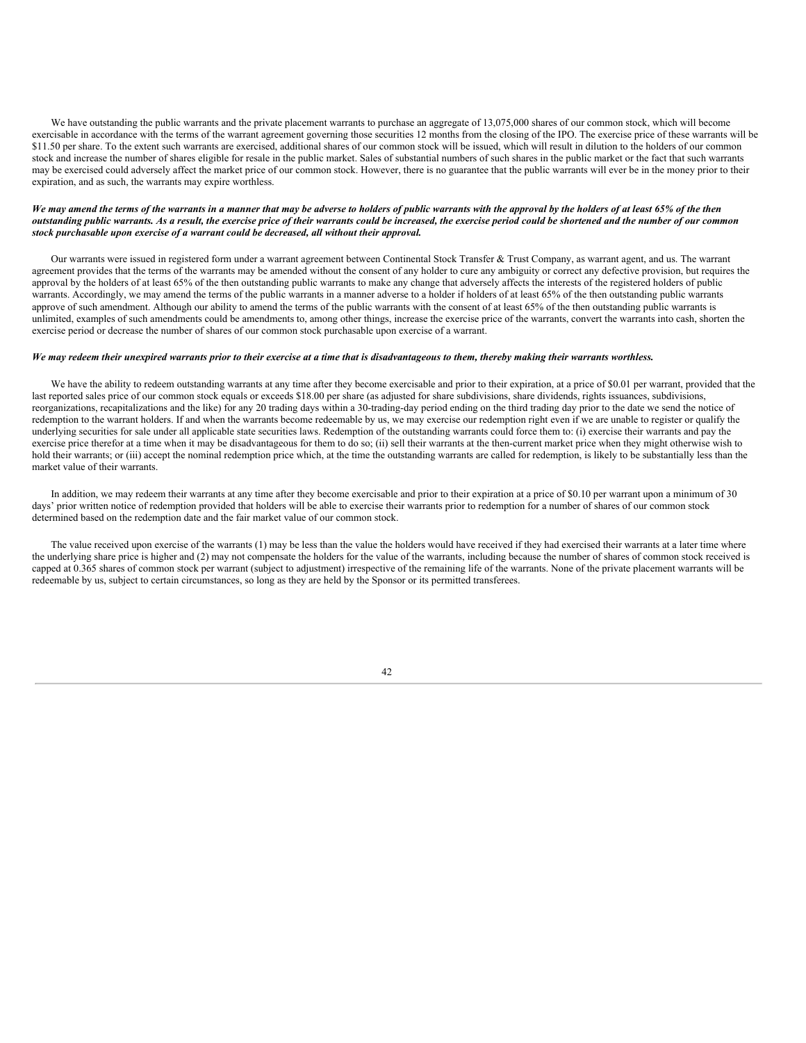We have outstanding the public warrants and the private placement warrants to purchase an aggregate of 13,075,000 shares of our common stock, which will become exercisable in accordance with the terms of the warrant agreement governing those securities 12 months from the closing of the IPO. The exercise price of these warrants will be $11.50 per share. To the extent such warrants are exercised, additional shares of our common stock will be issued, which will result in dilution to the holders of our common stock and increase the number of shares eligible for resale in the public market. Sales of substantial numbers of such shares in the public market or the fact that such warrants may be exercised could adversely affect the market price of our common stock. However, there is no guarantee that the public warrants will ever be in the money prior to their expiration, and as such, the warrants may expire worthless.

***We may amend the terms of the warrants in a manner that may be adverse to holders of public warrants with the approval by the holders of at least 65% of the then outstanding public warrants. As a result, the exercise price of their warrants could be increased, the exercise period could be shortened and the number of our common stock purchasable upon exercise of a warrant could be decreased, all without their approval.***

Our warrants were issued in registered form under a warrant agreement between Continental Stock Transfer & Trust Company, as warrant agent, and us. The warrant agreement provides that the terms of the warrants may be amended without the consent of any holder to cure any ambiguity or correct any defective provision, but requires the approval by the holders of at least 65% of the then outstanding public warrants to make any change that adversely affects the interests of the registered holders of public warrants. Accordingly, we may amend the terms of the public warrants in a manner adverse to a holder if holders of at least 65% of the then outstanding public warrants approve of such amendment. Although our ability to amend the terms of the public warrants with the consent of at least 65% of the then outstanding public warrants is unlimited, examples of such amendments could be amendments to, among other things, increase the exercise price of the warrants, convert the warrants into cash, shorten the exercise period or decrease the number of shares of our common stock purchasable upon exercise of a warrant.

***We may redeem their unexpired warrants prior to their exercise at a time that is disadvantageous to them, thereby making their warrants worthless.***

We have the ability to redeem outstanding warrants at any time after they become exercisable and prior to their expiration, at a price of $0.01 per warrant, provided that the last reported sales price of our common stock equals or exceeds $18.00 per share (as adjusted for share subdivisions, share dividends, rights issuances, subdivisions, reorganizations, recapitalizations and the like) for any 20 trading days within a 30-trading-day period ending on the third trading day prior to the date we send the notice of redemption to the warrant holders. If and when the warrants become redeemable by us, we may exercise our redemption right even if we are unable to register or qualify the underlying securities for sale under all applicable state securities laws. Redemption of the outstanding warrants could force them to: (i) exercise their warrants and pay the exercise price therefor at a time when it may be disadvantageous for them to do so; (ii) sell their warrants at the then-current market price when they might otherwise wish to hold their warrants; or (iii) accept the nominal redemption price which, at the time the outstanding warrants are called for redemption, is likely to be substantially less than the market value of their warrants.

In addition, we may redeem their warrants at any time after they become exercisable and prior to their expiration at a price of $0.10 per warrant upon a minimum of 30 days' prior written notice of redemption provided that holders will be able to exercise their warrants prior to redemption for a number of shares of our common stock determined based on the redemption date and the fair market value of our common stock.

The value received upon exercise of the warrants (1) may be less than the value the holders would have received if they had exercised their warrants at a later time where the underlying share price is higher and (2) may not compensate the holders for the value of the warrants, including because the number of shares of common stock received is capped at 0.365 shares of common stock per warrant (subject to adjustment) irrespective of the remaining life of the warrants. None of the private placement warrants will be redeemable by us, subject to certain circumstances, so long as they are held by the Sponsor or its permitted transferees.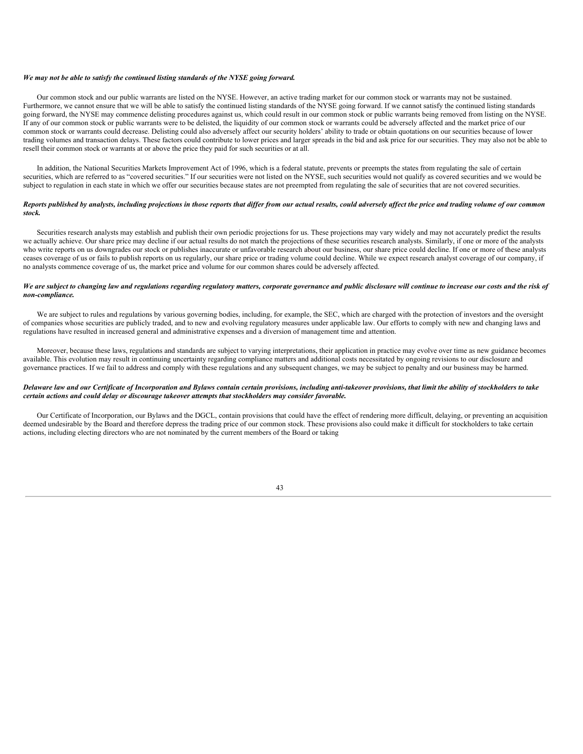***We may not be able to satisfy the continued listing standards of the NYSE going forward.***

Our common stock and our public warrants are listed on the NYSE. However, an active trading market for our common stock or warrants may not be sustained. Furthermore, we cannot ensure that we will be able to satisfy the continued listing standards of the NYSE going forward. If we cannot satisfy the continued listing standards going forward, the NYSE may commence delisting procedures against us, which could result in our common stock or public warrants being removed from listing on the NYSE. If any of our common stock or public warrants were to be delisted, the liquidity of our common stock or warrants could be adversely affected and the market price of our common stock or warrants could decrease. Delisting could also adversely affect our security holders' ability to trade or obtain quotations on our securities because of lower trading volumes and transaction delays. These factors could contribute to lower prices and larger spreads in the bid and ask price for our securities. They may also not be able to resell their common stock or warrants at or above the price they paid for such securities or at all.

In addition, the National Securities Markets Improvement Act of 1996, which is a federal statute, prevents or preempts the states from regulating the sale of certain securities, which are referred to as "covered securities." If our securities were not listed on the NYSE, such securities would not qualify as covered securities and we would be subject to regulation in each state in which we offer our securities because states are not preempted from regulating the sale of securities that are not covered securities.

***Reports published by analysts, including projections in those reports that differ from our actual results, could adversely affect the price and trading volume of our common stock.***

Securities research analysts may establish and publish their own periodic projections for us. These projections may vary widely and may not accurately predict the results we actually achieve. Our share price may decline if our actual results do not match the projections of these securities research analysts. Similarly, if one or more of the analysts who write reports on us downgrades our stock or publishes inaccurate or unfavorable research about our business, our share price could decline. If one or more of these analysts ceases coverage of us or fails to publish reports on us regularly, our share price or trading volume could decline. While we expect research analyst coverage of our company, if no analysts commence coverage of us, the market price and volume for our common shares could be adversely affected.

***We are subject to changing law and regulations regarding regulatory matters, corporate governance and public disclosure will continue to increase our costs and the risk of non-compliance.***

We are subject to rules and regulations by various governing bodies, including, for example, the SEC, which are charged with the protection of investors and the oversight of companies whose securities are publicly traded, and to new and evolving regulatory measures under applicable law. Our efforts to comply with new and changing laws and regulations have resulted in increased general and administrative expenses and a diversion of management time and attention.

Moreover, because these laws, regulations and standards are subject to varying interpretations, their application in practice may evolve over time as new guidance becomes available. This evolution may result in continuing uncertainty regarding compliance matters and additional costs necessitated by ongoing revisions to our disclosure and governance practices. If we fail to address and comply with these regulations and any subsequent changes, we may be subject to penalty and our business may be harmed.

***Delaware law and our Certificate of Incorporation and Bylaws contain certain provisions, including anti-takeover provisions, that limit the ability of stockholders to take certain actions and could delay or discourage takeover attempts that stockholders may consider favorable.***

Our Certificate of Incorporation, our Bylaws and the DGCL, contain provisions that could have the effect of rendering more difficult, delaying, or preventing an acquisition deemed undesirable by the Board and therefore depress the trading price of our common stock. These provisions also could make it difficult for stockholders to take certain actions, including electing directors who are not nominated by the current members of the Board or taking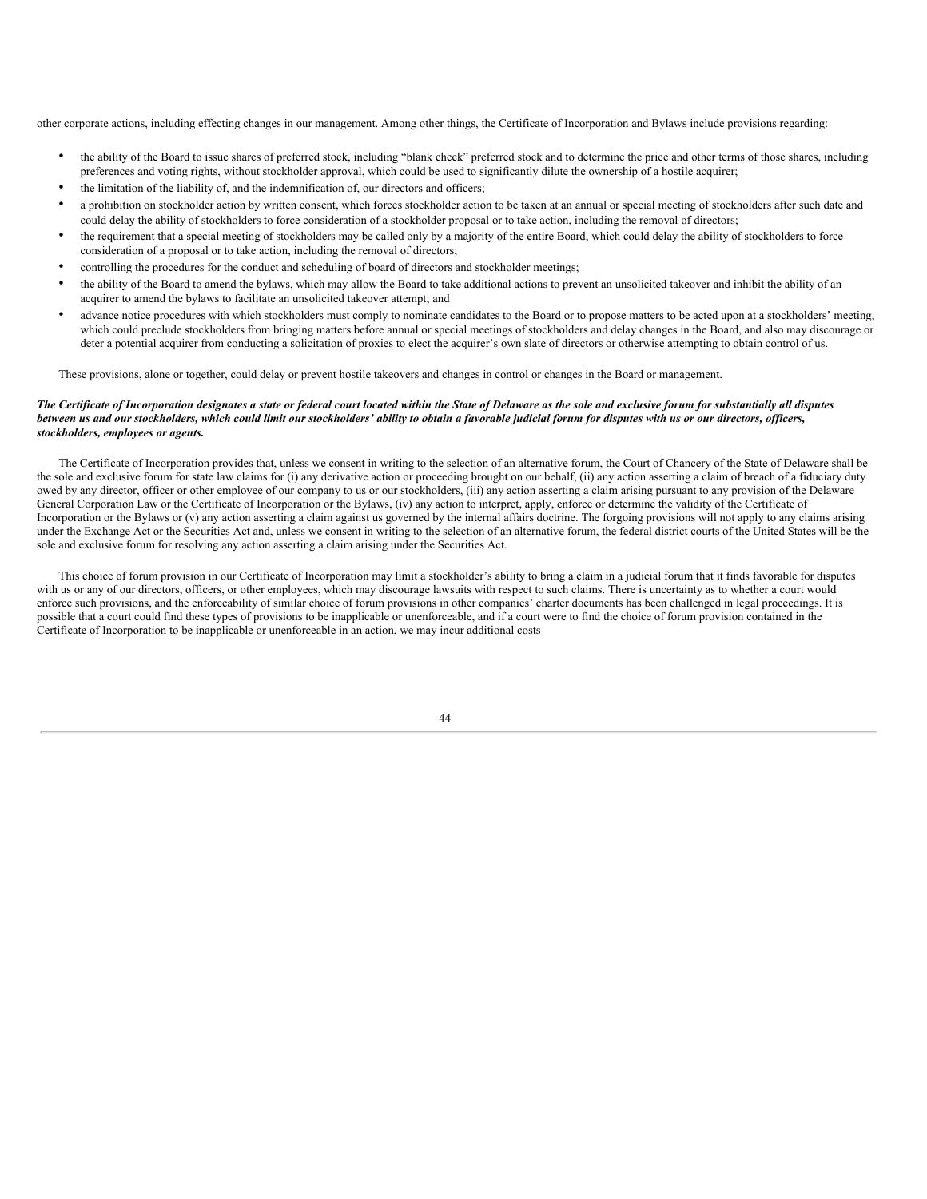other corporate actions, including effecting changes in our management. Among other things, the Certificate of Incorporation and Bylaws include provisions regarding:

- the ability of the Board to issue shares of preferred stock, including "blank check" preferred stock and to determine the price and other terms of those shares, including preferences and voting rights, without stockholder approval, which could be used to significantly dilute the ownership of a hostile acquirer;
- the limitation of the liability of, and the indemnification of, our directors and officers;
- a prohibition on stockholder action by written consent, which forces stockholder action to be taken at an annual or special meeting of stockholders after such date and could delay the ability of stockholders to force consideration of a stockholder proposal or to take action, including the removal of directors;
- the requirement that a special meeting of stockholders may be called only by a majority of the entire Board, which could delay the ability of stockholders to force consideration of a proposal or to take action, including the removal of directors;
- controlling the procedures for the conduct and scheduling of board of directors and stockholder meetings;
- the ability of the Board to amend the bylaws, which may allow the Board to take additional actions to prevent an unsolicited takeover and inhibit the ability of an acquirer to amend the bylaws to facilitate an unsolicited takeover attempt; and
- advance notice procedures with which stockholders must comply to nominate candidates to the Board or to propose matters to be acted upon at a stockholders' meeting, which could preclude stockholders from bringing matters before annual or special meetings of stockholders and delay changes in the Board, and also may discourage or deter a potential acquirer from conducting a solicitation of proxies to elect the acquirer's own slate of directors or otherwise attempting to obtain control of us.

These provisions, alone or together, could delay or prevent hostile takeovers and changes in control or changes in the Board or management.

***The Certificate of Incorporation designates a state or federal court located within the State of Delaware as the sole and exclusive forum for substantially all disputes between us and our stockholders, which could limit our stockholders' ability to obtain a favorable judicial forum for disputes with us or our directors, officers, stockholders, employees or agents.***

The Certificate of Incorporation provides that, unless we consent in writing to the selection of an alternative forum, the Court of Chancery of the State of Delaware shall be the sole and exclusive forum for state law claims for (i) any derivative action or proceeding brought on our behalf, (ii) any action asserting a claim of breach of a fiduciary duty owed by any director, officer or other employee of our company to us or our stockholders, (iii) any action asserting a claim arising pursuant to any provision of the Delaware General Corporation Law or the Certificate of Incorporation or the Bylaws, (iv) any action to interpret, apply, enforce or determine the validity of the Certificate of Incorporation or the Bylaws or (v) any action asserting a claim against us governed by the internal affairs doctrine. The forgoing provisions will not apply to any claims arising under the Exchange Act or the Securities Act and, unless we consent in writing to the selection of an alternative forum, the federal district courts of the United States will be the sole and exclusive forum for resolving any action asserting a claim arising under the Securities Act.

This choice of forum provision in our Certificate of Incorporation may limit a stockholder's ability to bring a claim in a judicial forum that it finds favorable for disputes with us or any of our directors, officers, or other employees, which may discourage lawsuits with respect to such claims. There is uncertainty as to whether a court would enforce such provisions, and the enforceability of similar choice of forum provisions in other companies' charter documents has been challenged in legal proceedings. It is possible that a court could find these types of provisions to be inapplicable or unenforceable, and if a court were to find the choice of forum provision contained in the Certificate of Incorporation to be inapplicable or unenforceable in an action, we may incur additional costs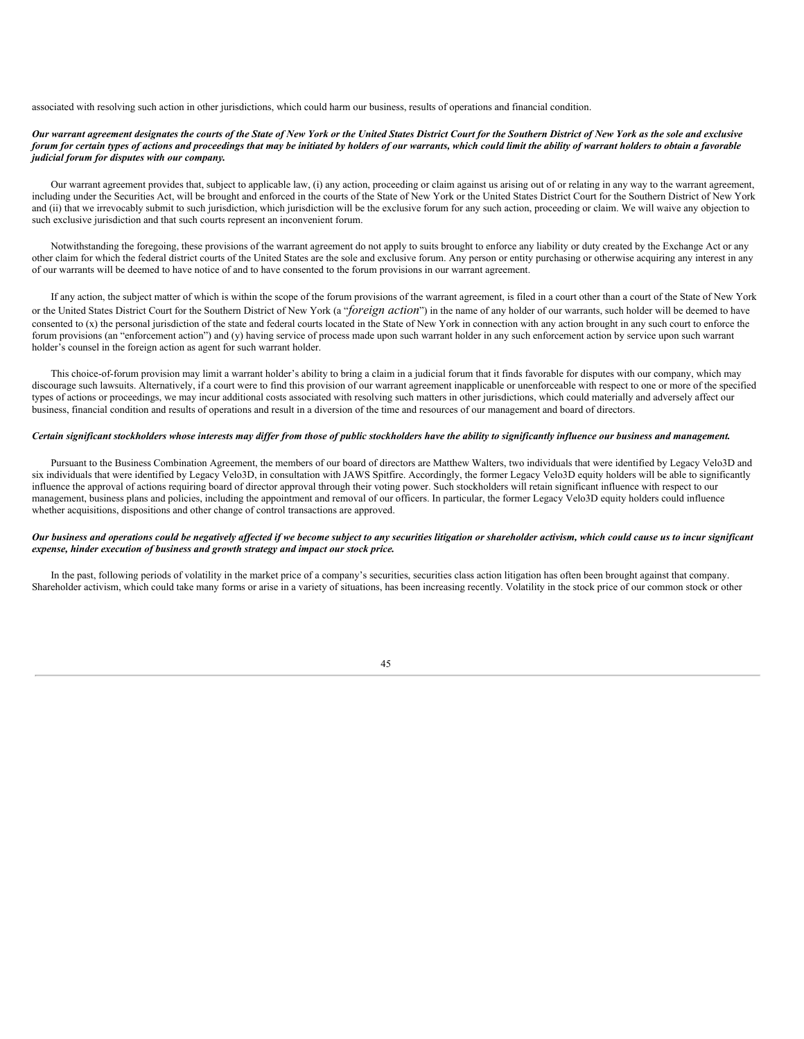associated with resolving such action in other jurisdictions, which could harm our business, results of operations and financial condition.

***Our warrant agreement designates the courts of the State of New York or the United States District Court for the Southern District of New York as the sole and exclusive forum for certain types of actions and proceedings that may be initiated by holders of our warrants, which could limit the ability of warrant holders to obtain a favorable judicial forum for disputes with our company.***

Our warrant agreement provides that, subject to applicable law, (i) any action, proceeding or claim against us arising out of or relating in any way to the warrant agreement, including under the Securities Act, will be brought and enforced in the courts of the State of New York or the United States District Court for the Southern District of New York and (ii) that we irrevocably submit to such jurisdiction, which jurisdiction will be the exclusive forum for any such action, proceeding or claim. We will waive any objection to such exclusive jurisdiction and that such courts represent an inconvenient forum.

Notwithstanding the foregoing, these provisions of the warrant agreement do not apply to suits brought to enforce any liability or duty created by the Exchange Act or any other claim for which the federal district courts of the United States are the sole and exclusive forum. Any person or entity purchasing or otherwise acquiring any interest in any of our warrants will be deemed to have notice of and to have consented to the forum provisions in our warrant agreement.

If any action, the subject matter of which is within the scope of the forum provisions of the warrant agreement, is filed in a court other than a court of the State of New York or the United States District Court for the Southern District of New York (a "*foreign action*") in the name of any holder of our warrants, such holder will be deemed to have consented to (x) the personal jurisdiction of the state and federal courts located in the State of New York in connection with any action brought in any such court to enforce the forum provisions (an "enforcement action") and (y) having service of process made upon such warrant holder in any such enforcement action by service upon such warrant holder's counsel in the foreign action as agent for such warrant holder.

This choice-of-forum provision may limit a warrant holder's ability to bring a claim in a judicial forum that it finds favorable for disputes with our company, which may discourage such lawsuits. Alternatively, if a court were to find this provision of our warrant agreement inapplicable or unenforceable with respect to one or more of the specified types of actions or proceedings, we may incur additional costs associated with resolving such matters in other jurisdictions, which could materially and adversely affect our business, financial condition and results of operations and result in a diversion of the time and resources of our management and board of directors.

***Certain significant stockholders whose interests may differ from those of public stockholders have the ability to significantly influence our business and management.***

Pursuant to the Business Combination Agreement, the members of our board of directors are Matthew Walters, two individuals that were identified by Legacy Velo3D and six individuals that were identified by Legacy Velo3D, in consultation with JAWS Spitfire. Accordingly, the former Legacy Velo3D equity holders will be able to significantly influence the approval of actions requiring board of director approval through their voting power. Such stockholders will retain significant influence with respect to our management, business plans and policies, including the appointment and removal of our officers. In particular, the former Legacy Velo3D equity holders could influence whether acquisitions, dispositions and other change of control transactions are approved.

***Our business and operations could be negatively affected if we become subject to any securities litigation or shareholder activism, which could cause us to incur significant expense, hinder execution of business and growth strategy and impact our stock price.***

In the past, following periods of volatility in the market price of a company's securities, securities class action litigation has often been brought against that company. Shareholder activism, which could take many forms or arise in a variety of situations, has been increasing recently. Volatility in the stock price of our common stock or other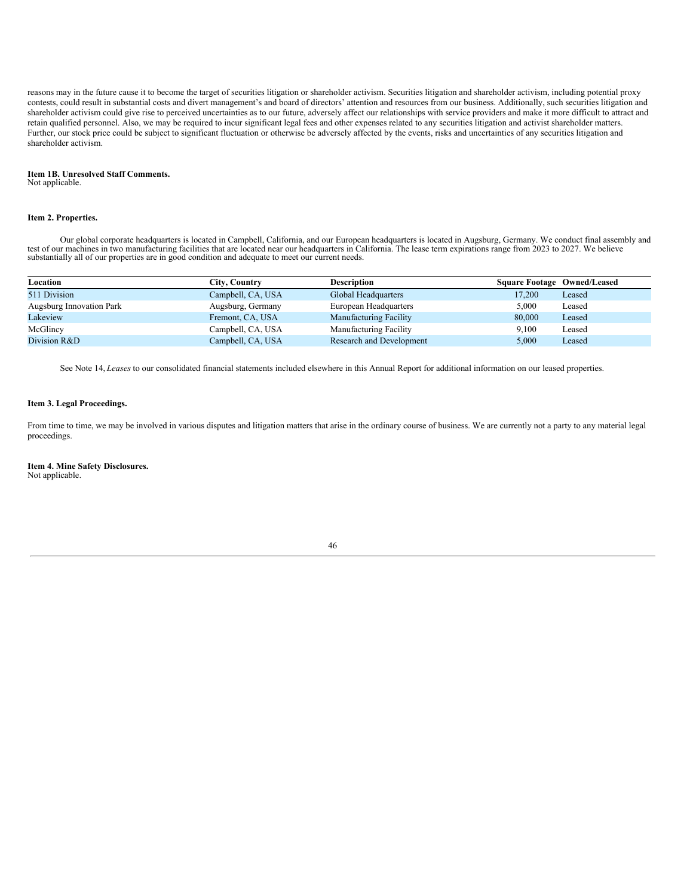reasons may in the future cause it to become the target of securities litigation or shareholder activism. Securities litigation and shareholder activism, including potential proxy contests, could result in substantial costs and divert management's and board of directors' attention and resources from our business. Additionally, such securities litigation and shareholder activism could give rise to perceived uncertainties as to our future, adversely affect our relationships with service providers and make it more difficult to attract and retain qualified personnel. Also, we may be required to incur significant legal fees and other expenses related to any securities litigation and activist shareholder matters. Further, our stock price could be subject to significant fluctuation or otherwise be adversely affected by the events, risks and uncertainties of any securities litigation and shareholder activism.

**Item 1B. Unresolved Staff Comments.**

Not applicable.

**Item 2. Properties.**

Our global corporate headquarters is located in Campbell, California, and our European headquarters is located in Augsburg, Germany. We conduct final assembly and test of our machines in two manufacturing facilities that are located near our headquarters in California. The lease term expirations range from 2023 to 2027. We believe substantially all of our properties are in good condition and adequate to meet our current needs.

| Location | City, Country | Description | Square Footage | Owned/Leased |
|---|---|---|---|---|
| 511 Division | Campbell, CA, USA | Global Headquarters | 17,200 | Leased |
| Augsburg Innovation Park | Augsburg, Germany | European Headquarters | 5,000 | Leased |
| Lakeview | Fremont, CA, USA | Manufacturing Facility | 80,000 | Leased |
| McGlincy | Campbell, CA, USA | Manufacturing Facility | 9,100 | Leased |
| Division R&D | Campbell, CA, USA | Research and Development | 5,000 | Leased |

See Note 14, *Leases* to our consolidated financial statements included elsewhere in this Annual Report for additional information on our leased properties.

**Item 3. Legal Proceedings.**

From time to time, we may be involved in various disputes and litigation matters that arise in the ordinary course of business. We are currently not a party to any material legal proceedings.

**Item 4. Mine Safety Disclosures.**

Not applicable.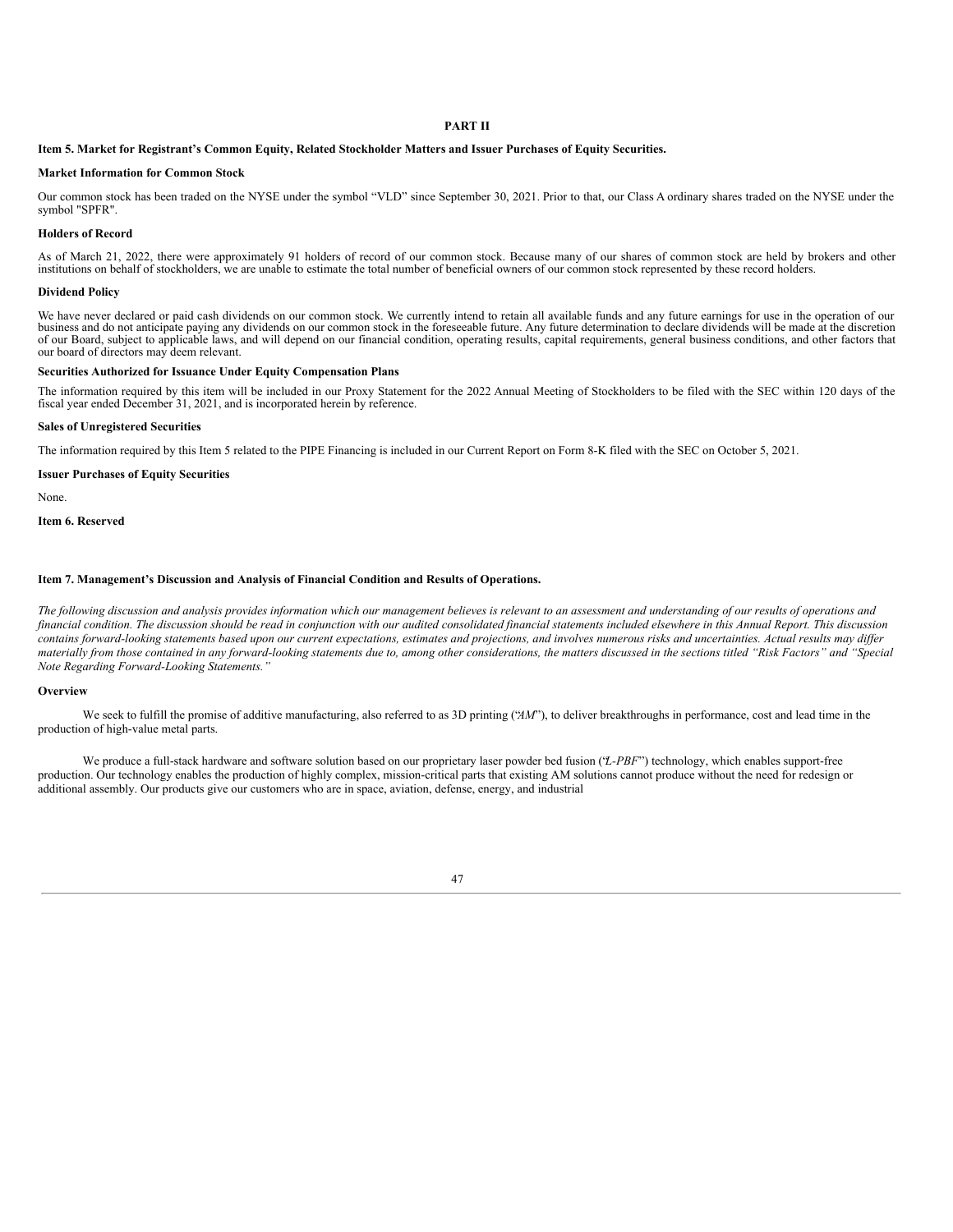# PART II

## Item 5. Market for Registrant's Common Equity, Related Stockholder Matters and Issuer Purchases of Equity Securities.

**Market Information for Common Stock**

Our common stock has been traded on the NYSE under the symbol "VLD" since September 30, 2021. Prior to that, our Class A ordinary shares traded on the NYSE under the symbol "SPFR".

**Holders of Record**

As of March 21, 2022, there were approximately 91 holders of record of our common stock. Because many of our shares of common stock are held by brokers and other institutions on behalf of stockholders, we are unable to estimate the total number of beneficial owners of our common stock represented by these record holders.

**Dividend Policy**

We have never declared or paid cash dividends on our common stock. We currently intend to retain all available funds and any future earnings for use in the operation of our business and do not anticipate paying any dividends on our common stock in the foreseeable future. Any future determination to declare dividends will be made at the discretion of our Board, subject to applicable laws, and will depend on our financial condition, operating results, capital requirements, general business conditions, and other factors that our board of directors may deem relevant.

**Securities Authorized for Issuance Under Equity Compensation Plans**

The information required by this item will be included in our Proxy Statement for the 2022 Annual Meeting of Stockholders to be filed with the SEC within 120 days of the fiscal year ended December 31, 2021, and is incorporated herein by reference.

**Sales of Unregistered Securities**

The information required by this Item 5 related to the PIPE Financing is included in our Current Report on Form 8-K filed with the SEC on October 5, 2021.

**Issuer Purchases of Equity Securities**

None.

## Item 6. Reserved

## Item 7. Management's Discussion and Analysis of Financial Condition and Results of Operations.

*The following discussion and analysis provides information which our management believes is relevant to an assessment and understanding of our results of operations and financial condition. The discussion should be read in conjunction with our audited consolidated financial statements included elsewhere in this Annual Report. This discussion contains forward-looking statements based upon our current expectations, estimates and projections, and involves numerous risks and uncertainties. Actual results may differ materially from those contained in any forward-looking statements due to, among other considerations, the matters discussed in the sections titled "Risk Factors" and "Special Note Regarding Forward-Looking Statements."*

**Overview**

We seek to fulfill the promise of additive manufacturing, also referred to as 3D printing ("*AM*"), to deliver breakthroughs in performance, cost and lead time in the production of high-value metal parts.

We produce a full-stack hardware and software solution based on our proprietary laser powder bed fusion ("*L-PBF*") technology, which enables support-free production. Our technology enables the production of highly complex, mission-critical parts that existing AM solutions cannot produce without the need for redesign or additional assembly. Our products give our customers who are in space, aviation, defense, energy, and industrial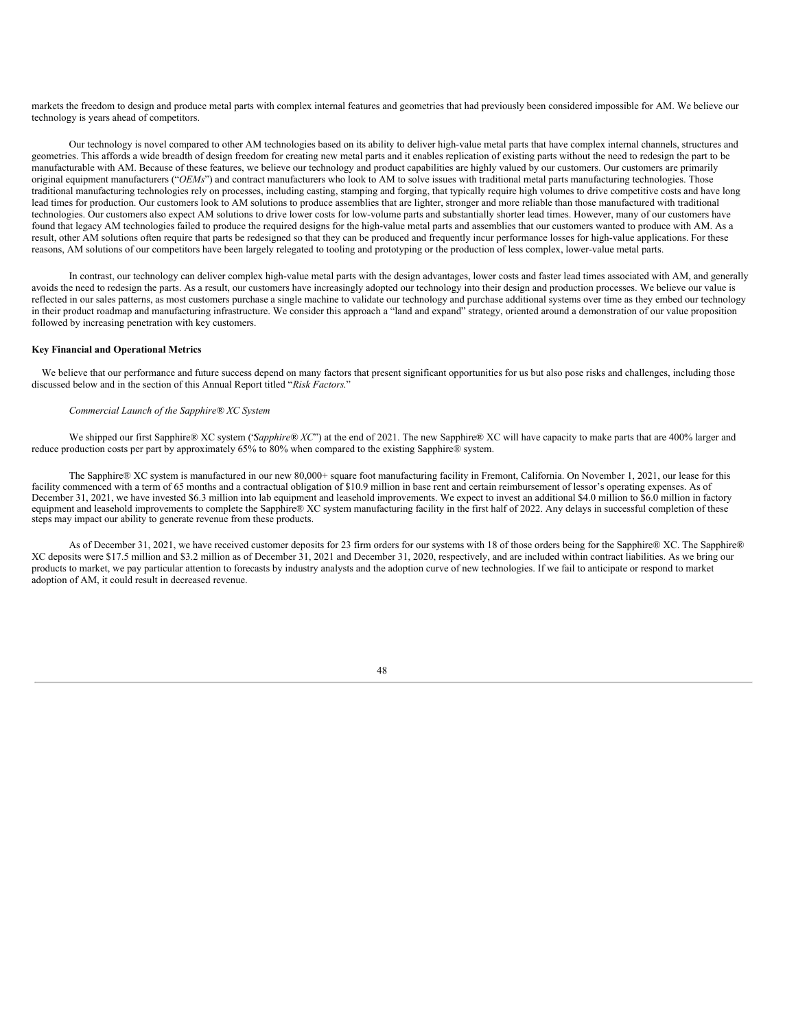markets the freedom to design and produce metal parts with complex internal features and geometries that had previously been considered impossible for AM. We believe our technology is years ahead of competitors.

Our technology is novel compared to other AM technologies based on its ability to deliver high-value metal parts that have complex internal channels, structures and geometries. This affords a wide breadth of design freedom for creating new metal parts and it enables replication of existing parts without the need to redesign the part to be manufacturable with AM. Because of these features, we believe our technology and product capabilities are highly valued by our customers. Our customers are primarily original equipment manufacturers ("*OEMs*") and contract manufacturers who look to AM to solve issues with traditional metal parts manufacturing technologies. Those traditional manufacturing technologies rely on processes, including casting, stamping and forging, that typically require high volumes to drive competitive costs and have long lead times for production. Our customers look to AM solutions to produce assemblies that are lighter, stronger and more reliable than those manufactured with traditional technologies. Our customers also expect AM solutions to drive lower costs for low-volume parts and substantially shorter lead times. However, many of our customers have found that legacy AM technologies failed to produce the required designs for the high-value metal parts and assemblies that our customers wanted to produce with AM. As a result, other AM solutions often require that parts be redesigned so that they can be produced and frequently incur performance losses for high-value applications. For these reasons, AM solutions of our competitors have been largely relegated to tooling and prototyping or the production of less complex, lower-value metal parts.

In contrast, our technology can deliver complex high-value metal parts with the design advantages, lower costs and faster lead times associated with AM, and generally avoids the need to redesign the parts. As a result, our customers have increasingly adopted our technology into their design and production processes. We believe our value is reflected in our sales patterns, as most customers purchase a single machine to validate our technology and purchase additional systems over time as they embed our technology in their product roadmap and manufacturing infrastructure. We consider this approach a "land and expand" strategy, oriented around a demonstration of our value proposition followed by increasing penetration with key customers.

**Key Financial and Operational Metrics**

We believe that our performance and future success depend on many factors that present significant opportunities for us but also pose risks and challenges, including those discussed below and in the section of this Annual Report titled "*Risk Factors*."

*Commercial Launch of the Sapphire® XC System*

We shipped our first Sapphire® XC system ("*Sapphire® XC*") at the end of 2021. The new Sapphire® XC will have capacity to make parts that are 400% larger and reduce production costs per part by approximately 65% to 80% when compared to the existing Sapphire® system.

The Sapphire® XC system is manufactured in our new 80,000+ square foot manufacturing facility in Fremont, California. On November 1, 2021, our lease for this facility commenced with a term of 65 months and a contractual obligation of $10.9 million in base rent and certain reimbursement of lessor's operating expenses. As of December 31, 2021, we have invested $6.3 million into lab equipment and leasehold improvements. We expect to invest an additional $4.0 million to $6.0 million in factory equipment and leasehold improvements to complete the Sapphire® XC system manufacturing facility in the first half of 2022. Any delays in successful completion of these steps may impact our ability to generate revenue from these products.

As of December 31, 2021, we have received customer deposits for 23 firm orders for our systems with 18 of those orders being for the Sapphire® XC. The Sapphire® XC deposits were $17.5 million and $3.2 million as of December 31, 2021 and December 31, 2020, respectively, and are included within contract liabilities. As we bring our products to market, we pay particular attention to forecasts by industry analysts and the adoption curve of new technologies. If we fail to anticipate or respond to market adoption of AM, it could result in decreased revenue.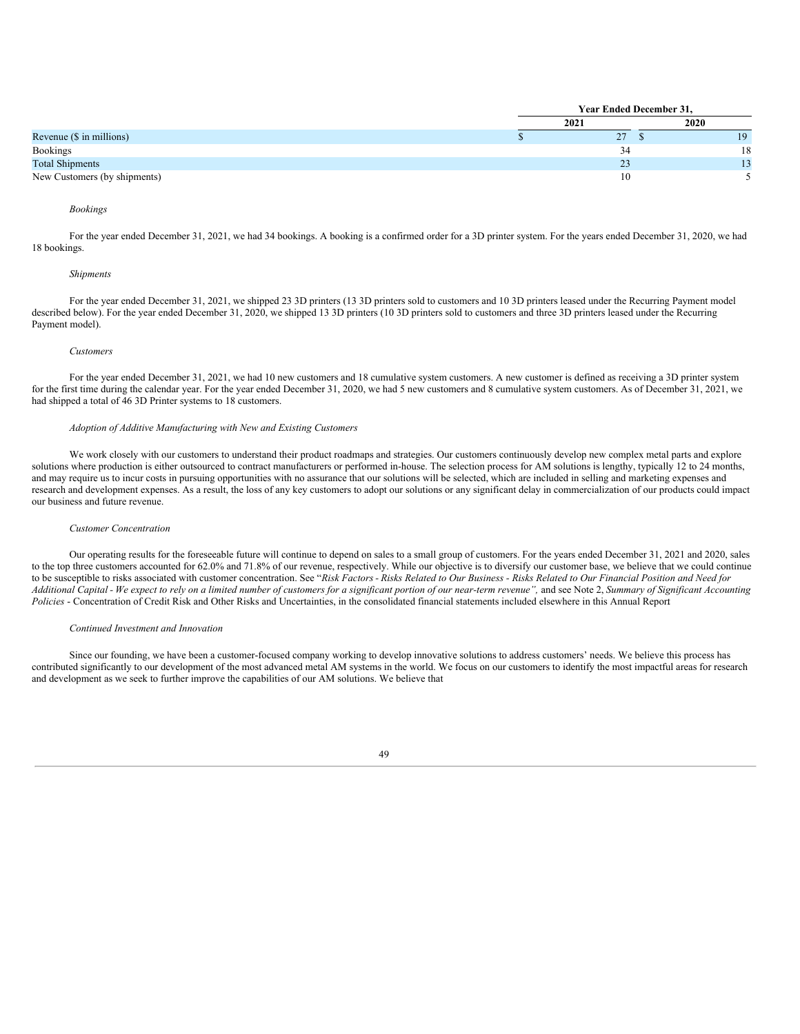| | Year Ended December 31, | |
|---|---|---|
| | 2021 | 2020 |
| Revenue ($ in millions) | $ 27 | $ 19 |
| Bookings | 34 | 18 |
| Total Shipments | 23 | 13 |
| New Customers (by shipments) | 10 | 5 |

*Bookings*

For the year ended December 31, 2021, we had 34 bookings. A booking is a confirmed order for a 3D printer system. For the years ended December 31, 2020, we had 18 bookings.

*Shipments*

For the year ended December 31, 2021, we shipped 23 3D printers (13 3D printers sold to customers and 10 3D printers leased under the Recurring Payment model described below). For the year ended December 31, 2020, we shipped 13 3D printers (10 3D printers sold to customers and three 3D printers leased under the Recurring Payment model).

*Customers*

For the year ended December 31, 2021, we had 10 new customers and 18 cumulative system customers. A new customer is defined as receiving a 3D printer system for the first time during the calendar year. For the year ended December 31, 2020, we had 5 new customers and 8 cumulative system customers. As of December 31, 2021, we had shipped a total of 46 3D Printer systems to 18 customers.

*Adoption of Additive Manufacturing with New and Existing Customers*

We work closely with our customers to understand their product roadmaps and strategies. Our customers continuously develop new complex metal parts and explore solutions where production is either outsourced to contract manufacturers or performed in-house. The selection process for AM solutions is lengthy, typically 12 to 24 months, and may require us to incur costs in pursuing opportunities with no assurance that our solutions will be selected, which are included in selling and marketing expenses and research and development expenses. As a result, the loss of any key customers to adopt our solutions or any significant delay in commercialization of our products could impact our business and future revenue.

*Customer Concentration*

Our operating results for the foreseeable future will continue to depend on sales to a small group of customers. For the years ended December 31, 2021 and 2020, sales to the top three customers accounted for 62.0% and 71.8% of our revenue, respectively. While our objective is to diversify our customer base, we believe that we could continue to be susceptible to risks associated with customer concentration. See "*Risk Factors - Risks Related to Our Business - Risks Related to Our Financial Position and Need for Additional Capital - We expect to rely on a limited number of customers for a significant portion of our near-term revenue",* and see Note 2, *Summary of Significant Accounting Policies* - Concentration of Credit Risk and Other Risks and Uncertainties, in the consolidated financial statements included elsewhere in this Annual Report

*Continued Investment and Innovation*

Since our founding, we have been a customer-focused company working to develop innovative solutions to address customers' needs. We believe this process has contributed significantly to our development of the most advanced metal AM systems in the world. We focus on our customers to identify the most impactful areas for research and development as we seek to further improve the capabilities of our AM solutions. We believe that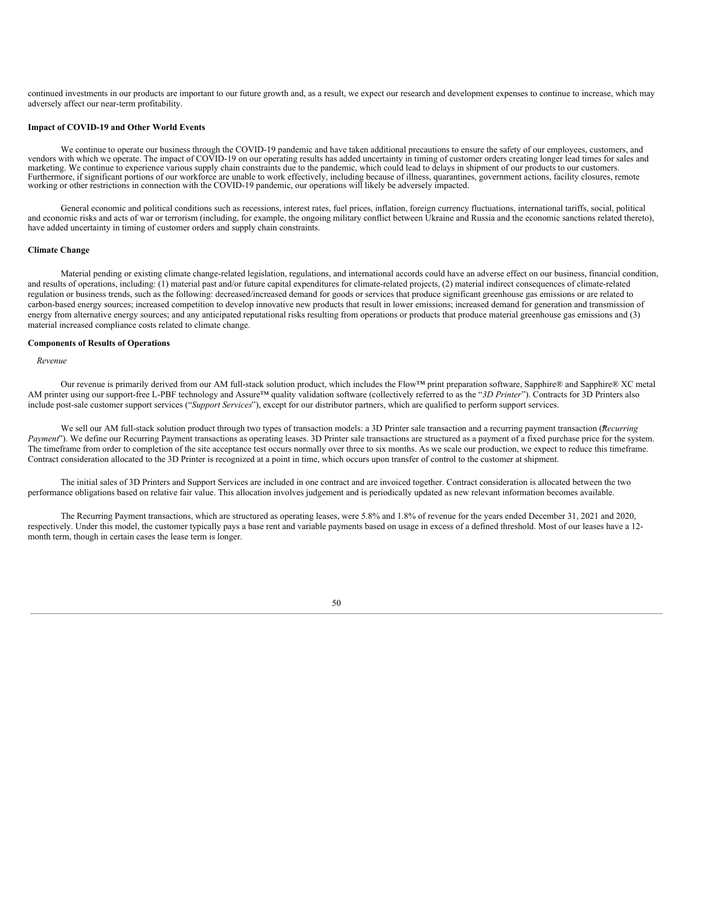continued investments in our products are important to our future growth and, as a result, we expect our research and development expenses to continue to increase, which may adversely affect our near-term profitability.

**Impact of COVID-19 and Other World Events**

We continue to operate our business through the COVID-19 pandemic and have taken additional precautions to ensure the safety of our employees, customers, and vendors with which we operate. The impact of COVID-19 on our operating results has added uncertainty in timing of customer orders creating longer lead times for sales and marketing. We continue to experience various supply chain constraints due to the pandemic, which could lead to delays in shipment of our products to our customers. Furthermore, if significant portions of our workforce are unable to work effectively, including because of illness, quarantines, government actions, facility closures, remote working or other restrictions in connection with the COVID-19 pandemic, our operations will likely be adversely impacted.

General economic and political conditions such as recessions, interest rates, fuel prices, inflation, foreign currency fluctuations, international tariffs, social, political and economic risks and acts of war or terrorism (including, for example, the ongoing military conflict between Ukraine and Russia and the economic sanctions related thereto), have added uncertainty in timing of customer orders and supply chain constraints.

**Climate Change**

Material pending or existing climate change-related legislation, regulations, and international accords could have an adverse effect on our business, financial condition, and results of operations, including: (1) material past and/or future capital expenditures for climate-related projects, (2) material indirect consequences of climate-related regulation or business trends, such as the following: decreased/increased demand for goods or services that produce significant greenhouse gas emissions or are related to carbon-based energy sources; increased competition to develop innovative new products that result in lower emissions; increased demand for generation and transmission of energy from alternative energy sources; and any anticipated reputational risks resulting from operations or products that produce material greenhouse gas emissions and (3) material increased compliance costs related to climate change.

**Components of Results of Operations**

*Revenue*

Our revenue is primarily derived from our AM full-stack solution product, which includes the Flow™ print preparation software, Sapphire® and Sapphire® XC metal AM printer using our support-free L-PBF technology and Assure™ quality validation software (collectively referred to as the "*3D Printer*"). Contracts for 3D Printers also include post-sale customer support services ("*Support Services*"), except for our distributor partners, which are qualified to perform support services.

We sell our AM full-stack solution product through two types of transaction models: a 3D Printer sale transaction and a recurring payment transaction ("*Recurring Payment*"). We define our Recurring Payment transactions as operating leases. 3D Printer sale transactions are structured as a payment of a fixed purchase price for the system. The timeframe from order to completion of the site acceptance test occurs normally over three to six months. As we scale our production, we expect to reduce this timeframe. Contract consideration allocated to the 3D Printer is recognized at a point in time, which occurs upon transfer of control to the customer at shipment.

The initial sales of 3D Printers and Support Services are included in one contract and are invoiced together. Contract consideration is allocated between the two performance obligations based on relative fair value. This allocation involves judgement and is periodically updated as new relevant information becomes available.

The Recurring Payment transactions, which are structured as operating leases, were 5.8% and 1.8% of revenue for the years ended December 31, 2021 and 2020, respectively. Under this model, the customer typically pays a base rent and variable payments based on usage in excess of a defined threshold. Most of our leases have a 12-month term, though in certain cases the lease term is longer.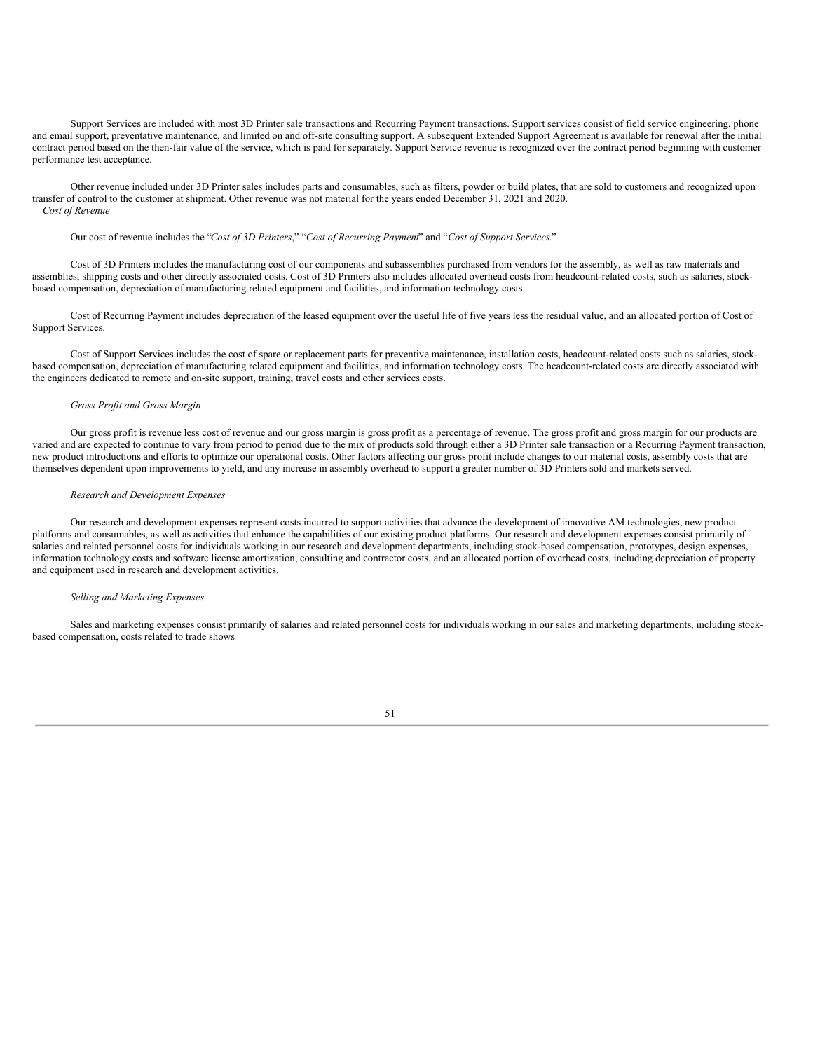Support Services are included with most 3D Printer sale transactions and Recurring Payment transactions. Support services consist of field service engineering, phone and email support, preventative maintenance, and limited on and off-site consulting support. A subsequent Extended Support Agreement is available for renewal after the initial contract period based on the then-fair value of the service, which is paid for separately. Support Service revenue is recognized over the contract period beginning with customer performance test acceptance.

Other revenue included under 3D Printer sales includes parts and consumables, such as filters, powder or build plates, that are sold to customers and recognized upon transfer of control to the customer at shipment. Other revenue was not material for the years ended December 31, 2021 and 2020.

*Cost of Revenue*

Our cost of revenue includes the "*Cost of 3D Printers*," "*Cost of Recurring Payment*" and "*Cost of Support Services*."

Cost of 3D Printers includes the manufacturing cost of our components and subassemblies purchased from vendors for the assembly, as well as raw materials and assemblies, shipping costs and other directly associated costs. Cost of 3D Printers also includes allocated overhead costs from headcount-related costs, such as salaries, stock-based compensation, depreciation of manufacturing related equipment and facilities, and information technology costs.

Cost of Recurring Payment includes depreciation of the leased equipment over the useful life of five years less the residual value, and an allocated portion of Cost of Support Services.

Cost of Support Services includes the cost of spare or replacement parts for preventive maintenance, installation costs, headcount-related costs such as salaries, stock-based compensation, depreciation of manufacturing related equipment and facilities, and information technology costs. The headcount-related costs are directly associated with the engineers dedicated to remote and on-site support, training, travel costs and other services costs.

*Gross Profit and Gross Margin*

Our gross profit is revenue less cost of revenue and our gross margin is gross profit as a percentage of revenue. The gross profit and gross margin for our products are varied and are expected to continue to vary from period to period due to the mix of products sold through either a 3D Printer sale transaction or a Recurring Payment transaction, new product introductions and efforts to optimize our operational costs. Other factors affecting our gross profit include changes to our material costs, assembly costs that are themselves dependent upon improvements to yield, and any increase in assembly overhead to support a greater number of 3D Printers sold and markets served.

*Research and Development Expenses*

Our research and development expenses represent costs incurred to support activities that advance the development of innovative AM technologies, new product platforms and consumables, as well as activities that enhance the capabilities of our existing product platforms. Our research and development expenses consist primarily of salaries and related personnel costs for individuals working in our research and development departments, including stock-based compensation, prototypes, design expenses, information technology costs and software license amortization, consulting and contractor costs, and an allocated portion of overhead costs, including depreciation of property and equipment used in research and development activities.

*Selling and Marketing Expenses*

Sales and marketing expenses consist primarily of salaries and related personnel costs for individuals working in our sales and marketing departments, including stock-based compensation, costs related to trade shows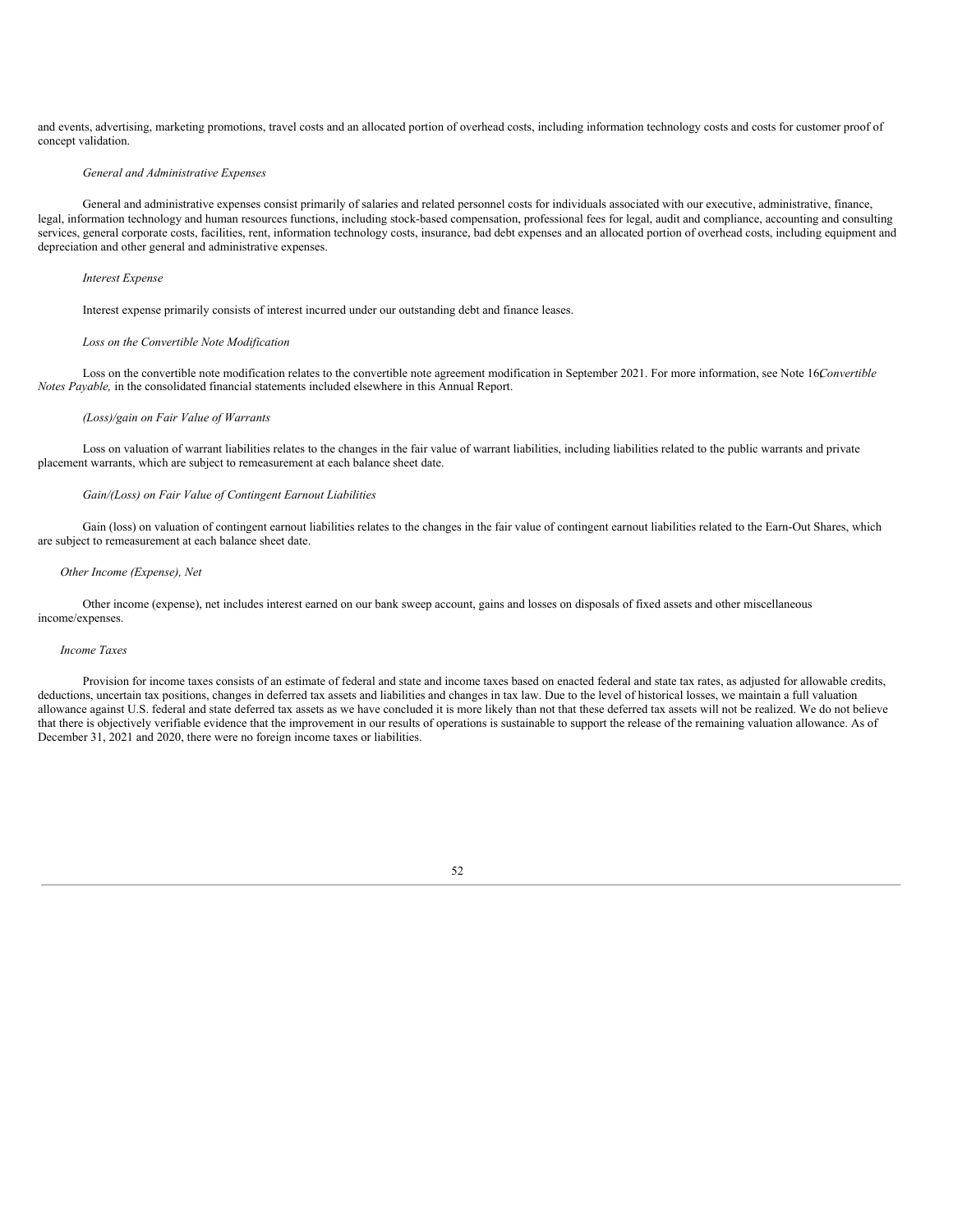and events, advertising, marketing promotions, travel costs and an allocated portion of overhead costs, including information technology costs and costs for customer proof of concept validation.

*General and Administrative Expenses*

General and administrative expenses consist primarily of salaries and related personnel costs for individuals associated with our executive, administrative, finance, legal, information technology and human resources functions, including stock-based compensation, professional fees for legal, audit and compliance, accounting and consulting services, general corporate costs, facilities, rent, information technology costs, insurance, bad debt expenses and an allocated portion of overhead costs, including equipment and depreciation and other general and administrative expenses.

*Interest Expense*

Interest expense primarily consists of interest incurred under our outstanding debt and finance leases.

*Loss on the Convertible Note Modification*

Loss on the convertible note modification relates to the convertible note agreement modification in September 2021. For more information, see Note 16, *Convertible Notes Payable,* in the consolidated financial statements included elsewhere in this Annual Report.

*(Loss)/gain on Fair Value of Warrants*

Loss on valuation of warrant liabilities relates to the changes in the fair value of warrant liabilities, including liabilities related to the public warrants and private placement warrants, which are subject to remeasurement at each balance sheet date.

*Gain/(Loss) on Fair Value of Contingent Earnout Liabilities*

Gain (loss) on valuation of contingent earnout liabilities relates to the changes in the fair value of contingent earnout liabilities related to the Earn-Out Shares, which are subject to remeasurement at each balance sheet date.

*Other Income (Expense), Net*

Other income (expense), net includes interest earned on our bank sweep account, gains and losses on disposals of fixed assets and other miscellaneous income/expenses.

*Income Taxes*

Provision for income taxes consists of an estimate of federal and state and income taxes based on enacted federal and state tax rates, as adjusted for allowable credits, deductions, uncertain tax positions, changes in deferred tax assets and liabilities and changes in tax law. Due to the level of historical losses, we maintain a full valuation allowance against U.S. federal and state deferred tax assets as we have concluded it is more likely than not that these deferred tax assets will not be realized. We do not believe that there is objectively verifiable evidence that the improvement in our results of operations is sustainable to support the release of the remaining valuation allowance. As of December 31, 2021 and 2020, there were no foreign income taxes or liabilities.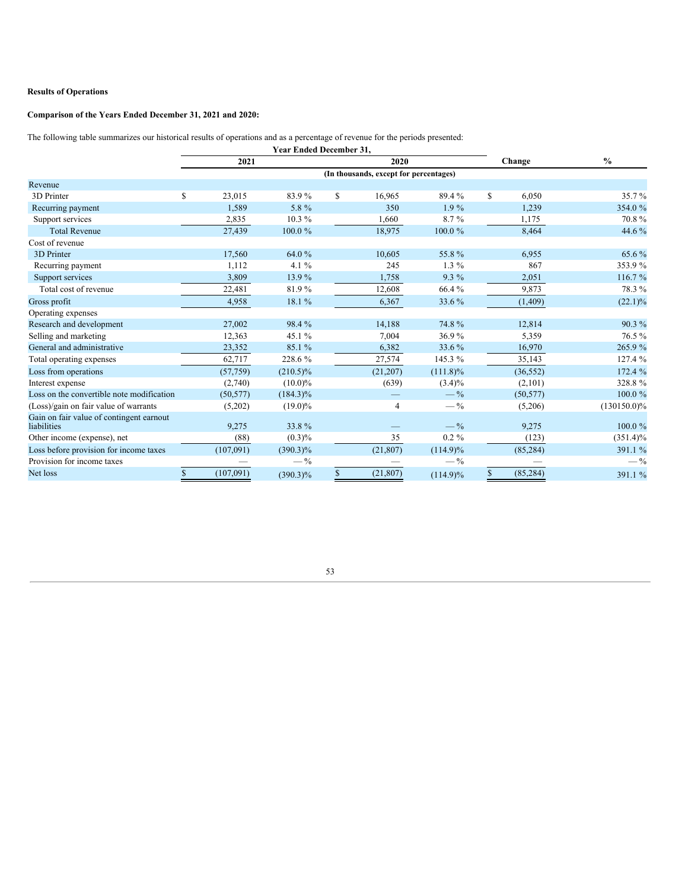**Results of Operations**

**Comparison of the Years Ended December 31, 2021 and 2020:**

The following table summarizes our historical results of operations and as a percentage of revenue for the periods presented:

| | Year Ended December 31, | | | | | |
|---|---|---|---|---|---|---|
| | 2021 | | 2020 | | Change | % |
| | (In thousands, except for percentages) | | | | | |
| Revenue | | | | | | |
| 3D Printer | $ 23,015 | 83.9 % | $ 16,965 | 89.4 % | $ 6,050 | 35.7 % |
| Recurring payment | 1,589 | 5.8 % | 350 | 1.9 % | 1,239 | 354.0 % |
| Support services | 2,835 | 10.3 % | 1,660 | 8.7 % | 1,175 | 70.8 % |
| Total Revenue | 27,439 | 100.0 % | 18,975 | 100.0 % | 8,464 | 44.6 % |
| Cost of revenue | | | | | | |
| 3D Printer | 17,560 | 64.0 % | 10,605 | 55.8 % | 6,955 | 65.6 % |
| Recurring payment | 1,112 | 4.1 % | 245 | 1.3 % | 867 | 353.9 % |
| Support services | 3,809 | 13.9 % | 1,758 | 9.3 % | 2,051 | 116.7 % |
| Total cost of revenue | 22,481 | 81.9 % | 12,608 | 66.4 % | 9,873 | 78.3 % |
| Gross profit | 4,958 | 18.1 % | 6,367 | 33.6 % | (1,409) | (22.1)% |
| Operating expenses | | | | | | |
| Research and development | 27,002 | 98.4 % | 14,188 | 74.8 % | 12,814 | 90.3 % |
| Selling and marketing | 12,363 | 45.1 % | 7,004 | 36.9 % | 5,359 | 76.5 % |
| General and administrative | 23,352 | 85.1 % | 6,382 | 33.6 % | 16,970 | 265.9 % |
| Total operating expenses | 62,717 | 228.6 % | 27,574 | 145.3 % | 35,143 | 127.4 % |
| Loss from operations | (57,759) | (210.5)% | (21,207) | (111.8)% | (36,552) | 172.4 % |
| Interest expense | (2,740) | (10.0)% | (639) | (3.4)% | (2,101) | 328.8 % |
| Loss on the convertible note modification | (50,577) | (184.3)% | — | — % | (50,577) | 100.0 % |
| (Loss)/gain on fair value of warrants | (5,202) | (19.0)% | 4 | — % | (5,206) | (130150.0)% |
| Gain on fair value of contingent earnout liabilities | 9,275 | 33.8 % | — | — % | 9,275 | 100.0 % |
| Other income (expense), net | (88) | (0.3)% | 35 | 0.2 % | (123) | (351.4)% |
| Loss before provision for income taxes | (107,091) | (390.3)% | (21,807) | (114.9)% | (85,284) | 391.1 % |
| Provision for income taxes | — | — % | — | — % | — | — % |
| Net loss | $ (107,091) | (390.3)% | $ (21,807) | (114.9)% | $ (85,284) | 391.1 % |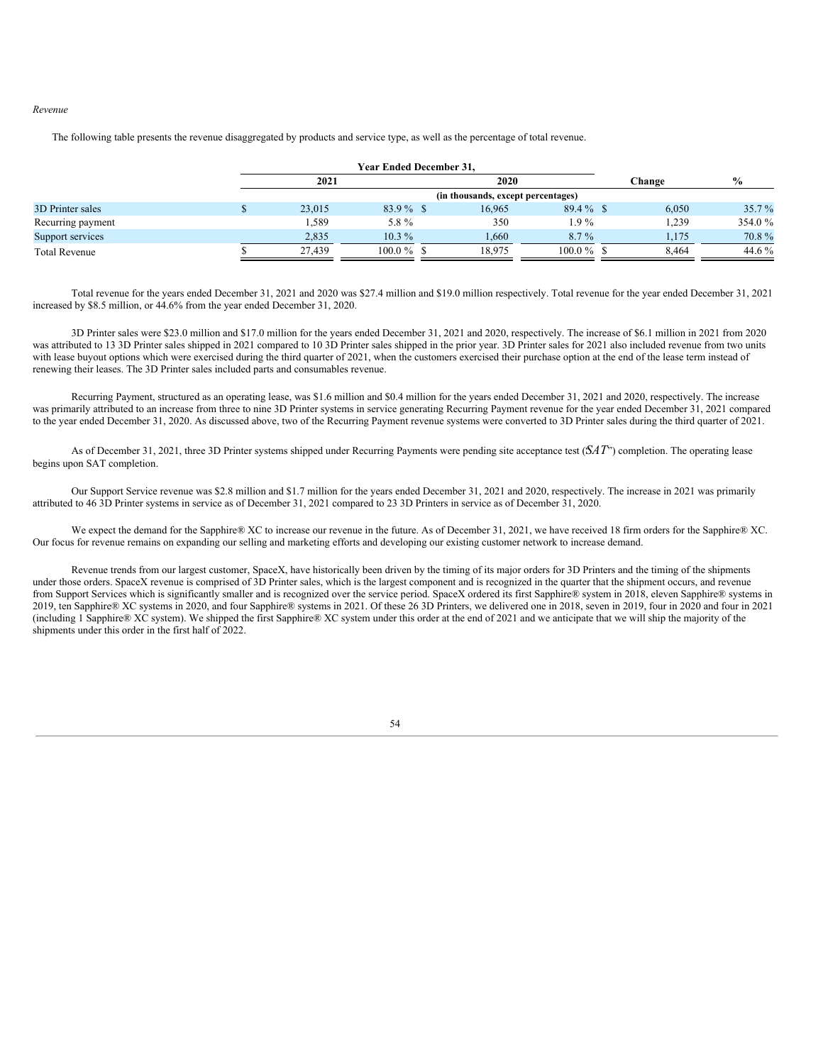*Revenue*

The following table presents the revenue disaggregated by products and service type, as well as the percentage of total revenue.

| | Year Ended December 31, | | | | | |
|---|---|---|---|---|---|---|
| | 2021 | | 2020 | | Change | % |
| | (in thousands, except percentages) | | | | | |
| 3D Printer sales | $ 23,015 | 83.9 % | $ 16,965 | 89.4 % | $ 6,050 | 35.7 % |
| Recurring payment | 1,589 | 5.8 % | 350 | 1.9 % | 1,239 | 354.0 % |
| Support services | 2,835 | 10.3 % | 1,660 | 8.7 % | 1,175 | 70.8 % |
| Total Revenue | $ 27,439 | 100.0 % | $ 18,975 | 100.0 % | $ 8,464 | 44.6 % |

Total revenue for the years ended December 31, 2021 and 2020 was $27.4 million and $19.0 million respectively. Total revenue for the year ended December 31, 2021 increased by $8.5 million, or 44.6% from the year ended December 31, 2020.

3D Printer sales were $23.0 million and $17.0 million for the years ended December 31, 2021 and 2020, respectively. The increase of $6.1 million in 2021 from 2020 was attributed to 13 3D Printer sales shipped in 2021 compared to 10 3D Printer sales shipped in the prior year. 3D Printer sales for 2021 also included revenue from two units with lease buyout options which were exercised during the third quarter of 2021, when the customers exercised their purchase option at the end of the lease term instead of renewing their leases. The 3D Printer sales included parts and consumables revenue.

Recurring Payment, structured as an operating lease, was $1.6 million and $0.4 million for the years ended December 31, 2021 and 2020, respectively. The increase was primarily attributed to an increase from three to nine 3D Printer systems in service generating Recurring Payment revenue for the year ended December 31, 2021 compared to the year ended December 31, 2020. As discussed above, two of the Recurring Payment revenue systems were converted to 3D Printer sales during the third quarter of 2021.

As of December 31, 2021, three 3D Printer systems shipped under Recurring Payments were pending site acceptance test ("*SAT*") completion. The operating lease begins upon SAT completion.

Our Support Service revenue was $2.8 million and $1.7 million for the years ended December 31, 2021 and 2020, respectively. The increase in 2021 was primarily attributed to 46 3D Printer systems in service as of December 31, 2021 compared to 23 3D Printers in service as of December 31, 2020.

We expect the demand for the Sapphire® XC to increase our revenue in the future. As of December 31, 2021, we have received 18 firm orders for the Sapphire® XC. Our focus for revenue remains on expanding our selling and marketing efforts and developing our existing customer network to increase demand.

Revenue trends from our largest customer, SpaceX, have historically been driven by the timing of its major orders for 3D Printers and the timing of the shipments under those orders. SpaceX revenue is comprised of 3D Printer sales, which is the largest component and is recognized in the quarter that the shipment occurs, and revenue from Support Services which is significantly smaller and is recognized over the service period. SpaceX ordered its first Sapphire® system in 2018, eleven Sapphire® systems in 2019, ten Sapphire® XC systems in 2020, and four Sapphire® systems in 2021. Of these 26 3D Printers, we delivered one in 2018, seven in 2019, four in 2020 and four in 2021 (including 1 Sapphire® XC system). We shipped the first Sapphire® XC system under this order at the end of 2021 and we anticipate that we will ship the majority of the shipments under this order in the first half of 2022.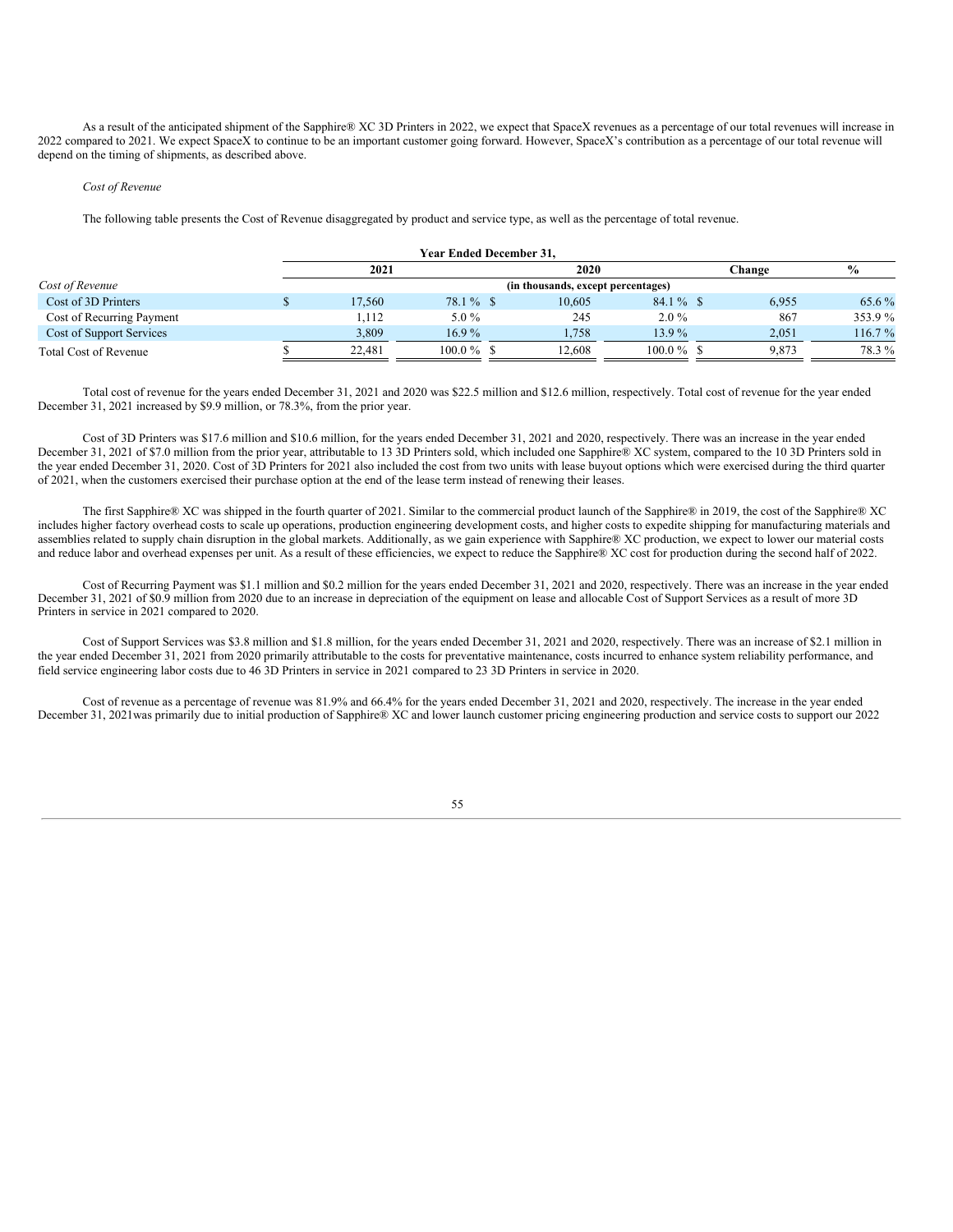As a result of the anticipated shipment of the Sapphire® XC 3D Printers in 2022, we expect that SpaceX revenues as a percentage of our total revenues will increase in 2022 compared to 2021. We expect SpaceX to continue to be an important customer going forward. However, SpaceX's contribution as a percentage of our total revenue will depend on the timing of shipments, as described above.

*Cost of Revenue*

The following table presents the Cost of Revenue disaggregated by product and service type, as well as the percentage of total revenue.

| | Year Ended December 31, | | | | | |
|---|---|---|---|---|---|---|
| | 2021 | | 2020 | | Change | % |
| *Cost of Revenue* | (in thousands, except percentages) | | | | | |
| Cost of 3D Printers | $ 17,560 | 78.1 % | $ 10,605 | 84.1 % | $ 6,955 | 65.6 % |
| Cost of Recurring Payment | 1,112 | 5.0 % | 245 | 2.0 % | 867 | 353.9 % |
| Cost of Support Services | 3,809 | 16.9 % | 1,758 | 13.9 % | 2,051 | 116.7 % |
| Total Cost of Revenue | $ 22,481 | 100.0 % | $ 12,608 | 100.0 % | $ 9,873 | 78.3 % |

Total cost of revenue for the years ended December 31, 2021 and 2020 was $22.5 million and $12.6 million, respectively. Total cost of revenue for the year ended December 31, 2021 increased by $9.9 million, or 78.3%, from the prior year.

Cost of 3D Printers was $17.6 million and $10.6 million, for the years ended December 31, 2021 and 2020, respectively. There was an increase in the year ended December 31, 2021 of $7.0 million from the prior year, attributable to 13 3D Printers sold, which included one Sapphire® XC system, compared to the 10 3D Printers sold in the year ended December 31, 2020. Cost of 3D Printers for 2021 also included the cost from two units with lease buyout options which were exercised during the third quarter of 2021, when the customers exercised their purchase option at the end of the lease term instead of renewing their leases.

The first Sapphire® XC was shipped in the fourth quarter of 2021. Similar to the commercial product launch of the Sapphire® in 2019, the cost of the Sapphire® XC includes higher factory overhead costs to scale up operations, production engineering development costs, and higher costs to expedite shipping for manufacturing materials and assemblies related to supply chain disruption in the global markets. Additionally, as we gain experience with Sapphire® XC production, we expect to lower our material costs and reduce labor and overhead expenses per unit. As a result of these efficiencies, we expect to reduce the Sapphire® XC cost for production during the second half of 2022.

Cost of Recurring Payment was $1.1 million and $0.2 million for the years ended December 31, 2021 and 2020, respectively. There was an increase in the year ended December 31, 2021 of $0.9 million from 2020 due to an increase in depreciation of the equipment on lease and allocable Cost of Support Services as a result of more 3D Printers in service in 2021 compared to 2020.

Cost of Support Services was $3.8 million and $1.8 million, for the years ended December 31, 2021 and 2020, respectively. There was an increase of $2.1 million in the year ended December 31, 2021 from 2020 primarily attributable to the costs for preventative maintenance, costs incurred to enhance system reliability performance, and field service engineering labor costs due to 46 3D Printers in service in 2021 compared to 23 3D Printers in service in 2020.

Cost of revenue as a percentage of revenue was 81.9% and 66.4% for the years ended December 31, 2021 and 2020, respectively. The increase in the year ended December 31, 2021was primarily due to initial production of Sapphire® XC and lower launch customer pricing engineering production and service costs to support our 2022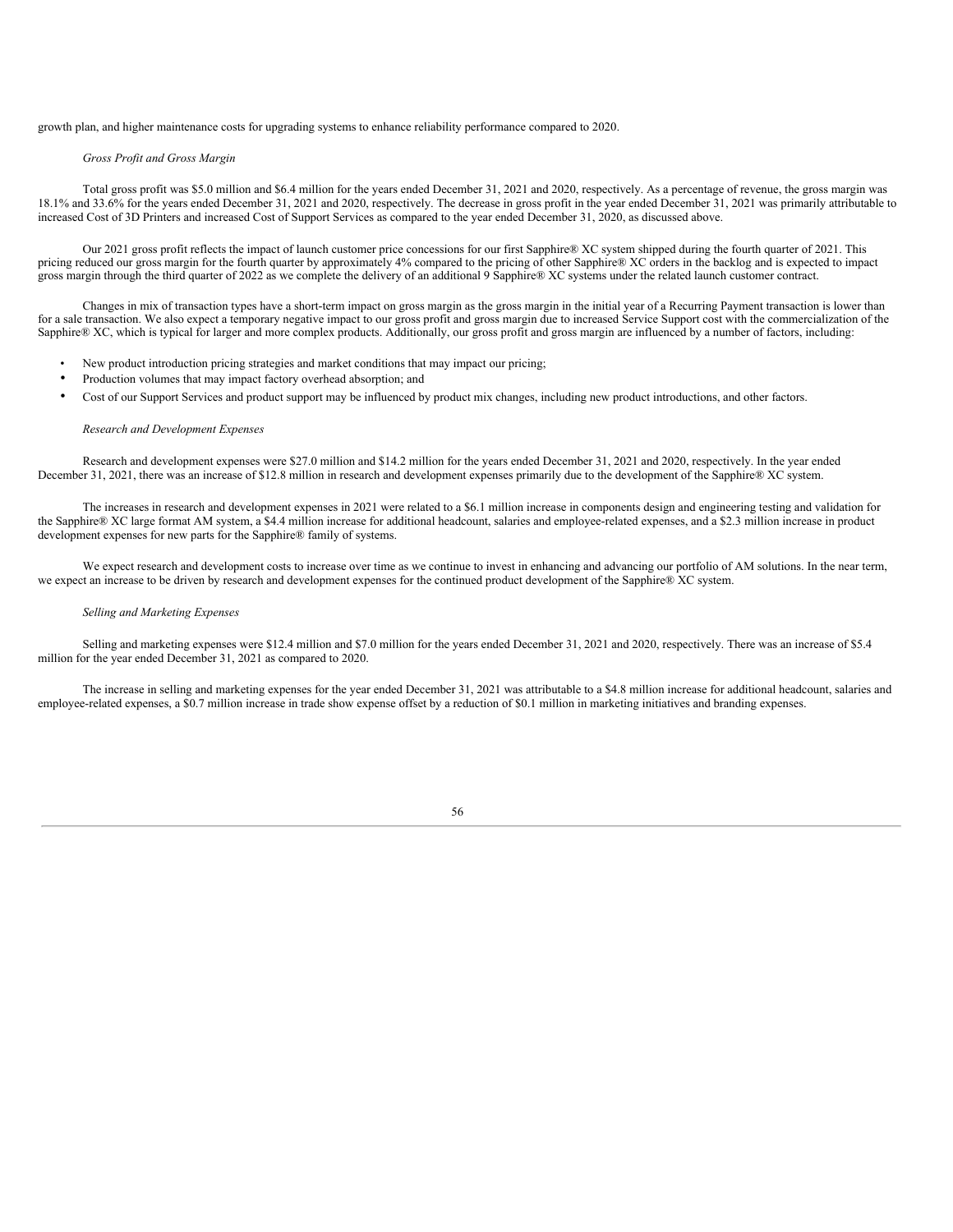growth plan, and higher maintenance costs for upgrading systems to enhance reliability performance compared to 2020.

*Gross Profit and Gross Margin*

Total gross profit was $5.0 million and $6.4 million for the years ended December 31, 2021 and 2020, respectively. As a percentage of revenue, the gross margin was 18.1% and 33.6% for the years ended December 31, 2021 and 2020, respectively. The decrease in gross profit in the year ended December 31, 2021 was primarily attributable to increased Cost of 3D Printers and increased Cost of Support Services as compared to the year ended December 31, 2020, as discussed above.

Our 2021 gross profit reflects the impact of launch customer price concessions for our first Sapphire® XC system shipped during the fourth quarter of 2021. This pricing reduced our gross margin for the fourth quarter by approximately 4% compared to the pricing of other Sapphire® XC orders in the backlog and is expected to impact gross margin through the third quarter of 2022 as we complete the delivery of an additional 9 Sapphire® XC systems under the related launch customer contract.

Changes in mix of transaction types have a short-term impact on gross margin as the gross margin in the initial year of a Recurring Payment transaction is lower than for a sale transaction. We also expect a temporary negative impact to our gross profit and gross margin due to increased Service Support cost with the commercialization of the Sapphire® XC, which is typical for larger and more complex products. Additionally, our gross profit and gross margin are influenced by a number of factors, including:

- New product introduction pricing strategies and market conditions that may impact our pricing;
- Production volumes that may impact factory overhead absorption; and
- Cost of our Support Services and product support may be influenced by product mix changes, including new product introductions, and other factors.

*Research and Development Expenses*

Research and development expenses were $27.0 million and $14.2 million for the years ended December 31, 2021 and 2020, respectively. In the year ended December 31, 2021, there was an increase of $12.8 million in research and development expenses primarily due to the development of the Sapphire® XC system.

The increases in research and development expenses in 2021 were related to a $6.1 million increase in components design and engineering testing and validation for the Sapphire® XC large format AM system, a $4.4 million increase for additional headcount, salaries and employee-related expenses, and a $2.3 million increase in product development expenses for new parts for the Sapphire® family of systems.

We expect research and development costs to increase over time as we continue to invest in enhancing and advancing our portfolio of AM solutions. In the near term, we expect an increase to be driven by research and development expenses for the continued product development of the Sapphire® XC system.

*Selling and Marketing Expenses*

Selling and marketing expenses were $12.4 million and $7.0 million for the years ended December 31, 2021 and 2020, respectively. There was an increase of $5.4 million for the year ended December 31, 2021 as compared to 2020.

The increase in selling and marketing expenses for the year ended December 31, 2021 was attributable to a $4.8 million increase for additional headcount, salaries and employee-related expenses, a $0.7 million increase in trade show expense offset by a reduction of $0.1 million in marketing initiatives and branding expenses.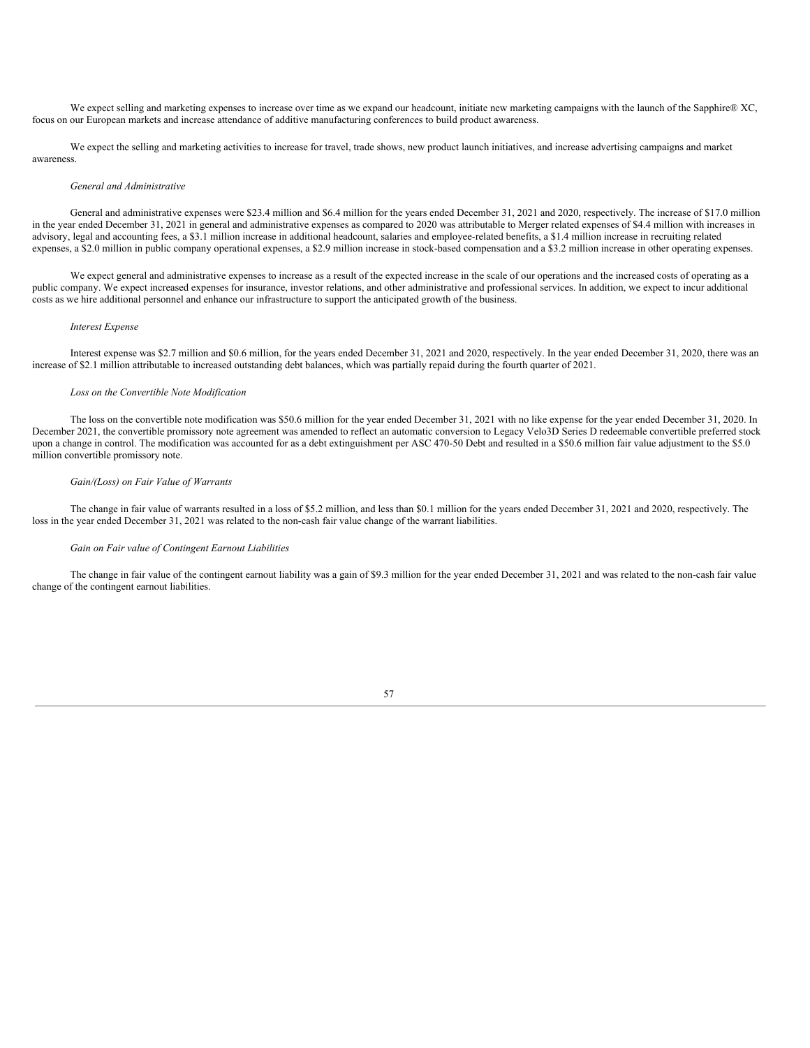We expect selling and marketing expenses to increase over time as we expand our headcount, initiate new marketing campaigns with the launch of the Sapphire® XC, focus on our European markets and increase attendance of additive manufacturing conferences to build product awareness.

We expect the selling and marketing activities to increase for travel, trade shows, new product launch initiatives, and increase advertising campaigns and market awareness.

*General and Administrative*

General and administrative expenses were $23.4 million and $6.4 million for the years ended December 31, 2021 and 2020, respectively. The increase of $17.0 million in the year ended December 31, 2021 in general and administrative expenses as compared to 2020 was attributable to Merger related expenses of $4.4 million with increases in advisory, legal and accounting fees, a $3.1 million increase in additional headcount, salaries and employee-related benefits, a $1.4 million increase in recruiting related expenses, a $2.0 million in public company operational expenses, a $2.9 million increase in stock-based compensation and a $3.2 million increase in other operating expenses.

We expect general and administrative expenses to increase as a result of the expected increase in the scale of our operations and the increased costs of operating as a public company. We expect increased expenses for insurance, investor relations, and other administrative and professional services. In addition, we expect to incur additional costs as we hire additional personnel and enhance our infrastructure to support the anticipated growth of the business.

*Interest Expense*

Interest expense was $2.7 million and $0.6 million, for the years ended December 31, 2021 and 2020, respectively. In the year ended December 31, 2020, there was an increase of $2.1 million attributable to increased outstanding debt balances, which was partially repaid during the fourth quarter of 2021.

*Loss on the Convertible Note Modification*

The loss on the convertible note modification was $50.6 million for the year ended December 31, 2021 with no like expense for the year ended December 31, 2020. In December 2021, the convertible promissory note agreement was amended to reflect an automatic conversion to Legacy Velo3D Series D redeemable convertible preferred stock upon a change in control. The modification was accounted for as a debt extinguishment per ASC 470-50 Debt and resulted in a $50.6 million fair value adjustment to the $5.0 million convertible promissory note.

*Gain/(Loss) on Fair Value of Warrants*

The change in fair value of warrants resulted in a loss of $5.2 million, and less than $0.1 million for the years ended December 31, 2021 and 2020, respectively. The loss in the year ended December 31, 2021 was related to the non-cash fair value change of the warrant liabilities.

*Gain on Fair value of Contingent Earnout Liabilities*

The change in fair value of the contingent earnout liability was a gain of $9.3 million for the year ended December 31, 2021 and was related to the non-cash fair value change of the contingent earnout liabilities.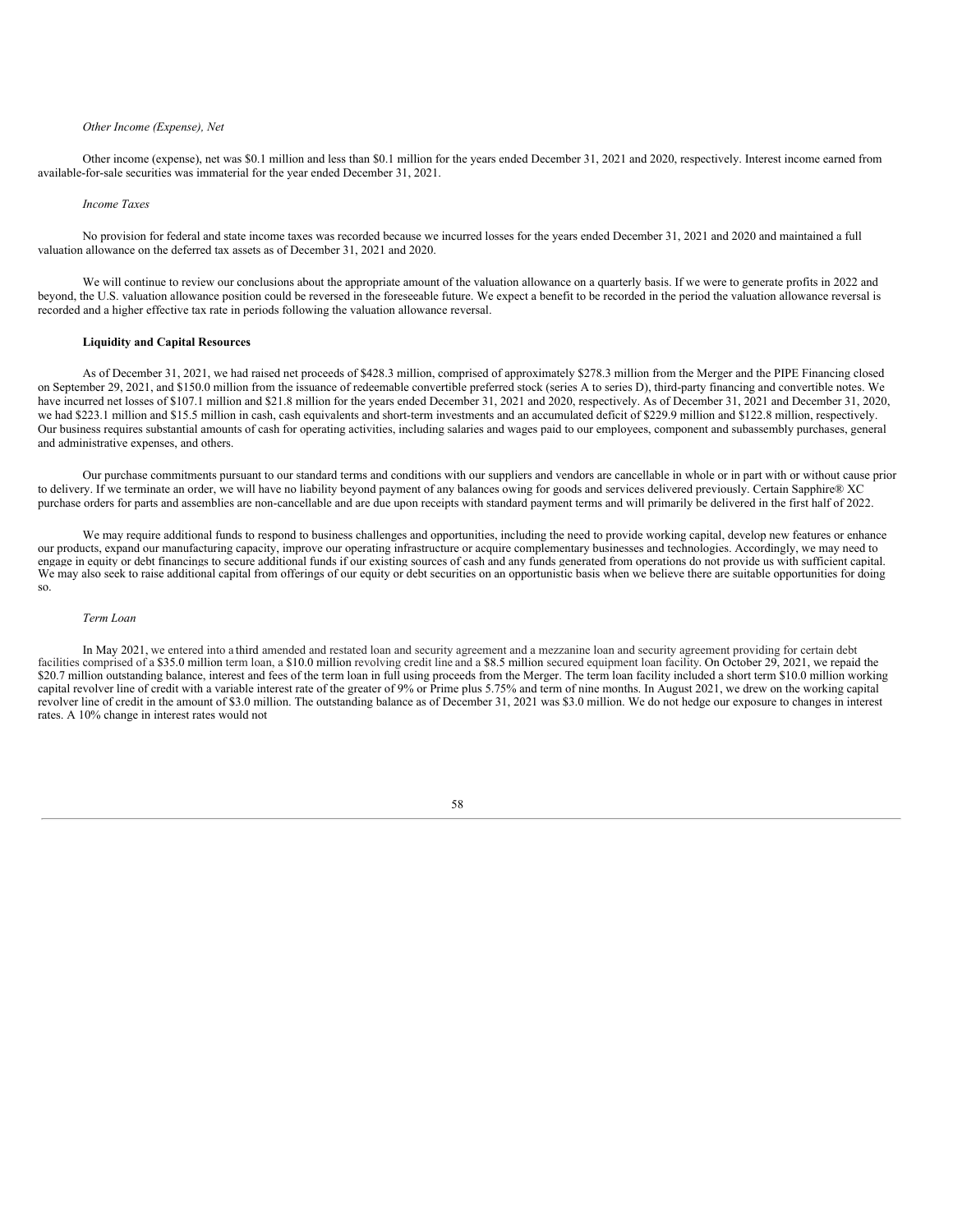*Other Income (Expense), Net*

Other income (expense), net was $0.1 million and less than $0.1 million for the years ended December 31, 2021 and 2020, respectively. Interest income earned from available-for-sale securities was immaterial for the year ended December 31, 2021.

*Income Taxes*

No provision for federal and state income taxes was recorded because we incurred losses for the years ended December 31, 2021 and 2020 and maintained a full valuation allowance on the deferred tax assets as of December 31, 2021 and 2020.

We will continue to review our conclusions about the appropriate amount of the valuation allowance on a quarterly basis. If we were to generate profits in 2022 and beyond, the U.S. valuation allowance position could be reversed in the foreseeable future. We expect a benefit to be recorded in the period the valuation allowance reversal is recorded and a higher effective tax rate in periods following the valuation allowance reversal.

**Liquidity and Capital Resources**

As of December 31, 2021, we had raised net proceeds of $428.3 million, comprised of approximately $278.3 million from the Merger and the PIPE Financing closed on September 29, 2021, and $150.0 million from the issuance of redeemable convertible preferred stock (series A to series D), third-party financing and convertible notes. We have incurred net losses of $107.1 million and $21.8 million for the years ended December 31, 2021 and 2020, respectively. As of December 31, 2021 and December 31, 2020, we had $223.1 million and $15.5 million in cash, cash equivalents and short-term investments and an accumulated deficit of $229.9 million and $122.8 million, respectively. Our business requires substantial amounts of cash for operating activities, including salaries and wages paid to our employees, component and subassembly purchases, general and administrative expenses, and others.

Our purchase commitments pursuant to our standard terms and conditions with our suppliers and vendors are cancellable in whole or in part with or without cause prior to delivery. If we terminate an order, we will have no liability beyond payment of any balances owing for goods and services delivered previously. Certain Sapphire® XC purchase orders for parts and assemblies are non-cancellable and are due upon receipts with standard payment terms and will primarily be delivered in the first half of 2022.

We may require additional funds to respond to business challenges and opportunities, including the need to provide working capital, develop new features or enhance our products, expand our manufacturing capacity, improve our operating infrastructure or acquire complementary businesses and technologies. Accordingly, we may need to engage in equity or debt financings to secure additional funds if our existing sources of cash and any funds generated from operations do not provide us with sufficient capital. We may also seek to raise additional capital from offerings of our equity or debt securities on an opportunistic basis when we believe there are suitable opportunities for doing so.

*Term Loan*

In May 2021, we entered into a third amended and restated loan and security agreement and a mezzanine loan and security agreement providing for certain debt facilities comprised of a $35.0 million term loan, a $10.0 million revolving credit line and a $8.5 million secured equipment loan facility. On October 29, 2021, we repaid the $20.7 million outstanding balance, interest and fees of the term loan in full using proceeds from the Merger. The term loan facility included a short term $10.0 million working capital revolver line of credit with a variable interest rate of the greater of 9% or Prime plus 5.75% and term of nine months. In August 2021, we drew on the working capital revolver line of credit in the amount of $3.0 million. The outstanding balance as of December 31, 2021 was $3.0 million. We do not hedge our exposure to changes in interest rates. A 10% change in interest rates would not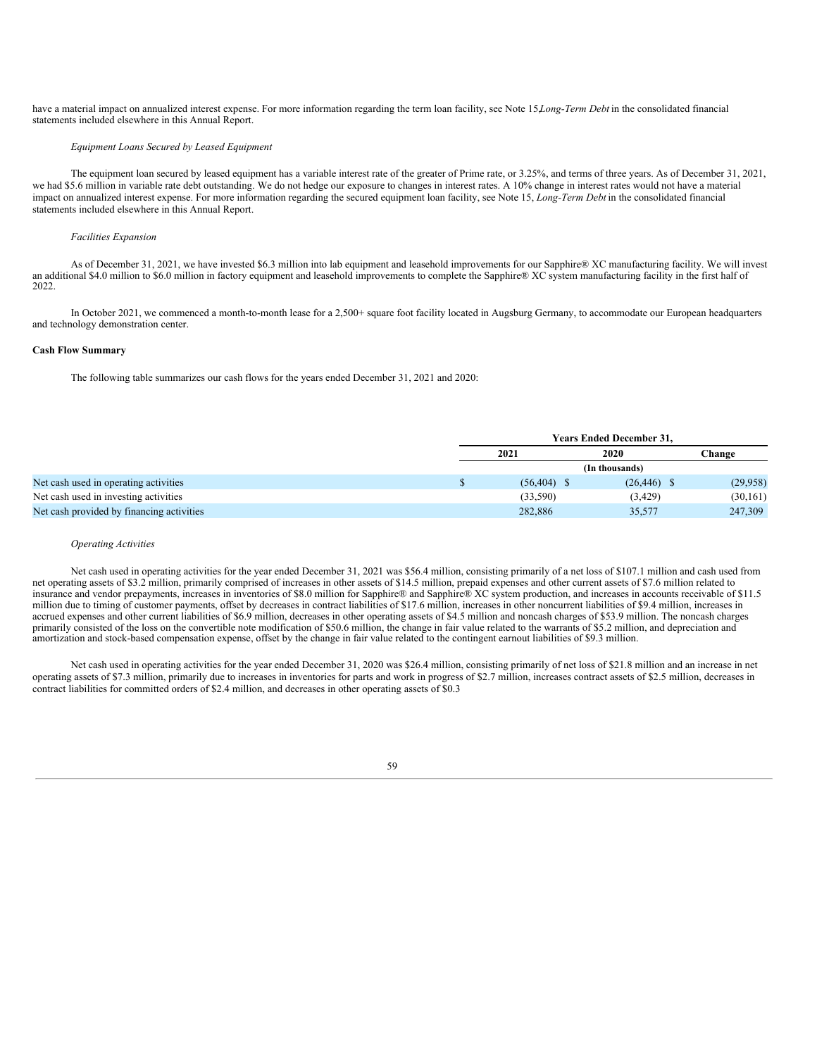have a material impact on annualized interest expense. For more information regarding the term loan facility, see Note 15, *Long-Term Debt* in the consolidated financial statements included elsewhere in this Annual Report.

*Equipment Loans Secured by Leased Equipment*

The equipment loan secured by leased equipment has a variable interest rate of the greater of Prime rate, or 3.25%, and terms of three years. As of December 31, 2021, we had $5.6 million in variable rate debt outstanding. We do not hedge our exposure to changes in interest rates. A 10% change in interest rates would not have a material impact on annualized interest expense. For more information regarding the secured equipment loan facility, see Note 15, *Long-Term Debt* in the consolidated financial statements included elsewhere in this Annual Report.

*Facilities Expansion*

As of December 31, 2021, we have invested $6.3 million into lab equipment and leasehold improvements for our Sapphire® XC manufacturing facility. We will invest an additional $4.0 million to $6.0 million in factory equipment and leasehold improvements to complete the Sapphire® XC system manufacturing facility in the first half of 2022.

In October 2021, we commenced a month-to-month lease for a 2,500+ square foot facility located in Augsburg Germany, to accommodate our European headquarters and technology demonstration center.

**Cash Flow Summary**

The following table summarizes our cash flows for the years ended December 31, 2021 and 2020:

| | Years Ended December 31, | | |
|---|---|---|---|
| | 2021 | 2020 | Change |
| | (In thousands) | | |
| Net cash used in operating activities | $ (56,404) | $ (26,446) | $ (29,958) |
| Net cash used in investing activities | (33,590) | (3,429) | (30,161) |
| Net cash provided by financing activities | 282,886 | 35,577 | 247,309 |

*Operating Activities*

Net cash used in operating activities for the year ended December 31, 2021 was $56.4 million, consisting primarily of a net loss of $107.1 million and cash used from net operating assets of $3.2 million, primarily comprised of increases in other assets of $14.5 million, prepaid expenses and other current assets of $7.6 million related to insurance and vendor prepayments, increases in inventories of $8.0 million for Sapphire® and Sapphire® XC system production, and increases in accounts receivable of $11.5 million due to timing of customer payments, offset by decreases in contract liabilities of $17.6 million, increases in other noncurrent liabilities of $9.4 million, increases in accrued expenses and other current liabilities of $6.9 million, decreases in other operating assets of $4.5 million and noncash charges of $53.9 million. The noncash charges primarily consisted of the loss on the convertible note modification of $50.6 million, the change in fair value related to the warrants of $5.2 million, and depreciation and amortization and stock-based compensation expense, offset by the change in fair value related to the contingent earnout liabilities of $9.3 million.

Net cash used in operating activities for the year ended December 31, 2020 was $26.4 million, consisting primarily of net loss of $21.8 million and an increase in net operating assets of $7.3 million, primarily due to increases in inventories for parts and work in progress of $2.7 million, increases contract assets of $2.5 million, decreases in contract liabilities for committed orders of $2.4 million, and decreases in other operating assets of $0.3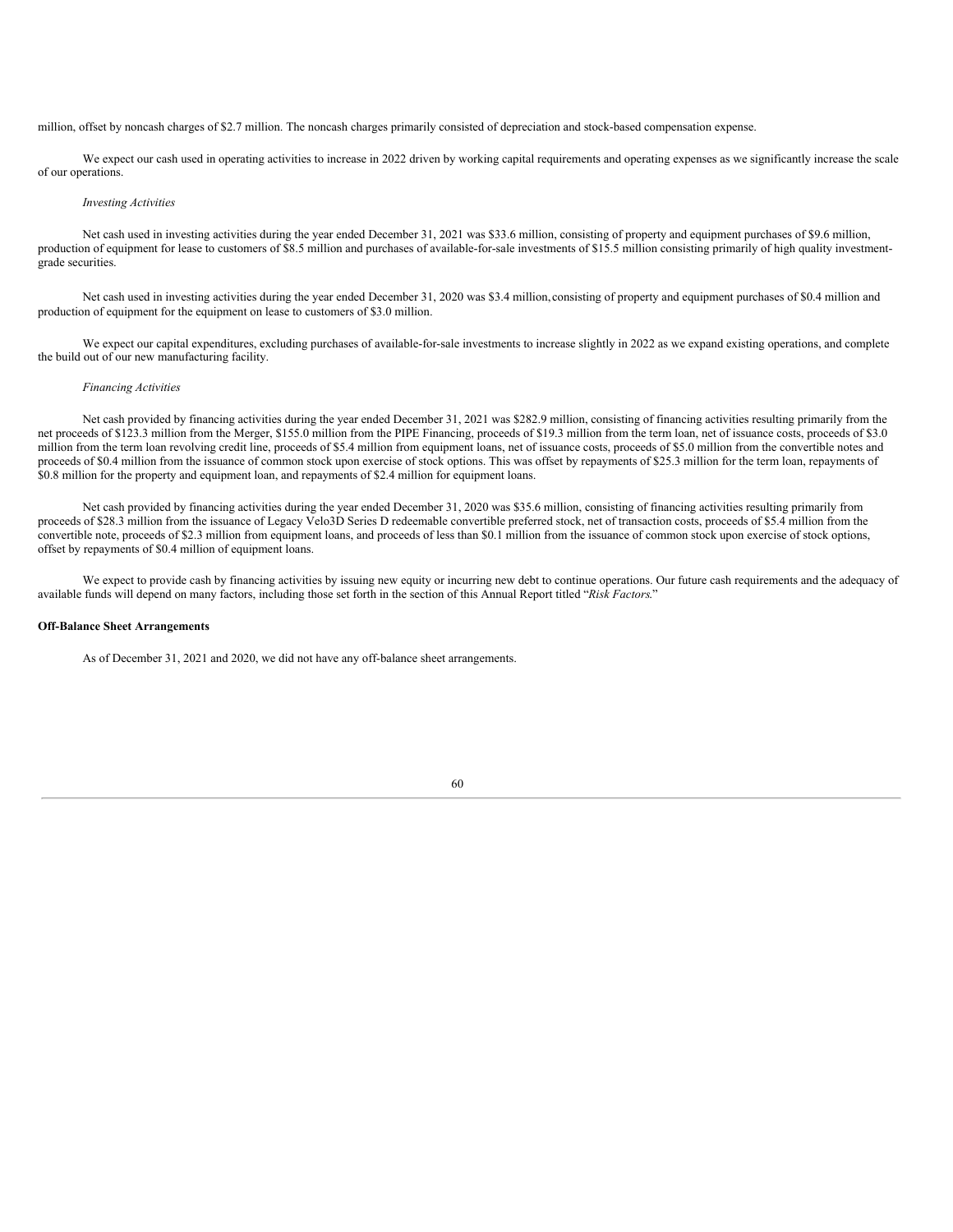million, offset by noncash charges of $2.7 million. The noncash charges primarily consisted of depreciation and stock-based compensation expense.

We expect our cash used in operating activities to increase in 2022 driven by working capital requirements and operating expenses as we significantly increase the scale of our operations.

*Investing Activities*

Net cash used in investing activities during the year ended December 31, 2021 was $33.6 million, consisting of property and equipment purchases of $9.6 million, production of equipment for lease to customers of $8.5 million and purchases of available-for-sale investments of $15.5 million consisting primarily of high quality investment-grade securities.

Net cash used in investing activities during the year ended December 31, 2020 was $3.4 million, consisting of property and equipment purchases of $0.4 million and production of equipment for the equipment on lease to customers of $3.0 million.

We expect our capital expenditures, excluding purchases of available-for-sale investments to increase slightly in 2022 as we expand existing operations, and complete the build out of our new manufacturing facility.

*Financing Activities*

Net cash provided by financing activities during the year ended December 31, 2021 was $282.9 million, consisting of financing activities resulting primarily from the net proceeds of $123.3 million from the Merger, $155.0 million from the PIPE Financing, proceeds of $19.3 million from the term loan, net of issuance costs, proceeds of $3.0 million from the term loan revolving credit line, proceeds of $5.4 million from equipment loans, net of issuance costs, proceeds of $5.0 million from the convertible notes and proceeds of $0.4 million from the issuance of common stock upon exercise of stock options. This was offset by repayments of $25.3 million for the term loan, repayments of $0.8 million for the property and equipment loan, and repayments of $2.4 million for equipment loans.

Net cash provided by financing activities during the year ended December 31, 2020 was $35.6 million, consisting of financing activities resulting primarily from proceeds of $28.3 million from the issuance of Legacy Velo3D Series D redeemable convertible preferred stock, net of transaction costs, proceeds of $5.4 million from the convertible note, proceeds of $2.3 million from equipment loans, and proceeds of less than $0.1 million from the issuance of common stock upon exercise of stock options, offset by repayments of $0.4 million of equipment loans.

We expect to provide cash by financing activities by issuing new equity or incurring new debt to continue operations. Our future cash requirements and the adequacy of available funds will depend on many factors, including those set forth in the section of this Annual Report titled "*Risk Factors*."

**Off-Balance Sheet Arrangements**

As of December 31, 2021 and 2020, we did not have any off-balance sheet arrangements.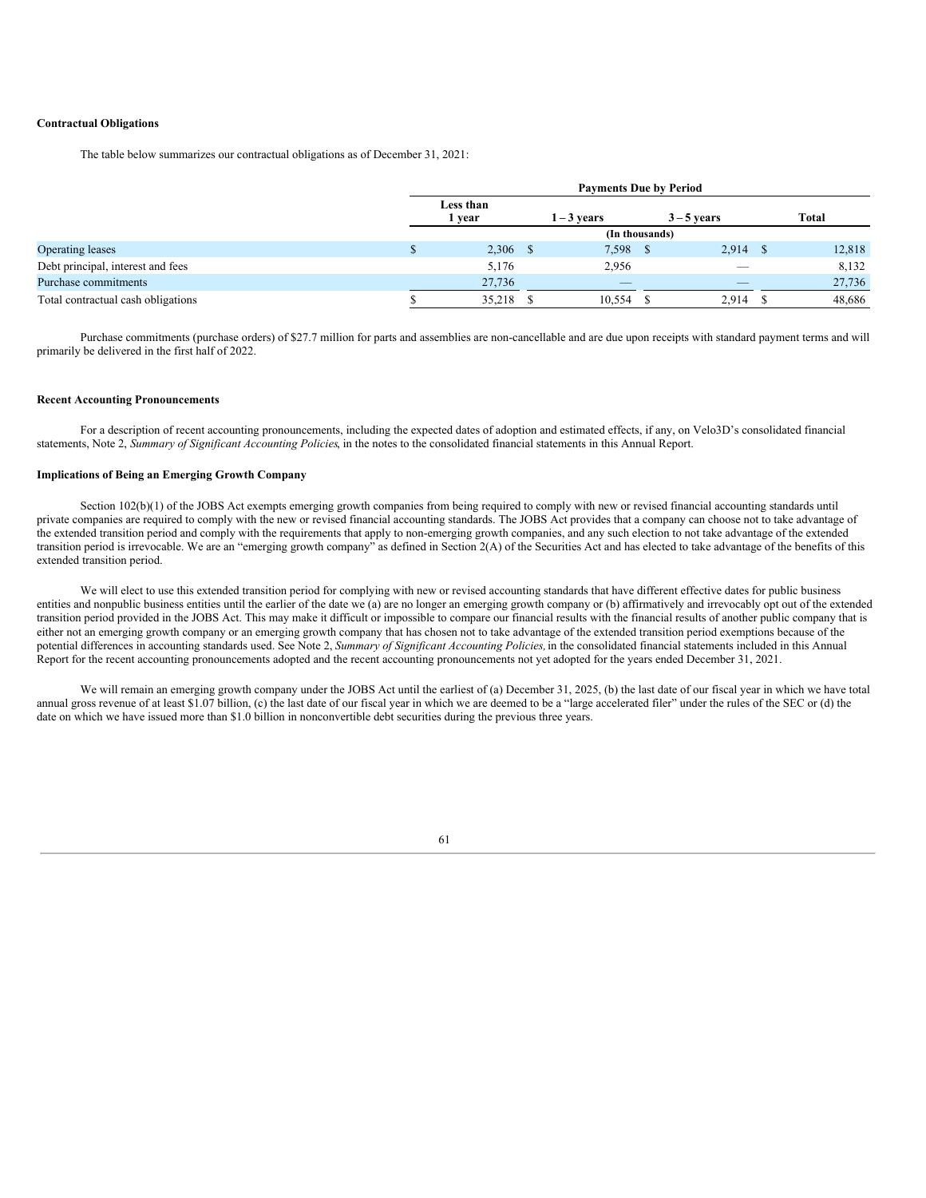**Contractual Obligations**

The table below summarizes our contractual obligations as of December 31, 2021:

| | Payments Due by Period | | | |
|---|---|---|---|---|
| | Less than 1 year | 1 – 3 years | 3 – 5 years | Total |
| | (In thousands) | | | |
| Operating leases | $ 2,306 | $ 7,598 | $ 2,914 | $ 12,818 |
| Debt principal, interest and fees | 5,176 | 2,956 | — | 8,132 |
| Purchase commitments | 27,736 | — | — | 27,736 |
| Total contractual cash obligations | $ 35,218 | $ 10,554 | $ 2,914 | $ 48,686 |

Purchase commitments (purchase orders) of $27.7 million for parts and assemblies are non-cancellable and are due upon receipts with standard payment terms and will primarily be delivered in the first half of 2022.

**Recent Accounting Pronouncements**

For a description of recent accounting pronouncements, including the expected dates of adoption and estimated effects, if any, on Velo3D's consolidated financial statements, Note 2, *Summary of Significant Accounting Policies*, in the notes to the consolidated financial statements in this Annual Report.

**Implications of Being an Emerging Growth Company**

Section 102(b)(1) of the JOBS Act exempts emerging growth companies from being required to comply with new or revised financial accounting standards until private companies are required to comply with the new or revised financial accounting standards. The JOBS Act provides that a company can choose not to take advantage of the extended transition period and comply with the requirements that apply to non-emerging growth companies, and any such election to not take advantage of the extended transition period is irrevocable. We are an "emerging growth company" as defined in Section 2(A) of the Securities Act and has elected to take advantage of the benefits of this extended transition period.

We will elect to use this extended transition period for complying with new or revised accounting standards that have different effective dates for public business entities and nonpublic business entities until the earlier of the date we (a) are no longer an emerging growth company or (b) affirmatively and irrevocably opt out of the extended transition period provided in the JOBS Act. This may make it difficult or impossible to compare our financial results with the financial results of another public company that is either not an emerging growth company or an emerging growth company that has chosen not to take advantage of the extended transition period exemptions because of the potential differences in accounting standards used. See Note 2, *Summary of Significant Accounting Policies,* in the consolidated financial statements included in this Annual Report for the recent accounting pronouncements adopted and the recent accounting pronouncements not yet adopted for the years ended December 31, 2021.

We will remain an emerging growth company under the JOBS Act until the earliest of (a) December 31, 2025, (b) the last date of our fiscal year in which we have total annual gross revenue of at least $1.07 billion, (c) the last date of our fiscal year in which we are deemed to be a "large accelerated filer" under the rules of the SEC or (d) the date on which we have issued more than $1.0 billion in nonconvertible debt securities during the previous three years.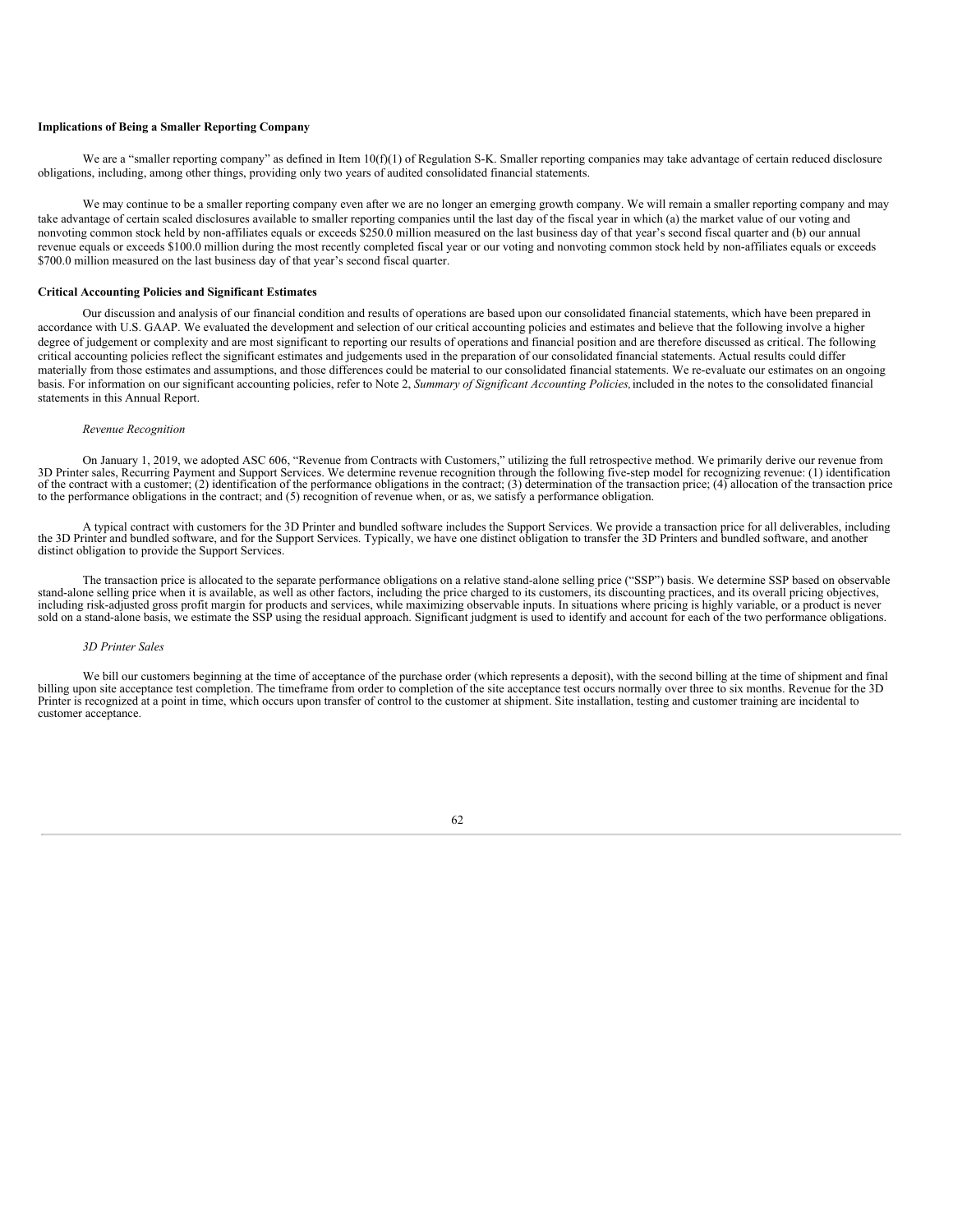**Implications of Being a Smaller Reporting Company**

We are a "smaller reporting company" as defined in Item 10(f)(1) of Regulation S-K. Smaller reporting companies may take advantage of certain reduced disclosure obligations, including, among other things, providing only two years of audited consolidated financial statements.

We may continue to be a smaller reporting company even after we are no longer an emerging growth company. We will remain a smaller reporting company and may take advantage of certain scaled disclosures available to smaller reporting companies until the last day of the fiscal year in which (a) the market value of our voting and nonvoting common stock held by non-affiliates equals or exceeds $250.0 million measured on the last business day of that year's second fiscal quarter and (b) our annual revenue equals or exceeds $100.0 million during the most recently completed fiscal year or our voting and nonvoting common stock held by non-affiliates equals or exceeds $700.0 million measured on the last business day of that year's second fiscal quarter.

**Critical Accounting Policies and Significant Estimates**

Our discussion and analysis of our financial condition and results of operations are based upon our consolidated financial statements, which have been prepared in accordance with U.S. GAAP. We evaluated the development and selection of our critical accounting policies and estimates and believe that the following involve a higher degree of judgement or complexity and are most significant to reporting our results of operations and financial position and are therefore discussed as critical. The following critical accounting policies reflect the significant estimates and judgements used in the preparation of our consolidated financial statements. Actual results could differ materially from those estimates and assumptions, and those differences could be material to our consolidated financial statements. We re-evaluate our estimates on an ongoing basis. For information on our significant accounting policies, refer to Note 2, *Summary of Significant Accounting Policies,* included in the notes to the consolidated financial statements in this Annual Report.

*Revenue Recognition*

On January 1, 2019, we adopted ASC 606, "Revenue from Contracts with Customers," utilizing the full retrospective method. We primarily derive our revenue from 3D Printer sales, Recurring Payment and Support Services. We determine revenue recognition through the following five-step model for recognizing revenue: (1) identification of the contract with a customer; (2) identification of the performance obligations in the contract; (3) determination of the transaction price; (4) allocation of the transaction price to the performance obligations in the contract; and (5) recognition of revenue when, or as, we satisfy a performance obligation.

A typical contract with customers for the 3D Printer and bundled software includes the Support Services. We provide a transaction price for all deliverables, including the 3D Printer and bundled software, and for the Support Services. Typically, we have one distinct obligation to transfer the 3D Printers and bundled software, and another distinct obligation to provide the Support Services.

The transaction price is allocated to the separate performance obligations on a relative stand-alone selling price ("SSP") basis. We determine SSP based on observable stand-alone selling price when it is available, as well as other factors, including the price charged to its customers, its discounting practices, and its overall pricing objectives, including risk-adjusted gross profit margin for products and services, while maximizing observable inputs. In situations where pricing is highly variable, or a product is never sold on a stand-alone basis, we estimate the SSP using the residual approach. Significant judgment is used to identify and account for each of the two performance obligations.

*3D Printer Sales*

We bill our customers beginning at the time of acceptance of the purchase order (which represents a deposit), with the second billing at the time of shipment and final billing upon site acceptance test completion. The timeframe from order to completion of the site acceptance test occurs normally over three to six months. Revenue for the 3D Printer is recognized at a point in time, which occurs upon transfer of control to the customer at shipment. Site installation, testing and customer training are incidental to customer acceptance.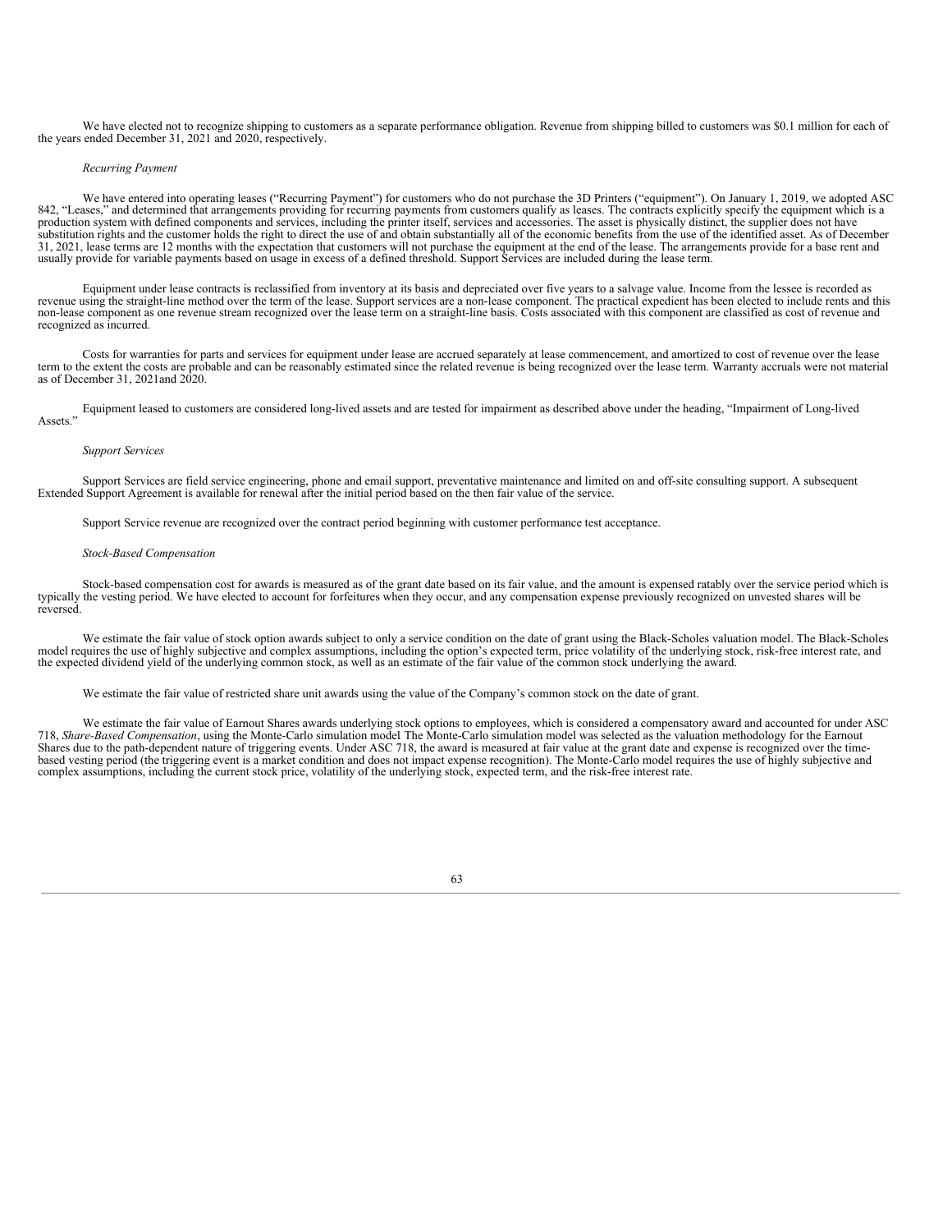We have elected not to recognize shipping to customers as a separate performance obligation. Revenue from shipping billed to customers was $0.1 million for each of the years ended December 31, 2021 and 2020, respectively.

*Recurring Payment*

We have entered into operating leases ("Recurring Payment") for customers who do not purchase the 3D Printers ("equipment"). On January 1, 2019, we adopted ASC 842, "Leases," and determined that arrangements providing for recurring payments from customers qualify as leases. The contracts explicitly specify the equipment which is a production system with defined components and services, including the printer itself, services and accessories. The asset is physically distinct, the supplier does not have substitution rights and the customer holds the right to direct the use of and obtain substantially all of the economic benefits from the use of the identified asset. As of December 31, 2021, lease terms are 12 months with the expectation that customers will not purchase the equipment at the end of the lease. The arrangements provide for a base rent and usually provide for variable payments based on usage in excess of a defined threshold. Support Services are included during the lease term.

Equipment under lease contracts is reclassified from inventory at its basis and depreciated over five years to a salvage value. Income from the lessee is recorded as revenue using the straight-line method over the term of the lease. Support services are a non-lease component. The practical expedient has been elected to include rents and this non-lease component as one revenue stream recognized over the lease term on a straight-line basis. Costs associated with this component are classified as cost of revenue and recognized as incurred.

Costs for warranties for parts and services for equipment under lease are accrued separately at lease commencement, and amortized to cost of revenue over the lease term to the extent the costs are probable and can be reasonably estimated since the related revenue is being recognized over the lease term. Warranty accruals were not material as of December 31, 2021and 2020.

Equipment leased to customers are considered long-lived assets and are tested for impairment as described above under the heading, "Impairment of Long-lived Assets."

*Support Services*

Support Services are field service engineering, phone and email support, preventative maintenance and limited on and off-site consulting support. A subsequent Extended Support Agreement is available for renewal after the initial period based on the then fair value of the service.

Support Service revenue are recognized over the contract period beginning with customer performance test acceptance.

*Stock-Based Compensation*

Stock-based compensation cost for awards is measured as of the grant date based on its fair value, and the amount is expensed ratably over the service period which is typically the vesting period. We have elected to account for forfeitures when they occur, and any compensation expense previously recognized on unvested shares will be reversed.

We estimate the fair value of stock option awards subject to only a service condition on the date of grant using the Black-Scholes valuation model. The Black-Scholes model requires the use of highly subjective and complex assumptions, including the option's expected term, price volatility of the underlying stock, risk-free interest rate, and the expected dividend yield of the underlying common stock, as well as an estimate of the fair value of the common stock underlying the award.

We estimate the fair value of restricted share unit awards using the value of the Company's common stock on the date of grant.

We estimate the fair value of Earnout Shares awards underlying stock options to employees, which is considered a compensatory award and accounted for under ASC 718, *Share-Based Compensation*, using the Monte-Carlo simulation model The Monte-Carlo simulation model was selected as the valuation methodology for the Earnout Shares due to the path-dependent nature of triggering events. Under ASC 718, the award is measured at fair value at the grant date and expense is recognized over the time-based vesting period (the triggering event is a market condition and does not impact expense recognition). The Monte-Carlo model requires the use of highly subjective and complex assumptions, including the current stock price, volatility of the underlying stock, expected term, and the risk-free interest rate.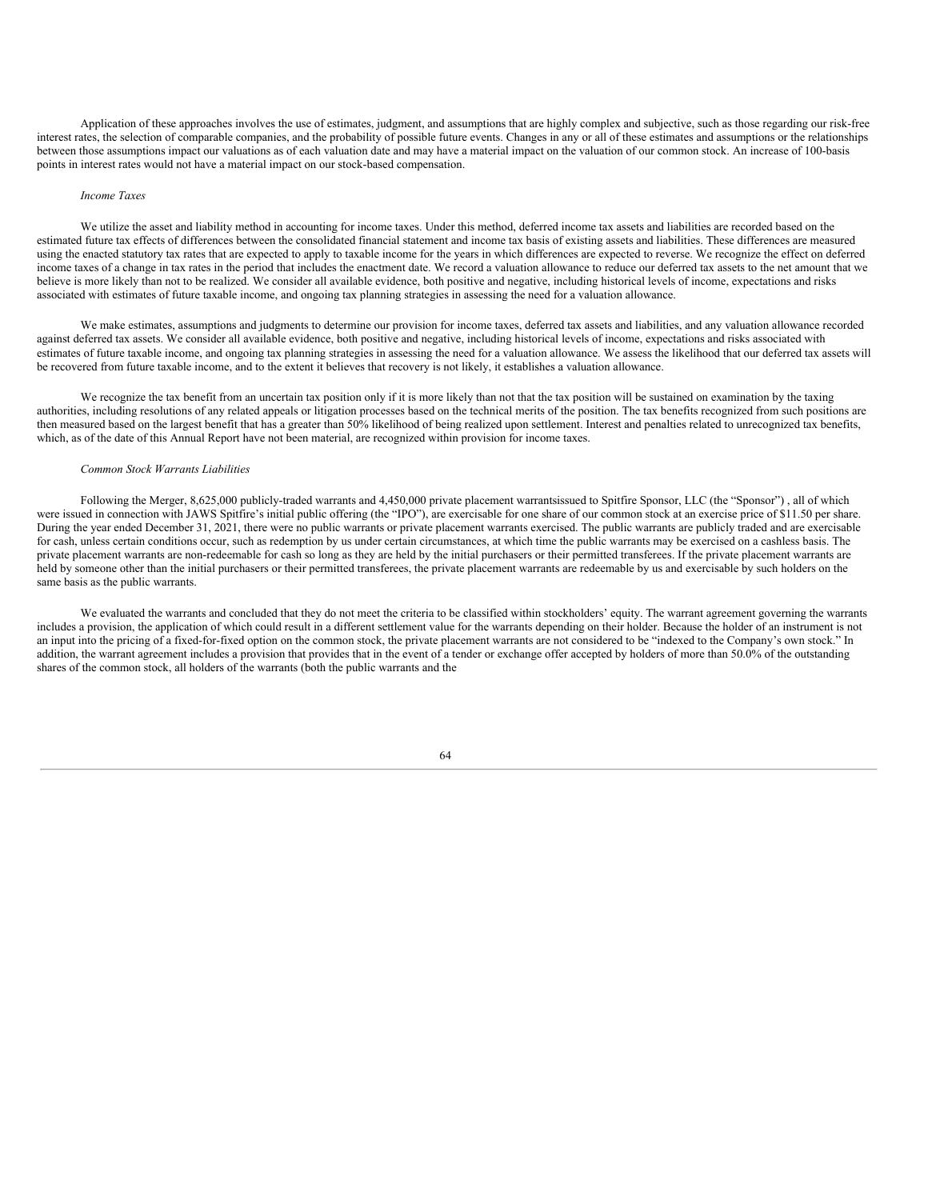Application of these approaches involves the use of estimates, judgment, and assumptions that are highly complex and subjective, such as those regarding our risk-free interest rates, the selection of comparable companies, and the probability of possible future events. Changes in any or all of these estimates and assumptions or the relationships between those assumptions impact our valuations as of each valuation date and may have a material impact on the valuation of our common stock. An increase of 100-basis points in interest rates would not have a material impact on our stock-based compensation.

*Income Taxes*

We utilize the asset and liability method in accounting for income taxes. Under this method, deferred income tax assets and liabilities are recorded based on the estimated future tax effects of differences between the consolidated financial statement and income tax basis of existing assets and liabilities. These differences are measured using the enacted statutory tax rates that are expected to apply to taxable income for the years in which differences are expected to reverse. We recognize the effect on deferred income taxes of a change in tax rates in the period that includes the enactment date. We record a valuation allowance to reduce our deferred tax assets to the net amount that we believe is more likely than not to be realized. We consider all available evidence, both positive and negative, including historical levels of income, expectations and risks associated with estimates of future taxable income, and ongoing tax planning strategies in assessing the need for a valuation allowance.

We make estimates, assumptions and judgments to determine our provision for income taxes, deferred tax assets and liabilities, and any valuation allowance recorded against deferred tax assets. We consider all available evidence, both positive and negative, including historical levels of income, expectations and risks associated with estimates of future taxable income, and ongoing tax planning strategies in assessing the need for a valuation allowance. We assess the likelihood that our deferred tax assets will be recovered from future taxable income, and to the extent it believes that recovery is not likely, it establishes a valuation allowance.

We recognize the tax benefit from an uncertain tax position only if it is more likely than not that the tax position will be sustained on examination by the taxing authorities, including resolutions of any related appeals or litigation processes based on the technical merits of the position. The tax benefits recognized from such positions are then measured based on the largest benefit that has a greater than 50% likelihood of being realized upon settlement. Interest and penalties related to unrecognized tax benefits, which, as of the date of this Annual Report have not been material, are recognized within provision for income taxes.

*Common Stock Warrants Liabilities*

Following the Merger, 8,625,000 publicly-traded warrants and 4,450,000 private placement warrantsissued to Spitfire Sponsor, LLC (the "Sponsor") , all of which were issued in connection with JAWS Spitfire's initial public offering (the "IPO"), are exercisable for one share of our common stock at an exercise price of $11.50 per share. During the year ended December 31, 2021, there were no public warrants or private placement warrants exercised. The public warrants are publicly traded and are exercisable for cash, unless certain conditions occur, such as redemption by us under certain circumstances, at which time the public warrants may be exercised on a cashless basis. The private placement warrants are non-redeemable for cash so long as they are held by the initial purchasers or their permitted transferees. If the private placement warrants are held by someone other than the initial purchasers or their permitted transferees, the private placement warrants are redeemable by us and exercisable by such holders on the same basis as the public warrants.

We evaluated the warrants and concluded that they do not meet the criteria to be classified within stockholders' equity. The warrant agreement governing the warrants includes a provision, the application of which could result in a different settlement value for the warrants depending on their holder. Because the holder of an instrument is not an input into the pricing of a fixed-for-fixed option on the common stock, the private placement warrants are not considered to be "indexed to the Company's own stock." In addition, the warrant agreement includes a provision that provides that in the event of a tender or exchange offer accepted by holders of more than 50.0% of the outstanding shares of the common stock, all holders of the warrants (both the public warrants and the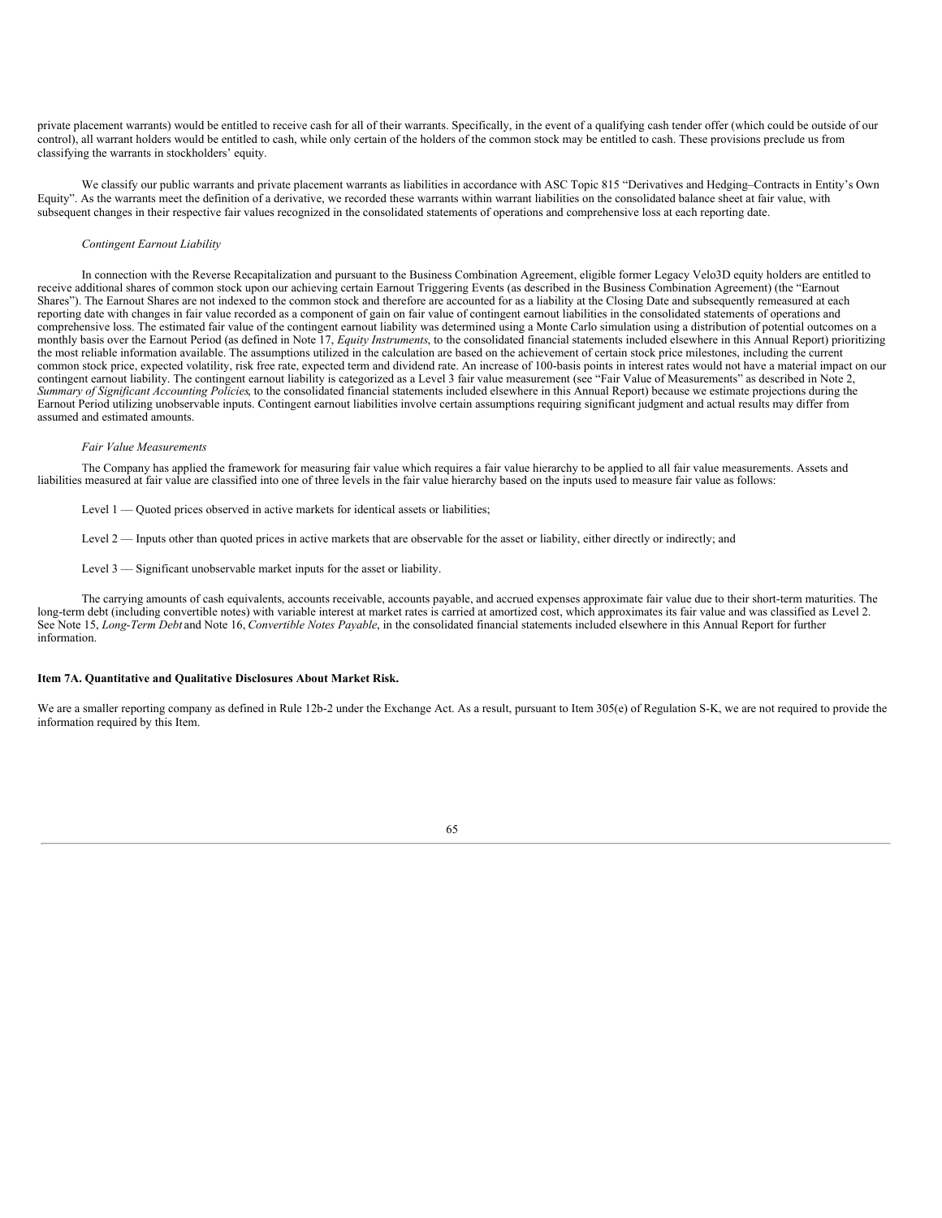private placement warrants) would be entitled to receive cash for all of their warrants. Specifically, in the event of a qualifying cash tender offer (which could be outside of our control), all warrant holders would be entitled to cash, while only certain of the holders of the common stock may be entitled to cash. These provisions preclude us from classifying the warrants in stockholders' equity.

We classify our public warrants and private placement warrants as liabilities in accordance with ASC Topic 815 "Derivatives and Hedging–Contracts in Entity's Own Equity". As the warrants meet the definition of a derivative, we recorded these warrants within warrant liabilities on the consolidated balance sheet at fair value, with subsequent changes in their respective fair values recognized in the consolidated statements of operations and comprehensive loss at each reporting date.

*Contingent Earnout Liability*

In connection with the Reverse Recapitalization and pursuant to the Business Combination Agreement, eligible former Legacy Velo3D equity holders are entitled to receive additional shares of common stock upon our achieving certain Earnout Triggering Events (as described in the Business Combination Agreement) (the "Earnout Shares"). The Earnout Shares are not indexed to the common stock and therefore are accounted for as a liability at the Closing Date and subsequently remeasured at each reporting date with changes in fair value recorded as a component of gain on fair value of contingent earnout liabilities in the consolidated statements of operations and comprehensive loss. The estimated fair value of the contingent earnout liability was determined using a Monte Carlo simulation using a distribution of potential outcomes on a monthly basis over the Earnout Period (as defined in Note 17, *Equity Instruments*, to the consolidated financial statements included elsewhere in this Annual Report) prioritizing the most reliable information available. The assumptions utilized in the calculation are based on the achievement of certain stock price milestones, including the current common stock price, expected volatility, risk free rate, expected term and dividend rate. An increase of 100-basis points in interest rates would not have a material impact on our contingent earnout liability. The contingent earnout liability is categorized as a Level 3 fair value measurement (see "Fair Value of Measurements" as described in Note 2, *Summary of Significant Accounting Policies*, to the consolidated financial statements included elsewhere in this Annual Report) because we estimate projections during the Earnout Period utilizing unobservable inputs. Contingent earnout liabilities involve certain assumptions requiring significant judgment and actual results may differ from assumed and estimated amounts.

*Fair Value Measurements*

The Company has applied the framework for measuring fair value which requires a fair value hierarchy to be applied to all fair value measurements. Assets and liabilities measured at fair value are classified into one of three levels in the fair value hierarchy based on the inputs used to measure fair value as follows:

Level 1 — Quoted prices observed in active markets for identical assets or liabilities;

Level 2 — Inputs other than quoted prices in active markets that are observable for the asset or liability, either directly or indirectly; and

Level 3 — Significant unobservable market inputs for the asset or liability.

The carrying amounts of cash equivalents, accounts receivable, accounts payable, and accrued expenses approximate fair value due to their short-term maturities. The long-term debt (including convertible notes) with variable interest at market rates is carried at amortized cost, which approximates its fair value and was classified as Level 2. See Note 15, *Long-Term Debt* and Note 16, *Convertible Notes Payable*, in the consolidated financial statements included elsewhere in this Annual Report for further information.

**Item 7A. Quantitative and Qualitative Disclosures About Market Risk.**

We are a smaller reporting company as defined in Rule 12b-2 under the Exchange Act. As a result, pursuant to Item 305(e) of Regulation S-K, we are not required to provide the information required by this Item.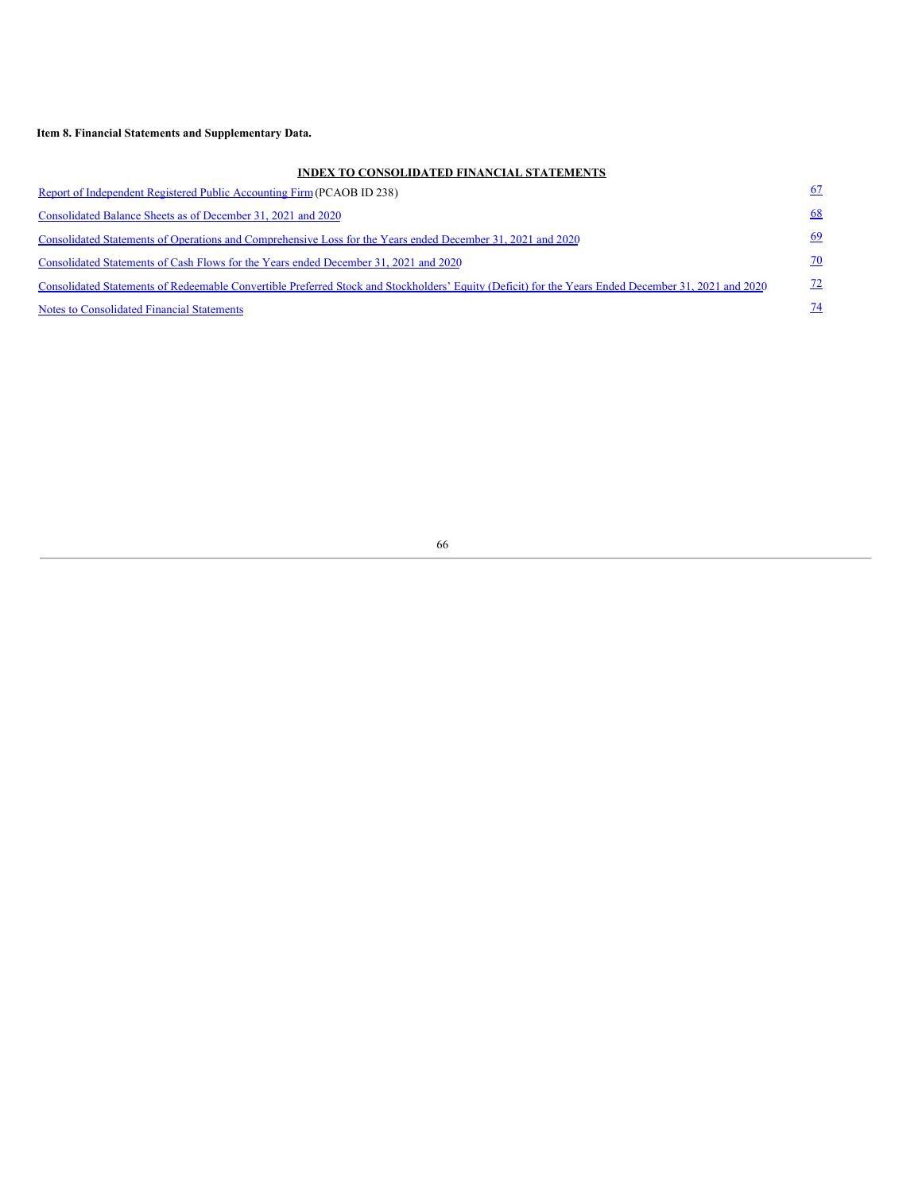**Item 8. Financial Statements and Supplementary Data.**

**INDEX TO CONSOLIDATED FINANCIAL STATEMENTS**

| | |
|---|---|
| Report of Independent Registered Public Accounting Firm (PCAOB ID 238) | 67 |
| Consolidated Balance Sheets as of December 31, 2021 and 2020 | 68 |
| Consolidated Statements of Operations and Comprehensive Loss for the Years ended December 31, 2021 and 2020 | 69 |
| Consolidated Statements of Cash Flows for the Years ended December 31, 2021 and 2020 | 70 |
| Consolidated Statements of Redeemable Convertible Preferred Stock and Stockholders' Equity (Deficit) for the Years Ended December 31, 2021 and 2020 | 72 |
| Notes to Consolidated Financial Statements | 74 |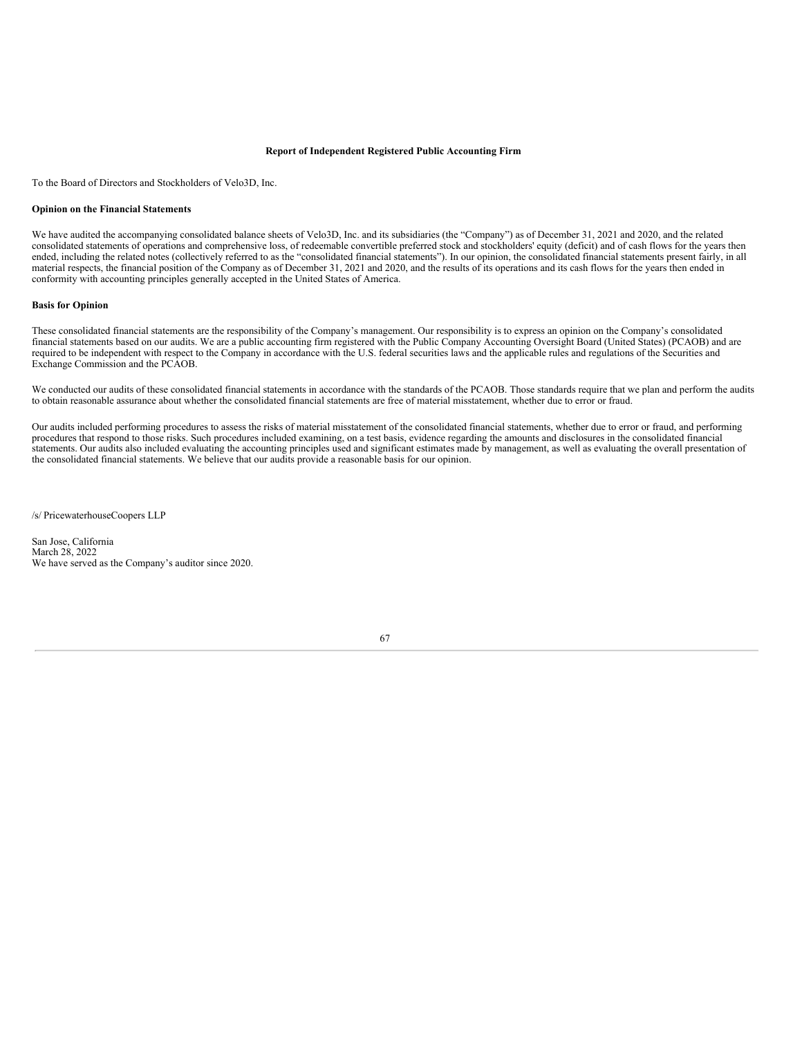## Report of Independent Registered Public Accounting Firm

To the Board of Directors and Stockholders of Velo3D, Inc.

**Opinion on the Financial Statements**

We have audited the accompanying consolidated balance sheets of Velo3D, Inc. and its subsidiaries (the "Company") as of December 31, 2021 and 2020, and the related consolidated statements of operations and comprehensive loss, of redeemable convertible preferred stock and stockholders' equity (deficit) and of cash flows for the years then ended, including the related notes (collectively referred to as the "consolidated financial statements"). In our opinion, the consolidated financial statements present fairly, in all material respects, the financial position of the Company as of December 31, 2021 and 2020, and the results of its operations and its cash flows for the years then ended in conformity with accounting principles generally accepted in the United States of America.

**Basis for Opinion**

These consolidated financial statements are the responsibility of the Company's management. Our responsibility is to express an opinion on the Company's consolidated financial statements based on our audits. We are a public accounting firm registered with the Public Company Accounting Oversight Board (United States) (PCAOB) and are required to be independent with respect to the Company in accordance with the U.S. federal securities laws and the applicable rules and regulations of the Securities and Exchange Commission and the PCAOB.

We conducted our audits of these consolidated financial statements in accordance with the standards of the PCAOB. Those standards require that we plan and perform the audits to obtain reasonable assurance about whether the consolidated financial statements are free of material misstatement, whether due to error or fraud.

Our audits included performing procedures to assess the risks of material misstatement of the consolidated financial statements, whether due to error or fraud, and performing procedures that respond to those risks. Such procedures included examining, on a test basis, evidence regarding the amounts and disclosures in the consolidated financial statements. Our audits also included evaluating the accounting principles used and significant estimates made by management, as well as evaluating the overall presentation of the consolidated financial statements. We believe that our audits provide a reasonable basis for our opinion.

/s/ PricewaterhouseCoopers LLP

San Jose, California
March 28, 2022
We have served as the Company's auditor since 2020.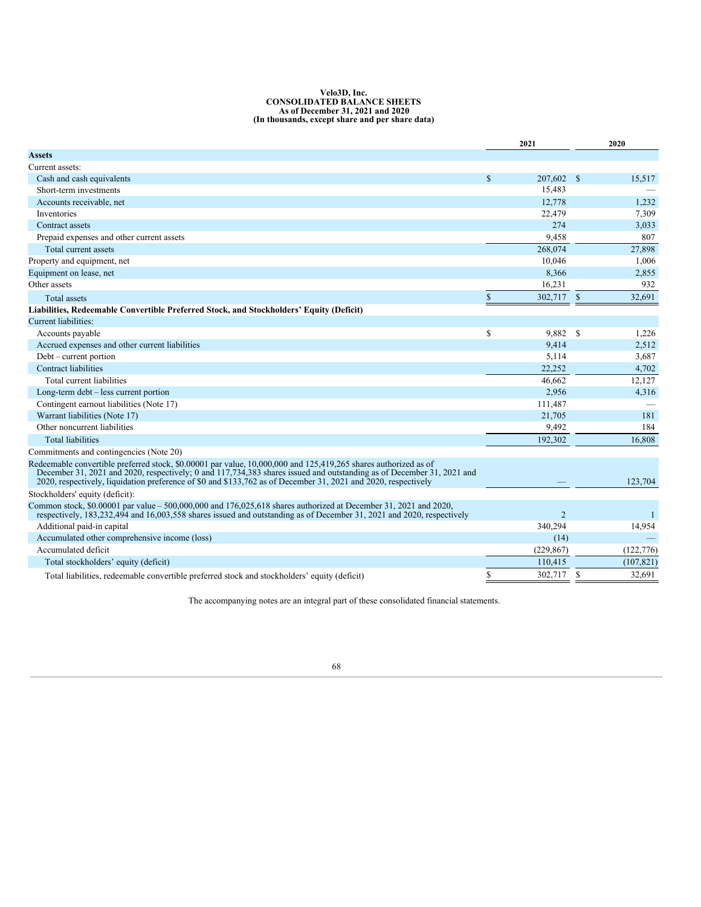**Velo3D, Inc.**
**CONSOLIDATED BALANCE SHEETS**
**As of December 31, 2021 and 2020**
**(In thousands, except share and per share data)**

| | 2021 | 2020 |
|---|---|---|
| **Assets** | | |
| Current assets: | | |
| Cash and cash equivalents | $ 207,602 | $ 15,517 |
| Short-term investments | 15,483 | — |
| Accounts receivable, net | 12,778 | 1,232 |
| Inventories | 22,479 | 7,309 |
| Contract assets | 274 | 3,033 |
| Prepaid expenses and other current assets | 9,458 | 807 |
| Total current assets | 268,074 | 27,898 |
| Property and equipment, net | 10,046 | 1,006 |
| Equipment on lease, net | 8,366 | 2,855 |
| Other assets | 16,231 | 932 |
| Total assets | $ 302,717 | $ 32,691 |
| **Liabilities, Redeemable Convertible Preferred Stock, and Stockholders' Equity (Deficit)** | | |
| Current liabilities: | | |
| Accounts payable | $ 9,882 | $ 1,226 |
| Accrued expenses and other current liabilities | 9,414 | 2,512 |
| Debt – current portion | 5,114 | 3,687 |
| Contract liabilities | 22,252 | 4,702 |
| Total current liabilities | 46,662 | 12,127 |
| Long-term debt – less current portion | 2,956 | 4,316 |
| Contingent earnout liabilities (Note 17) | 111,487 | — |
| Warrant liabilities (Note 17) | 21,705 | 181 |
| Other noncurrent liabilities | 9,492 | 184 |
| Total liabilities | 192,302 | 16,808 |
| Commitments and contingencies (Note 20) | | |
| Redeemable convertible preferred stock, $0.00001 par value, 10,000,000 and 125,419,265 shares authorized as of December 31, 2021 and 2020, respectively; 0 and 117,734,383 shares issued and outstanding as of December 31, 2021 and 2020, respectively, liquidation preference of $0 and $133,762 as of December 31, 2021 and 2020, respectively | — | 123,704 |
| Stockholders' equity (deficit): | | |
| Common stock, $0.00001 par value – 500,000,000 and 176,025,618 shares authorized at December 31, 2021 and 2020, respectively, 183,232,494 and 16,003,558 shares issued and outstanding as of December 31, 2021 and 2020, respectively | 2 | 1 |
| Additional paid-in capital | 340,294 | 14,954 |
| Accumulated other comprehensive income (loss) | (14) | — |
| Accumulated deficit | (229,867) | (122,776) |
| Total stockholders' equity (deficit) | 110,415 | (107,821) |
| Total liabilities, redeemable convertible preferred stock and stockholders' equity (deficit) | $ 302,717 | $ 32,691 |

The accompanying notes are an integral part of these consolidated financial statements.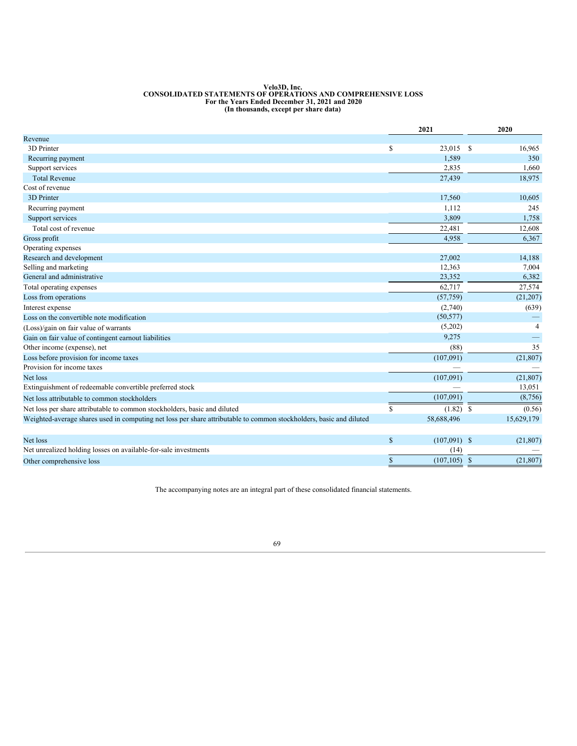**Velo3D, Inc.**
**CONSOLIDATED STATEMENTS OF OPERATIONS AND COMPREHENSIVE LOSS**
**For the Years Ended December 31, 2021 and 2020**
**(In thousands, except per share data)**

| | 2021 | 2020 |
|---|---|---|
| Revenue | | |
| 3D Printer | $ 23,015 | $ 16,965 |
| Recurring payment | 1,589 | 350 |
| Support services | 2,835 | 1,660 |
| Total Revenue | 27,439 | 18,975 |
| Cost of revenue | | |
| 3D Printer | 17,560 | 10,605 |
| Recurring payment | 1,112 | 245 |
| Support services | 3,809 | 1,758 |
| Total cost of revenue | 22,481 | 12,608 |
| Gross profit | 4,958 | 6,367 |
| Operating expenses | | |
| Research and development | 27,002 | 14,188 |
| Selling and marketing | 12,363 | 7,004 |
| General and administrative | 23,352 | 6,382 |
| Total operating expenses | 62,717 | 27,574 |
| Loss from operations | (57,759) | (21,207) |
| Interest expense | (2,740) | (639) |
| Loss on the convertible note modification | (50,577) | — |
| (Loss)/gain on fair value of warrants | (5,202) | 4 |
| Gain on fair value of contingent earnout liabilities | 9,275 | — |
| Other income (expense), net | (88) | 35 |
| Loss before provision for income taxes | (107,091) | (21,807) |
| Provision for income taxes | — | — |
| Net loss | (107,091) | (21,807) |
| Extinguishment of redeemable convertible preferred stock | — | 13,051 |
| Net loss attributable to common stockholders | (107,091) | (8,756) |
| Net loss per share attributable to common stockholders, basic and diluted | $ (1.82) | $ (0.56) |
| Weighted-average shares used in computing net loss per share attributable to common stockholders, basic and diluted | 58,688,496 | 15,629,179 |
| | | |
| Net loss | $ (107,091) | $ (21,807) |
| Net unrealized holding losses on available-for-sale investments | (14) | — |
| Other comprehensive loss | $ (107,105) | $ (21,807) |

The accompanying notes are an integral part of these consolidated financial statements.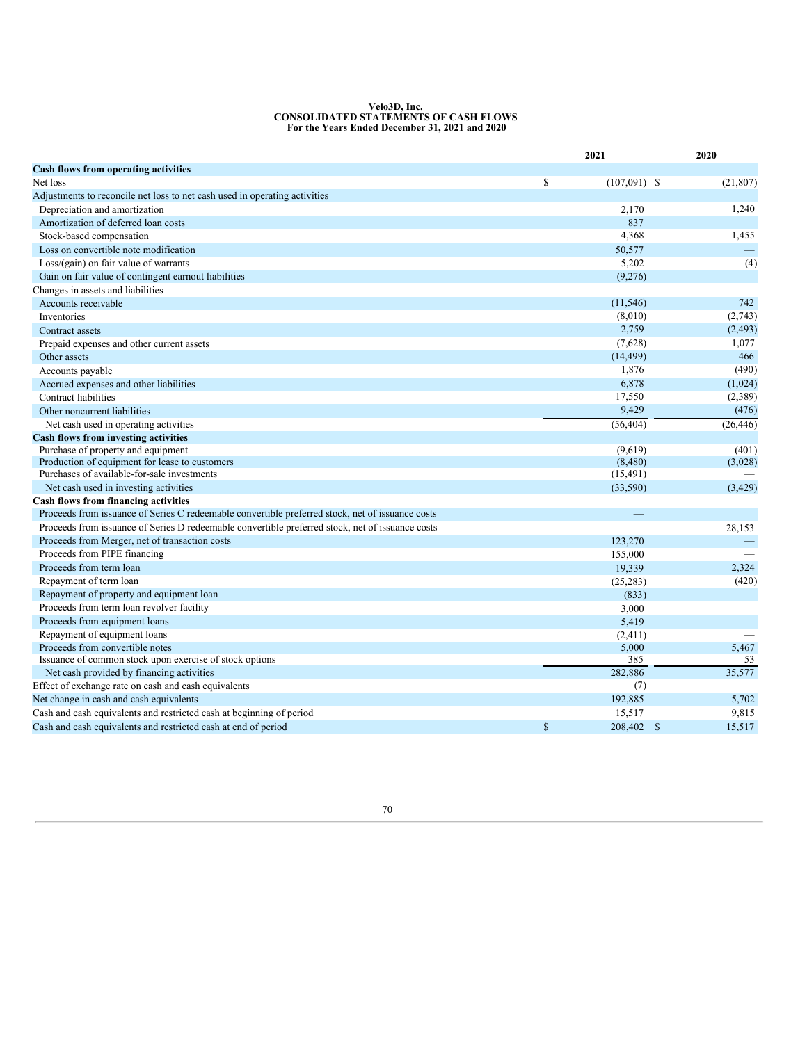**Velo3D, Inc.**
**CONSOLIDATED STATEMENTS OF CASH FLOWS**
**For the Years Ended December 31, 2021 and 2020**

| | 2021 | 2020 |
|---|---|---|
| **Cash flows from operating activities** | | |
| Net loss | $ (107,091) | $ (21,807) |
| Adjustments to reconcile net loss to net cash used in operating activities | | |
| Depreciation and amortization | 2,170 | 1,240 |
| Amortization of deferred loan costs | 837 | — |
| Stock-based compensation | 4,368 | 1,455 |
| Loss on convertible note modification | 50,577 | — |
| Loss/(gain) on fair value of warrants | 5,202 | (4) |
| Gain on fair value of contingent earnout liabilities | (9,276) | — |
| Changes in assets and liabilities | | |
| Accounts receivable | (11,546) | 742 |
| Inventories | (8,010) | (2,743) |
| Contract assets | 2,759 | (2,493) |
| Prepaid expenses and other current assets | (7,628) | 1,077 |
| Other assets | (14,499) | 466 |
| Accounts payable | 1,876 | (490) |
| Accrued expenses and other liabilities | 6,878 | (1,024) |
| Contract liabilities | 17,550 | (2,389) |
| Other noncurrent liabilities | 9,429 | (476) |
| Net cash used in operating activities | (56,404) | (26,446) |
| **Cash flows from investing activities** | | |
| Purchase of property and equipment | (9,619) | (401) |
| Production of equipment for lease to customers | (8,480) | (3,028) |
| Purchases of available-for-sale investments | (15,491) | — |
| Net cash used in investing activities | (33,590) | (3,429) |
| **Cash flows from financing activities** | | |
| Proceeds from issuance of Series C redeemable convertible preferred stock, net of issuance costs | — | — |
| Proceeds from issuance of Series D redeemable convertible preferred stock, net of issuance costs | — | 28,153 |
| Proceeds from Merger, net of transaction costs | 123,270 | — |
| Proceeds from PIPE financing | 155,000 | — |
| Proceeds from term loan | 19,339 | 2,324 |
| Repayment of term loan | (25,283) | (420) |
| Repayment of property and equipment loan | (833) | — |
| Proceeds from term loan revolver facility | 3,000 | — |
| Proceeds from equipment loans | 5,419 | — |
| Repayment of equipment loans | (2,411) | — |
| Proceeds from convertible notes | 5,000 | 5,467 |
| Issuance of common stock upon exercise of stock options | 385 | 53 |
| Net cash provided by financing activities | 282,886 | 35,577 |
| Effect of exchange rate on cash and cash equivalents | (7) | — |
| Net change in cash and cash equivalents | 192,885 | 5,702 |
| Cash and cash equivalents and restricted cash at beginning of period | 15,517 | 9,815 |
| Cash and cash equivalents and restricted cash at end of period | $ 208,402 | $ 15,517 |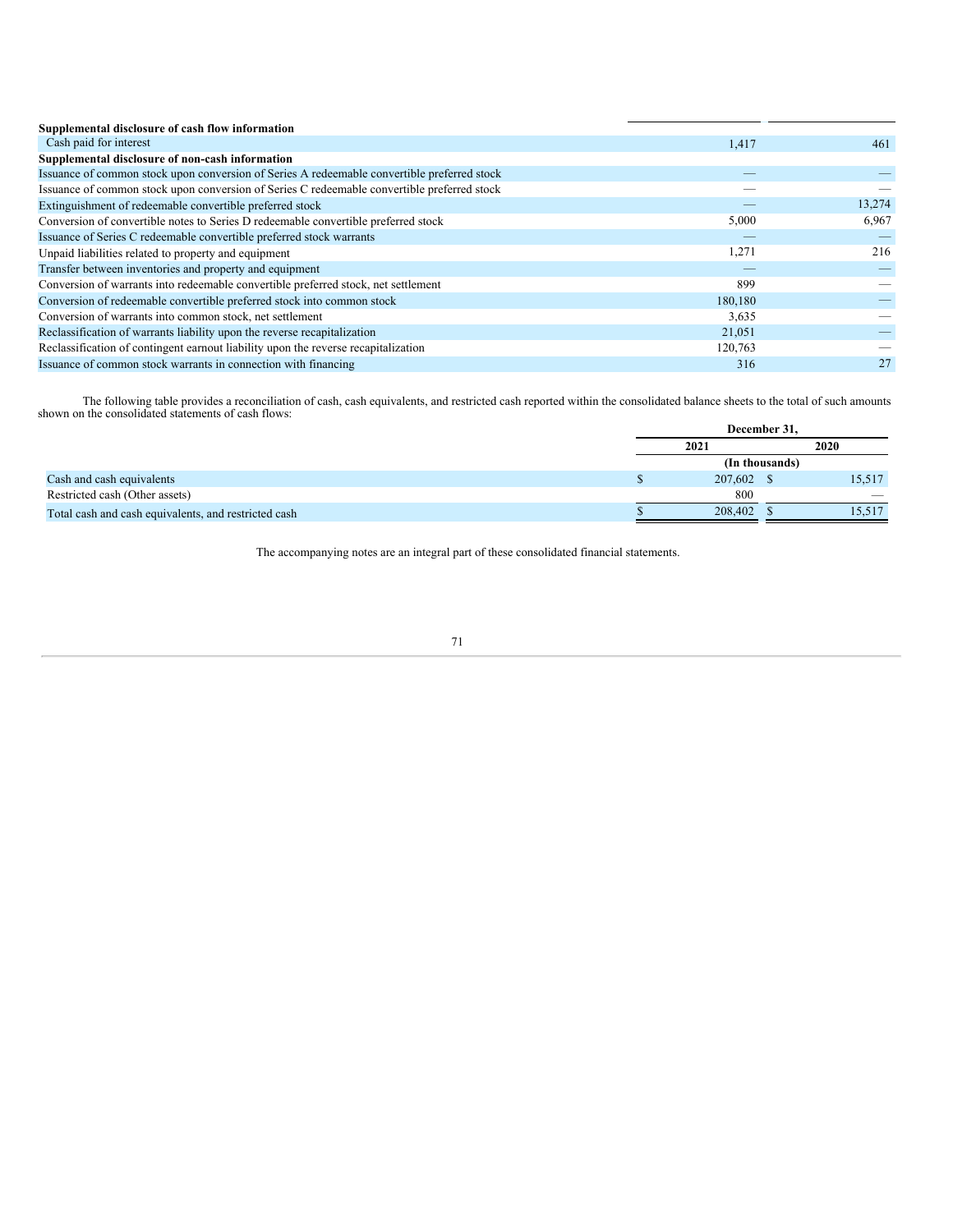| | | |
|---|---|---|
| **Supplemental disclosure of cash flow information** | | |
| Cash paid for interest | 1,417 | 461 |
| **Supplemental disclosure of non-cash information** | | |
| Issuance of common stock upon conversion of Series A redeemable convertible preferred stock | — | — |
| Issuance of common stock upon conversion of Series C redeemable convertible preferred stock | — | — |
| Extinguishment of redeemable convertible preferred stock | — | 13,274 |
| Conversion of convertible notes to Series D redeemable convertible preferred stock | 5,000 | 6,967 |
| Issuance of Series C redeemable convertible preferred stock warrants | — | — |
| Unpaid liabilities related to property and equipment | 1,271 | 216 |
| Transfer between inventories and property and equipment | — | — |
| Conversion of warrants into redeemable convertible preferred stock, net settlement | 899 | — |
| Conversion of redeemable convertible preferred stock into common stock | 180,180 | — |
| Conversion of warrants into common stock, net settlement | 3,635 | — |
| Reclassification of warrants liability upon the reverse recapitalization | 21,051 | — |
| Reclassification of contingent earnout liability upon the reverse recapitalization | 120,763 | — |
| Issuance of common stock warrants in connection with financing | 316 | 27 |

The following table provides a reconciliation of cash, cash equivalents, and restricted cash reported within the consolidated balance sheets to the total of such amounts shown on the consolidated statements of cash flows:

| | December 31, | |
|---|---|---|
| | 2021 | 2020 |
| | (In thousands) | |
| Cash and cash equivalents | $ 207,602 | $ 15,517 |
| Restricted cash (Other assets) | 800 | — |
| Total cash and cash equivalents, and restricted cash | $ 208,402 | $ 15,517 |

The accompanying notes are an integral part of these consolidated financial statements.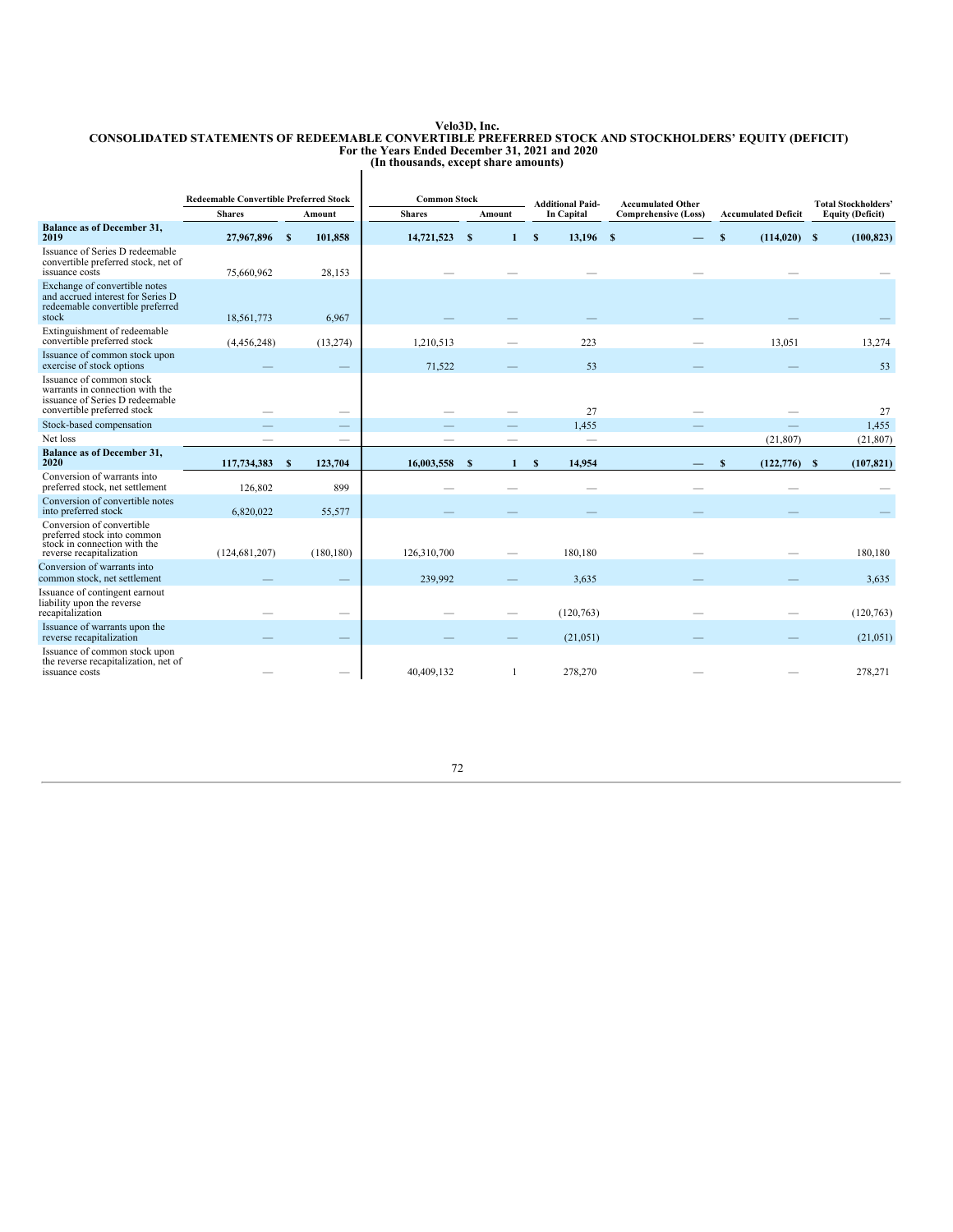**Velo3D, Inc.**
**CONSOLIDATED STATEMENTS OF REDEEMABLE CONVERTIBLE PREFERRED STOCK AND STOCKHOLDERS' EQUITY (DEFICIT)**
**For the Years Ended December 31, 2021 and 2020**
**(In thousands, except share amounts)**

| | Redeemable Convertible Preferred Stock | | Common Stock | | Additional Paid-In Capital | Accumulated Other Comprehensive (Loss) | Accumulated Deficit | Total Stockholders' Equity (Deficit) |
|---|---|---|---|---|---|---|---|---|
| | Shares | Amount | Shares | Amount | | | | |
| **Balance as of December 31, 2019** | **27,967,896** | **$ 101,858** | **14,721,523** | **$ 1** | **$ 13,196** | **$ —** | **$ (114,020)** | **$ (100,823)** |
| Issuance of Series D redeemable convertible preferred stock, net of issuance costs | 75,660,962 | 28,153 | — | — | — | — | — | — |
| Exchange of convertible notes and accrued interest for Series D redeemable convertible preferred stock | 18,561,773 | 6,967 | — | — | — | — | — | — |
| Extinguishment of redeemable convertible preferred stock | (4,456,248) | (13,274) | 1,210,513 | — | 223 | — | 13,051 | 13,274 |
| Issuance of common stock upon exercise of stock options | — | — | 71,522 | — | 53 | — | — | 53 |
| Issuance of common stock warrants in connection with the issuance of Series D redeemable convertible preferred stock | — | — | — | — | 27 | — | — | 27 |
| Stock-based compensation | — | — | — | — | 1,455 | — | — | 1,455 |
| Net loss | — | — | — | — | — | | (21,807) | (21,807) |
| **Balance as of December 31, 2020** | **117,734,383** | **$ 123,704** | **16,003,558** | **$ 1** | **$ 14,954** | **—** | **$ (122,776)** | **$ (107,821)** |
| Conversion of warrants into preferred stock, net settlement | 126,802 | 899 | — | — | — | — | — | — |
| Conversion of convertible notes into preferred stock | 6,820,022 | 55,577 | — | — | — | — | — | — |
| Conversion of convertible preferred stock into common stock in connection with the reverse recapitalization | (124,681,207) | (180,180) | 126,310,700 | — | 180,180 | — | — | 180,180 |
| Conversion of warrants into common stock, net settlement | — | — | 239,992 | — | 3,635 | — | — | 3,635 |
| Issuance of contingent earnout liability upon the reverse recapitalization | — | — | — | — | (120,763) | — | — | (120,763) |
| Issuance of warrants upon the reverse recapitalization | — | — | — | — | (21,051) | — | — | (21,051) |
| Issuance of common stock upon the reverse recapitalization, net of issuance costs | — | — | 40,409,132 | 1 | 278,270 | — | — | 278,271 |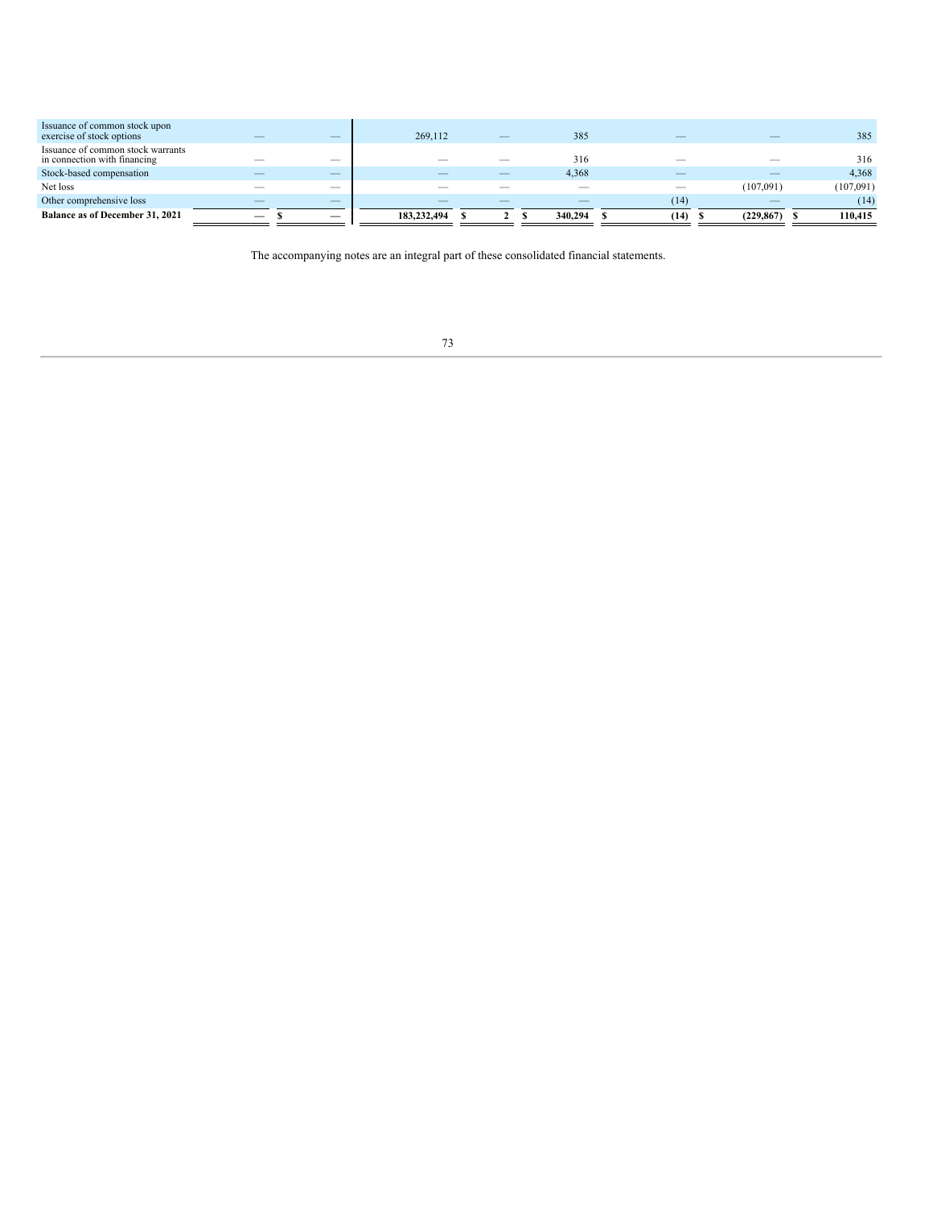| | | | | | | | | |
|---|---|---|---|---|---|---|---|---|
| Issuance of common stock upon exercise of stock options | — | — | 269,112 | — | 385 | — | — | 385 |
| Issuance of common stock warrants in connection with financing | — | — | — | — | 316 | — | — | 316 |
| Stock-based compensation | — | — | — | — | 4,368 | — | — | 4,368 |
| Net loss | — | — | — | — | — | — | (107,091) | (107,091) |
| Other comprehensive loss | — | — | — | — | — | (14) | — | (14) |
| **Balance as of December 31, 2021** | **—** | **$ —** | **183,232,494** | **$ 2** | **$ 340,294** | **$ (14)** | **$ (229,867)** | **$ 110,415** |

The accompanying notes are an integral part of these consolidated financial statements.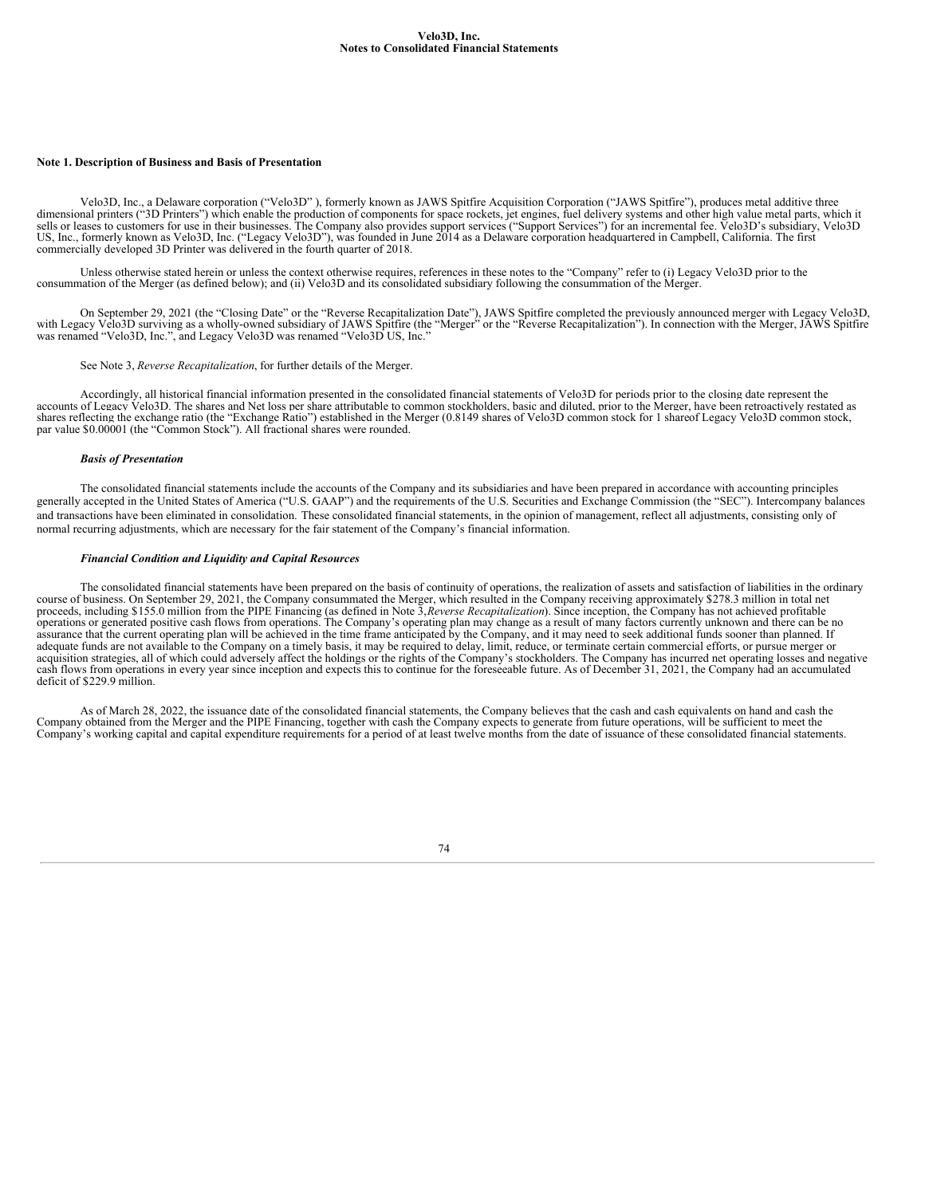# Note 1. Description of Business and Basis of Presentation

Velo3D, Inc., a Delaware corporation ("Velo3D" ), formerly known as JAWS Spitfire Acquisition Corporation ("JAWS Spitfire"), produces metal additive three dimensional printers ("3D Printers") which enable the production of components for space rockets, jet engines, fuel delivery systems and other high value metal parts, which it sells or leases to customers for use in their businesses. The Company also provides support services ("Support Services") for an incremental fee. Velo3D's subsidiary, Velo3D US, Inc., formerly known as Velo3D, Inc. ("Legacy Velo3D"), was founded in June 2014 as a Delaware corporation headquartered in Campbell, California. The first commercially developed 3D Printer was delivered in the fourth quarter of 2018.

Unless otherwise stated herein or unless the context otherwise requires, references in these notes to the "Company" refer to (i) Legacy Velo3D prior to the consummation of the Merger (as defined below); and (ii) Velo3D and its consolidated subsidiary following the consummation of the Merger.

On September 29, 2021 (the "Closing Date" or the "Reverse Recapitalization Date"), JAWS Spitfire completed the previously announced merger with Legacy Velo3D, with Legacy Velo3D surviving as a wholly-owned subsidiary of JAWS Spitfire (the "Merger" or the "Reverse Recapitalization"). In connection with the Merger, JAWS Spitfire was renamed "Velo3D, Inc.", and Legacy Velo3D was renamed "Velo3D US, Inc."

See Note 3, *Reverse Recapitalization*, for further details of the Merger.

Accordingly, all historical financial information presented in the consolidated financial statements of Velo3D for periods prior to the closing date represent the accounts of Legacy Velo3D. The shares and Net loss per share attributable to common stockholders, basic and diluted, prior to the Merger, have been retroactively restated as shares reflecting the exchange ratio (the "Exchange Ratio") established in the Merger (0.8149 shares of Velo3D common stock for 1 shareof Legacy Velo3D common stock, par value $0.00001 (the "Common Stock"). All fractional shares were rounded.

### *Basis of Presentation*

The consolidated financial statements include the accounts of the Company and its subsidiaries and have been prepared in accordance with accounting principles generally accepted in the United States of America ("U.S. GAAP") and the requirements of the U.S. Securities and Exchange Commission (the "SEC"). Intercompany balances and transactions have been eliminated in consolidation. These consolidated financial statements, in the opinion of management, reflect all adjustments, consisting only of normal recurring adjustments, which are necessary for the fair statement of the Company's financial information.

### *Financial Condition and Liquidity and Capital Resources*

The consolidated financial statements have been prepared on the basis of continuity of operations, the realization of assets and satisfaction of liabilities in the ordinary course of business. On September 29, 2021, the Company consummated the Merger, which resulted in the Company receiving approximately $278.3 million in total net proceeds, including $155.0 million from the PIPE Financing (as defined in Note 3,*Reverse Recapitalization*). Since inception, the Company has not achieved profitable operations or generated positive cash flows from operations. The Company's operating plan may change as a result of many factors currently unknown and there can be no assurance that the current operating plan will be achieved in the time frame anticipated by the Company, and it may need to seek additional funds sooner than planned. If adequate funds are not available to the Company on a timely basis, it may be required to delay, limit, reduce, or terminate certain commercial efforts, or pursue merger or acquisition strategies, all of which could adversely affect the holdings or the rights of the Company's stockholders. The Company has incurred net operating losses and negative cash flows from operations in every year since inception and expects this to continue for the foreseeable future. As of December 31, 2021, the Company had an accumulated deficit of $229.9 million.

As of March 28, 2022, the issuance date of the consolidated financial statements, the Company believes that the cash and cash equivalents on hand and cash the Company obtained from the Merger and the PIPE Financing, together with cash the Company expects to generate from future operations, will be sufficient to meet the Company's working capital and capital expenditure requirements for a period of at least twelve months from the date of issuance of these consolidated financial statements.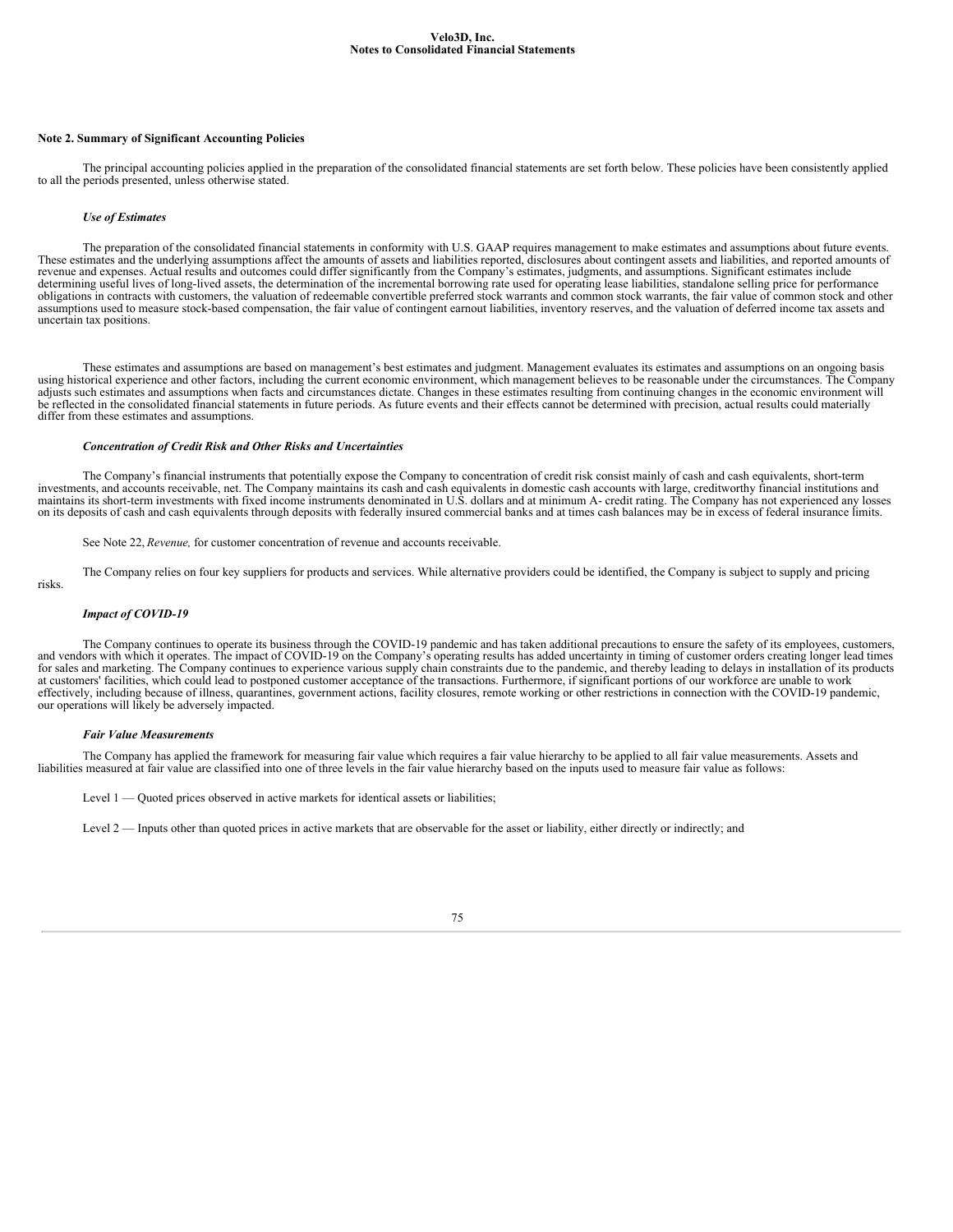## Note 2. Summary of Significant Accounting Policies

The principal accounting policies applied in the preparation of the consolidated financial statements are set forth below. These policies have been consistently applied to all the periods presented, unless otherwise stated.

### *Use of Estimates*

The preparation of the consolidated financial statements in conformity with U.S. GAAP requires management to make estimates and assumptions about future events. These estimates and the underlying assumptions affect the amounts of assets and liabilities reported, disclosures about contingent assets and liabilities, and reported amounts of revenue and expenses. Actual results and outcomes could differ significantly from the Company's estimates, judgments, and assumptions. Significant estimates include determining useful lives of long-lived assets, the determination of the incremental borrowing rate used for operating lease liabilities, standalone selling price for performance obligations in contracts with customers, the valuation of redeemable convertible preferred stock warrants and common stock warrants, the fair value of common stock and other assumptions used to measure stock-based compensation, the fair value of contingent earnout liabilities, inventory reserves, and the valuation of deferred income tax assets and uncertain tax positions.

These estimates and assumptions are based on management's best estimates and judgment. Management evaluates its estimates and assumptions on an ongoing basis using historical experience and other factors, including the current economic environment, which management believes to be reasonable under the circumstances. The Company adjusts such estimates and assumptions when facts and circumstances dictate. Changes in these estimates resulting from continuing changes in the economic environment will be reflected in the consolidated financial statements in future periods. As future events and their effects cannot be determined with precision, actual results could materially differ from these estimates and assumptions.

### *Concentration of Credit Risk and Other Risks and Uncertainties*

The Company's financial instruments that potentially expose the Company to concentration of credit risk consist mainly of cash and cash equivalents, short-term investments, and accounts receivable, net. The Company maintains its cash and cash equivalents in domestic cash accounts with large, creditworthy financial institutions and maintains its short-term investments with fixed income instruments denominated in U.S. dollars and at minimum A- credit rating. The Company has not experienced any losses on its deposits of cash and cash equivalents through deposits with federally insured commercial banks and at times cash balances may be in excess of federal insurance limits.

See Note 22, *Revenue,* for customer concentration of revenue and accounts receivable.

The Company relies on four key suppliers for products and services. While alternative providers could be identified, the Company is subject to supply and pricing risks.

### *Impact of COVID-19*

The Company continues to operate its business through the COVID-19 pandemic and has taken additional precautions to ensure the safety of its employees, customers, and vendors with which it operates. The impact of COVID-19 on the Company's operating results has added uncertainty in timing of customer orders creating longer lead times for sales and marketing. The Company continues to experience various supply chain constraints due to the pandemic, and thereby leading to delays in installation of its products at customers' facilities, which could lead to postponed customer acceptance of the transactions. Furthermore, if significant portions of our workforce are unable to work effectively, including because of illness, quarantines, government actions, facility closures, remote working or other restrictions in connection with the COVID-19 pandemic, our operations will likely be adversely impacted.

### *Fair Value Measurements*

The Company has applied the framework for measuring fair value which requires a fair value hierarchy to be applied to all fair value measurements. Assets and liabilities measured at fair value are classified into one of three levels in the fair value hierarchy based on the inputs used to measure fair value as follows:

Level 1 — Quoted prices observed in active markets for identical assets or liabilities;

Level 2 — Inputs other than quoted prices in active markets that are observable for the asset or liability, either directly or indirectly; and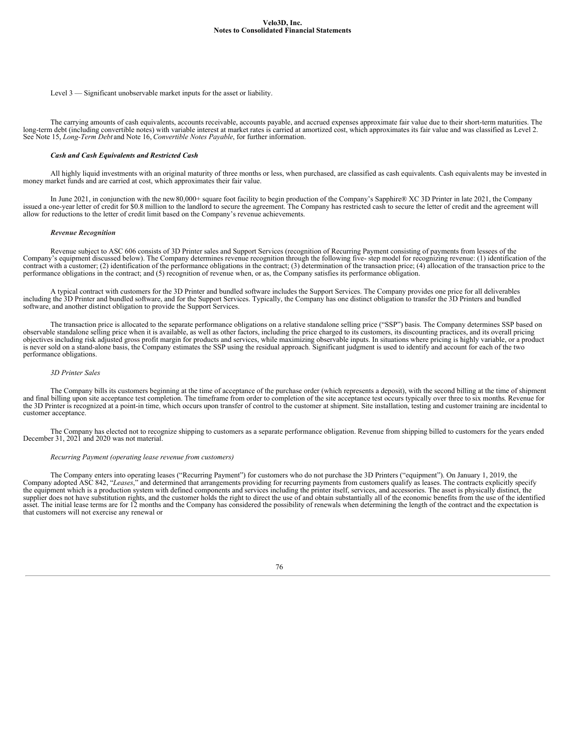Level 3 — Significant unobservable market inputs for the asset or liability.

The carrying amounts of cash equivalents, accounts receivable, accounts payable, and accrued expenses approximate fair value due to their short-term maturities. The long-term debt (including convertible notes) with variable interest at market rates is carried at amortized cost, which approximates its fair value and was classified as Level 2. See Note 15, *Long-Term Debt* and Note 16, *Convertible Notes Payable*, for further information.

***Cash and Cash Equivalents and Restricted Cash***

All highly liquid investments with an original maturity of three months or less, when purchased, are classified as cash equivalents. Cash equivalents may be invested in money market funds and are carried at cost, which approximates their fair value.

In June 2021, in conjunction with the new 80,000+ square foot facility to begin production of the Company's Sapphire® XC 3D Printer in late 2021, the Company issued a one-year letter of credit for $0.8 million to the landlord to secure the agreement. The Company has restricted cash to secure the letter of credit and the agreement will allow for reductions to the letter of credit limit based on the Company's revenue achievements.

***Revenue Recognition***

Revenue subject to ASC 606 consists of 3D Printer sales and Support Services (recognition of Recurring Payment consisting of payments from lessees of the Company's equipment discussed below). The Company determines revenue recognition through the following five- step model for recognizing revenue: (1) identification of the contract with a customer; (2) identification of the performance obligations in the contract; (3) determination of the transaction price; (4) allocation of the transaction price to the performance obligations in the contract; and (5) recognition of revenue when, or as, the Company satisfies its performance obligation.

A typical contract with customers for the 3D Printer and bundled software includes the Support Services. The Company provides one price for all deliverables including the 3D Printer and bundled software, and for the Support Services. Typically, the Company has one distinct obligation to transfer the 3D Printers and bundled software, and another distinct obligation to provide the Support Services.

The transaction price is allocated to the separate performance obligations on a relative standalone selling price ("SSP") basis. The Company determines SSP based on observable standalone selling price when it is available, as well as other factors, including the price charged to its customers, its discounting practices, and its overall pricing objectives including risk adjusted gross profit margin for products and services, while maximizing observable inputs. In situations where pricing is highly variable, or a product is never sold on a stand-alone basis, the Company estimates the SSP using the residual approach. Significant judgment is used to identify and account for each of the two performance obligations.

*3D Printer Sales*

The Company bills its customers beginning at the time of acceptance of the purchase order (which represents a deposit), with the second billing at the time of shipment and final billing upon site acceptance test completion. The timeframe from order to completion of the site acceptance test occurs typically over three to six months. Revenue for the 3D Printer is recognized at a point-in time, which occurs upon transfer of control to the customer at shipment. Site installation, testing and customer training are incidental to customer acceptance.

The Company has elected not to recognize shipping to customers as a separate performance obligation. Revenue from shipping billed to customers for the years ended December 31, 2021 and 2020 was not material.

*Recurring Payment (operating lease revenue from customers)*

The Company enters into operating leases ("Recurring Payment") for customers who do not purchase the 3D Printers ("equipment"). On January 1, 2019, the Company adopted ASC 842, "*Leases*," and determined that arrangements providing for recurring payments from customers qualify as leases. The contracts explicitly specify the equipment which is a production system with defined components and services including the printer itself, services, and accessories. The asset is physically distinct, the supplier does not have substitution rights, and the customer holds the right to direct the use of and obtain substantially all of the economic benefits from the use of the identified asset. The initial lease terms are for 12 months and the Company has considered the possibility of renewals when determining the length of the contract and the expectation is that customers will not exercise any renewal or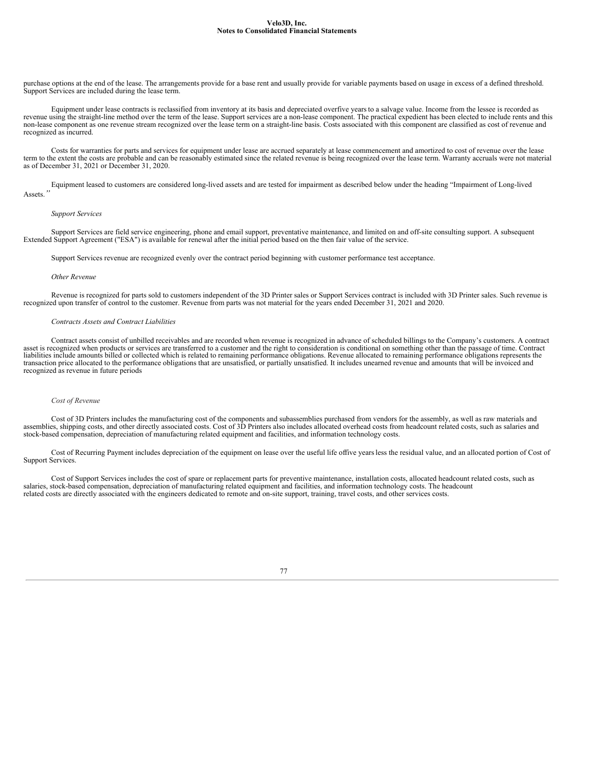purchase options at the end of the lease. The arrangements provide for a base rent and usually provide for variable payments based on usage in excess of a defined threshold. Support Services are included during the lease term.

Equipment under lease contracts is reclassified from inventory at its basis and depreciated overfive years to a salvage value. Income from the lessee is recorded as revenue using the straight-line method over the term of the lease. Support services are a non-lease component. The practical expedient has been elected to include rents and this non-lease component as one revenue stream recognized over the lease term on a straight-line basis. Costs associated with this component are classified as cost of revenue and recognized as incurred.

Costs for warranties for parts and services for equipment under lease are accrued separately at lease commencement and amortized to cost of revenue over the lease term to the extent the costs are probable and can be reasonably estimated since the related revenue is being recognized over the lease term. Warranty accruals were not material as of December 31, 2021 or December 31, 2020.

Equipment leased to customers are considered long-lived assets and are tested for impairment as described below under the heading "Impairment of Long-lived Assets."

*Support Services*

Support Services are field service engineering, phone and email support, preventative maintenance, and limited on and off-site consulting support. A subsequent Extended Support Agreement ("ESA") is available for renewal after the initial period based on the then fair value of the service.

Support Services revenue are recognized evenly over the contract period beginning with customer performance test acceptance.

*Other Revenue*

Revenue is recognized for parts sold to customers independent of the 3D Printer sales or Support Services contract is included with 3D Printer sales. Such revenue is recognized upon transfer of control to the customer. Revenue from parts was not material for the years ended December 31, 2021 and 2020.

*Contracts Assets and Contract Liabilities*

Contract assets consist of unbilled receivables and are recorded when revenue is recognized in advance of scheduled billings to the Company's customers. A contract asset is recognized when products or services are transferred to a customer and the right to consideration is conditional on something other than the passage of time. Contract liabilities include amounts billed or collected which is related to remaining performance obligations. Revenue allocated to remaining performance obligations represents the transaction price allocated to the performance obligations that are unsatisfied, or partially unsatisfied. It includes unearned revenue and amounts that will be invoiced and recognized as revenue in future periods

*Cost of Revenue*

Cost of 3D Printers includes the manufacturing cost of the components and subassemblies purchased from vendors for the assembly, as well as raw materials and assemblies, shipping costs, and other directly associated costs. Cost of 3D Printers also includes allocated overhead costs from headcount related costs, such as salaries and stock-based compensation, depreciation of manufacturing related equipment and facilities, and information technology costs.

Cost of Recurring Payment includes depreciation of the equipment on lease over the useful life offive years less the residual value, and an allocated portion of Cost of Support Services.

Cost of Support Services includes the cost of spare or replacement parts for preventive maintenance, installation costs, allocated headcount related costs, such as salaries, stock-based compensation, depreciation of manufacturing related equipment and facilities, and information technology costs. The headcount related costs are directly associated with the engineers dedicated to remote and on-site support, training, travel costs, and other services costs.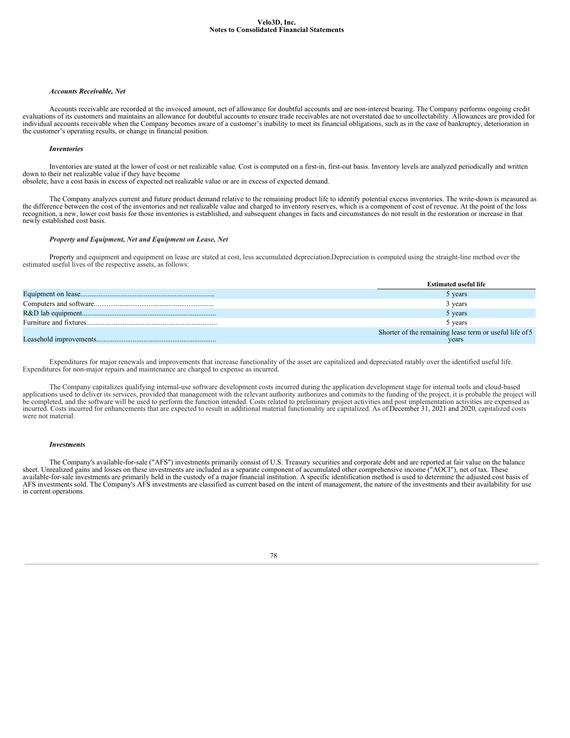***Accounts Receivable, Net***

Accounts receivable are recorded at the invoiced amount, net of allowance for doubtful accounts and are non-interest bearing. The Company performs ongoing credit evaluations of its customers and maintains an allowance for doubtful accounts to ensure trade receivables are not overstated due to uncollectability. Allowances are provided for individual accounts receivable when the Company becomes aware of a customer's inability to meet its financial obligations, such as in the case of bankruptcy, deterioration in the customer's operating results, or change in financial position.

***Inventories***

Inventories are stated at the lower of cost or net realizable value. Cost is computed on a first-in, first-out basis. Inventory levels are analyzed periodically and written down to their net realizable value if they have become
obsolete, have a cost basis in excess of expected net realizable value or are in excess of expected demand.

The Company analyzes current and future product demand relative to the remaining product life to identify potential excess inventories. The write-down is measured as the difference between the cost of the inventories and net realizable value and charged to inventory reserves, which is a component of cost of revenue. At the point of the loss recognition, a new, lower cost basis for those inventories is established, and subsequent changes in facts and circumstances do not result in the restoration or increase in that newly established cost basis.

***Property and Equipment, Net and Equipment on Lease, Net***

Property and equipment and equipment on lease are stated at cost, less accumulated depreciation.Depreciation is computed using the straight-line method over the estimated useful lives of the respective assets, as follows:

| | Estimated useful life |
|---|---|
| Equipment on lease | 5 years |
| Computers and software | 3 years |
| R&D lab equipment | 5 years |
| Furniture and fixtures | 5 years |
| Leasehold improvements | Shorter of the remaining lease term or useful life of 5 years |

Expenditures for major renewals and improvements that increase functionality of the asset are capitalized and depreciated ratably over the identified useful life. Expenditures for non-major repairs and maintenance are charged to expense as incurred.

The Company capitalizes qualifying internal-use software development costs incurred during the application development stage for internal tools and cloud-based applications used to deliver its services, provided that management with the relevant authority authorizes and commits to the funding of the project, it is probable the project will be completed, and the software will be used to perform the function intended. Costs related to preliminary project activities and post implementation activities are expensed as incurred. Costs incurred for enhancements that are expected to result in additional material functionality are capitalized. As of December 31, 2021 and 2020, capitalized costs were not material.

***Investments***

The Company's available-for-sale ("AFS") investments primarily consist of U.S. Treasury securities and corporate debt and are reported at fair value on the balance sheet. Unrealized gains and losses on these investments are included as a separate component of accumulated other comprehensive income ("AOCI"), net of tax. These available-for-sale investments are primarily held in the custody of a major financial institution. A specific identification method is used to determine the adjusted cost basis of AFS investments sold. The Company's AFS investments are classified as current based on the intent of management, the nature of the investments and their availability for use in current operations.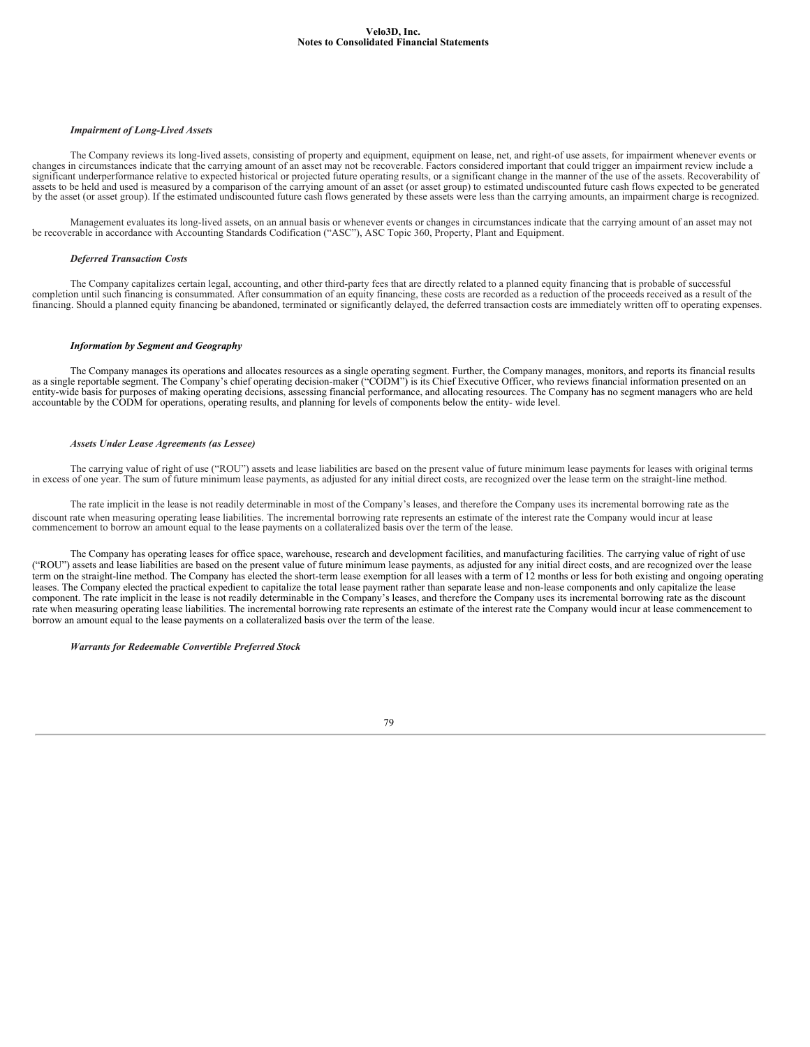*Impairment of Long-Lived Assets*

The Company reviews its long-lived assets, consisting of property and equipment, equipment on lease, net, and right-of use assets, for impairment whenever events or changes in circumstances indicate that the carrying amount of an asset may not be recoverable. Factors considered important that could trigger an impairment review include a significant underperformance relative to expected historical or projected future operating results, or a significant change in the manner of the use of the assets. Recoverability of assets to be held and used is measured by a comparison of the carrying amount of an asset (or asset group) to estimated undiscounted future cash flows expected to be generated by the asset (or asset group). If the estimated undiscounted future cash flows generated by these assets were less than the carrying amounts, an impairment charge is recognized.

Management evaluates its long-lived assets, on an annual basis or whenever events or changes in circumstances indicate that the carrying amount of an asset may not be recoverable in accordance with Accounting Standards Codification ("ASC"), ASC Topic 360, Property, Plant and Equipment.

*Deferred Transaction Costs*

The Company capitalizes certain legal, accounting, and other third-party fees that are directly related to a planned equity financing that is probable of successful completion until such financing is consummated. After consummation of an equity financing, these costs are recorded as a reduction of the proceeds received as a result of the financing. Should a planned equity financing be abandoned, terminated or significantly delayed, the deferred transaction costs are immediately written off to operating expenses.

*Information by Segment and Geography*

The Company manages its operations and allocates resources as a single operating segment. Further, the Company manages, monitors, and reports its financial results as a single reportable segment. The Company's chief operating decision-maker ("CODM") is its Chief Executive Officer, who reviews financial information presented on an entity-wide basis for purposes of making operating decisions, assessing financial performance, and allocating resources. The Company has no segment managers who are held accountable by the CODM for operations, operating results, and planning for levels of components below the entity- wide level.

*Assets Under Lease Agreements (as Lessee)*

The carrying value of right of use ("ROU") assets and lease liabilities are based on the present value of future minimum lease payments for leases with original terms in excess of one year. The sum of future minimum lease payments, as adjusted for any initial direct costs, are recognized over the lease term on the straight-line method.

The rate implicit in the lease is not readily determinable in most of the Company's leases, and therefore the Company uses its incremental borrowing rate as the discount rate when measuring operating lease liabilities. The incremental borrowing rate represents an estimate of the interest rate the Company would incur at lease commencement to borrow an amount equal to the lease payments on a collateralized basis over the term of the lease.

The Company has operating leases for office space, warehouse, research and development facilities, and manufacturing facilities. The carrying value of right of use ("ROU") assets and lease liabilities are based on the present value of future minimum lease payments, as adjusted for any initial direct costs, and are recognized over the lease term on the straight-line method. The Company has elected the short-term lease exemption for all leases with a term of 12 months or less for both existing and ongoing operating leases. The Company elected the practical expedient to capitalize the total lease payment rather than separate lease and non-lease components and only capitalize the lease component. The rate implicit in the lease is not readily determinable in the Company's leases, and therefore the Company uses its incremental borrowing rate as the discount rate when measuring operating lease liabilities. The incremental borrowing rate represents an estimate of the interest rate the Company would incur at lease commencement to borrow an amount equal to the lease payments on a collateralized basis over the term of the lease.

*Warrants for Redeemable Convertible Preferred Stock*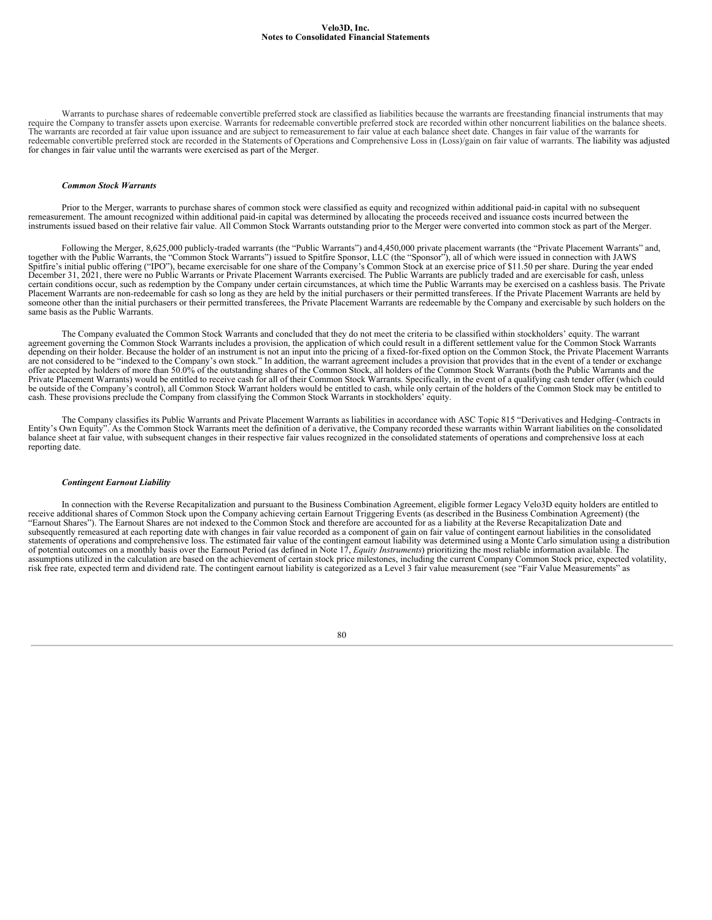Warrants to purchase shares of redeemable convertible preferred stock are classified as liabilities because the warrants are freestanding financial instruments that may require the Company to transfer assets upon exercise. Warrants for redeemable convertible preferred stock are recorded within other noncurrent liabilities on the balance sheets. The warrants are recorded at fair value upon issuance and are subject to remeasurement to fair value at each balance sheet date. Changes in fair value of the warrants for redeemable convertible preferred stock are recorded in the Statements of Operations and Comprehensive Loss in (Loss)/gain on fair value of warrants. The liability was adjusted for changes in fair value until the warrants were exercised as part of the Merger.

***Common Stock Warrants***

Prior to the Merger, warrants to purchase shares of common stock were classified as equity and recognized within additional paid-in capital with no subsequent remeasurement. The amount recognized within additional paid-in capital was determined by allocating the proceeds received and issuance costs incurred between the instruments issued based on their relative fair value. All Common Stock Warrants outstanding prior to the Merger were converted into common stock as part of the Merger.

Following the Merger, 8,625,000 publicly-traded warrants (the "Public Warrants") and 4,450,000 private placement warrants (the "Private Placement Warrants" and, together with the Public Warrants, the "Common Stock Warrants") issued to Spitfire Sponsor, LLC (the "Sponsor"), all of which were issued in connection with JAWS Spitfire's initial public offering ("IPO"), became exercisable for one share of the Company's Common Stock at an exercise price of $11.50 per share. During the year ended December 31, 2021, there were no Public Warrants or Private Placement Warrants exercised. The Public Warrants are publicly traded and are exercisable for cash, unless certain conditions occur, such as redemption by the Company under certain circumstances, at which time the Public Warrants may be exercised on a cashless basis. The Private Placement Warrants are non-redeemable for cash so long as they are held by the initial purchasers or their permitted transferees. If the Private Placement Warrants are held by someone other than the initial purchasers or their permitted transferees, the Private Placement Warrants are redeemable by the Company and exercisable by such holders on the same basis as the Public Warrants.

The Company evaluated the Common Stock Warrants and concluded that they do not meet the criteria to be classified within stockholders' equity. The warrant agreement governing the Common Stock Warrants includes a provision, the application of which could result in a different settlement value for the Common Stock Warrants depending on their holder. Because the holder of an instrument is not an input into the pricing of a fixed-for-fixed option on the Common Stock, the Private Placement Warrants are not considered to be "indexed to the Company's own stock." In addition, the warrant agreement includes a provision that provides that in the event of a tender or exchange offer accepted by holders of more than 50.0% of the outstanding shares of the Common Stock, all holders of the Common Stock Warrants (both the Public Warrants and the Private Placement Warrants) would be entitled to receive cash for all of their Common Stock Warrants. Specifically, in the event of a qualifying cash tender offer (which could be outside of the Company's control), all Common Stock Warrant holders would be entitled to cash, while only certain of the holders of the Common Stock may be entitled to cash. These provisions preclude the Company from classifying the Common Stock Warrants in stockholders' equity.

The Company classifies its Public Warrants and Private Placement Warrants as liabilities in accordance with ASC Topic 815 "Derivatives and Hedging–Contracts in Entity's Own Equity". As the Common Stock Warrants meet the definition of a derivative, the Company recorded these warrants within Warrant liabilities on the consolidated balance sheet at fair value, with subsequent changes in their respective fair values recognized in the consolidated statements of operations and comprehensive loss at each reporting date.

***Contingent Earnout Liability***

In connection with the Reverse Recapitalization and pursuant to the Business Combination Agreement, eligible former Legacy Velo3D equity holders are entitled to receive additional shares of Common Stock upon the Company achieving certain Earnout Triggering Events (as described in the Business Combination Agreement) (the "Earnout Shares"). The Earnout Shares are not indexed to the Common Stock and therefore are accounted for as a liability at the Reverse Recapitalization Date and subsequently remeasured at each reporting date with changes in fair value recorded as a component of gain on fair value of contingent earnout liabilities in the consolidated statements of operations and comprehensive loss. The estimated fair value of the contingent earnout liability was determined using a Monte Carlo simulation using a distribution of potential outcomes on a monthly basis over the Earnout Period (as defined in Note 17, *Equity Instruments*) prioritizing the most reliable information available. The assumptions utilized in the calculation are based on the achievement of certain stock price milestones, including the current Company Common Stock price, expected volatility, risk free rate, expected term and dividend rate. The contingent earnout liability is categorized as a Level 3 fair value measurement (see "Fair Value Measurements" as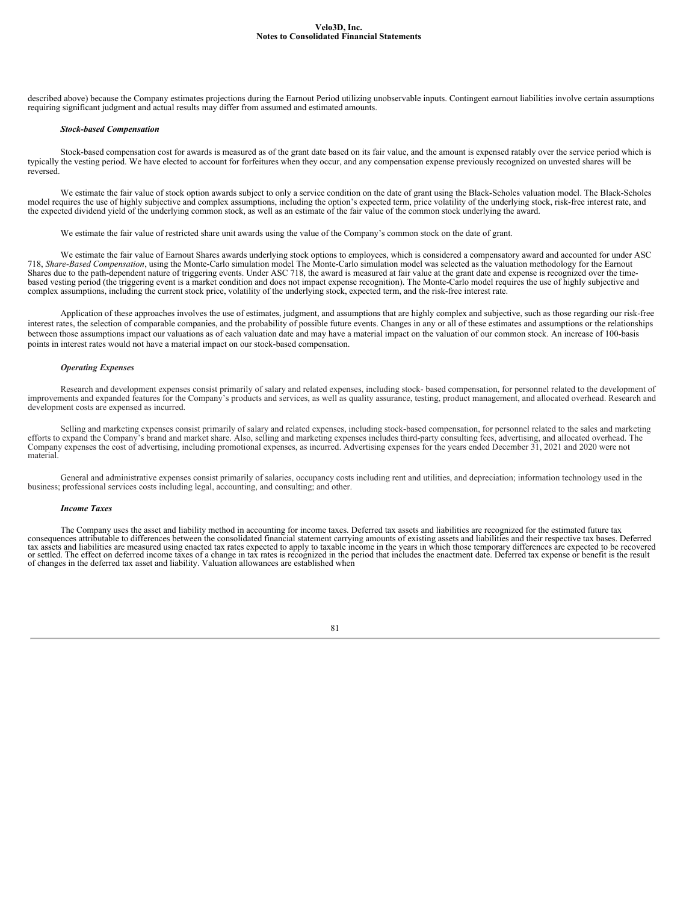described above) because the Company estimates projections during the Earnout Period utilizing unobservable inputs. Contingent earnout liabilities involve certain assumptions requiring significant judgment and actual results may differ from assumed and estimated amounts.

***Stock-based Compensation***

Stock-based compensation cost for awards is measured as of the grant date based on its fair value, and the amount is expensed ratably over the service period which is typically the vesting period. We have elected to account for forfeitures when they occur, and any compensation expense previously recognized on unvested shares will be reversed.

We estimate the fair value of stock option awards subject to only a service condition on the date of grant using the Black-Scholes valuation model. The Black-Scholes model requires the use of highly subjective and complex assumptions, including the option's expected term, price volatility of the underlying stock, risk-free interest rate, and the expected dividend yield of the underlying common stock, as well as an estimate of the fair value of the common stock underlying the award.

We estimate the fair value of restricted share unit awards using the value of the Company's common stock on the date of grant.

We estimate the fair value of Earnout Shares awards underlying stock options to employees, which is considered a compensatory award and accounted for under ASC 718, *Share-Based Compensation*, using the Monte-Carlo simulation model The Monte-Carlo simulation model was selected as the valuation methodology for the Earnout Shares due to the path-dependent nature of triggering events. Under ASC 718, the award is measured at fair value at the grant date and expense is recognized over the time-based vesting period (the triggering event is a market condition and does not impact expense recognition). The Monte-Carlo model requires the use of highly subjective and complex assumptions, including the current stock price, volatility of the underlying stock, expected term, and the risk-free interest rate.

Application of these approaches involves the use of estimates, judgment, and assumptions that are highly complex and subjective, such as those regarding our risk-free interest rates, the selection of comparable companies, and the probability of possible future events. Changes in any or all of these estimates and assumptions or the relationships between those assumptions impact our valuations as of each valuation date and may have a material impact on the valuation of our common stock. An increase of 100-basis points in interest rates would not have a material impact on our stock-based compensation.

***Operating Expenses***

Research and development expenses consist primarily of salary and related expenses, including stock- based compensation, for personnel related to the development of improvements and expanded features for the Company's products and services, as well as quality assurance, testing, product management, and allocated overhead. Research and development costs are expensed as incurred.

Selling and marketing expenses consist primarily of salary and related expenses, including stock-based compensation, for personnel related to the sales and marketing efforts to expand the Company's brand and market share. Also, selling and marketing expenses includes third-party consulting fees, advertising, and allocated overhead. The Company expenses the cost of advertising, including promotional expenses, as incurred. Advertising expenses for the years ended December 31, 2021 and 2020 were not material.

General and administrative expenses consist primarily of salaries, occupancy costs including rent and utilities, and depreciation; information technology used in the business; professional services costs including legal, accounting, and consulting; and other.

***Income Taxes***

The Company uses the asset and liability method in accounting for income taxes. Deferred tax assets and liabilities are recognized for the estimated future tax consequences attributable to differences between the consolidated financial statement carrying amounts of existing assets and liabilities and their respective tax bases. Deferred tax assets and liabilities are measured using enacted tax rates expected to apply to taxable income in the years in which those temporary differences are expected to be recovered or settled. The effect on deferred income taxes of a change in tax rates is recognized in the period that includes the enactment date. Deferred tax expense or benefit is the result of changes in the deferred tax asset and liability. Valuation allowances are established when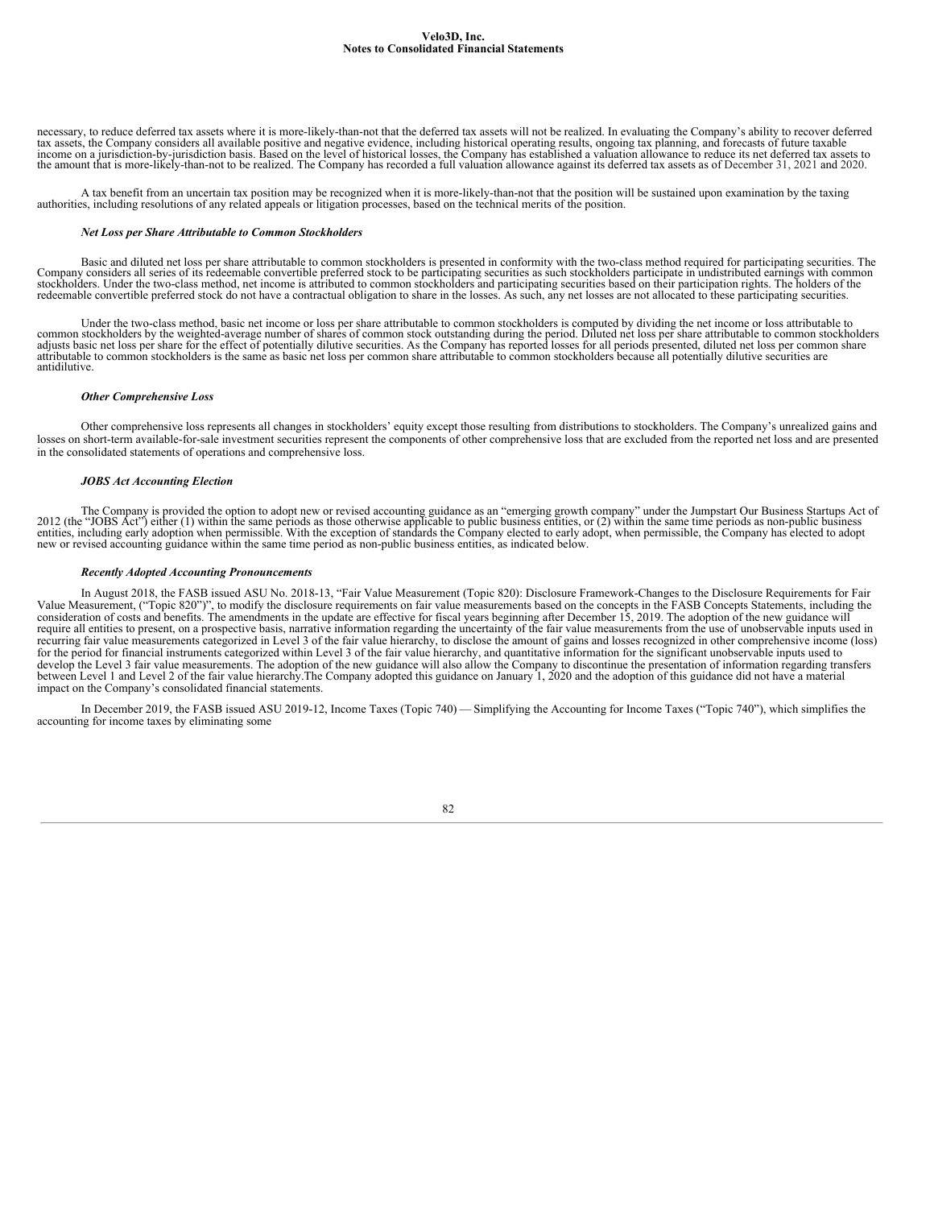necessary, to reduce deferred tax assets where it is more-likely-than-not that the deferred tax assets will not be realized. In evaluating the Company's ability to recover deferred tax assets, the Company considers all available positive and negative evidence, including historical operating results, ongoing tax planning, and forecasts of future taxable income on a jurisdiction-by-jurisdiction basis. Based on the level of historical losses, the Company has established a valuation allowance to reduce its net deferred tax assets to the amount that is more-likely-than-not to be realized. The Company has recorded a full valuation allowance against its deferred tax assets as of December 31, 2021 and 2020.

A tax benefit from an uncertain tax position may be recognized when it is more-likely-than-not that the position will be sustained upon examination by the taxing authorities, including resolutions of any related appeals or litigation processes, based on the technical merits of the position.

***Net Loss per Share Attributable to Common Stockholders***

Basic and diluted net loss per share attributable to common stockholders is presented in conformity with the two-class method required for participating securities. The Company considers all series of its redeemable convertible preferred stock to be participating securities as such stockholders participate in undistributed earnings with common stockholders. Under the two-class method, net income is attributed to common stockholders and participating securities based on their participation rights. The holders of the redeemable convertible preferred stock do not have a contractual obligation to share in the losses. As such, any net losses are not allocated to these participating securities.

Under the two-class method, basic net income or loss per share attributable to common stockholders is computed by dividing the net income or loss attributable to common stockholders by the weighted-average number of shares of common stock outstanding during the period. Diluted net loss per share attributable to common stockholders adjusts basic net loss per share for the effect of potentially dilutive securities. As the Company has reported losses for all periods presented, diluted net loss per common share attributable to common stockholders is the same as basic net loss per common share attributable to common stockholders because all potentially dilutive securities are antidilutive.

***Other Comprehensive Loss***

Other comprehensive loss represents all changes in stockholders' equity except those resulting from distributions to stockholders. The Company's unrealized gains and losses on short-term available-for-sale investment securities represent the components of other comprehensive loss that are excluded from the reported net loss and are presented in the consolidated statements of operations and comprehensive loss.

***JOBS Act Accounting Election***

The Company is provided the option to adopt new or revised accounting guidance as an "emerging growth company" under the Jumpstart Our Business Startups Act of 2012 (the "JOBS Act") either (1) within the same periods as those otherwise applicable to public business entities, or (2) within the same time periods as non-public business entities, including early adoption when permissible. With the exception of standards the Company elected to early adopt, when permissible, the Company has elected to adopt new or revised accounting guidance within the same time period as non-public business entities, as indicated below.

***Recently Adopted Accounting Pronouncements***

In August 2018, the FASB issued ASU No. 2018-13, "Fair Value Measurement (Topic 820): Disclosure Framework-Changes to the Disclosure Requirements for Fair Value Measurement, ("Topic 820")", to modify the disclosure requirements on fair value measurements based on the concepts in the FASB Concepts Statements, including the consideration of costs and benefits. The amendments in the update are effective for fiscal years beginning after December 15, 2019. The adoption of the new guidance will require all entities to present, on a prospective basis, narrative information regarding the uncertainty of the fair value measurements from the use of unobservable inputs used in recurring fair value measurements categorized in Level 3 of the fair value hierarchy, to disclose the amount of gains and losses recognized in other comprehensive income (loss) for the period for financial instruments categorized within Level 3 of the fair value hierarchy, and quantitative information for the significant unobservable inputs used to develop the Level 3 fair value measurements. The adoption of the new guidance will also allow the Company to discontinue the presentation of information regarding transfers between Level 1 and Level 2 of the fair value hierarchy.The Company adopted this guidance on January 1, 2020 and the adoption of this guidance did not have a material impact on the Company's consolidated financial statements.

In December 2019, the FASB issued ASU 2019-12, Income Taxes (Topic 740) — Simplifying the Accounting for Income Taxes ("Topic 740"), which simplifies the accounting for income taxes by eliminating some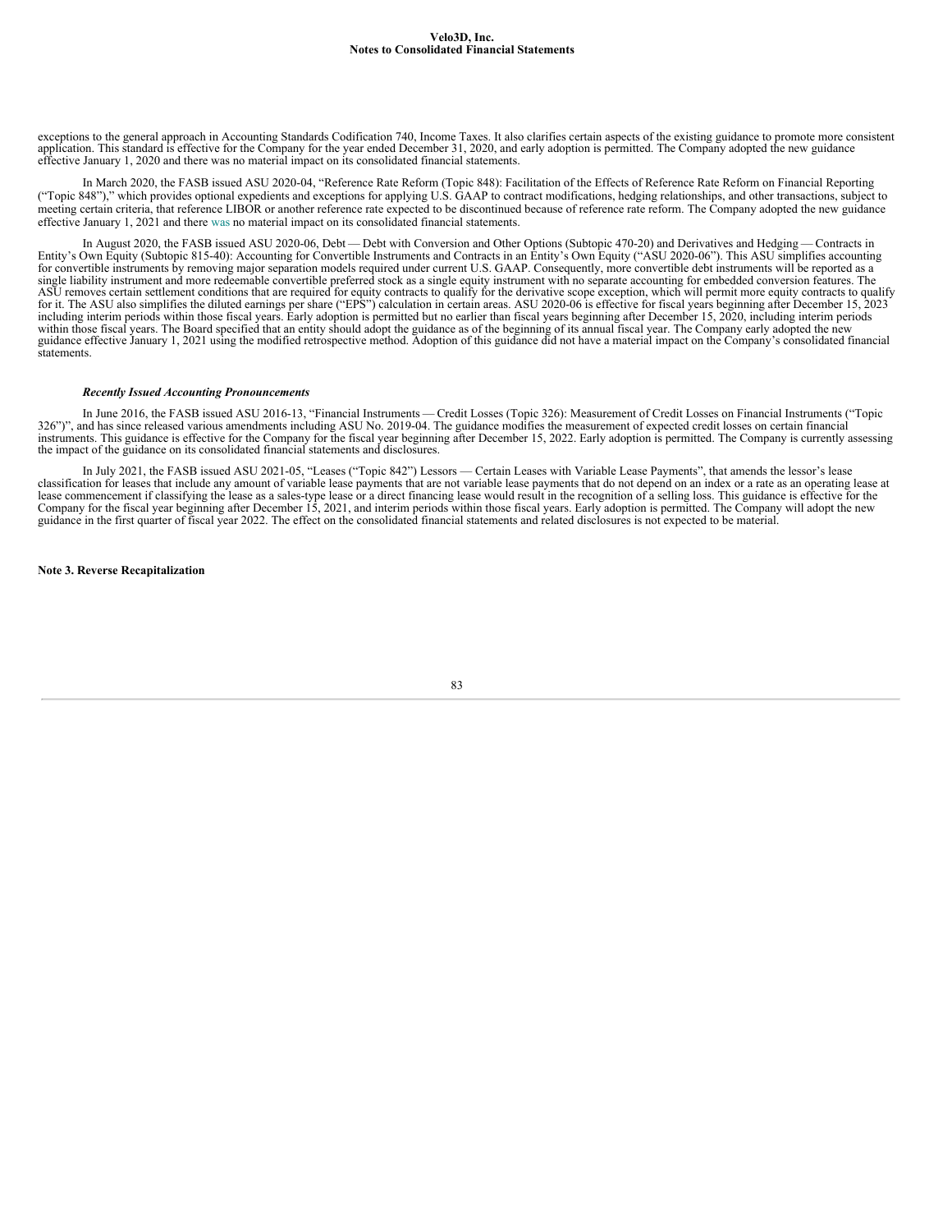exceptions to the general approach in Accounting Standards Codification 740, Income Taxes. It also clarifies certain aspects of the existing guidance to promote more consistent application. This standard is effective for the Company for the year ended December 31, 2020, and early adoption is permitted. The Company adopted the new guidance effective January 1, 2020 and there was no material impact on its consolidated financial statements.

In March 2020, the FASB issued ASU 2020-04, "Reference Rate Reform (Topic 848): Facilitation of the Effects of Reference Rate Reform on Financial Reporting ("Topic 848")," which provides optional expedients and exceptions for applying U.S. GAAP to contract modifications, hedging relationships, and other transactions, subject to meeting certain criteria, that reference LIBOR or another reference rate expected to be discontinued because of reference rate reform. The Company adopted the new guidance effective January 1, 2021 and there was no material impact on its consolidated financial statements.

In August 2020, the FASB issued ASU 2020-06, Debt — Debt with Conversion and Other Options (Subtopic 470-20) and Derivatives and Hedging — Contracts in Entity's Own Equity (Subtopic 815-40): Accounting for Convertible Instruments and Contracts in an Entity's Own Equity ("ASU 2020-06"). This ASU simplifies accounting for convertible instruments by removing major separation models required under current U.S. GAAP. Consequently, more convertible debt instruments will be reported as a single liability instrument and more redeemable convertible preferred stock as a single equity instrument with no separate accounting for embedded conversion features. The ASU removes certain settlement conditions that are required for equity contracts to qualify for the derivative scope exception, which will permit more equity contracts to qualify for it. The ASU also simplifies the diluted earnings per share ("EPS") calculation in certain areas. ASU 2020-06 is effective for fiscal years beginning after December 15, 2023 including interim periods within those fiscal years. Early adoption is permitted but no earlier than fiscal years beginning after December 15, 2020, including interim periods within those fiscal years. The Board specified that an entity should adopt the guidance as of the beginning of its annual fiscal year. The Company early adopted the new guidance effective January 1, 2021 using the modified retrospective method. Adoption of this guidance did not have a material impact on the Company's consolidated financial statements.

***Recently Issued Accounting Pronouncements***

In June 2016, the FASB issued ASU 2016-13, "Financial Instruments — Credit Losses (Topic 326): Measurement of Credit Losses on Financial Instruments ("Topic 326")", and has since released various amendments including ASU No. 2019-04. The guidance modifies the measurement of expected credit losses on certain financial instruments. This guidance is effective for the Company for the fiscal year beginning after December 15, 2022. Early adoption is permitted. The Company is currently assessing the impact of the guidance on its consolidated financial statements and disclosures.

In July 2021, the FASB issued ASU 2021-05, "Leases ("Topic 842") Lessors — Certain Leases with Variable Lease Payments", that amends the lessor's lease classification for leases that include any amount of variable lease payments that are not variable lease payments that do not depend on an index or a rate as an operating lease at lease commencement if classifying the lease as a sales-type lease or a direct financing lease would result in the recognition of a selling loss. This guidance is effective for the Company for the fiscal year beginning after December 15, 2021, and interim periods within those fiscal years. Early adoption is permitted. The Company will adopt the new guidance in the first quarter of fiscal year 2022. The effect on the consolidated financial statements and related disclosures is not expected to be material.

**Note 3. Reverse Recapitalization**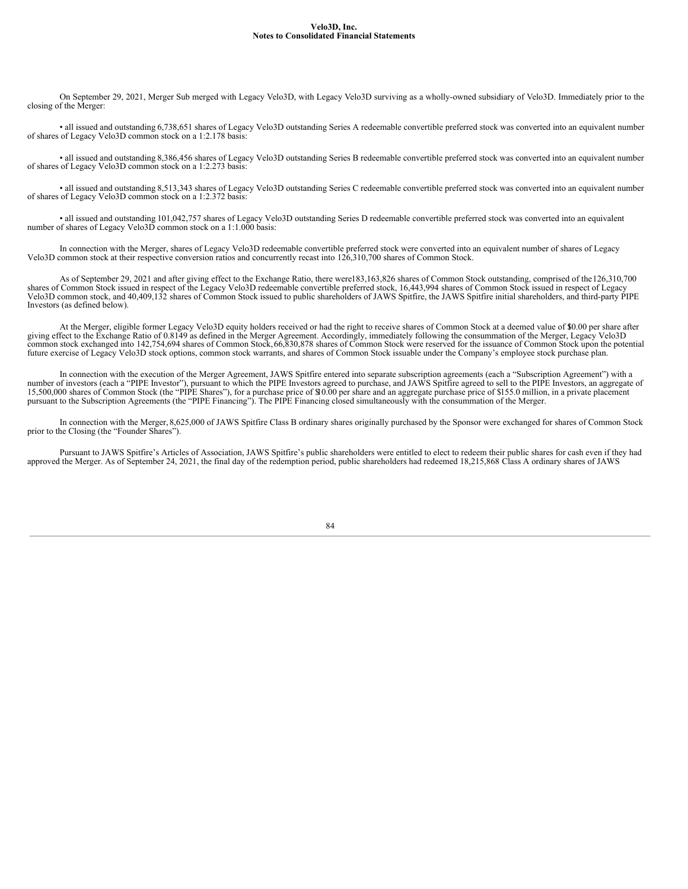On September 29, 2021, Merger Sub merged with Legacy Velo3D, with Legacy Velo3D surviving as a wholly-owned subsidiary of Velo3D. Immediately prior to the closing of the Merger:

- all issued and outstanding 6,738,651 shares of Legacy Velo3D outstanding Series A redeemable convertible preferred stock was converted into an equivalent number of shares of Legacy Velo3D common stock on a 1:2.178 basis:

- all issued and outstanding 8,386,456 shares of Legacy Velo3D outstanding Series B redeemable convertible preferred stock was converted into an equivalent number of shares of Legacy Velo3D common stock on a 1:2.273 basis:

- all issued and outstanding 8,513,343 shares of Legacy Velo3D outstanding Series C redeemable convertible preferred stock was converted into an equivalent number of shares of Legacy Velo3D common stock on a 1:2.372 basis:

- all issued and outstanding 101,042,757 shares of Legacy Velo3D outstanding Series D redeemable convertible preferred stock was converted into an equivalent number of shares of Legacy Velo3D common stock on a 1:1.000 basis:

In connection with the Merger, shares of Legacy Velo3D redeemable convertible preferred stock were converted into an equivalent number of shares of Legacy Velo3D common stock at their respective conversion ratios and concurrently recast into 126,310,700 shares of Common Stock.

As of September 29, 2021 and after giving effect to the Exchange Ratio, there were 183,163,826 shares of Common Stock outstanding, comprised of the 126,310,700 shares of Common Stock issued in respect of the Legacy Velo3D redeemable convertible preferred stock, 16,443,994 shares of Common Stock issued in respect of Legacy Velo3D common stock, and 40,409,132 shares of Common Stock issued to public shareholders of JAWS Spitfire, the JAWS Spitfire initial shareholders, and third-party PIPE Investors (as defined below).

At the Merger, eligible former Legacy Velo3D equity holders received or had the right to receive shares of Common Stock at a deemed value of $10.00 per share after giving effect to the Exchange Ratio of 0.8149 as defined in the Merger Agreement. Accordingly, immediately following the consummation of the Merger, Legacy Velo3D common stock exchanged into 142,754,694 shares of Common Stock, 66,830,878 shares of Common Stock were reserved for the issuance of Common Stock upon the potential future exercise of Legacy Velo3D stock options, common stock warrants, and shares of Common Stock issuable under the Company's employee stock purchase plan.

In connection with the execution of the Merger Agreement, JAWS Spitfire entered into separate subscription agreements (each a "Subscription Agreement") with a number of investors (each a "PIPE Investor"), pursuant to which the PIPE Investors agreed to purchase, and JAWS Spitfire agreed to sell to the PIPE Investors, an aggregate of 15,500,000 shares of Common Stock (the "PIPE Shares"), for a purchase price of $10.00 per share and an aggregate purchase price of $155.0 million, in a private placement pursuant to the Subscription Agreements (the "PIPE Financing"). The PIPE Financing closed simultaneously with the consummation of the Merger.

In connection with the Merger, 8,625,000 of JAWS Spitfire Class B ordinary shares originally purchased by the Sponsor were exchanged for shares of Common Stock prior to the Closing (the "Founder Shares").

Pursuant to JAWS Spitfire's Articles of Association, JAWS Spitfire's public shareholders were entitled to elect to redeem their public shares for cash even if they had approved the Merger. As of September 24, 2021, the final day of the redemption period, public shareholders had redeemed 18,215,868 Class A ordinary shares of JAWS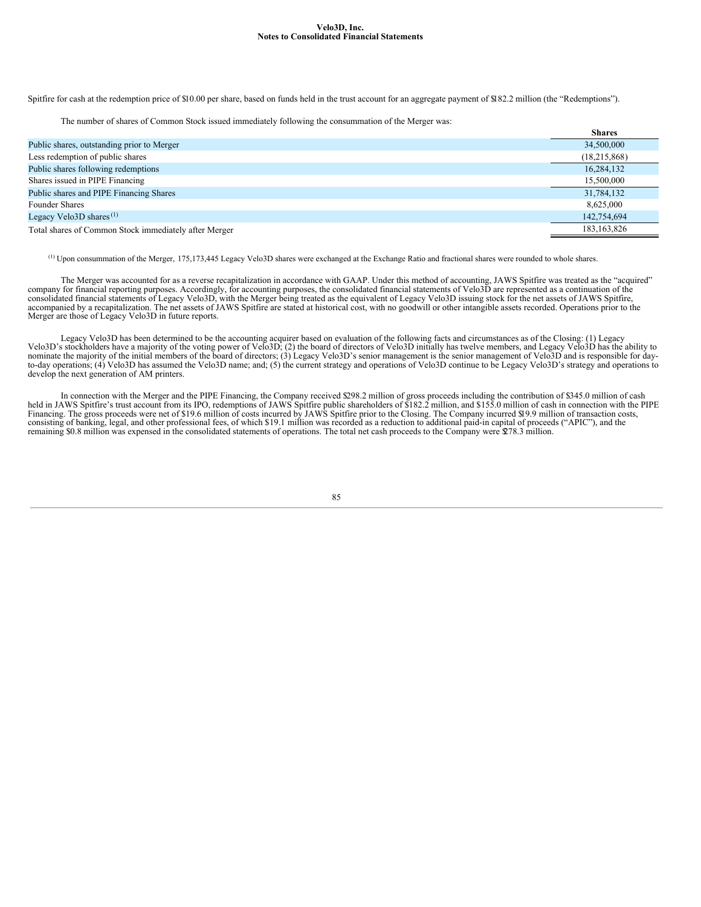Spitfire for cash at the redemption price of $10.00 per share, based on funds held in the trust account for an aggregate payment of $182.2 million (the "Redemptions").

The number of shares of Common Stock issued immediately following the consummation of the Merger was:

| | Shares |
|---|---|
| Public shares, outstanding prior to Merger | 34,500,000 |
| Less redemption of public shares | (18,215,868) |
| Public shares following redemptions | 16,284,132 |
| Shares issued in PIPE Financing | 15,500,000 |
| Public shares and PIPE Financing Shares | 31,784,132 |
| Founder Shares | 8,625,000 |
| Legacy Velo3D shares [(1)] | 142,754,694 |
| Total shares of Common Stock immediately after Merger | 183,163,826 |

[(1)] Upon consummation of the Merger, 175,173,445 Legacy Velo3D shares were exchanged at the Exchange Ratio and fractional shares were rounded to whole shares.

The Merger was accounted for as a reverse recapitalization in accordance with GAAP. Under this method of accounting, JAWS Spitfire was treated as the "acquired" company for financial reporting purposes. Accordingly, for accounting purposes, the consolidated financial statements of Velo3D are represented as a continuation of the consolidated financial statements of Legacy Velo3D, with the Merger being treated as the equivalent of Legacy Velo3D issuing stock for the net assets of JAWS Spitfire, accompanied by a recapitalization. The net assets of JAWS Spitfire are stated at historical cost, with no goodwill or other intangible assets recorded. Operations prior to the Merger are those of Legacy Velo3D in future reports.

Legacy Velo3D has been determined to be the accounting acquirer based on evaluation of the following facts and circumstances as of the Closing: (1) Legacy Velo3D's stockholders have a majority of the voting power of Velo3D; (2) the board of directors of Velo3D initially has twelve members, and Legacy Velo3D has the ability to nominate the majority of the initial members of the board of directors; (3) Legacy Velo3D's senior management is the senior management of Velo3D and is responsible for day-to-day operations; (4) Velo3D has assumed the Velo3D name; and; (5) the current strategy and operations of Velo3D continue to be Legacy Velo3D's strategy and operations to develop the next generation of AM printers.

In connection with the Merger and the PIPE Financing, the Company received $298.2 million of gross proceeds including the contribution of $345.0 million of cash held in JAWS Spitfire's trust account from its IPO, redemptions of JAWS Spitfire public shareholders of $182.2 million, and $155.0 million of cash in connection with the PIPE Financing. The gross proceeds were net of $19.6 million of costs incurred by JAWS Spitfire prior to the Closing. The Company incurred $19.9 million of transaction costs, consisting of banking, legal, and other professional fees, of which $19.1 million was recorded as a reduction to additional paid-in capital of proceeds ("APIC"), and the remaining $0.8 million was expensed in the consolidated statements of operations. The total net cash proceeds to the Company were $278.3 million.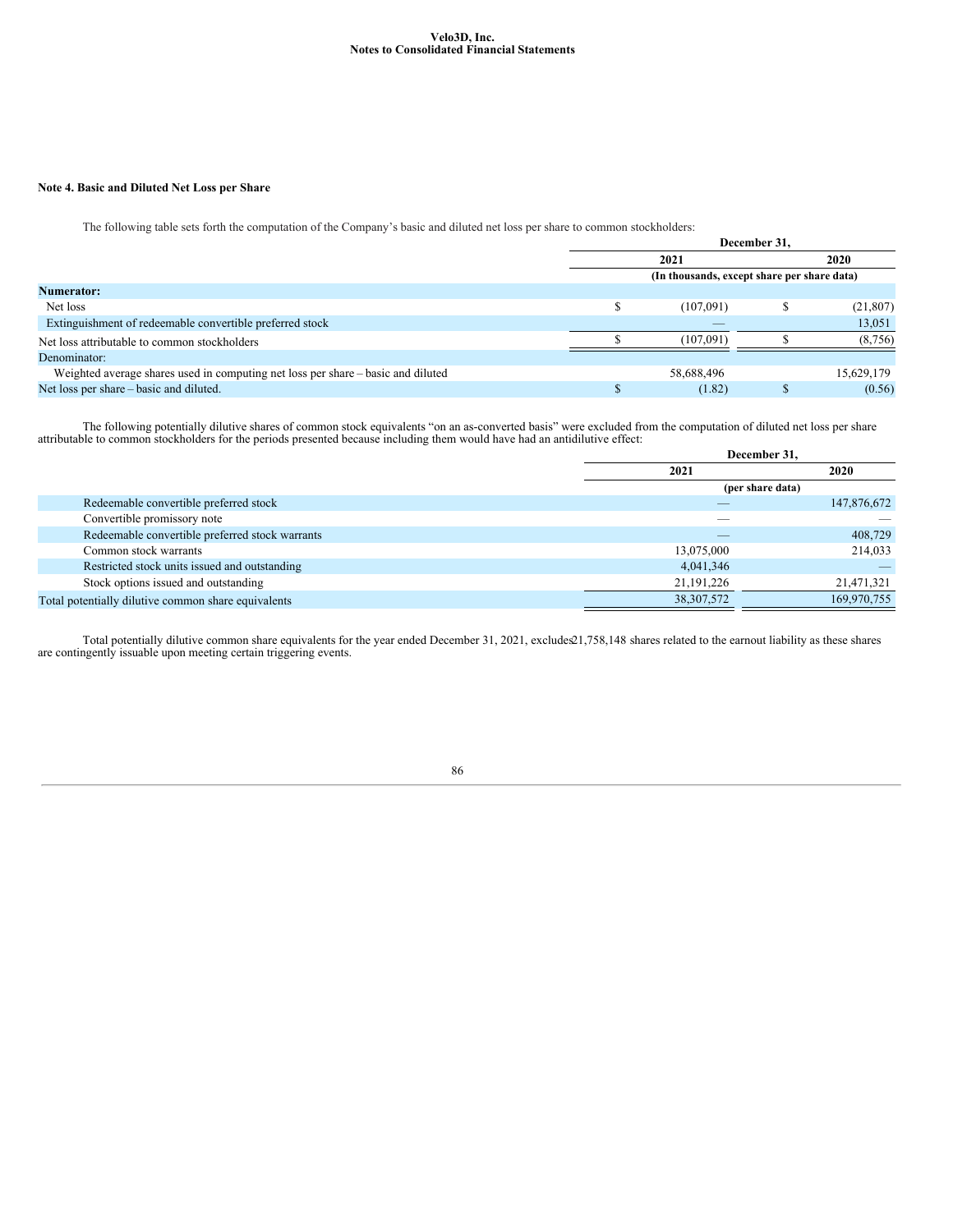Velo3D, Inc.
Notes to Consolidated Financial Statements

**Note 4. Basic and Diluted Net Loss per Share**

The following table sets forth the computation of the Company's basic and diluted net loss per share to common stockholders:

| | December 31, | |
|---|---|---|
| | 2021 | 2020 |
| | (In thousands, except share per share data) | |
| **Numerator:** | | |
| Net loss | $ (107,091) | $ (21,807) |
| Extinguishment of redeemable convertible preferred stock | — | 13,051 |
| Net loss attributable to common stockholders | $ (107,091) | $ (8,756) |
| Denominator: | | |
| Weighted average shares used in computing net loss per share – basic and diluted | 58,688,496 | 15,629,179 |
| Net loss per share – basic and diluted. | $ (1.82) | $ (0.56) |

The following potentially dilutive shares of common stock equivalents "on an as-converted basis" were excluded from the computation of diluted net loss per share attributable to common stockholders for the periods presented because including them would have had an antidilutive effect:

| | December 31, | |
|---|---|---|
| | 2021 | 2020 |
| | (per share data) | |
| Redeemable convertible preferred stock | — | 147,876,672 |
| Convertible promissory note | — | — |
| Redeemable convertible preferred stock warrants | — | 408,729 |
| Common stock warrants | 13,075,000 | 214,033 |
| Restricted stock units issued and outstanding | 4,041,346 | — |
| Stock options issued and outstanding | 21,191,226 | 21,471,321 |
| Total potentially dilutive common share equivalents | 38,307,572 | 169,970,755 |

Total potentially dilutive common share equivalents for the year ended December 31, 2021, excludes 21,758,148 shares related to the earnout liability as these shares are contingently issuable upon meeting certain triggering events.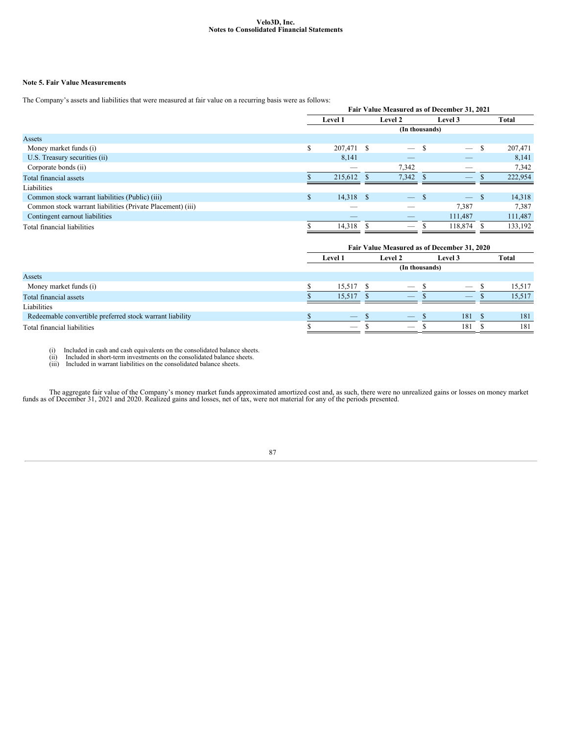## Note 5. Fair Value Measurements

The Company's assets and liabilities that were measured at fair value on a recurring basis were as follows:

| | Fair Value Measured as of December 31, 2021 | | | |
|---|---|---|---|---|
| | Level 1 | Level 2 | Level 3 | Total |
| | (In thousands) | | | |
| Assets | | | | |
| Money market funds (i) | $ 207,471 | $ — | $ — | $ 207,471 |
| U.S. Treasury securities (ii) | 8,141 | — | — | 8,141 |
| Corporate bonds (ii) | — | 7,342 | — | 7,342 |
| Total financial assets | $ 215,612 | $ 7,342 | $ — | $ 222,954 |
| Liabilities | | | | |
| Common stock warrant liabilities (Public) (iii) | $ 14,318 | $ — | $ — | $ 14,318 |
| Common stock warrant liabilities (Private Placement) (iii) | — | — | 7,387 | 7,387 |
| Contingent earnout liabilities | — | — | 111,487 | 111,487 |
| Total financial liabilities | $ 14,318 | $ — | $ 118,874 | $ 133,192 |

| | Fair Value Measured as of December 31, 2020 | | | |
|---|---|---|---|---|
| | Level 1 | Level 2 | Level 3 | Total |
| | (In thousands) | | | |
| Assets | | | | |
| Money market funds (i) | $ 15,517 | $ — | $ — | $ 15,517 |
| Total financial assets | $ 15,517 | $ — | $ — | $ 15,517 |
| Liabilities | | | | |
| Redeemable convertible preferred stock warrant liability | $ — | $ — | $ 181 | $ 181 |
| Total financial liabilities | $ — | $ — | $ 181 | $ 181 |

(i) Included in cash and cash equivalents on the consolidated balance sheets.
(ii) Included in short-term investments on the consolidated balance sheets.
(iii) Included in warrant liabilities on the consolidated balance sheets.

The aggregate fair value of the Company's money market funds approximated amortized cost and, as such, there were no unrealized gains or losses on money market funds as of December 31, 2021 and 2020. Realized gains and losses, net of tax, were not material for any of the periods presented.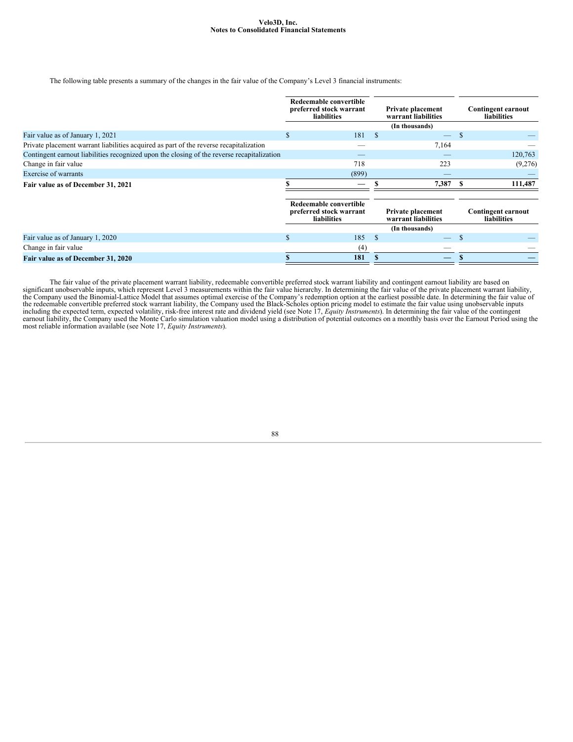The following table presents a summary of the changes in the fair value of the Company's Level 3 financial instruments:

| | Redeemable convertible preferred stock warrant liabilities | Private placement warrant liabilities | Contingent earnout liabilities |
|---|---|---|---|
| | | (In thousands) | |
| Fair value as of January 1, 2021 | $ 181 | $ — | $ — |
| Private placement warrant liabilities acquired as part of the reverse recapitalization | — | 7,164 | — |
| Contingent earnout liabilities recognized upon the closing of the reverse recapitalization | — | — | 120,763 |
| Change in fair value | 718 | 223 | (9,276) |
| Exercise of warrants | (899) | — | — |
| **Fair value as of December 31, 2021** | **$ —** | **$ 7,387** | **$ 111,487** |

| | Redeemable convertible preferred stock warrant liabilities | Private placement warrant liabilities | Contingent earnout liabilities |
|---|---|---|---|
| | | (In thousands) | |
| Fair value as of January 1, 2020 | $ 185 | $ — | $ — |
| Change in fair value | (4) | — | — |
| **Fair value as of December 31, 2020** | **$ 181** | **$ —** | **$ —** |

The fair value of the private placement warrant liability, redeemable convertible preferred stock warrant liability and contingent earnout liability are based on significant unobservable inputs, which represent Level 3 measurements within the fair value hierarchy. In determining the fair value of the private placement warrant liability, the Company used the Binomial-Lattice Model that assumes optimal exercise of the Company's redemption option at the earliest possible date. In determining the fair value of the redeemable convertible preferred stock warrant liability, the Company used the Black-Scholes option pricing model to estimate the fair value using unobservable inputs including the expected term, expected volatility, risk-free interest rate and dividend yield (see Note 17, *Equity Instruments*). In determining the fair value of the contingent earnout liability, the Company used the Monte Carlo simulation valuation model using a distribution of potential outcomes on a monthly basis over the Earnout Period using the most reliable information available (see Note 17, *Equity Instruments*).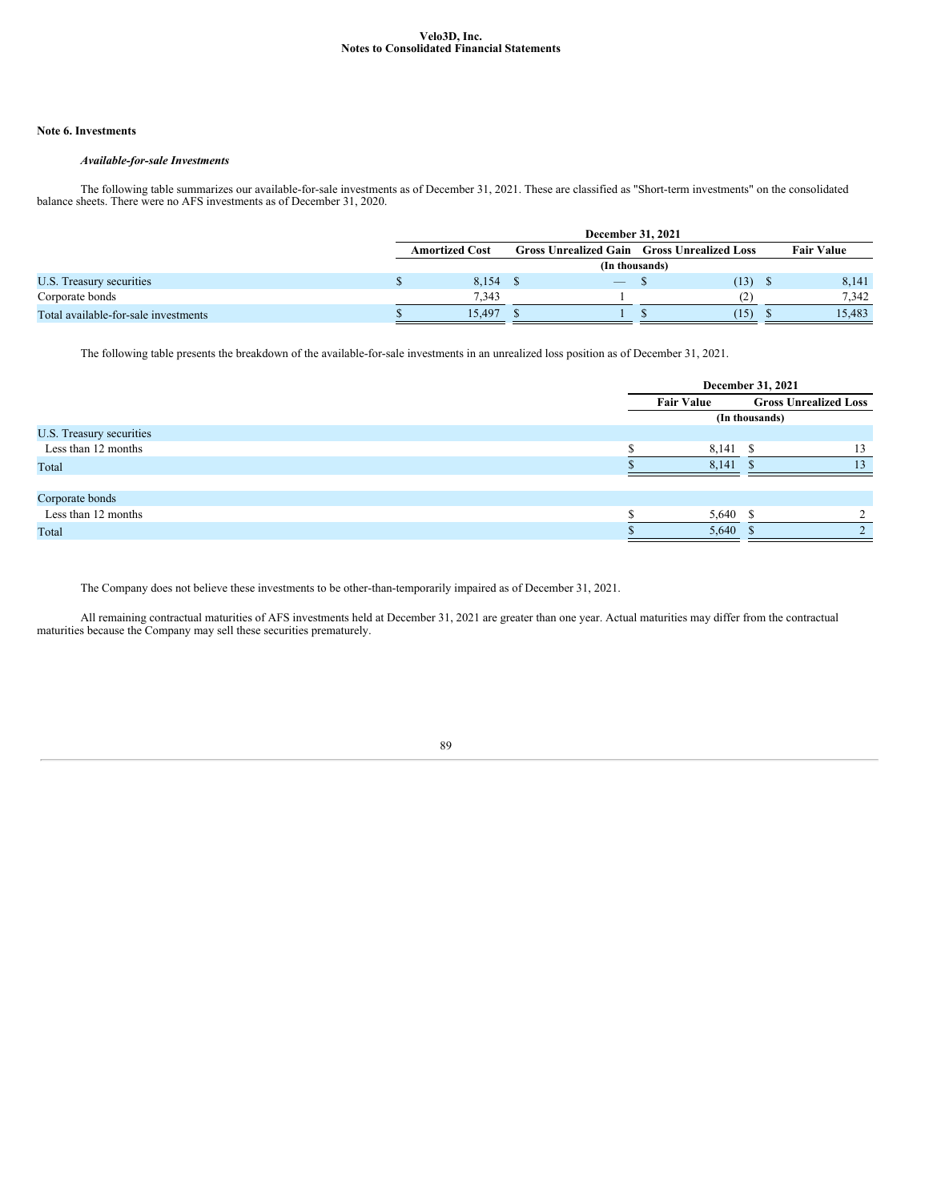Velo3D, Inc.
Notes to Consolidated Financial Statements

## Note 6. Investments

### *Available-for-sale Investments*

The following table summarizes our available-for-sale investments as of December 31, 2021. These are classified as "Short-term investments" on the consolidated balance sheets. There were no AFS investments as of December 31, 2020.

| | December 31, 2021 | | | |
|---|---|---|---|---|
| | Amortized Cost | Gross Unrealized Gain | Gross Unrealized Loss | Fair Value |
| | (In thousands) | | | |
| U.S. Treasury securities | $ 8,154 | $ — | $ (13) | $ 8,141 |
| Corporate bonds | 7,343 | 1 | (2) | 7,342 |
| Total available-for-sale investments | $ 15,497 | $ 1 | $ (15) | $ 15,483 |

The following table presents the breakdown of the available-for-sale investments in an unrealized loss position as of December 31, 2021.

| | December 31, 2021 | |
|---|---|---|
| | Fair Value | Gross Unrealized Loss |
| | (In thousands) | |
| U.S. Treasury securities | | |
| Less than 12 months | $ 8,141 | $ 13 |
| Total | $ 8,141 | $ 13 |
| | | |
| Corporate bonds | | |
| Less than 12 months | $ 5,640 | $ 2 |
| Total | $ 5,640 | $ 2 |

The Company does not believe these investments to be other-than-temporarily impaired as of December 31, 2021.

All remaining contractual maturities of AFS investments held at December 31, 2021 are greater than one year. Actual maturities may differ from the contractual maturities because the Company may sell these securities prematurely.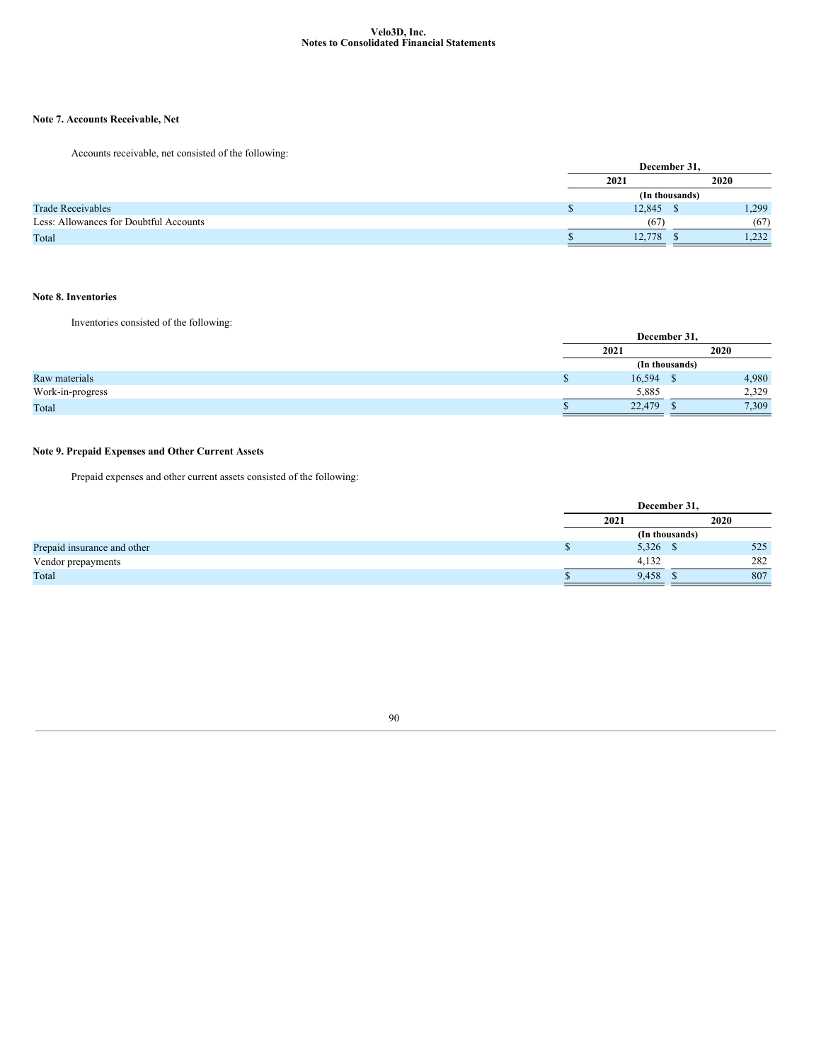Velo3D, Inc.
Notes to Consolidated Financial Statements

### Note 7. Accounts Receivable, Net

Accounts receivable, net consisted of the following:

| | December 31, | |
|---|---|---|
| | 2021 | 2020 |
| | (In thousands) | |
| Trade Receivables | $ 12,845 | $ 1,299 |
| Less: Allowances for Doubtful Accounts | (67) | (67) |
| Total | $ 12,778 | $ 1,232 |

### Note 8. Inventories

Inventories consisted of the following:

| | December 31, | |
|---|---|---|
| | 2021 | 2020 |
| | (In thousands) | |
| Raw materials | $ 16,594 | $ 4,980 |
| Work-in-progress | 5,885 | 2,329 |
| Total | $ 22,479 | $ 7,309 |

### Note 9. Prepaid Expenses and Other Current Assets

Prepaid expenses and other current assets consisted of the following:

| | December 31, | |
|---|---|---|
| | 2021 | 2020 |
| | (In thousands) | |
| Prepaid insurance and other | $ 5,326 | $ 525 |
| Vendor prepayments | 4,132 | 282 |
| Total | $ 9,458 | $ 807 |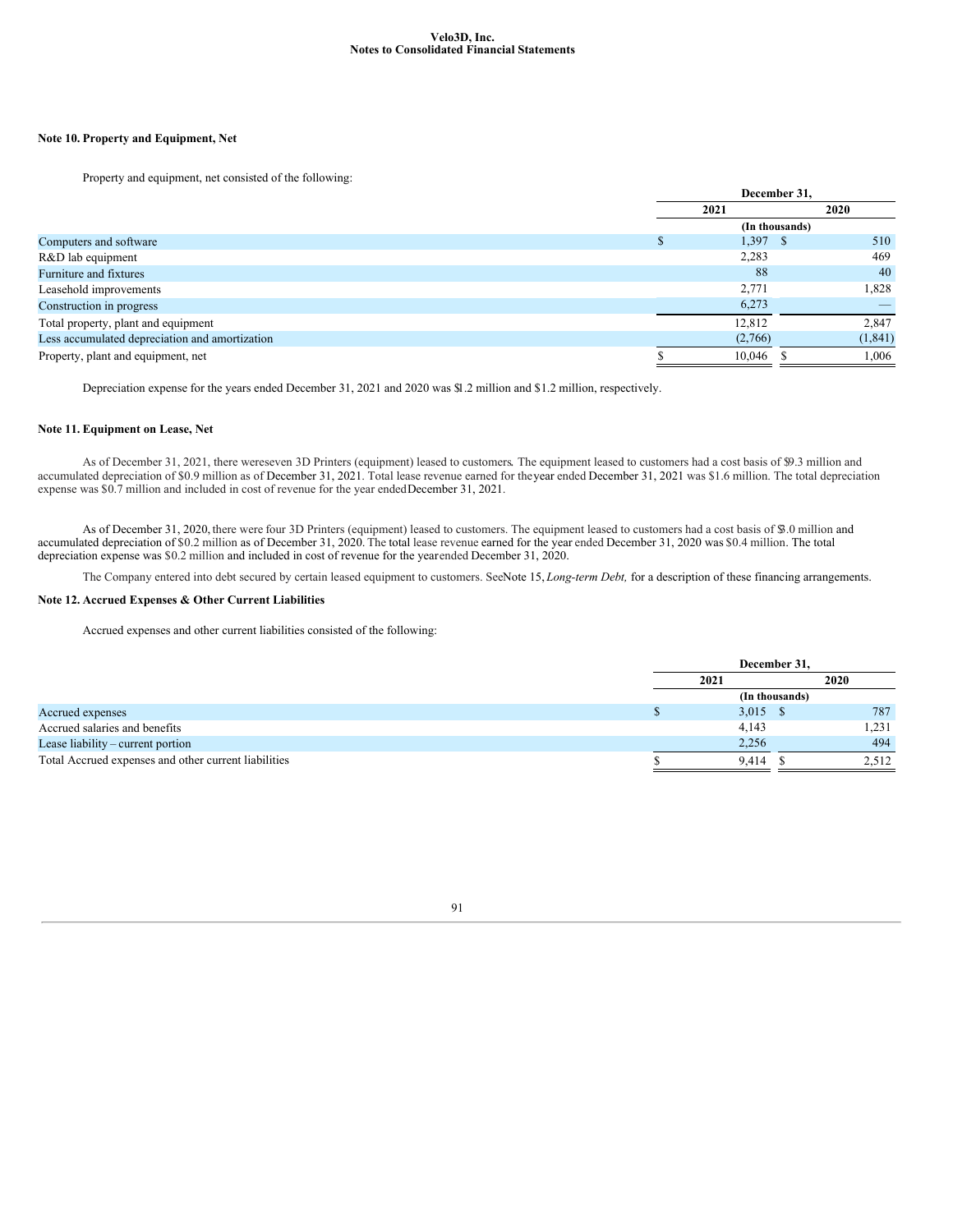Velo3D, Inc.
Notes to Consolidated Financial Statements

### Note 10. Property and Equipment, Net

Property and equipment, net consisted of the following:

| | December 31, | |
|---|---|---|
| | 2021 | 2020 |
| | (In thousands) | |
| Computers and software | $ 1,397 | $ 510 |
| R&D lab equipment | 2,283 | 469 |
| Furniture and fixtures | 88 | 40 |
| Leasehold improvements | 2,771 | 1,828 |
| Construction in progress | 6,273 | — |
| Total property, plant and equipment | 12,812 | 2,847 |
| Less accumulated depreciation and amortization | (2,766) | (1,841) |
| Property, plant and equipment, net | $ 10,046 | $ 1,006 |

Depreciation expense for the years ended December 31, 2021 and 2020 was $1.2 million and $1.2 million, respectively.

### Note 11. Equipment on Lease, Net

As of December 31, 2021, there were seven 3D Printers (equipment) leased to customers. The equipment leased to customers had a cost basis of $9.3 million and accumulated depreciation of $0.9 million as of December 31, 2021. Total lease revenue earned for the year ended December 31, 2021 was $1.6 million. The total depreciation expense was $0.7 million and included in cost of revenue for the year ended December 31, 2021.

As of December 31, 2020, there were four 3D Printers (equipment) leased to customers. The equipment leased to customers had a cost basis of $3.0 million and accumulated depreciation of $0.2 million as of December 31, 2020. The total lease revenue earned for the year ended December 31, 2020 was $0.4 million. The total depreciation expense was $0.2 million and included in cost of revenue for the year ended December 31, 2020.

The Company entered into debt secured by certain leased equipment to customers. See Note 15, *Long-term Debt,* for a description of these financing arrangements.

### Note 12. Accrued Expenses & Other Current Liabilities

Accrued expenses and other current liabilities consisted of the following:

| | December 31, | |
|---|---|---|
| | 2021 | 2020 |
| | (In thousands) | |
| Accrued expenses | $ 3,015 | $ 787 |
| Accrued salaries and benefits | 4,143 | 1,231 |
| Lease liability – current portion | 2,256 | 494 |
| Total Accrued expenses and other current liabilities | $ 9,414 | $ 2,512 |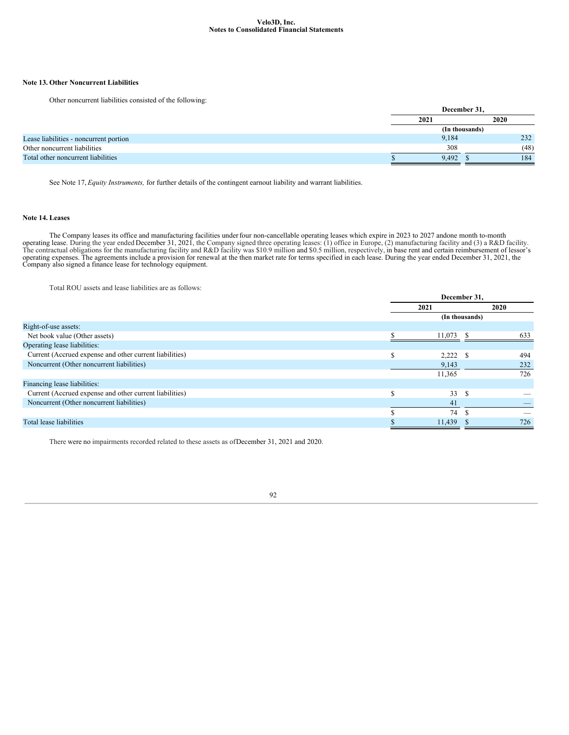## Note 13. Other Noncurrent Liabilities

Other noncurrent liabilities consisted of the following:

| | December 31, | |
|---|---|---|
| | 2021 | 2020 |
| | (In thousands) | |
| Lease liabilities - noncurrent portion | 9,184 | 232 |
| Other noncurrent liabilities | 308 | (48) |
| Total other noncurrent liabilities | $ 9,492 | $ 184 |

See Note 17, *Equity Instruments,* for further details of the contingent earnout liability and warrant liabilities.

## Note 14. Leases

The Company leases its office and manufacturing facilities under four non-cancellable operating leases which expire in 2023 to 2027 and one month to-month operating lease. During the year ended December 31, 2021, the Company signed three operating leases: (1) office in Europe, (2) manufacturing facility and (3) a R&D facility. The contractual obligations for the manufacturing facility and R&D facility was $10.9 million and $0.5 million, respectively, in base rent and certain reimbursement of lessor's operating expenses. The agreements include a provision for renewal at the then market rate for terms specified in each lease. During the year ended December 31, 2021, the Company also signed a finance lease for technology equipment.

Total ROU assets and lease liabilities are as follows:

| | December 31, | |
|---|---|---|
| | 2021 | 2020 |
| | (In thousands) | |
| Right-of-use assets: | | |
| Net book value (Other assets) | $ 11,073 | $ 633 |
| Operating lease liabilities: | | |
| Current (Accrued expense and other current liabilities) | $ 2,222 | $ 494 |
| Noncurrent (Other noncurrent liabilities) | 9,143 | 232 |
| | 11,365 | 726 |
| Financing lease liabilities: | | |
| Current (Accrued expense and other current liabilities) | $ 33 | $ — |
| Noncurrent (Other noncurrent liabilities) | 41 | — |
| | $ 74 | $ — |
| Total lease liabilities | $ 11,439 | $ 726 |

There were no impairments recorded related to these assets as of December 31, 2021 and 2020.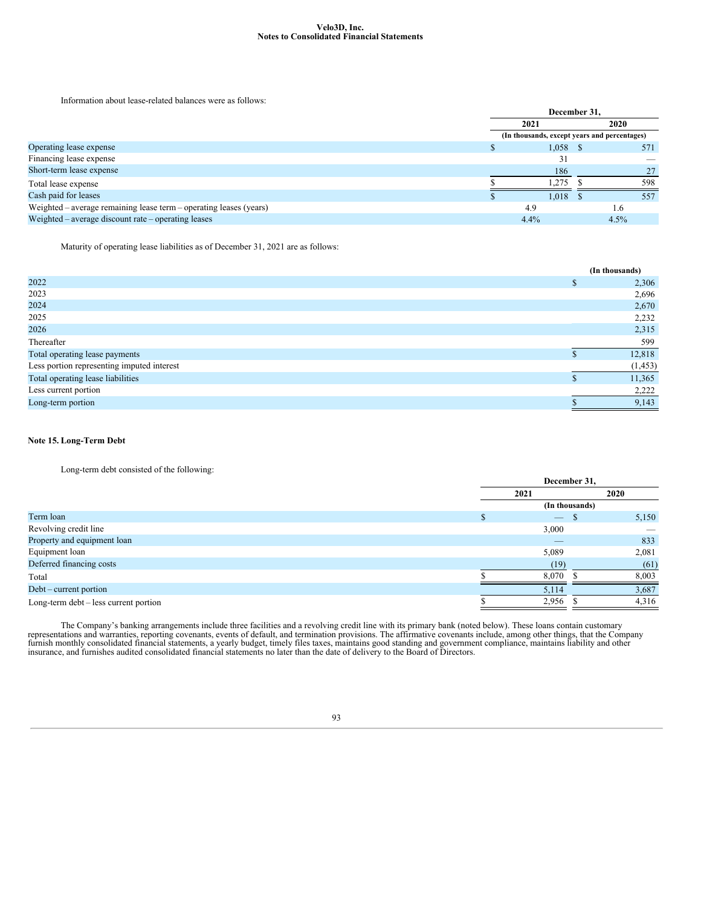Information about lease-related balances were as follows:

| | December 31, 2021 | December 31, 2020 |
|---|---|---|
| | (In thousands, except years and percentages) | |
| Operating lease expense | $ 1,058 | $ 571 |
| Financing lease expense | 31 | — |
| Short-term lease expense | 186 | 27 |
| Total lease expense | $ 1,275 | $ 598 |
| Cash paid for leases | $ 1,018 | $ 557 |
| Weighted – average remaining lease term – operating leases (years) | 4.9 | 1.6 |
| Weighted – average discount rate – operating leases | 4.4% | 4.5% |

Maturity of operating lease liabilities as of December 31, 2021 are as follows:

| | (In thousands) |
|---|---|
| 2022 | $ 2,306 |
| 2023 | 2,696 |
| 2024 | 2,670 |
| 2025 | 2,232 |
| 2026 | 2,315 |
| Thereafter | 599 |
| Total operating lease payments | $ 12,818 |
| Less portion representing imputed interest | (1,453) |
| Total operating lease liabilities | $ 11,365 |
| Less current portion | 2,222 |
| Long-term portion | $ 9,143 |

### Note 15. Long-Term Debt

Long-term debt consisted of the following:

| | December 31, 2021 | December 31, 2020 |
|---|---|---|
| | (In thousands) | |
| Term loan | $ — | $ 5,150 |
| Revolving credit line | 3,000 | — |
| Property and equipment loan | — | 833 |
| Equipment loan | 5,089 | 2,081 |
| Deferred financing costs | (19) | (61) |
| Total | $ 8,070 | $ 8,003 |
| Debt – current portion | 5,114 | 3,687 |
| Long-term debt – less current portion | $ 2,956 | $ 4,316 |

The Company's banking arrangements include three facilities and a revolving credit line with its primary bank (noted below). These loans contain customary representations and warranties, reporting covenants, events of default, and termination provisions. The affirmative covenants include, among other things, that the Company furnish monthly consolidated financial statements, a yearly budget, timely files taxes, maintains good standing and government compliance, maintains liability and other insurance, and furnishes audited consolidated financial statements no later than the date of delivery to the Board of Directors.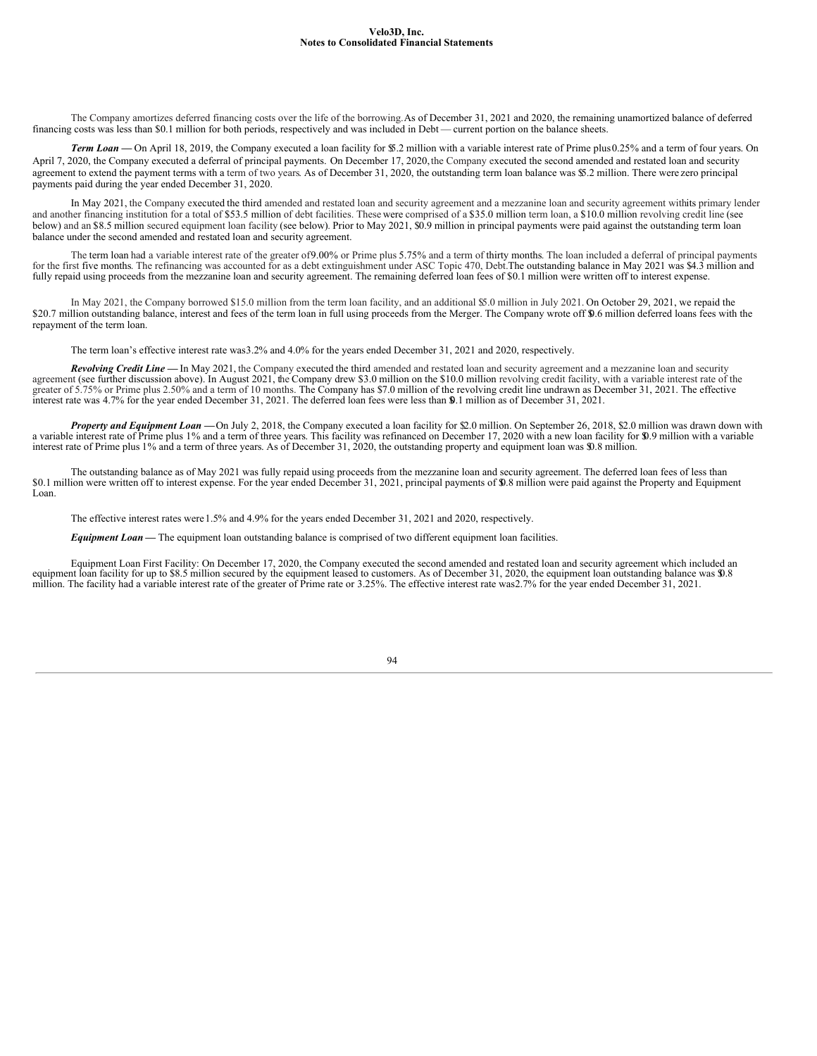The Company amortizes deferred financing costs over the life of the borrowing. As of December 31, 2021 and 2020, the remaining unamortized balance of deferred financing costs was less than $0.1 million for both periods, respectively and was included in Debt — current portion on the balance sheets.

***Term Loan*** **—** On April 18, 2019, the Company executed a loan facility for $5.2 million with a variable interest rate of Prime plus 0.25% and a term of four years. On April 7, 2020, the Company executed a deferral of principal payments. On December 17, 2020, the Company executed the second amended and restated loan and security agreement to extend the payment terms with a term of two years. As of December 31, 2020, the outstanding term loan balance was $5.2 million. There were zero principal payments paid during the year ended December 31, 2020.

In May 2021, the Company executed the third amended and restated loan and security agreement and a mezzanine loan and security agreement with its primary lender and another financing institution for a total of $53.5 million of debt facilities. These were comprised of a $35.0 million term loan, a $10.0 million revolving credit line (see below) and an $8.5 million secured equipment loan facility (see below). Prior to May 2021, $0.9 million in principal payments were paid against the outstanding term loan balance under the second amended and restated loan and security agreement.

The term loan had a variable interest rate of the greater of 9.00% or Prime plus 5.75% and a term of thirty months. The loan included a deferral of principal payments for the first five months. The refinancing was accounted for as a debt extinguishment under ASC Topic 470, Debt. The outstanding balance in May 2021 was $4.3 million and fully repaid using proceeds from the mezzanine loan and security agreement. The remaining deferred loan fees of $0.1 million were written off to interest expense.

In May 2021, the Company borrowed $15.0 million from the term loan facility, and an additional $5.0 million in July 2021. On October 29, 2021, we repaid the $20.7 million outstanding balance, interest and fees of the term loan in full using proceeds from the Merger. The Company wrote off $0.6 million deferred loans fees with the repayment of the term loan.

The term loan's effective interest rate was 3.2% and 4.0% for the years ended December 31, 2021 and 2020, respectively.

***Revolving Credit Line*** **—** In May 2021, the Company executed the third amended and restated loan and security agreement and a mezzanine loan and security agreement (see further discussion above). In August 2021, the Company drew $3.0 million on the $10.0 million revolving credit facility, with a variable interest rate of the greater of 5.75% or Prime plus 2.50% and a term of 10 months. The Company has $7.0 million of the revolving credit line undrawn as December 31, 2021. The effective interest rate was 4.7% for the year ended December 31, 2021. The deferred loan fees were less than $0.1 million as of December 31, 2021.

***Property and Equipment Loan*** **—** On July 2, 2018, the Company executed a loan facility for $2.0 million. On September 26, 2018, $2.0 million was drawn down with a variable interest rate of Prime plus 1% and a term of three years. This facility was refinanced on December 17, 2020 with a new loan facility for $0.9 million with a variable interest rate of Prime plus 1% and a term of three years. As of December 31, 2020, the outstanding property and equipment loan was $0.8 million.

The outstanding balance as of May 2021 was fully repaid using proceeds from the mezzanine loan and security agreement. The deferred loan fees of less than $0.1 million were written off to interest expense. For the year ended December 31, 2021, principal payments of $0.8 million were paid against the Property and Equipment Loan.

The effective interest rates were 1.5% and 4.9% for the years ended December 31, 2021 and 2020, respectively.

***Equipment Loan*** **—** The equipment loan outstanding balance is comprised of two different equipment loan facilities.

Equipment Loan First Facility: On December 17, 2020, the Company executed the second amended and restated loan and security agreement which included an equipment loan facility for up to $8.5 million secured by the equipment leased to customers. As of December 31, 2020, the equipment loan outstanding balance was $0.8 million. The facility had a variable interest rate of the greater of Prime rate or 3.25%. The effective interest rate was 2.7% for the year ended December 31, 2021.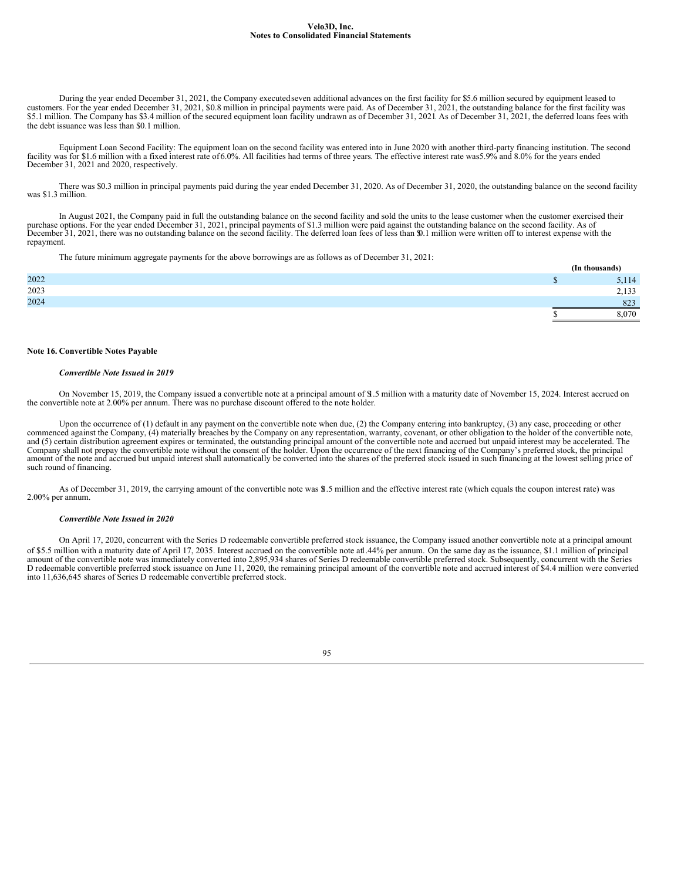During the year ended December 31, 2021, the Company executed seven additional advances on the first facility for $5.6 million secured by equipment leased to customers. For the year ended December 31, 2021, $0.8 million in principal payments were paid. As of December 31, 2021, the outstanding balance for the first facility was $5.1 million. The Company has $3.4 million of the secured equipment loan facility undrawn as of December 31, 2021. As of December 31, 2021, the deferred loans fees with the debt issuance was less than $0.1 million.

Equipment Loan Second Facility: The equipment loan on the second facility was entered into in June 2020 with another third-party financing institution. The second facility was for $1.6 million with a fixed interest rate of 6.0%. All facilities had terms of three years. The effective interest rate was 5.9% and 8.0% for the years ended December 31, 2021 and 2020, respectively.

There was $0.3 million in principal payments paid during the year ended December 31, 2020. As of December 31, 2020, the outstanding balance on the second facility was $1.3 million.

In August 2021, the Company paid in full the outstanding balance on the second facility and sold the units to the lease customer when the customer exercised their purchase options. For the year ended December 31, 2021, principal payments of $1.3 million were paid against the outstanding balance on the second facility. As of December 31, 2021, there was no outstanding balance on the second facility. The deferred loan fees of less than $0.1 million were written off to interest expense with the repayment.

The future minimum aggregate payments for the above borrowings are as follows as of December 31, 2021:

| | (In thousands) |
|---|---|
| 2022 | $ 5,114 |
| 2023 | 2,133 |
| 2024 | 823 |
| | $ 8,070 |

## Note 16. Convertible Notes Payable

### *Convertible Note Issued in 2019*

On November 15, 2019, the Company issued a convertible note at a principal amount of $1.5 million with a maturity date of November 15, 2024. Interest accrued on the convertible note at 2.00% per annum. There was no purchase discount offered to the note holder.

Upon the occurrence of (1) default in any payment on the convertible note when due, (2) the Company entering into bankruptcy, (3) any case, proceeding or other commenced against the Company, (4) materially breaches by the Company on any representation, warranty, covenant, or other obligation to the holder of the convertible note, and (5) certain distribution agreement expires or terminated, the outstanding principal amount of the convertible note and accrued but unpaid interest may be accelerated. The Company shall not prepay the convertible note without the consent of the holder. Upon the occurrence of the next financing of the Company's preferred stock, the principal amount of the note and accrued but unpaid interest shall automatically be converted into the shares of the preferred stock issued in such financing at the lowest selling price of such round of financing.

As of December 31, 2019, the carrying amount of the convertible note was $1.5 million and the effective interest rate (which equals the coupon interest rate) was 2.00% per annum.

### *Convertible Note Issued in 2020*

On April 17, 2020, concurrent with the Series D redeemable convertible preferred stock issuance, the Company issued another convertible note at a principal amount of $5.5 million with a maturity date of April 17, 2035. Interest accrued on the convertible note at 1.44% per annum. On the same day as the issuance, $1.1 million of principal amount of the convertible note was immediately converted into 2,895,934 shares of Series D redeemable convertible preferred stock. Subsequently, concurrent with the Series D redeemable convertible preferred stock issuance on June 11, 2020, the remaining principal amount of the convertible note and accrued interest of $4.4 million were converted into 11,636,645 shares of Series D redeemable convertible preferred stock.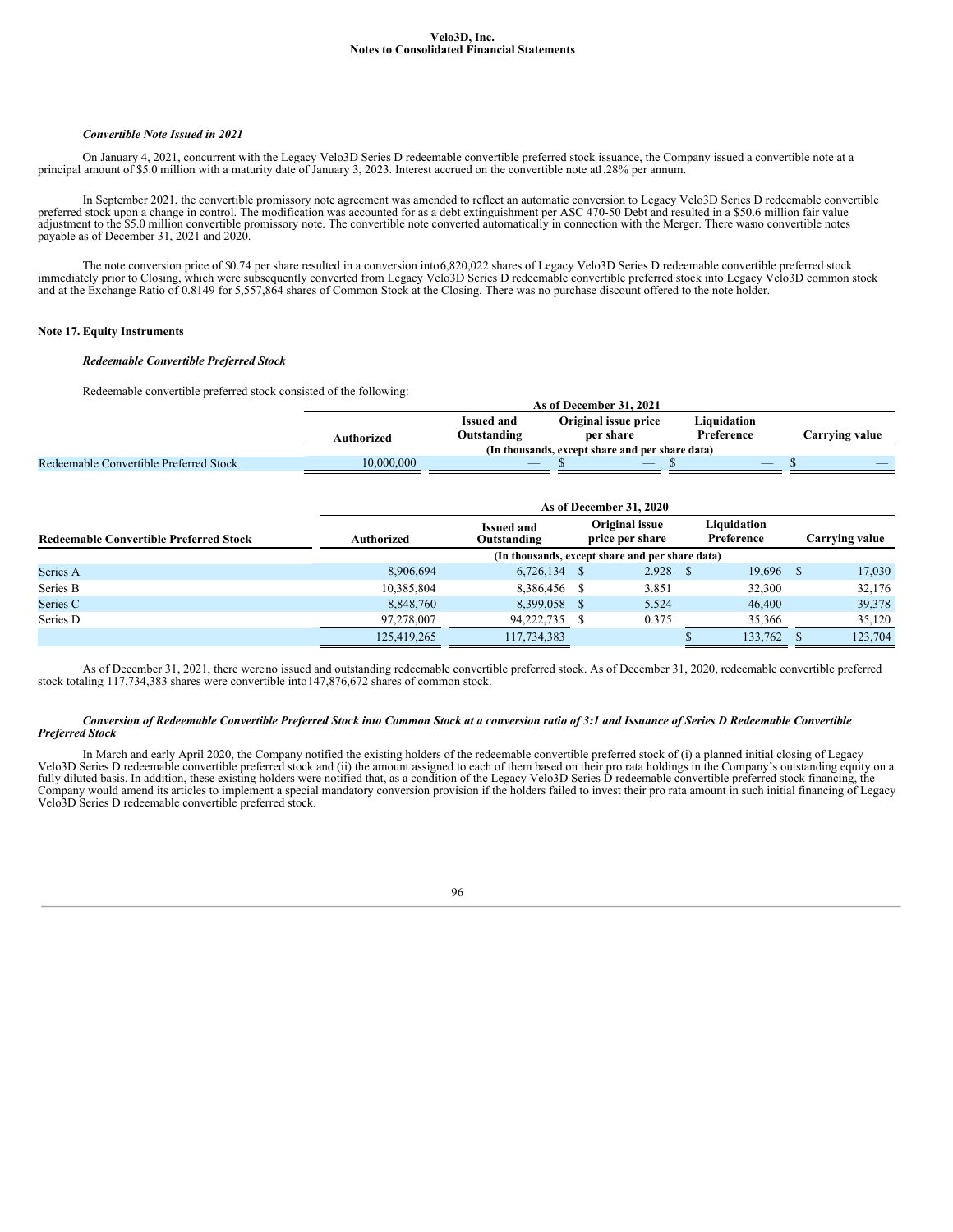### *Convertible Note Issued in 2021*

On January 4, 2021, concurrent with the Legacy Velo3D Series D redeemable convertible preferred stock issuance, the Company issued a convertible note at a principal amount of $5.0 million with a maturity date of January 3, 2023. Interest accrued on the convertible note at 1.28% per annum.

In September 2021, the convertible promissory note agreement was amended to reflect an automatic conversion to Legacy Velo3D Series D redeemable convertible preferred stock upon a change in control. The modification was accounted for as a debt extinguishment per ASC 470-50 Debt and resulted in a $50.6 million fair value adjustment to the $5.0 million convertible promissory note. The convertible note converted automatically in connection with the Merger. There was no convertible notes payable as of December 31, 2021 and 2020.

The note conversion price of $0.74 per share resulted in a conversion into 6,820,022 shares of Legacy Velo3D Series D redeemable convertible preferred stock immediately prior to Closing, which were subsequently converted from Legacy Velo3D Series D redeemable convertible preferred stock into Legacy Velo3D common stock and at the Exchange Ratio of 0.8149 for 5,557,864 shares of Common Stock at the Closing. There was no purchase discount offered to the note holder.

## Note 17. Equity Instruments

### *Redeemable Convertible Preferred Stock*

Redeemable convertible preferred stock consisted of the following:

| | As of December 31, 2021 | | | | |
|---|---|---|---|---|---|
| | Authorized | Issued and Outstanding | Original issue price per share | Liquidation Preference | Carrying value |
| | (In thousands, except share and per share data) | | | | |
| Redeemable Convertible Preferred Stock | 10,000,000 | — | $ — | $ — | $ — |

| | As of December 31, 2020 | | | | |
|---|---|---|---|---|---|
| Redeemable Convertible Preferred Stock | Authorized | Issued and Outstanding | Original issue price per share | Liquidation Preference | Carrying value |
| | (In thousands, except share and per share data) | | | | |
| Series A | 8,906,694 | 6,726,134 | $ 2.928 | $ 19,696 | $ 17,030 |
| Series B | 10,385,804 | 8,386,456 | $ 3.851 | 32,300 | 32,176 |
| Series C | 8,848,760 | 8,399,058 | $ 5.524 | 46,400 | 39,378 |
| Series D | 97,278,007 | 94,222,735 | $ 0.375 | 35,366 | 35,120 |
| | 125,419,265 | 117,734,383 | | $ 133,762 | $ 123,704 |

As of December 31, 2021, there were no issued and outstanding redeemable convertible preferred stock. As of December 31, 2020, redeemable convertible preferred stock totaling 117,734,383 shares were convertible into 147,876,672 shares of common stock.

### *Conversion of Redeemable Convertible Preferred Stock into Common Stock at a conversion ratio of 3:1 and Issuance of Series D Redeemable Convertible Preferred Stock*

In March and early April 2020, the Company notified the existing holders of the redeemable convertible preferred stock of (i) a planned initial closing of Legacy Velo3D Series D redeemable convertible preferred stock and (ii) the amount assigned to each of them based on their pro rata holdings in the Company's outstanding equity on a fully diluted basis. In addition, these existing holders were notified that, as a condition of the Legacy Velo3D Series D redeemable convertible preferred stock financing, the Company would amend its articles to implement a special mandatory conversion provision if the holders failed to invest their pro rata amount in such initial financing of Legacy Velo3D Series D redeemable convertible preferred stock.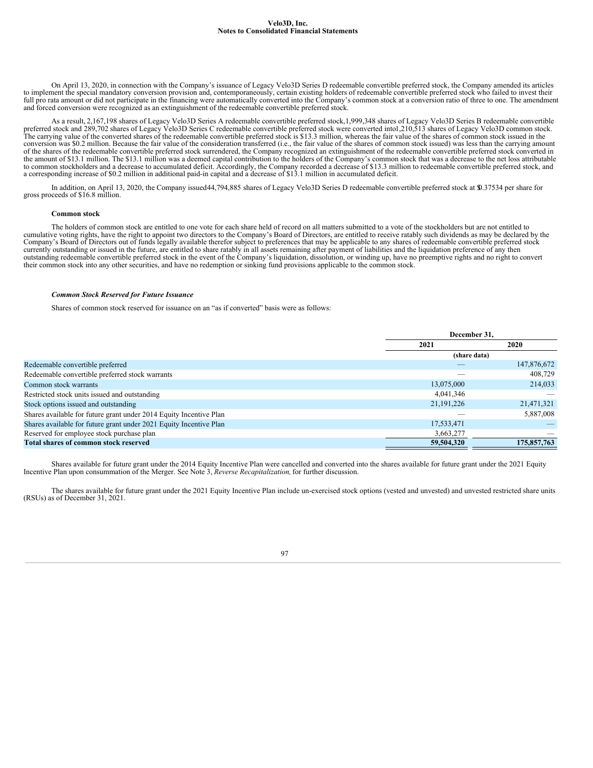On April 13, 2020, in connection with the Company's issuance of Legacy Velo3D Series D redeemable convertible preferred stock, the Company amended its articles to implement the special mandatory conversion provision and, contemporaneously, certain existing holders of redeemable convertible preferred stock who failed to invest their full pro rata amount or did not participate in the financing were automatically converted into the Company's common stock at a conversion ratio of three to one. The amendment and forced conversion were recognized as an extinguishment of the redeemable convertible preferred stock.

As a result, 2,167,198 shares of Legacy Velo3D Series A redeemable convertible preferred stock, 1,999,348 shares of Legacy Velo3D Series B redeemable convertible preferred stock and 289,702 shares of Legacy Velo3D Series C redeemable convertible preferred stock were converted into 1,210,513 shares of Legacy Velo3D common stock. The carrying value of the converted shares of the redeemable convertible preferred stock is $13.3 million, whereas the fair value of the shares of common stock issued in the conversion was $0.2 million. Because the fair value of the consideration transferred (i.e., the fair value of the shares of common stock issued) was less than the carrying amount of the shares of the redeemable convertible preferred stock surrendered, the Company recognized an extinguishment of the redeemable convertible preferred stock converted in the amount of $13.1 million. The $13.1 million was a deemed capital contribution to the holders of the Company's common stock that was a decrease to the net loss attributable to common stockholders and a decrease to accumulated deficit. Accordingly, the Company recorded a decrease of $13.3 million to redeemable convertible preferred stock, and a corresponding increase of $0.2 million in additional paid-in capital and a decrease of $13.1 million in accumulated deficit.

In addition, on April 13, 2020, the Company issued 44,794,885 shares of Legacy Velo3D Series D redeemable convertible preferred stock at $0.37534 per share for gross proceeds of $16.8 million.

**Common stock**

The holders of common stock are entitled to one vote for each share held of record on all matters submitted to a vote of the stockholders but are not entitled to cumulative voting rights, have the right to appoint two directors to the Company's Board of Directors, are entitled to receive ratably such dividends as may be declared by the Company's Board of Directors out of funds legally available therefor subject to preferences that may be applicable to any shares of redeemable convertible preferred stock currently outstanding or issued in the future, are entitled to share ratably in all assets remaining after payment of liabilities and the liquidation preference of any then outstanding redeemable convertible preferred stock in the event of the Company's liquidation, dissolution, or winding up, have no preemptive rights and no right to convert their common stock into any other securities, and have no redemption or sinking fund provisions applicable to the common stock.

***Common Stock Reserved for Future Issuance***

Shares of common stock reserved for issuance on an "as if converted" basis were as follows:

| | December 31, 2021 | December 31, 2020 |
|---|---|---|
| | (share data) | |
| Redeemable convertible preferred | — | 147,876,672 |
| Redeemable convertible preferred stock warrants | — | 408,729 |
| Common stock warrants | 13,075,000 | 214,033 |
| Restricted stock units issued and outstanding | 4,041,346 | — |
| Stock options issued and outstanding | 21,191,226 | 21,471,321 |
| Shares available for future grant under 2014 Equity Incentive Plan | — | 5,887,008 |
| Shares available for future grant under 2021 Equity Incentive Plan | 17,533,471 | — |
| Reserved for employee stock purchase plan | 3,663,277 | — |
| **Total shares of common stock reserved** | **59,504,320** | **175,857,763** |

Shares available for future grant under the 2014 Equity Incentive Plan were cancelled and converted into the shares available for future grant under the 2021 Equity Incentive Plan upon consummation of the Merger. See Note 3, *Reverse Recapitalization,* for further discussion.

The shares available for future grant under the 2021 Equity Incentive Plan include un-exercised stock options (vested and unvested) and unvested restricted share units (RSUs) as of December 31, 2021.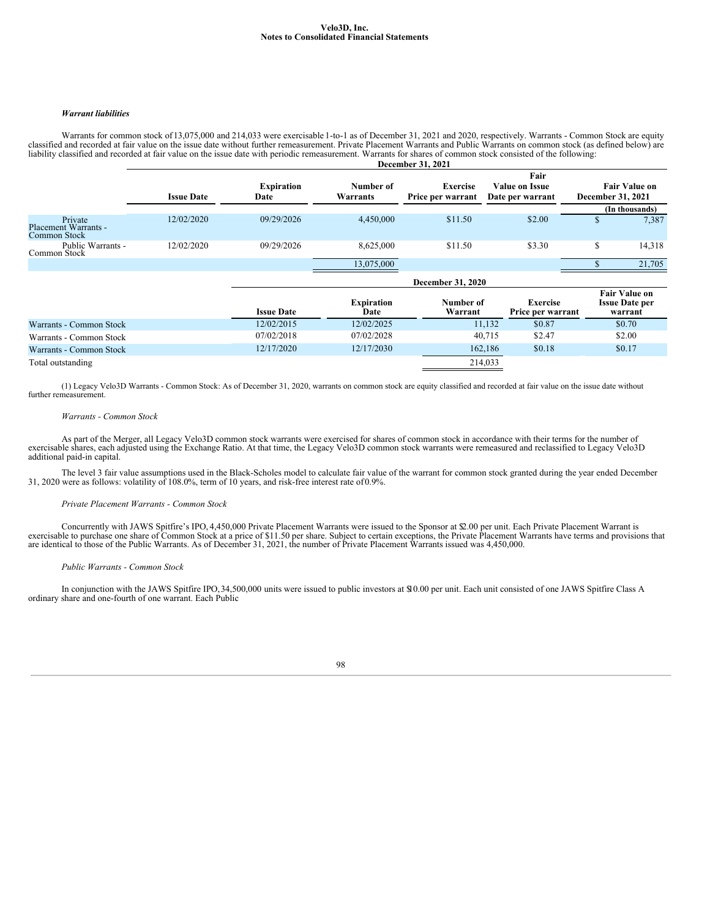### *Warrant liabilities*

Warrants for common stock of 13,075,000 and 214,033 were exercisable 1-to-1 as of December 31, 2021 and 2020, respectively. Warrants - Common Stock are equity classified and recorded at fair value on the issue date without further remeasurement. Private Placement Warrants and Public Warrants on common stock (as defined below) are liability classified and recorded at fair value on the issue date with periodic remeasurement. Warrants for shares of common stock consisted of the following:

| | December 31, 2021 | | | | | |
|---|---|---|---|---|---|---|
| | Issue Date | Expiration Date | Number of Warrants | Exercise Price per warrant | Fair Value on Issue Date per warrant | Fair Value on December 31, 2021 |
| | | | | | | (In thousands) |
| Private Placement Warrants - Common Stock | 12/02/2020 | 09/29/2026 | 4,450,000 | $11.50 | $2.00 | $ 7,387 |
| Public Warrants - Common Stock | 12/02/2020 | 09/29/2026 | 8,625,000 | $11.50 | $3.30 | $ 14,318 |
| | | | 13,075,000 | | | $ 21,705 |

| | December 31, 2020 | | | | |
|---|---|---|---|---|---|
| | Issue Date | Expiration Date | Number of Warrant | Exercise Price per warrant | Fair Value on Issue Date per warrant |
| Warrants - Common Stock | 12/02/2015 | 12/02/2025 | 11,132 | $0.87 | $0.70 |
| Warrants - Common Stock | 07/02/2018 | 07/02/2028 | 40,715 | $2.47 | $2.00 |
| Warrants - Common Stock | 12/17/2020 | 12/17/2030 | 162,186 | $0.18 | $0.17 |
| Total outstanding | | | 214,033 | | |

(1) Legacy Velo3D Warrants - Common Stock: As of December 31, 2020, warrants on common stock are equity classified and recorded at fair value on the issue date without further remeasurement.

*Warrants - Common Stock*

As part of the Merger, all Legacy Velo3D common stock warrants were exercised for shares of common stock in accordance with their terms for the number of exercisable shares, each adjusted using the Exchange Ratio. At that time, the Legacy Velo3D common stock warrants were remeasured and reclassified to Legacy Velo3D additional paid-in capital.

The level 3 fair value assumptions used in the Black-Scholes model to calculate fair value of the warrant for common stock granted during the year ended December 31, 2020 were as follows: volatility of 108.0%, term of 10 years, and risk-free interest rate of 0.9%.

*Private Placement Warrants - Common Stock*

Concurrently with JAWS Spitfire's IPO, 4,450,000 Private Placement Warrants were issued to the Sponsor at $2.00 per unit. Each Private Placement Warrant is exercisable to purchase one share of Common Stock at a price of $11.50 per share. Subject to certain exceptions, the Private Placement Warrants have terms and provisions that are identical to those of the Public Warrants. As of December 31, 2021, the number of Private Placement Warrants issued was 4,450,000.

*Public Warrants - Common Stock*

In conjunction with the JAWS Spitfire IPO, 34,500,000 units were issued to public investors at $10.00 per unit. Each unit consisted of one JAWS Spitfire Class A ordinary share and one-fourth of one warrant. Each Public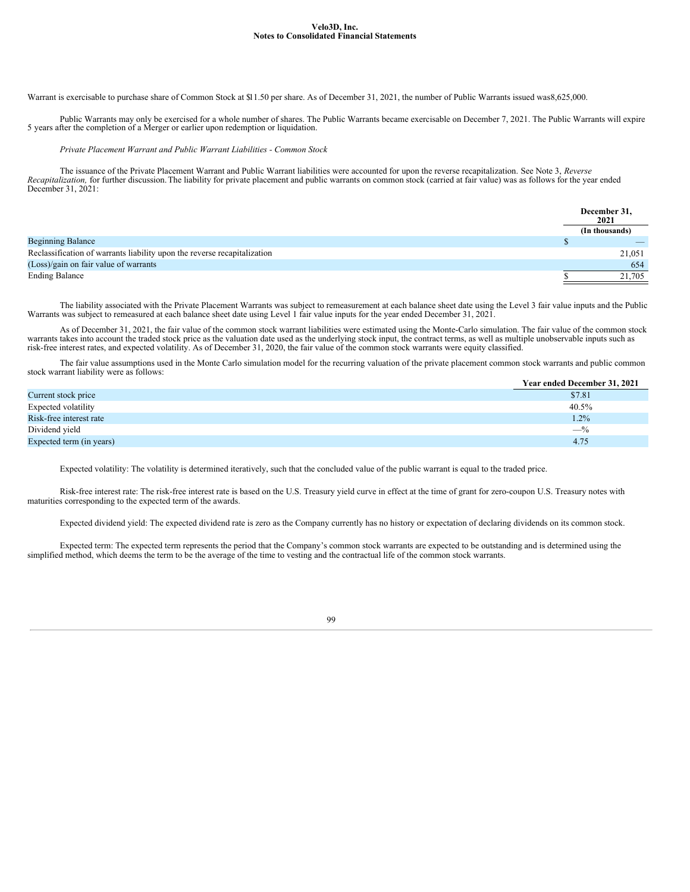Warrant is exercisable to purchase share of Common Stock at $11.50 per share. As of December 31, 2021, the number of Public Warrants issued was8,625,000.

Public Warrants may only be exercised for a whole number of shares. The Public Warrants became exercisable on December 7, 2021. The Public Warrants will expire 5 years after the completion of a Merger or earlier upon redemption or liquidation.

*Private Placement Warrant and Public Warrant Liabilities - Common Stock*

The issuance of the Private Placement Warrant and Public Warrant liabilities were accounted for upon the reverse recapitalization. See Note 3, *Reverse Recapitalization,* for further discussion. The liability for private placement and public warrants on common stock (carried at fair value) was as follows for the year ended December 31, 2021:

| | December 31, 2021 |
|---|---|
| | (In thousands) |
| Beginning Balance | $ — |
| Reclassification of warrants liability upon the reverse recapitalization | 21,051 |
| (Loss)/gain on fair value of warrants | 654 |
| Ending Balance | $ 21,705 |

The liability associated with the Private Placement Warrants was subject to remeasurement at each balance sheet date using the Level 3 fair value inputs and the Public Warrants was subject to remeasured at each balance sheet date using Level 1 fair value inputs for the year ended December 31, 2021.

As of December 31, 2021, the fair value of the common stock warrant liabilities were estimated using the Monte-Carlo simulation. The fair value of the common stock warrants takes into account the traded stock price as the valuation date used as the underlying stock input, the contract terms, as well as multiple unobservable inputs such as risk-free interest rates, and expected volatility. As of December 31, 2020, the fair value of the common stock warrants were equity classified.

The fair value assumptions used in the Monte Carlo simulation model for the recurring valuation of the private placement common stock warrants and public common stock warrant liability were as follows:

| | Year ended December 31, 2021 |
|---|---|
| Current stock price | $7.81 |
| Expected volatility | 40.5% |
| Risk-free interest rate | 1.2% |
| Dividend yield | —% |
| Expected term (in years) | 4.75 |

Expected volatility: The volatility is determined iteratively, such that the concluded value of the public warrant is equal to the traded price.

Risk-free interest rate: The risk-free interest rate is based on the U.S. Treasury yield curve in effect at the time of grant for zero-coupon U.S. Treasury notes with maturities corresponding to the expected term of the awards.

Expected dividend yield: The expected dividend rate is zero as the Company currently has no history or expectation of declaring dividends on its common stock.

Expected term: The expected term represents the period that the Company's common stock warrants are expected to be outstanding and is determined using the simplified method, which deems the term to be the average of the time to vesting and the contractual life of the common stock warrants.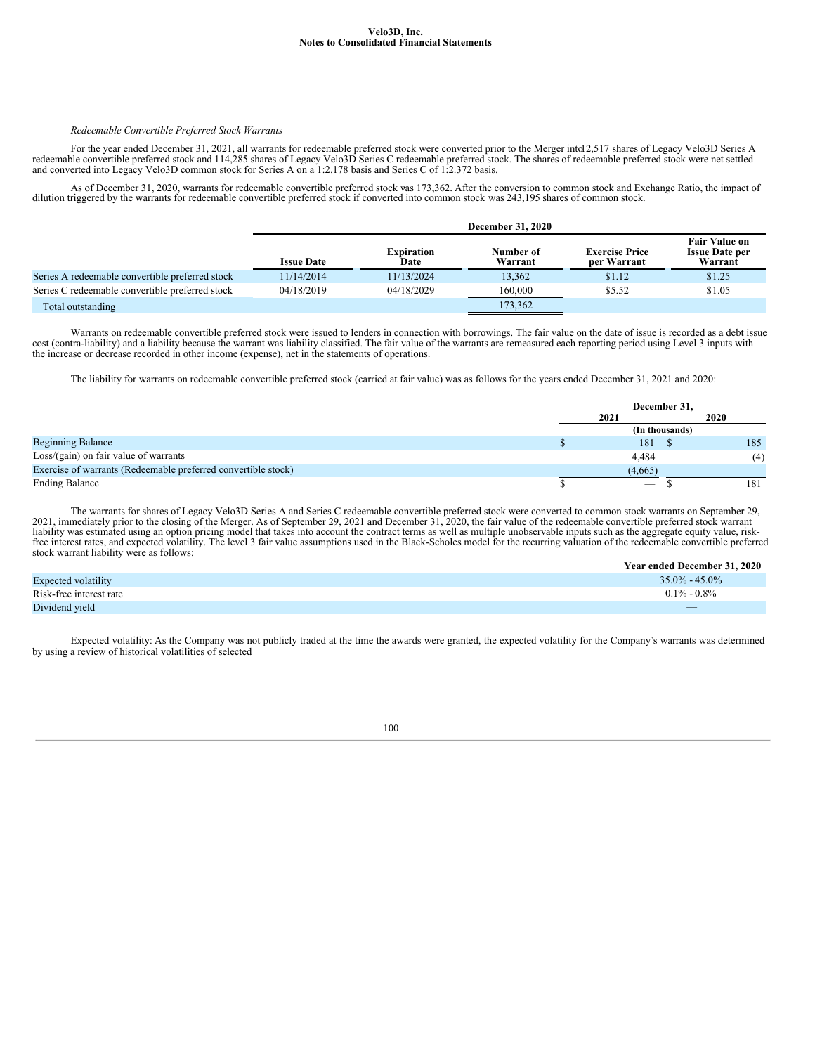*Redeemable Convertible Preferred Stock Warrants*

For the year ended December 31, 2021, all warrants for redeemable preferred stock were converted prior to the Merger into 12,517 shares of Legacy Velo3D Series A redeemable convertible preferred stock and 114,285 shares of Legacy Velo3D Series C redeemable preferred stock. The shares of redeemable preferred stock were net settled and converted into Legacy Velo3D common stock for Series A on a 1:2.178 basis and Series C of 1:2.372 basis.

As of December 31, 2020, warrants for redeemable convertible preferred stock was 173,362. After the conversion to common stock and Exchange Ratio, the impact of dilution triggered by the warrants for redeemable convertible preferred stock if converted into common stock was 243,195 shares of common stock.

| | December 31, 2020 | | | | |
|---|---|---|---|---|---|
| | Issue Date | Expiration Date | Number of Warrant | Exercise Price per Warrant | Fair Value on Issue Date per Warrant |
| Series A redeemable convertible preferred stock | 11/14/2014 | 11/13/2024 | 13,362 | $1.12 | $1.25 |
| Series C redeemable convertible preferred stock | 04/18/2019 | 04/18/2029 | 160,000 | $5.52 | $1.05 |
| Total outstanding | | | 173,362 | | |

Warrants on redeemable convertible preferred stock were issued to lenders in connection with borrowings. The fair value on the date of issue is recorded as a debt issue cost (contra-liability) and a liability because the warrant was liability classified. The fair value of the warrants are remeasured each reporting period using Level 3 inputs with the increase or decrease recorded in other income (expense), net in the statements of operations.

The liability for warrants on redeemable convertible preferred stock (carried at fair value) was as follows for the years ended December 31, 2021 and 2020:

| | December 31, | |
|---|---|---|
| | 2021 | 2020 |
| | (In thousands) | |
| Beginning Balance | $ 181 | $ 185 |
| Loss/(gain) on fair value of warrants | 4,484 | (4) |
| Exercise of warrants (Redeemable preferred convertible stock) | (4,665) | — |
| Ending Balance | $ — | $ 181 |

The warrants for shares of Legacy Velo3D Series A and Series C redeemable convertible preferred stock were converted to common stock warrants on September 29, 2021, immediately prior to the closing of the Merger. As of September 29, 2021 and December 31, 2020, the fair value of the redeemable convertible preferred stock warrant liability was estimated using an option pricing model that takes into account the contract terms as well as multiple unobservable inputs such as the aggregate equity value, risk-free interest rates, and expected volatility. The level 3 fair value assumptions used in the Black-Scholes model for the recurring valuation of the redeemable convertible preferred stock warrant liability were as follows:

| | Year ended December 31, 2020 |
|---|---|
| Expected volatility | 35.0% - 45.0% |
| Risk-free interest rate | 0.1% - 0.8% |
| Dividend yield | — |

Expected volatility: As the Company was not publicly traded at the time the awards were granted, the expected volatility for the Company's warrants was determined by using a review of historical volatilities of selected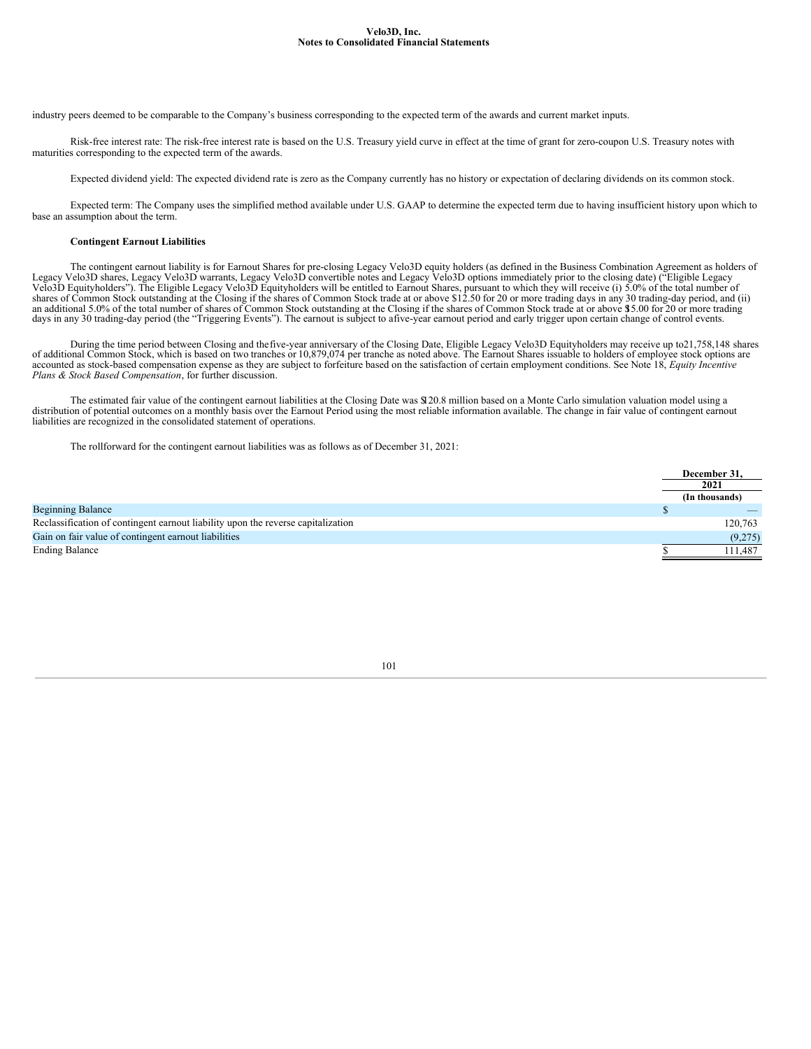industry peers deemed to be comparable to the Company's business corresponding to the expected term of the awards and current market inputs.

Risk-free interest rate: The risk-free interest rate is based on the U.S. Treasury yield curve in effect at the time of grant for zero-coupon U.S. Treasury notes with maturities corresponding to the expected term of the awards.

Expected dividend yield: The expected dividend rate is zero as the Company currently has no history or expectation of declaring dividends on its common stock.

Expected term: The Company uses the simplified method available under U.S. GAAP to determine the expected term due to having insufficient history upon which to base an assumption about the term.

**Contingent Earnout Liabilities**

The contingent earnout liability is for Earnout Shares for pre-closing Legacy Velo3D equity holders (as defined in the Business Combination Agreement as holders of Legacy Velo3D shares, Legacy Velo3D warrants, Legacy Velo3D convertible notes and Legacy Velo3D options immediately prior to the closing date) ("Eligible Legacy Velo3D Equityholders"). The Eligible Legacy Velo3D Equityholders will be entitled to Earnout Shares, pursuant to which they will receive (i) 5.0% of the total number of shares of Common Stock outstanding at the Closing if the shares of Common Stock trade at or above $12.50 for 20 or more trading days in any 30 trading-day period, and (ii) an additional 5.0% of the total number of shares of Common Stock outstanding at the Closing if the shares of Common Stock trade at or above $15.00 for 20 or more trading days in any 30 trading-day period (the "Triggering Events"). The earnout is subject to a five-year earnout period and early trigger upon certain change of control events.

During the time period between Closing and the five-year anniversary of the Closing Date, Eligible Legacy Velo3D Equityholders may receive up to 21,758,148 shares of additional Common Stock, which is based on two tranches or 10,879,074 per tranche as noted above. The Earnout Shares issuable to holders of employee stock options are accounted as stock-based compensation expense as they are subject to forfeiture based on the satisfaction of certain employment conditions. See Note 18, *Equity Incentive Plans & Stock Based Compensation*, for further discussion.

The estimated fair value of the contingent earnout liabilities at the Closing Date was $120.8 million based on a Monte Carlo simulation valuation model using a distribution of potential outcomes on a monthly basis over the Earnout Period using the most reliable information available. The change in fair value of contingent earnout liabilities are recognized in the consolidated statement of operations.

The rollforward for the contingent earnout liabilities was as follows as of December 31, 2021:

| | December 31, 2021 |
|---|---|
| | (In thousands) |
| Beginning Balance | $ — |
| Reclassification of contingent earnout liability upon the reverse capitalization | 120,763 |
| Gain on fair value of contingent earnout liabilities | (9,275) |
| Ending Balance | $ 111,487 |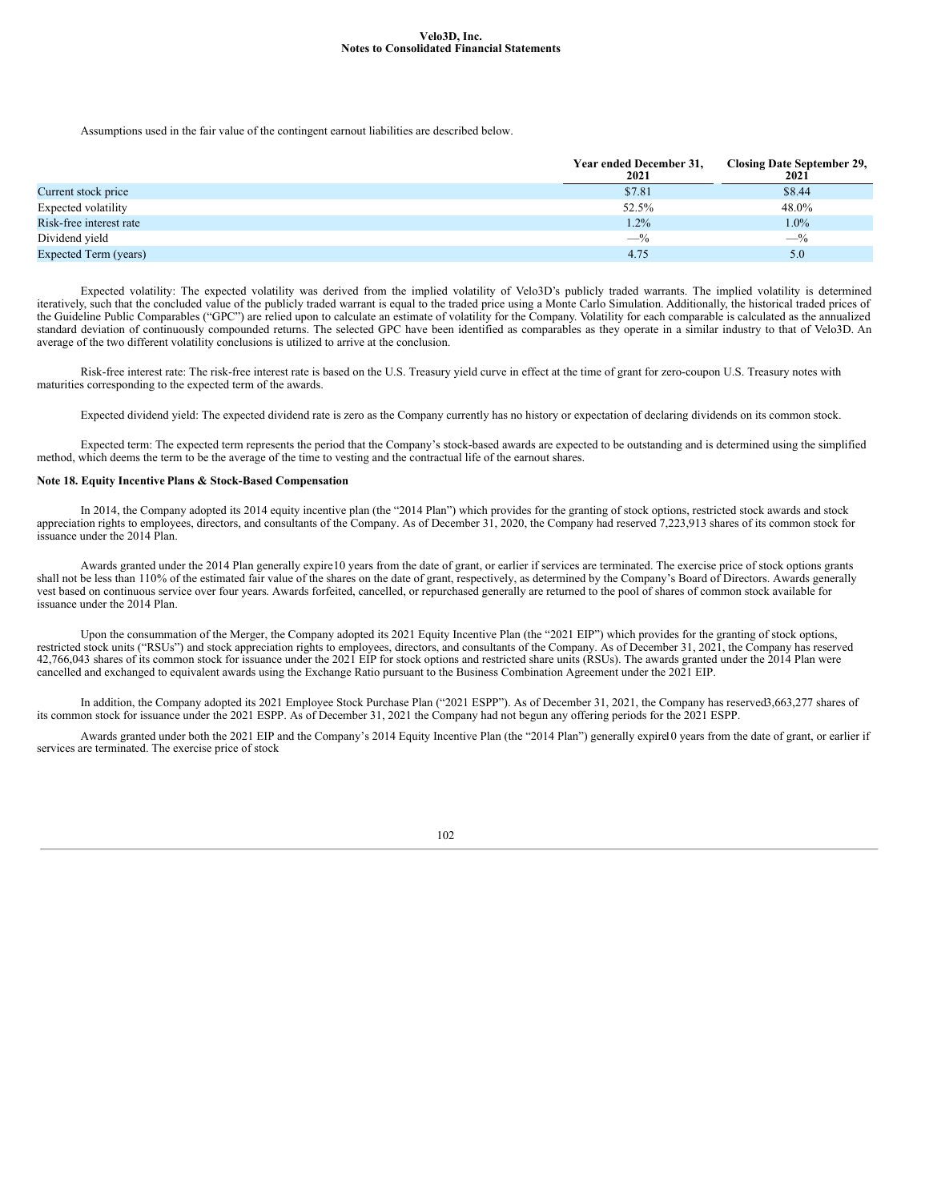Assumptions used in the fair value of the contingent earnout liabilities are described below.

| | Year ended December 31, 2021 | Closing Date September 29, 2021 |
|---|---|---|
| Current stock price | $7.81 | $8.44 |
| Expected volatility | 52.5% | 48.0% |
| Risk-free interest rate | 1.2% | 1.0% |
| Dividend yield | —% | —% |
| Expected Term (years) | 4.75 | 5.0 |

Expected volatility: The expected volatility was derived from the implied volatility of Velo3D's publicly traded warrants. The implied volatility is determined iteratively, such that the concluded value of the publicly traded warrant is equal to the traded price using a Monte Carlo Simulation. Additionally, the historical traded prices of the Guideline Public Comparables ("GPC") are relied upon to calculate an estimate of volatility for the Company. Volatility for each comparable is calculated as the annualized standard deviation of continuously compounded returns. The selected GPC have been identified as comparables as they operate in a similar industry to that of Velo3D. An average of the two different volatility conclusions is utilized to arrive at the conclusion.

Risk-free interest rate: The risk-free interest rate is based on the U.S. Treasury yield curve in effect at the time of grant for zero-coupon U.S. Treasury notes with maturities corresponding to the expected term of the awards.

Expected dividend yield: The expected dividend rate is zero as the Company currently has no history or expectation of declaring dividends on its common stock.

Expected term: The expected term represents the period that the Company's stock-based awards are expected to be outstanding and is determined using the simplified method, which deems the term to be the average of the time to vesting and the contractual life of the earnout shares.

**Note 18. Equity Incentive Plans & Stock-Based Compensation**

In 2014, the Company adopted its 2014 equity incentive plan (the "2014 Plan") which provides for the granting of stock options, restricted stock awards and stock appreciation rights to employees, directors, and consultants of the Company. As of December 31, 2020, the Company had reserved 7,223,913 shares of its common stock for issuance under the 2014 Plan.

Awards granted under the 2014 Plan generally expire10 years from the date of grant, or earlier if services are terminated. The exercise price of stock options grants shall not be less than 110% of the estimated fair value of the shares on the date of grant, respectively, as determined by the Company's Board of Directors. Awards generally vest based on continuous service over four years. Awards forfeited, cancelled, or repurchased generally are returned to the pool of shares of common stock available for issuance under the 2014 Plan.

Upon the consummation of the Merger, the Company adopted its 2021 Equity Incentive Plan (the "2021 EIP") which provides for the granting of stock options, restricted stock units ("RSUs") and stock appreciation rights to employees, directors, and consultants of the Company. As of December 31, 2021, the Company has reserved 42,766,043 shares of its common stock for issuance under the 2021 EIP for stock options and restricted share units (RSUs). The awards granted under the 2014 Plan were cancelled and exchanged to equivalent awards using the Exchange Ratio pursuant to the Business Combination Agreement under the 2021 EIP.

In addition, the Company adopted its 2021 Employee Stock Purchase Plan ("2021 ESPP"). As of December 31, 2021, the Company has reserved3,663,277 shares of its common stock for issuance under the 2021 ESPP. As of December 31, 2021 the Company had not begun any offering periods for the 2021 ESPP.

Awards granted under both the 2021 EIP and the Company's 2014 Equity Incentive Plan (the "2014 Plan") generally expire10 years from the date of grant, or earlier if services are terminated. The exercise price of stock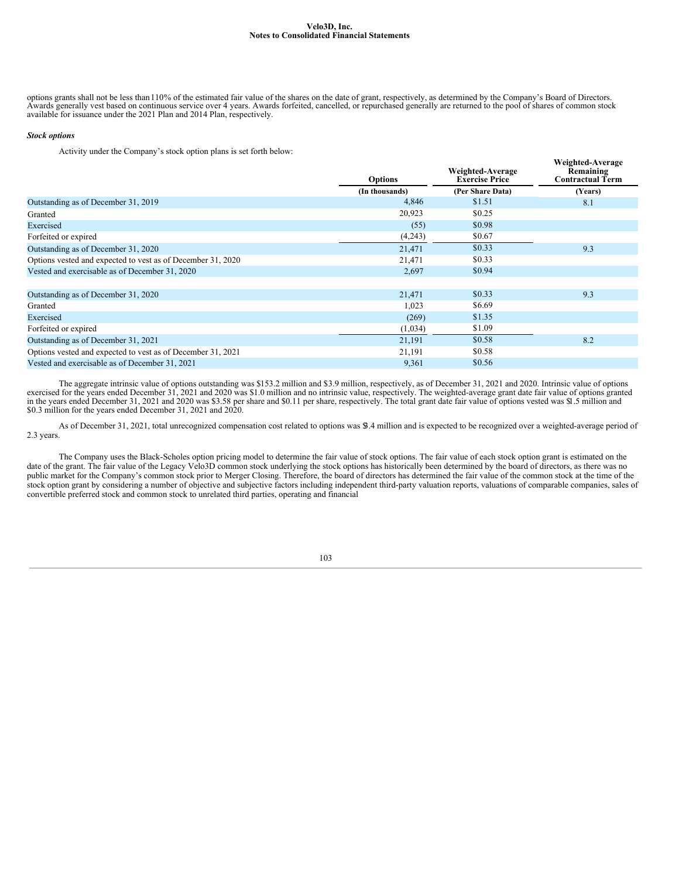options grants shall not be less than 110% of the estimated fair value of the shares on the date of grant, respectively, as determined by the Company's Board of Directors. Awards generally vest based on continuous service over 4 years. Awards forfeited, cancelled, or repurchased generally are returned to the pool of shares of common stock available for issuance under the 2021 Plan and 2014 Plan, respectively.

***Stock options***

Activity under the Company's stock option plans is set forth below:

| | Options | Weighted-Average Exercise Price | Weighted-Average Remaining Contractual Term |
|---|---|---|---|
| | (In thousands) | (Per Share Data) | (Years) |
| Outstanding as of December 31, 2019 | 4,846 | $1.51 | 8.1 |
| Granted | 20,923 | $0.25 | |
| Exercised | (55) | $0.98 | |
| Forfeited or expired | (4,243) | $0.67 | |
| Outstanding as of December 31, 2020 | 21,471 | $0.33 | 9.3 |
| Options vested and expected to vest as of December 31, 2020 | 21,471 | $0.33 | |
| Vested and exercisable as of December 31, 2020 | 2,697 | $0.94 | |
| | | | |
| Outstanding as of December 31, 2020 | 21,471 | $0.33 | 9.3 |
| Granted | 1,023 | $6.69 | |
| Exercised | (269) | $1.35 | |
| Forfeited or expired | (1,034) | $1.09 | |
| Outstanding as of December 31, 2021 | 21,191 | $0.58 | 8.2 |
| Options vested and expected to vest as of December 31, 2021 | 21,191 | $0.58 | |
| Vested and exercisable as of December 31, 2021 | 9,361 | $0.56 | |

The aggregate intrinsic value of options outstanding was $153.2 million and $3.9 million, respectively, as of December 31, 2021 and 2020. Intrinsic value of options exercised for the years ended December 31, 2021 and 2020 was $1.0 million and no intrinsic value, respectively. The weighted-average grant date fair value of options granted in the years ended December 31, 2021 and 2020 was $3.58 per share and $0.11 per share, respectively. The total grant date fair value of options vested was $1.5 million and $0.3 million for the years ended December 31, 2021 and 2020.

As of December 31, 2021, total unrecognized compensation cost related to options was $3.4 million and is expected to be recognized over a weighted-average period of 2.3 years.

The Company uses the Black-Scholes option pricing model to determine the fair value of stock options. The fair value of each stock option grant is estimated on the date of the grant. The fair value of the Legacy Velo3D common stock underlying the stock options has historically been determined by the board of directors, as there was no public market for the Company's common stock prior to Merger Closing. Therefore, the board of directors has determined the fair value of the common stock at the time of the stock option grant by considering a number of objective and subjective factors including independent third-party valuation reports, valuations of comparable companies, sales of convertible preferred stock and common stock to unrelated third parties, operating and financial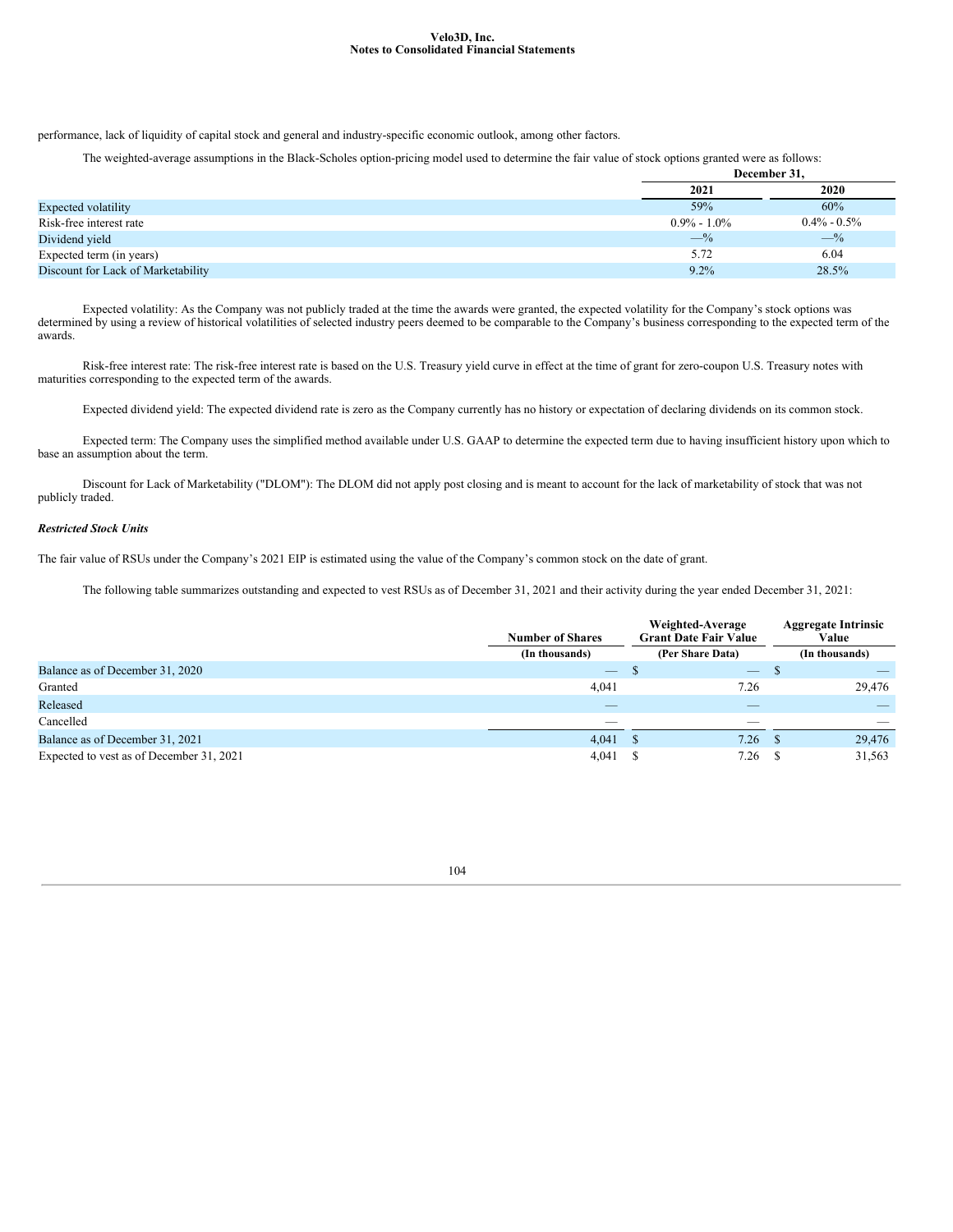performance, lack of liquidity of capital stock and general and industry-specific economic outlook, among other factors.

The weighted-average assumptions in the Black-Scholes option-pricing model used to determine the fair value of stock options granted were as follows:

| | December 31, | |
|---|---|---|
| | 2021 | 2020 |
| Expected volatility | 59% | 60% |
| Risk-free interest rate | 0.9% - 1.0% | 0.4% - 0.5% |
| Dividend yield | —% | —% |
| Expected term (in years) | 5.72 | 6.04 |
| Discount for Lack of Marketability | 9.2% | 28.5% |

Expected volatility: As the Company was not publicly traded at the time the awards were granted, the expected volatility for the Company's stock options was determined by using a review of historical volatilities of selected industry peers deemed to be comparable to the Company's business corresponding to the expected term of the awards.

Risk-free interest rate: The risk-free interest rate is based on the U.S. Treasury yield curve in effect at the time of grant for zero-coupon U.S. Treasury notes with maturities corresponding to the expected term of the awards.

Expected dividend yield: The expected dividend rate is zero as the Company currently has no history or expectation of declaring dividends on its common stock.

Expected term: The Company uses the simplified method available under U.S. GAAP to determine the expected term due to having insufficient history upon which to base an assumption about the term.

Discount for Lack of Marketability ("DLOM"): The DLOM did not apply post closing and is meant to account for the lack of marketability of stock that was not publicly traded.

***Restricted Stock Units***

The fair value of RSUs under the Company's 2021 EIP is estimated using the value of the Company's common stock on the date of grant.

The following table summarizes outstanding and expected to vest RSUs as of December 31, 2021 and their activity during the year ended December 31, 2021:

| | Number of Shares | Weighted-Average Grant Date Fair Value | Aggregate Intrinsic Value |
|---|---|---|---|
| | (In thousands) | (Per Share Data) | (In thousands) |
| Balance as of December 31, 2020 | — | $ — | $ — |
| Granted | 4,041 | 7.26 | 29,476 |
| Released | — | — | — |
| Cancelled | — | — | — |
| Balance as of December 31, 2021 | 4,041 | $ 7.26 | $ 29,476 |
| Expected to vest as of December 31, 2021 | 4,041 | $ 7.26 | $ 31,563 |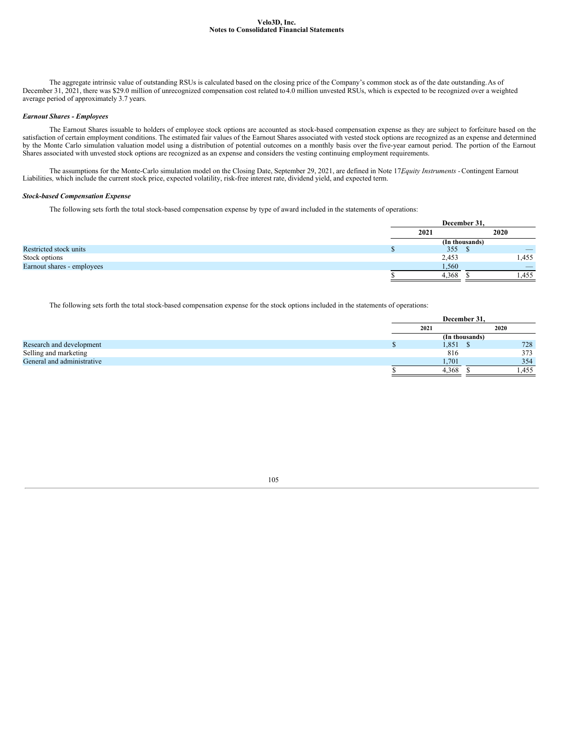The aggregate intrinsic value of outstanding RSUs is calculated based on the closing price of the Company's common stock as of the date outstanding. As of December 31, 2021, there was $29.0 million of unrecognized compensation cost related to 4.0 million unvested RSUs, which is expected to be recognized over a weighted average period of approximately 3.7 years.

***Earnout Shares - Employees***

The Earnout Shares issuable to holders of employee stock options are accounted as stock-based compensation expense as they are subject to forfeiture based on the satisfaction of certain employment conditions. The estimated fair values of the Earnout Shares associated with vested stock options are recognized as an expense and determined by the Monte Carlo simulation valuation model using a distribution of potential outcomes on a monthly basis over the five-year earnout period. The portion of the Earnout Shares associated with unvested stock options are recognized as an expense and considers the vesting continuing employment requirements.

The assumptions for the Monte-Carlo simulation model on the Closing Date, September 29, 2021, are defined in Note 17 *Equity Instruments* - Contingent Earnout Liabilities*,* which include the current stock price, expected volatility, risk-free interest rate, dividend yield, and expected term.

***Stock-based Compensation Expense***

The following sets forth the total stock-based compensation expense by type of award included in the statements of operations:

| | December 31, | |
|---|---|---|
| | 2021 | 2020 |
| | (In thousands) | |
| Restricted stock units | $ 355 | $ — |
| Stock options | 2,453 | 1,455 |
| Earnout shares - employees | 1,560 | — |
| | $ 4,368 | $ 1,455 |

The following sets forth the total stock-based compensation expense for the stock options included in the statements of operations:

| | December 31, | |
|---|---|---|
| | 2021 | 2020 |
| | (In thousands) | |
| Research and development | $ 1,851 | $ 728 |
| Selling and marketing | 816 | 373 |
| General and administrative | 1,701 | 354 |
| | $ 4,368 | $ 1,455 |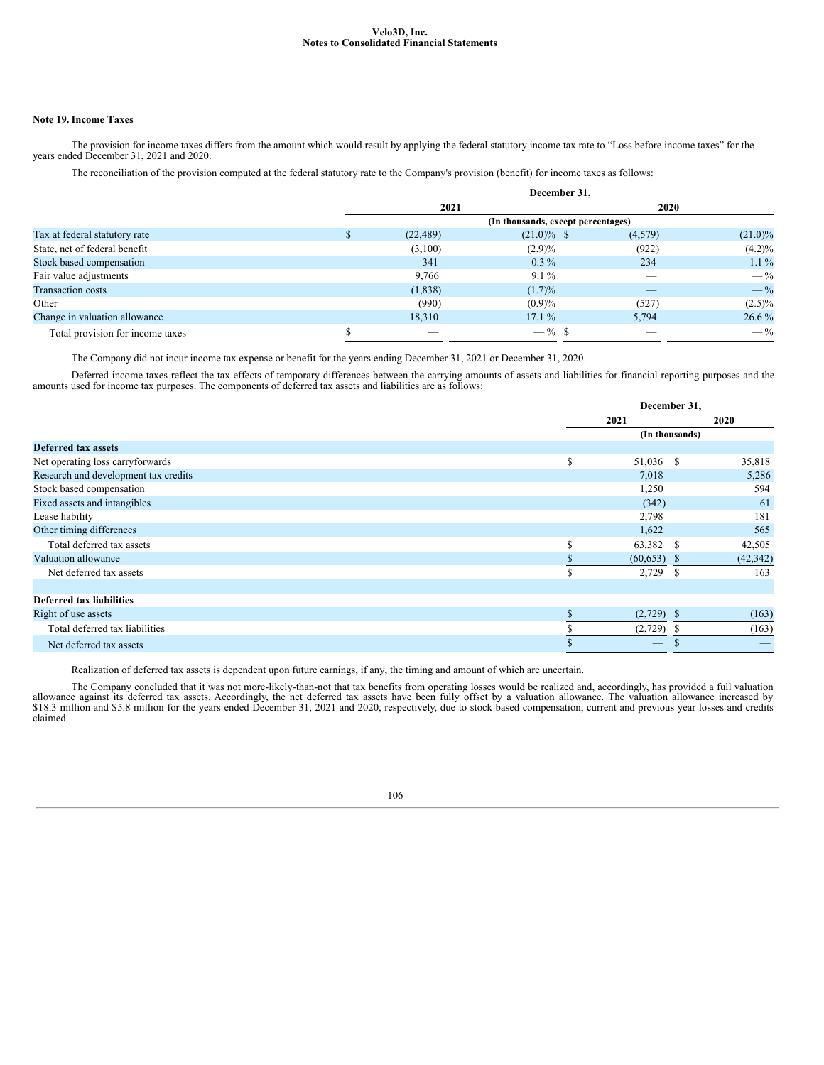## Note 19. Income Taxes

The provision for income taxes differs from the amount which would result by applying the federal statutory income tax rate to "Loss before income taxes" for the years ended December 31, 2021 and 2020.

The reconciliation of the provision computed at the federal statutory rate to the Company's provision (benefit) for income taxes as follows:

| | December 31, | | | |
|---|---|---|---|---|
| | 2021 | | 2020 | |
| | (In thousands, except percentages) | | | |
| Tax at federal statutory rate | $ (22,489) | (21.0)% | $ (4,579) | (21.0)% |
| State, net of federal benefit | (3,100) | (2.9)% | (922) | (4.2)% |
| Stock based compensation | 341 | 0.3 % | 234 | 1.1 % |
| Fair value adjustments | 9,766 | 9.1 % | — | — % |
| Transaction costs | (1,838) | (1.7)% | — | — % |
| Other | (990) | (0.9)% | (527) | (2.5)% |
| Change in valuation allowance | 18,310 | 17.1 % | 5,794 | 26.6 % |
| Total provision for income taxes | $ — | — % | $ — | — % |

The Company did not incur income tax expense or benefit for the years ending December 31, 2021 or December 31, 2020.

Deferred income taxes reflect the tax effects of temporary differences between the carrying amounts of assets and liabilities for financial reporting purposes and the amounts used for income tax purposes. The components of deferred tax assets and liabilities are as follows:

| | December 31, | |
|---|---|---|
| | 2021 | 2020 |
| | (In thousands) | |
| **Deferred tax assets** | | |
| Net operating loss carryforwards | $ 51,036 | $ 35,818 |
| Research and development tax credits | 7,018 | 5,286 |
| Stock based compensation | 1,250 | 594 |
| Fixed assets and intangibles | (342) | 61 |
| Lease liability | 2,798 | 181 |
| Other timing differences | 1,622 | 565 |
| Total deferred tax assets | $ 63,382 | $ 42,505 |
| Valuation allowance | $ (60,653) | $ (42,342) |
| Net deferred tax assets | $ 2,729 | $ 163 |
| | | |
| **Deferred tax liabilities** | | |
| Right of use assets | $ (2,729) | $ (163) |
| Total deferred tax liabilities | $ (2,729) | $ (163) |
| Net deferred tax assets | $ — | $ — |

Realization of deferred tax assets is dependent upon future earnings, if any, the timing and amount of which are uncertain.

The Company concluded that it was not more-likely-than-not that tax benefits from operating losses would be realized and, accordingly, has provided a full valuation allowance against its deferred tax assets. Accordingly, the net deferred tax assets have been fully offset by a valuation allowance. The valuation allowance increased by $18.3 million and $5.8 million for the years ended December 31, 2021 and 2020, respectively, due to stock based compensation, current and previous year losses and credits claimed.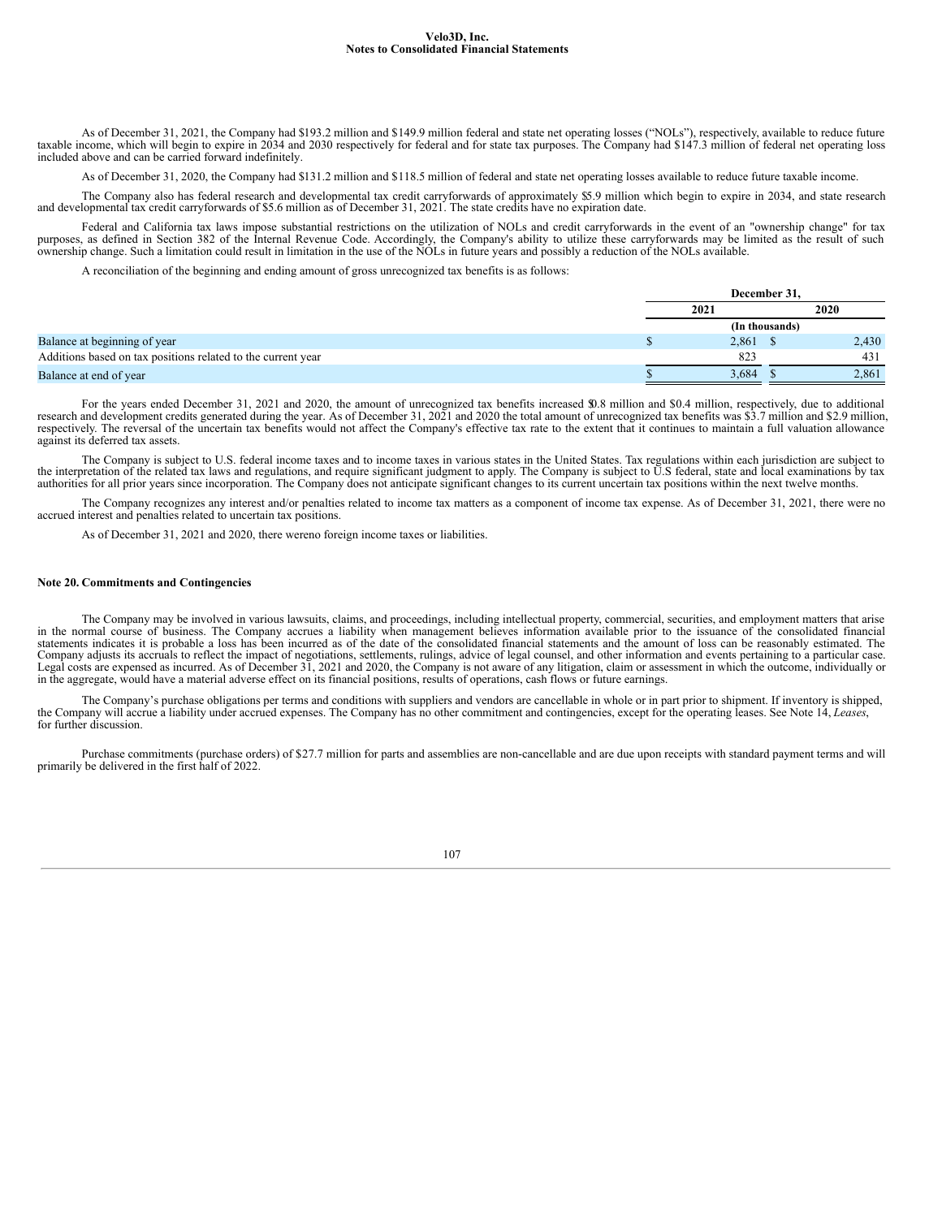As of December 31, 2021, the Company had $193.2 million and $149.9 million federal and state net operating losses ("NOLs"), respectively, available to reduce future taxable income, which will begin to expire in 2034 and 2030 respectively for federal and for state tax purposes. The Company had $147.3 million of federal net operating loss included above and can be carried forward indefinitely.

As of December 31, 2020, the Company had $131.2 million and $118.5 million of federal and state net operating losses available to reduce future taxable income.

The Company also has federal research and developmental tax credit carryforwards of approximately $5.9 million which begin to expire in 2034, and state research and developmental tax credit carryforwards of $5.6 million as of December 31, 2021. The state credits have no expiration date.

Federal and California tax laws impose substantial restrictions on the utilization of NOLs and credit carryforwards in the event of an "ownership change" for tax purposes, as defined in Section 382 of the Internal Revenue Code. Accordingly, the Company's ability to utilize these carryforwards may be limited as the result of such ownership change. Such a limitation could result in limitation in the use of the NOLs in future years and possibly a reduction of the NOLs available.

A reconciliation of the beginning and ending amount of gross unrecognized tax benefits is as follows:

| | December 31, | |
|---|---|---|
| | 2021 | 2020 |
| | (In thousands) | |
| Balance at beginning of year | $ 2,861 | $ 2,430 |
| Additions based on tax positions related to the current year | 823 | 431 |
| Balance at end of year | $ 3,684 | $ 2,861 |

For the years ended December 31, 2021 and 2020, the amount of unrecognized tax benefits increased $0.8 million and $0.4 million, respectively, due to additional research and development credits generated during the year. As of December 31, 2021 and 2020 the total amount of unrecognized tax benefits was $3.7 million and $2.9 million, respectively. The reversal of the uncertain tax benefits would not affect the Company's effective tax rate to the extent that it continues to maintain a full valuation allowance against its deferred tax assets.

The Company is subject to U.S. federal income taxes and to income taxes in various states in the United States. Tax regulations within each jurisdiction are subject to the interpretation of the related tax laws and regulations, and require significant judgment to apply. The Company is subject to U.S federal, state and local examinations by tax authorities for all prior years since incorporation. The Company does not anticipate significant changes to its current uncertain tax positions within the next twelve months.

The Company recognizes any interest and/or penalties related to income tax matters as a component of income tax expense. As of December 31, 2021, there were no accrued interest and penalties related to uncertain tax positions.

As of December 31, 2021 and 2020, there wereno foreign income taxes or liabilities.

**Note 20. Commitments and Contingencies**

The Company may be involved in various lawsuits, claims, and proceedings, including intellectual property, commercial, securities, and employment matters that arise in the normal course of business. The Company accrues a liability when management believes information available prior to the issuance of the consolidated financial statements indicates it is probable a loss has been incurred as of the date of the consolidated financial statements and the amount of loss can be reasonably estimated. The Company adjusts its accruals to reflect the impact of negotiations, settlements, rulings, advice of legal counsel, and other information and events pertaining to a particular case. Legal costs are expensed as incurred. As of December 31, 2021 and 2020, the Company is not aware of any litigation, claim or assessment in which the outcome, individually or in the aggregate, would have a material adverse effect on its financial positions, results of operations, cash flows or future earnings.

The Company's purchase obligations per terms and conditions with suppliers and vendors are cancellable in whole or in part prior to shipment. If inventory is shipped, the Company will accrue a liability under accrued expenses. The Company has no other commitment and contingencies, except for the operating leases. See Note 14, *Leases*, for further discussion.

Purchase commitments (purchase orders) of $27.7 million for parts and assemblies are non-cancellable and are due upon receipts with standard payment terms and will primarily be delivered in the first half of 2022.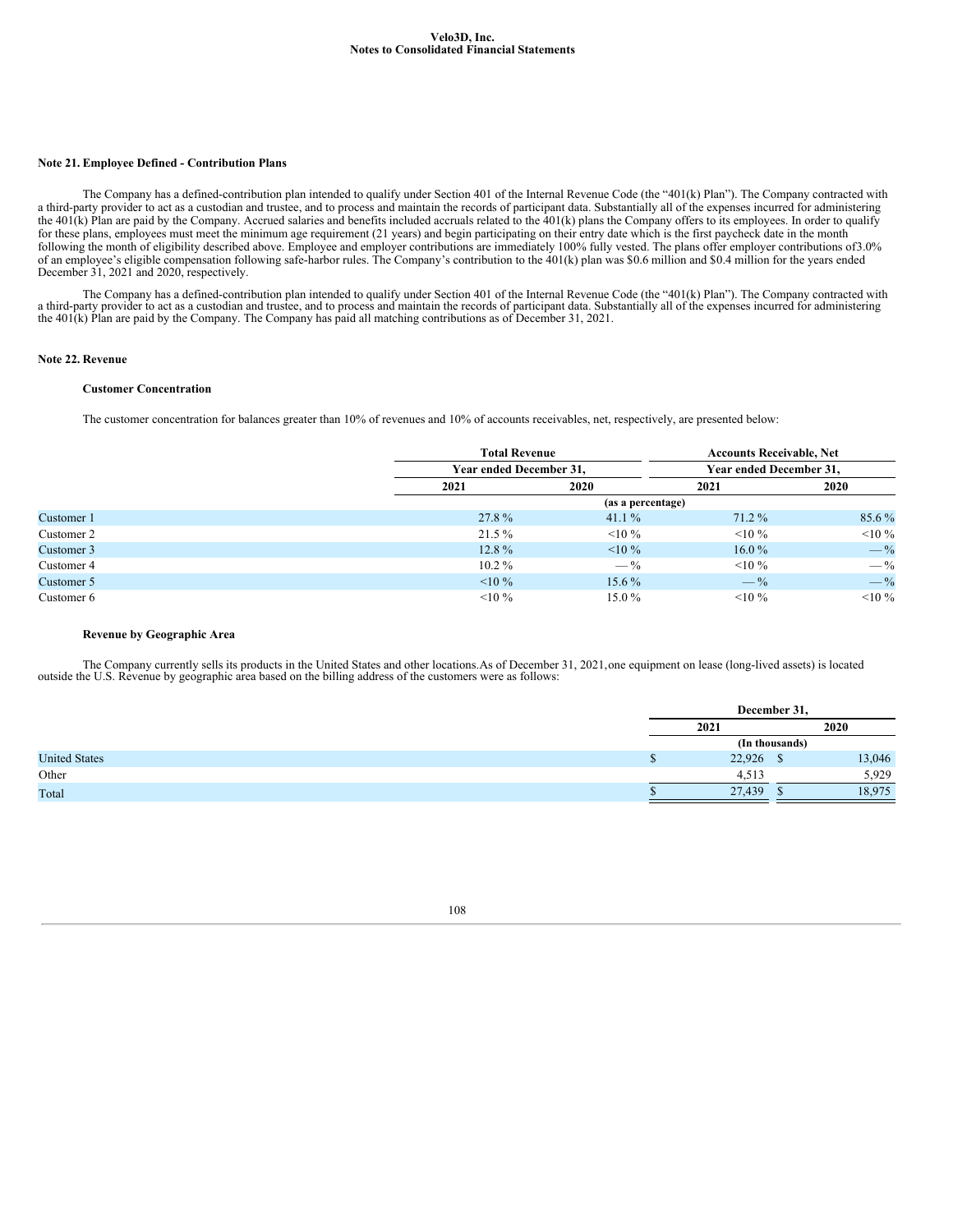## Note 21. Employee Defined - Contribution Plans

The Company has a defined-contribution plan intended to qualify under Section 401 of the Internal Revenue Code (the "401(k) Plan"). The Company contracted with a third-party provider to act as a custodian and trustee, and to process and maintain the records of participant data. Substantially all of the expenses incurred for administering the 401(k) Plan are paid by the Company. Accrued salaries and benefits included accruals related to the 401(k) plans the Company offers to its employees. In order to qualify for these plans, employees must meet the minimum age requirement (21 years) and begin participating on their entry date which is the first paycheck date in the month following the month of eligibility described above. Employee and employer contributions are immediately 100% fully vested. The plans offer employer contributions of3.0% of an employee's eligible compensation following safe-harbor rules. The Company's contribution to the 401(k) plan was $0.6 million and $0.4 million for the years ended December 31, 2021 and 2020, respectively.

The Company has a defined-contribution plan intended to qualify under Section 401 of the Internal Revenue Code (the "401(k) Plan"). The Company contracted with a third-party provider to act as a custodian and trustee, and to process and maintain the records of participant data. Substantially all of the expenses incurred for administering the 401(k) Plan are paid by the Company. The Company has paid all matching contributions as of December 31, 2021.

## Note 22. Revenue

### Customer Concentration

The customer concentration for balances greater than 10% of revenues and 10% of accounts receivables, net, respectively, are presented below:

| | Total Revenue | | Accounts Receivable, Net | |
|---|---|---|---|---|
| | Year ended December 31, | | Year ended December 31, | |
| | 2021 | 2020 | 2021 | 2020 |
| | (as a percentage) | | | |
| Customer 1 | 27.8 % | 41.1 % | 71.2 % | 85.6 % |
| Customer 2 | 21.5 % | <10 % | <10 % | <10 % |
| Customer 3 | 12.8 % | <10 % | 16.0 % | — % |
| Customer 4 | 10.2 % | — % | <10 % | — % |
| Customer 5 | <10 % | 15.6 % | — % | — % |
| Customer 6 | <10 % | 15.0 % | <10 % | <10 % |

### Revenue by Geographic Area

The Company currently sells its products in the United States and other locations.As of December 31, 2021,one equipment on lease (long-lived assets) is located outside the U.S. Revenue by geographic area based on the billing address of the customers were as follows:

| | December 31, | |
|---|---|---|
| | 2021 | 2020 |
| | (In thousands) | |
| United States | $ 22,926 | $ 13,046 |
| Other | 4,513 | 5,929 |
| Total | $ 27,439 | $ 18,975 |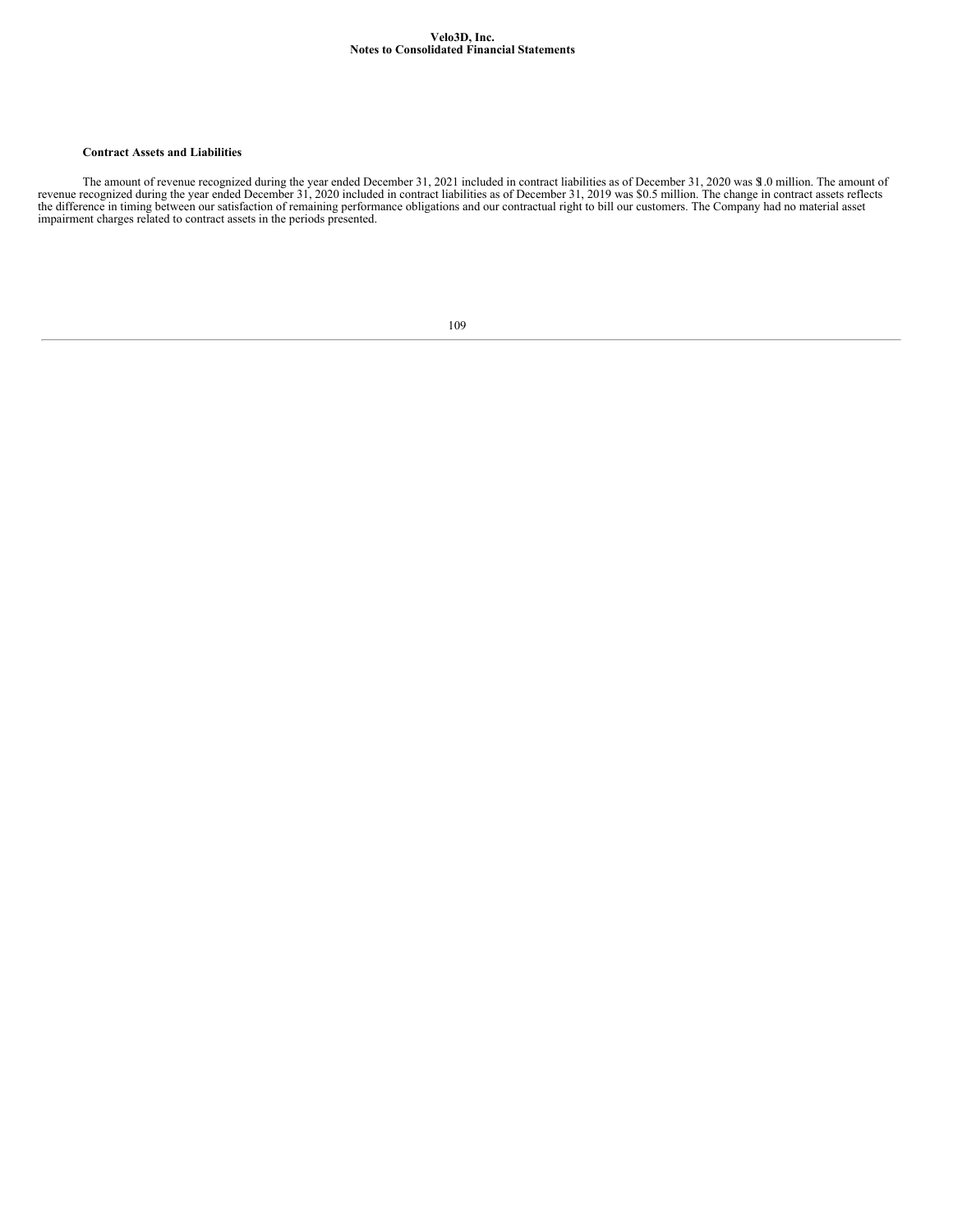### Contract Assets and Liabilities

The amount of revenue recognized during the year ended December 31, 2021 included in contract liabilities as of December 31, 2020 was $1.0 million. The amount of revenue recognized during the year ended December 31, 2020 included in contract liabilities as of December 31, 2019 was $0.5 million. The change in contract assets reflects the difference in timing between our satisfaction of remaining performance obligations and our contractual right to bill our customers. The Company had no material asset impairment charges related to contract assets in the periods presented.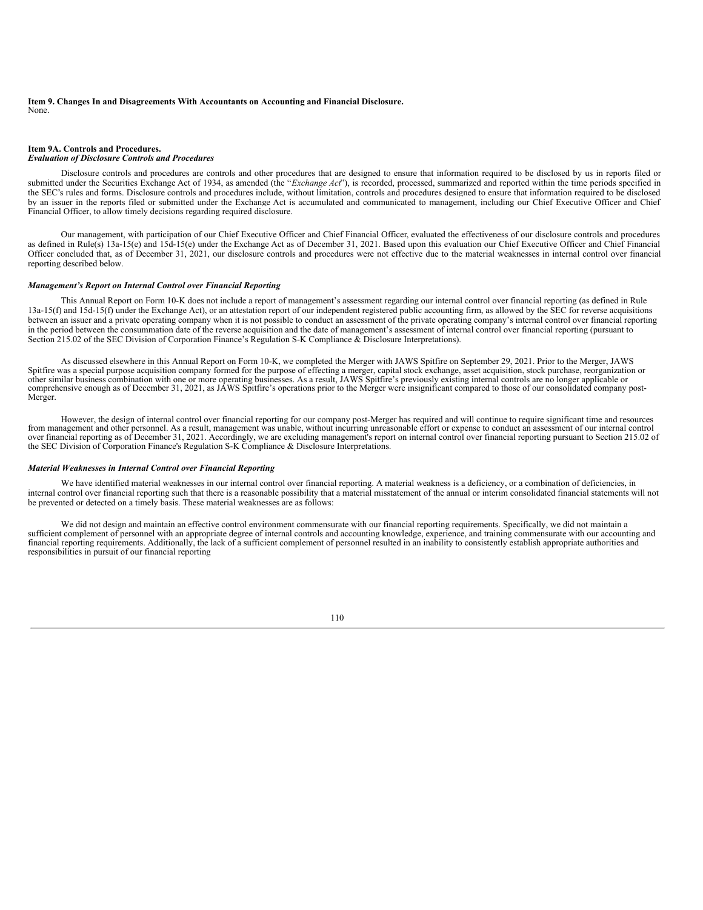**Item 9. Changes In and Disagreements With Accountants on Accounting and Financial Disclosure.**
None.

**Item 9A. Controls and Procedures.**
***Evaluation of Disclosure Controls and Procedures***

Disclosure controls and procedures are controls and other procedures that are designed to ensure that information required to be disclosed by us in reports filed or submitted under the Securities Exchange Act of 1934, as amended (the "*Exchange Act*"), is recorded, processed, summarized and reported within the time periods specified in the SEC's rules and forms. Disclosure controls and procedures include, without limitation, controls and procedures designed to ensure that information required to be disclosed by an issuer in the reports filed or submitted under the Exchange Act is accumulated and communicated to management, including our Chief Executive Officer and Chief Financial Officer, to allow timely decisions regarding required disclosure.

Our management, with participation of our Chief Executive Officer and Chief Financial Officer, evaluated the effectiveness of our disclosure controls and procedures as defined in Rule(s) 13a-15(e) and 15d-15(e) under the Exchange Act as of December 31, 2021. Based upon this evaluation our Chief Executive Officer and Chief Financial Officer concluded that, as of December 31, 2021, our disclosure controls and procedures were not effective due to the material weaknesses in internal control over financial reporting described below.

***Management's Report on Internal Control over Financial Reporting***

This Annual Report on Form 10-K does not include a report of management's assessment regarding our internal control over financial reporting (as defined in Rule 13a-15(f) and 15d-15(f) under the Exchange Act), or an attestation report of our independent registered public accounting firm, as allowed by the SEC for reverse acquisitions between an issuer and a private operating company when it is not possible to conduct an assessment of the private operating company's internal control over financial reporting in the period between the consummation date of the reverse acquisition and the date of management's assessment of internal control over financial reporting (pursuant to Section 215.02 of the SEC Division of Corporation Finance's Regulation S-K Compliance & Disclosure Interpretations).

As discussed elsewhere in this Annual Report on Form 10-K, we completed the Merger with JAWS Spitfire on September 29, 2021. Prior to the Merger, JAWS Spitfire was a special purpose acquisition company formed for the purpose of effecting a merger, capital stock exchange, asset acquisition, stock purchase, reorganization or other similar business combination with one or more operating businesses. As a result, JAWS Spitfire's previously existing internal controls are no longer applicable or comprehensive enough as of December 31, 2021, as JAWS Spitfire's operations prior to the Merger were insignificant compared to those of our consolidated company post-Merger.

However, the design of internal control over financial reporting for our company post-Merger has required and will continue to require significant time and resources from management and other personnel. As a result, management was unable, without incurring unreasonable effort or expense to conduct an assessment of our internal control over financial reporting as of December 31, 2021. Accordingly, we are excluding management's report on internal control over financial reporting pursuant to Section 215.02 of the SEC Division of Corporation Finance's Regulation S-K Compliance & Disclosure Interpretations.

***Material Weaknesses in Internal Control over Financial Reporting***

We have identified material weaknesses in our internal control over financial reporting. A material weakness is a deficiency, or a combination of deficiencies, in internal control over financial reporting such that there is a reasonable possibility that a material misstatement of the annual or interim consolidated financial statements will not be prevented or detected on a timely basis. These material weaknesses are as follows:

We did not design and maintain an effective control environment commensurate with our financial reporting requirements. Specifically, we did not maintain a sufficient complement of personnel with an appropriate degree of internal controls and accounting knowledge, experience, and training commensurate with our accounting and financial reporting requirements. Additionally, the lack of a sufficient complement of personnel resulted in an inability to consistently establish appropriate authorities and responsibilities in pursuit of our financial reporting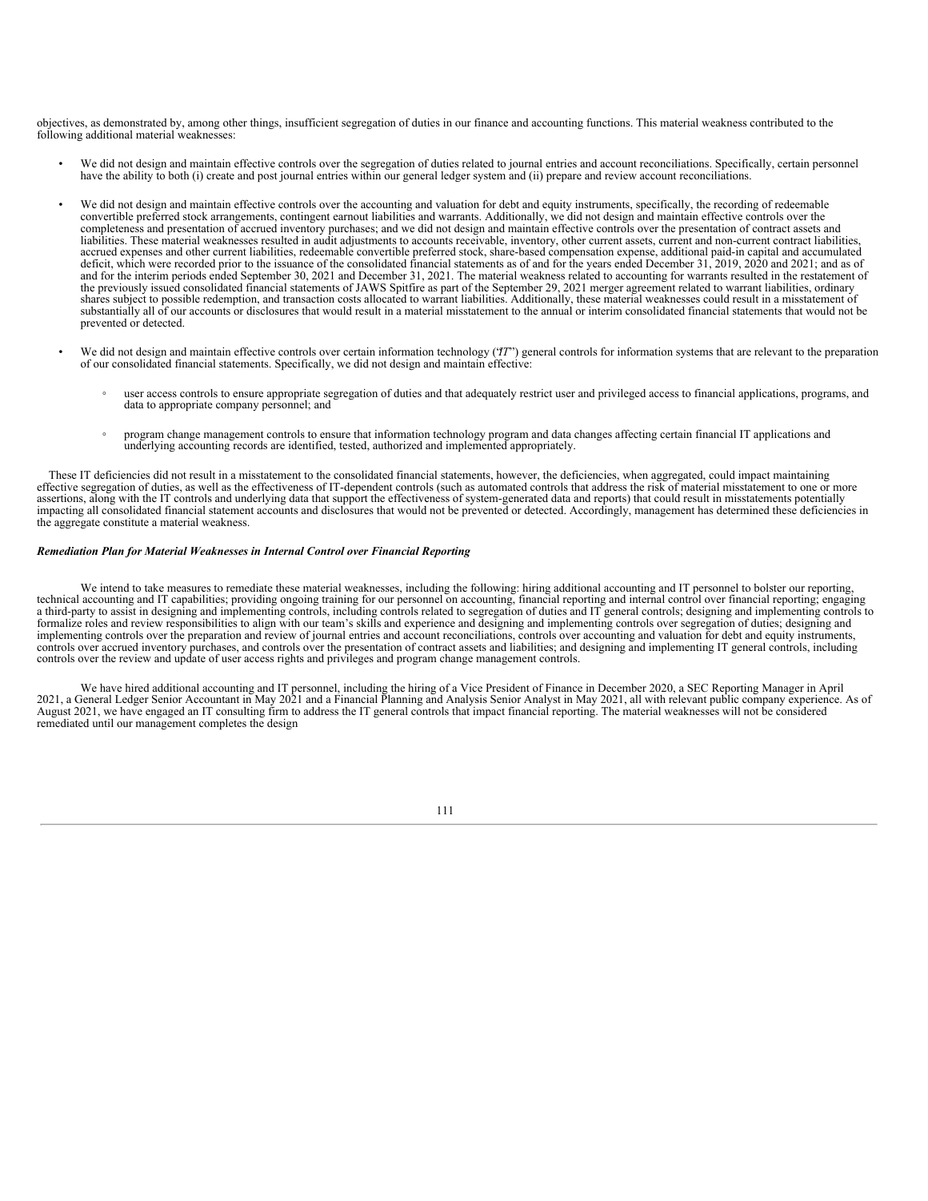objectives, as demonstrated by, among other things, insufficient segregation of duties in our finance and accounting functions. This material weakness contributed to the following additional material weaknesses:

- We did not design and maintain effective controls over the segregation of duties related to journal entries and account reconciliations. Specifically, certain personnel have the ability to both (i) create and post journal entries within our general ledger system and (ii) prepare and review account reconciliations.

- We did not design and maintain effective controls over the accounting and valuation for debt and equity instruments, specifically, the recording of redeemable convertible preferred stock arrangements, contingent earnout liabilities and warrants. Additionally, we did not design and maintain effective controls over the completeness and presentation of accrued inventory purchases; and we did not design and maintain effective controls over the presentation of contract assets and liabilities. These material weaknesses resulted in audit adjustments to accounts receivable, inventory, other current assets, current and non-current contract liabilities, accrued expenses and other current liabilities, redeemable convertible preferred stock, share-based compensation expense, additional paid-in capital and accumulated deficit, which were recorded prior to the issuance of the consolidated financial statements as of and for the years ended December 31, 2019, 2020 and 2021; and as of and for the interim periods ended September 30, 2021 and December 31, 2021. The material weakness related to accounting for warrants resulted in the restatement of the previously issued consolidated financial statements of JAWS Spitfire as part of the September 29, 2021 merger agreement related to warrant liabilities, ordinary shares subject to possible redemption, and transaction costs allocated to warrant liabilities. Additionally, these material weaknesses could result in a misstatement of substantially all of our accounts or disclosures that would result in a material misstatement to the annual or interim consolidated financial statements that would not be prevented or detected.

- We did not design and maintain effective controls over certain information technology ("IT") general controls for information systems that are relevant to the preparation of our consolidated financial statements. Specifically, we did not design and maintain effective:

  - user access controls to ensure appropriate segregation of duties and that adequately restrict user and privileged access to financial applications, programs, and data to appropriate company personnel; and

  - program change management controls to ensure that information technology program and data changes affecting certain financial IT applications and underlying accounting records are identified, tested, authorized and implemented appropriately.

These IT deficiencies did not result in a misstatement to the consolidated financial statements, however, the deficiencies, when aggregated, could impact maintaining effective segregation of duties, as well as the effectiveness of IT-dependent controls (such as automated controls that address the risk of material misstatement to one or more assertions, along with the IT controls and underlying data that support the effectiveness of system-generated data and reports) that could result in misstatements potentially impacting all consolidated financial statement accounts and disclosures that would not be prevented or detected. Accordingly, management has determined these deficiencies in the aggregate constitute a material weakness.

***Remediation Plan for Material Weaknesses in Internal Control over Financial Reporting***

We intend to take measures to remediate these material weaknesses, including the following: hiring additional accounting and IT personnel to bolster our reporting, technical accounting and IT capabilities; providing ongoing training for our personnel on accounting, financial reporting and internal control over financial reporting; engaging a third-party to assist in designing and implementing controls, including controls related to segregation of duties and IT general controls; designing and implementing controls to formalize roles and review responsibilities to align with our team's skills and experience and designing and implementing controls over segregation of duties; designing and implementing controls over the preparation and review of journal entries and account reconciliations, controls over accounting and valuation for debt and equity instruments, controls over accrued inventory purchases, and controls over the presentation of contract assets and liabilities; and designing and implementing IT general controls, including controls over the review and update of user access rights and privileges and program change management controls.

We have hired additional accounting and IT personnel, including the hiring of a Vice President of Finance in December 2020, a SEC Reporting Manager in April 2021, a General Ledger Senior Accountant in May 2021 and a Financial Planning and Analysis Senior Analyst in May 2021, all with relevant public company experience. As of August 2021, we have engaged an IT consulting firm to address the IT general controls that impact financial reporting. The material weaknesses will not be considered remediated until our management completes the design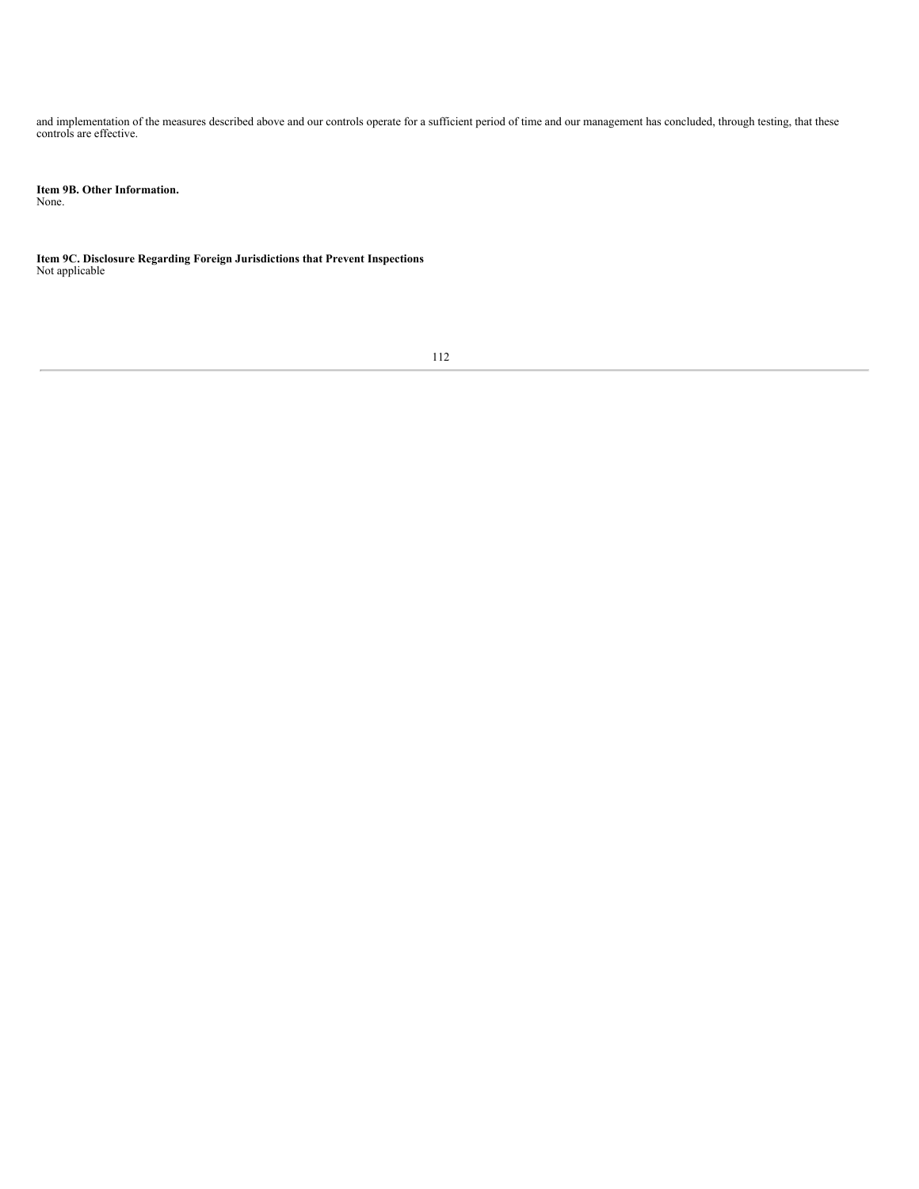and implementation of the measures described above and our controls operate for a sufficient period of time and our management has concluded, through testing, that these controls are effective.

**Item 9B. Other Information.**

None.

**Item 9C. Disclosure Regarding Foreign Jurisdictions that Prevent Inspections**

Not applicable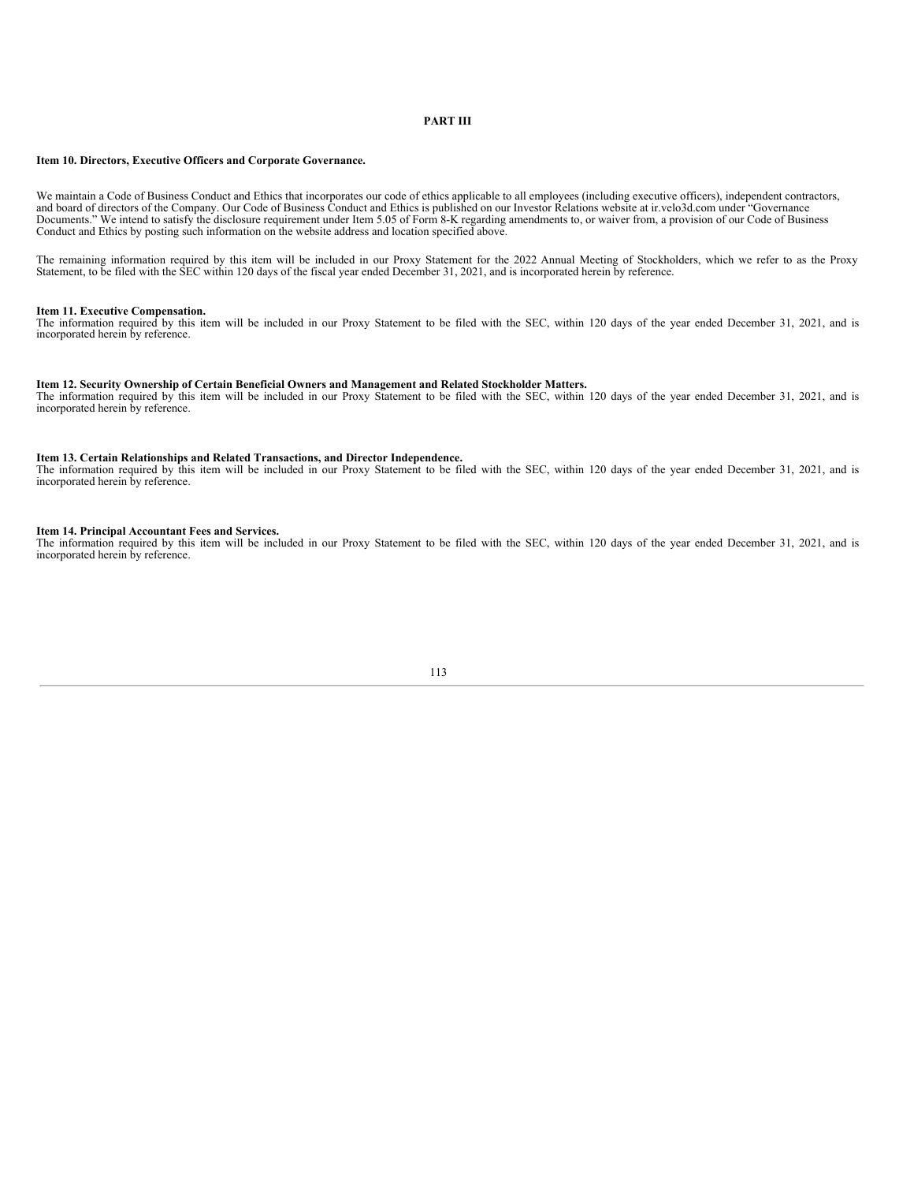# PART III

## Item 10. Directors, Executive Officers and Corporate Governance.

We maintain a Code of Business Conduct and Ethics that incorporates our code of ethics applicable to all employees (including executive officers), independent contractors, and board of directors of the Company. Our Code of Business Conduct and Ethics is published on our Investor Relations website at ir.velo3d.com under "Governance Documents." We intend to satisfy the disclosure requirement under Item 5.05 of Form 8-K regarding amendments to, or waiver from, a provision of our Code of Business Conduct and Ethics by posting such information on the website address and location specified above.

The remaining information required by this item will be included in our Proxy Statement for the 2022 Annual Meeting of Stockholders, which we refer to as the Proxy Statement, to be filed with the SEC within 120 days of the fiscal year ended December 31, 2021, and is incorporated herein by reference.

## Item 11. Executive Compensation.

The information required by this item will be included in our Proxy Statement to be filed with the SEC, within 120 days of the year ended December 31, 2021, and is incorporated herein by reference.

## Item 12. Security Ownership of Certain Beneficial Owners and Management and Related Stockholder Matters.

The information required by this item will be included in our Proxy Statement to be filed with the SEC, within 120 days of the year ended December 31, 2021, and is incorporated herein by reference.

## Item 13. Certain Relationships and Related Transactions, and Director Independence.

The information required by this item will be included in our Proxy Statement to be filed with the SEC, within 120 days of the year ended December 31, 2021, and is incorporated herein by reference.

## Item 14. Principal Accountant Fees and Services.

The information required by this item will be included in our Proxy Statement to be filed with the SEC, within 120 days of the year ended December 31, 2021, and is incorporated herein by reference.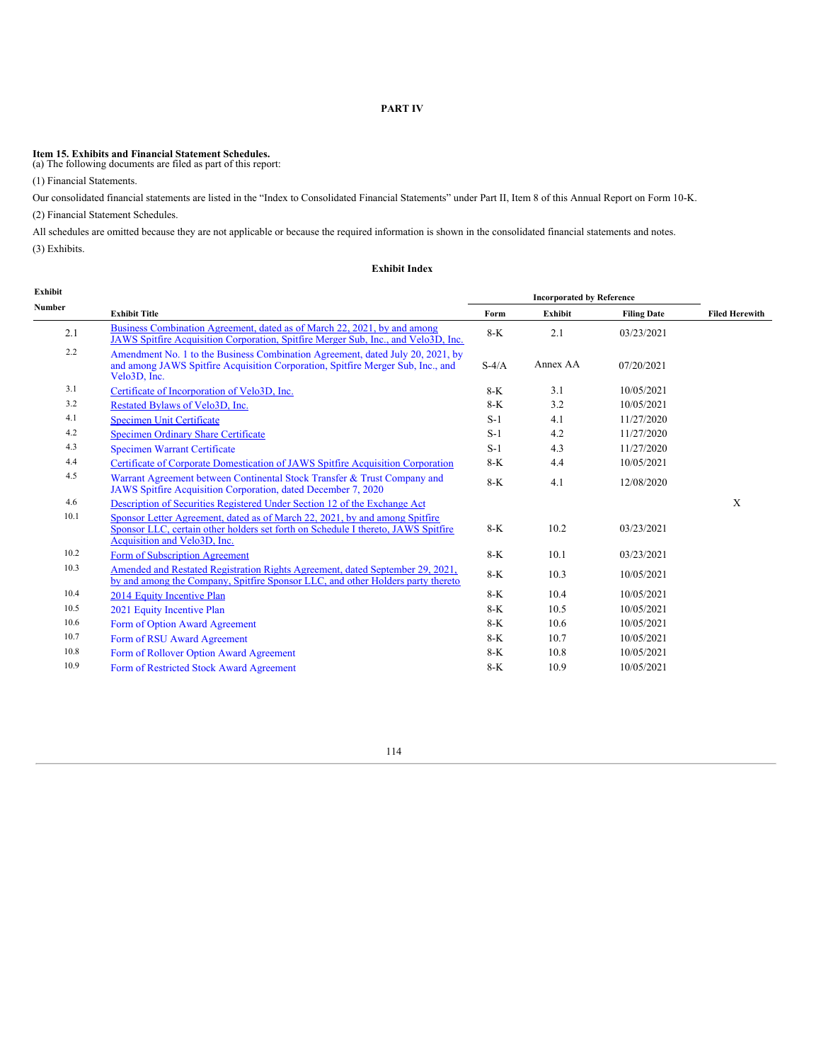**PART IV**

**Item 15. Exhibits and Financial Statement Schedules.**

(a) The following documents are filed as part of this report:

(1) Financial Statements.

Our consolidated financial statements are listed in the "Index to Consolidated Financial Statements" under Part II, Item 8 of this Annual Report on Form 10-K.

(2) Financial Statement Schedules.

All schedules are omitted because they are not applicable or because the required information is shown in the consolidated financial statements and notes.

(3) Exhibits.

**Exhibit Index**

| Exhibit Number | Exhibit Title | Incorporated by Reference | | | Filed Herewith |
|---|---|---|---|---|---|
| | | Form | Exhibit | Filing Date | |
| 2.1 | Business Combination Agreement, dated as of March 22, 2021, by and among JAWS Spitfire Acquisition Corporation, Spitfire Merger Sub, Inc., and Velo3D, Inc. | 8-K | 2.1 | 03/23/2021 | |
| 2.2 | Amendment No. 1 to the Business Combination Agreement, dated July 20, 2021, by and among JAWS Spitfire Acquisition Corporation, Spitfire Merger Sub, Inc., and Velo3D, Inc. | S-4/A | Annex AA | 07/20/2021 | |
| 3.1 | Certificate of Incorporation of Velo3D, Inc. | 8-K | 3.1 | 10/05/2021 | |
| 3.2 | Restated Bylaws of Velo3D, Inc. | 8-K | 3.2 | 10/05/2021 | |
| 4.1 | Specimen Unit Certificate | S-1 | 4.1 | 11/27/2020 | |
| 4.2 | Specimen Ordinary Share Certificate | S-1 | 4.2 | 11/27/2020 | |
| 4.3 | Specimen Warrant Certificate | S-1 | 4.3 | 11/27/2020 | |
| 4.4 | Certificate of Corporate Domestication of JAWS Spitfire Acquisition Corporation | 8-K | 4.4 | 10/05/2021 | |
| 4.5 | Warrant Agreement between Continental Stock Transfer & Trust Company and JAWS Spitfire Acquisition Corporation, dated December 7, 2020 | 8-K | 4.1 | 12/08/2020 | |
| 4.6 | Description of Securities Registered Under Section 12 of the Exchange Act | | | | X |
| 10.1 | Sponsor Letter Agreement, dated as of March 22, 2021, by and among Spitfire Sponsor LLC, certain other holders set forth on Schedule I thereto, JAWS Spitfire Acquisition and Velo3D, Inc. | 8-K | 10.2 | 03/23/2021 | |
| 10.2 | Form of Subscription Agreement | 8-K | 10.1 | 03/23/2021 | |
| 10.3 | Amended and Restated Registration Rights Agreement, dated September 29, 2021, by and among the Company, Spitfire Sponsor LLC, and other Holders party thereto | 8-K | 10.3 | 10/05/2021 | |
| 10.4 | 2014 Equity Incentive Plan | 8-K | 10.4 | 10/05/2021 | |
| 10.5 | 2021 Equity Incentive Plan | 8-K | 10.5 | 10/05/2021 | |
| 10.6 | Form of Option Award Agreement | 8-K | 10.6 | 10/05/2021 | |
| 10.7 | Form of RSU Award Agreement | 8-K | 10.7 | 10/05/2021 | |
| 10.8 | Form of Rollover Option Award Agreement | 8-K | 10.8 | 10/05/2021 | |
| 10.9 | Form of Restricted Stock Award Agreement | 8-K | 10.9 | 10/05/2021 | |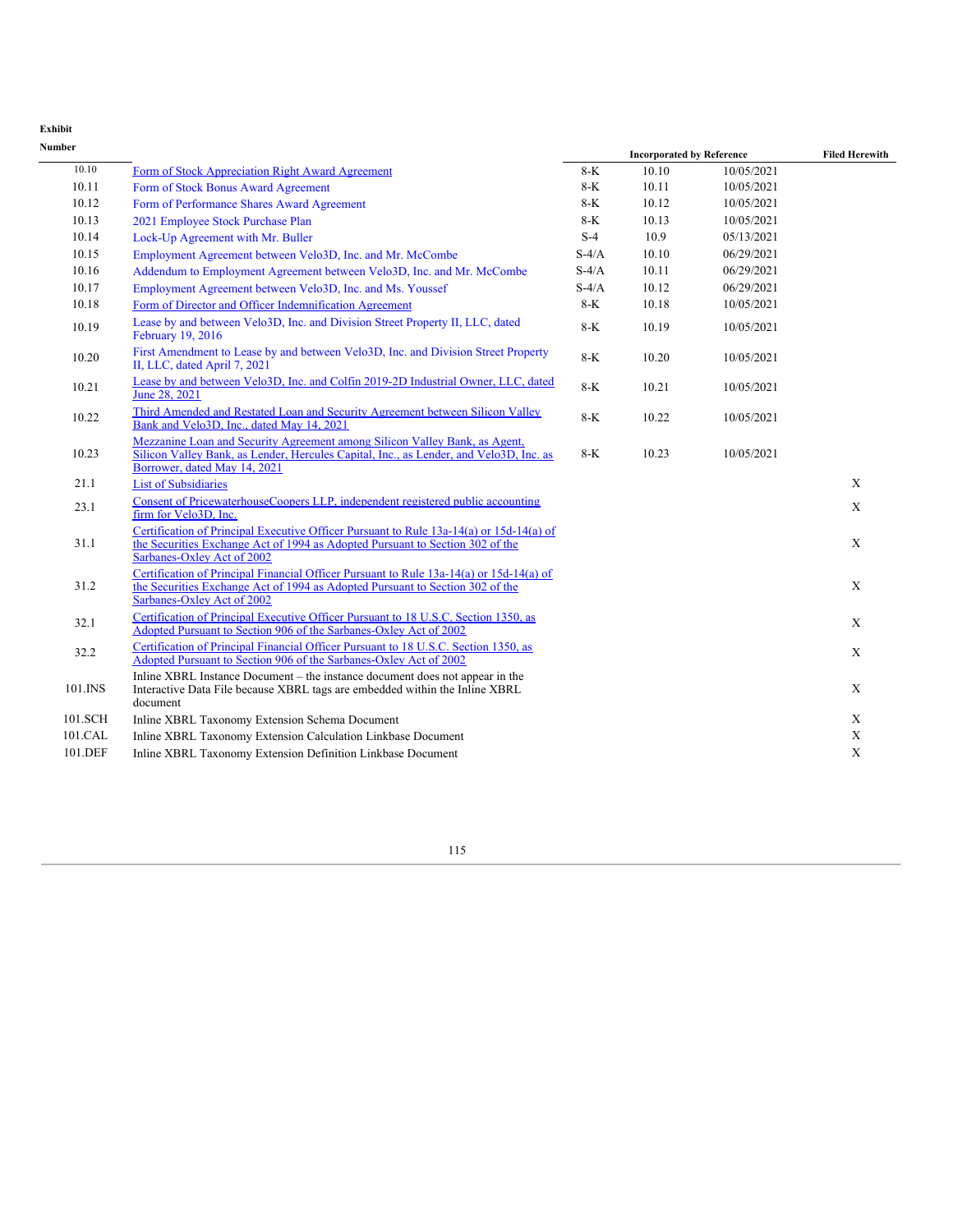| Exhibit Number | | Incorporated by Reference | | | Filed Herewith |
|---|---|---|---|---|---|
| 10.10 | Form of Stock Appreciation Right Award Agreement | 8-K | 10.10 | 10/05/2021 | |
| 10.11 | Form of Stock Bonus Award Agreement | 8-K | 10.11 | 10/05/2021 | |
| 10.12 | Form of Performance Shares Award Agreement | 8-K | 10.12 | 10/05/2021 | |
| 10.13 | 2021 Employee Stock Purchase Plan | 8-K | 10.13 | 10/05/2021 | |
| 10.14 | Lock-Up Agreement with Mr. Buller | S-4 | 10.9 | 05/13/2021 | |
| 10.15 | Employment Agreement between Velo3D, Inc. and Mr. McCombe | S-4/A | 10.10 | 06/29/2021 | |
| 10.16 | Addendum to Employment Agreement between Velo3D, Inc. and Mr. McCombe | S-4/A | 10.11 | 06/29/2021 | |
| 10.17 | Employment Agreement between Velo3D, Inc. and Ms. Youssef | S-4/A | 10.12 | 06/29/2021 | |
| 10.18 | Form of Director and Officer Indemnification Agreement | 8-K | 10.18 | 10/05/2021 | |
| 10.19 | Lease by and between Velo3D, Inc. and Division Street Property II, LLC, dated February 19, 2016 | 8-K | 10.19 | 10/05/2021 | |
| 10.20 | First Amendment to Lease by and between Velo3D, Inc. and Division Street Property II, LLC, dated April 7, 2021 | 8-K | 10.20 | 10/05/2021 | |
| 10.21 | Lease by and between Velo3D, Inc. and Colfin 2019-2D Industrial Owner, LLC, dated June 28, 2021 | 8-K | 10.21 | 10/05/2021 | |
| 10.22 | Third Amended and Restated Loan and Security Agreement between Silicon Valley Bank and Velo3D, Inc., dated May 14, 2021 | 8-K | 10.22 | 10/05/2021 | |
| 10.23 | Mezzanine Loan and Security Agreement among Silicon Valley Bank, as Agent, Silicon Valley Bank, as Lender, Hercules Capital, Inc., as Lender, and Velo3D, Inc. as Borrower, dated May 14, 2021 | 8-K | 10.23 | 10/05/2021 | |
| 21.1 | List of Subsidiaries | | | | X |
| 23.1 | Consent of PricewaterhouseCoopers LLP, independent registered public accounting firm for Velo3D, Inc. | | | | X |
| 31.1 | Certification of Principal Executive Officer Pursuant to Rule 13a-14(a) or 15d-14(a) of the Securities Exchange Act of 1994 as Adopted Pursuant to Section 302 of the Sarbanes-Oxley Act of 2002 | | | | X |
| 31.2 | Certification of Principal Financial Officer Pursuant to Rule 13a-14(a) or 15d-14(a) of the Securities Exchange Act of 1994 as Adopted Pursuant to Section 302 of the Sarbanes-Oxley Act of 2002 | | | | X |
| 32.1 | Certification of Principal Executive Officer Pursuant to 18 U.S.C. Section 1350, as Adopted Pursuant to Section 906 of the Sarbanes-Oxley Act of 2002 | | | | X |
| 32.2 | Certification of Principal Financial Officer Pursuant to 18 U.S.C. Section 1350, as Adopted Pursuant to Section 906 of the Sarbanes-Oxley Act of 2002 | | | | X |
| 101.INS | Inline XBRL Instance Document – the instance document does not appear in the Interactive Data File because XBRL tags are embedded within the Inline XBRL document | | | | X |
| 101.SCH | Inline XBRL Taxonomy Extension Schema Document | | | | X |
| 101.CAL | Inline XBRL Taxonomy Extension Calculation Linkbase Document | | | | X |
| 101.DEF | Inline XBRL Taxonomy Extension Definition Linkbase Document | | | | X |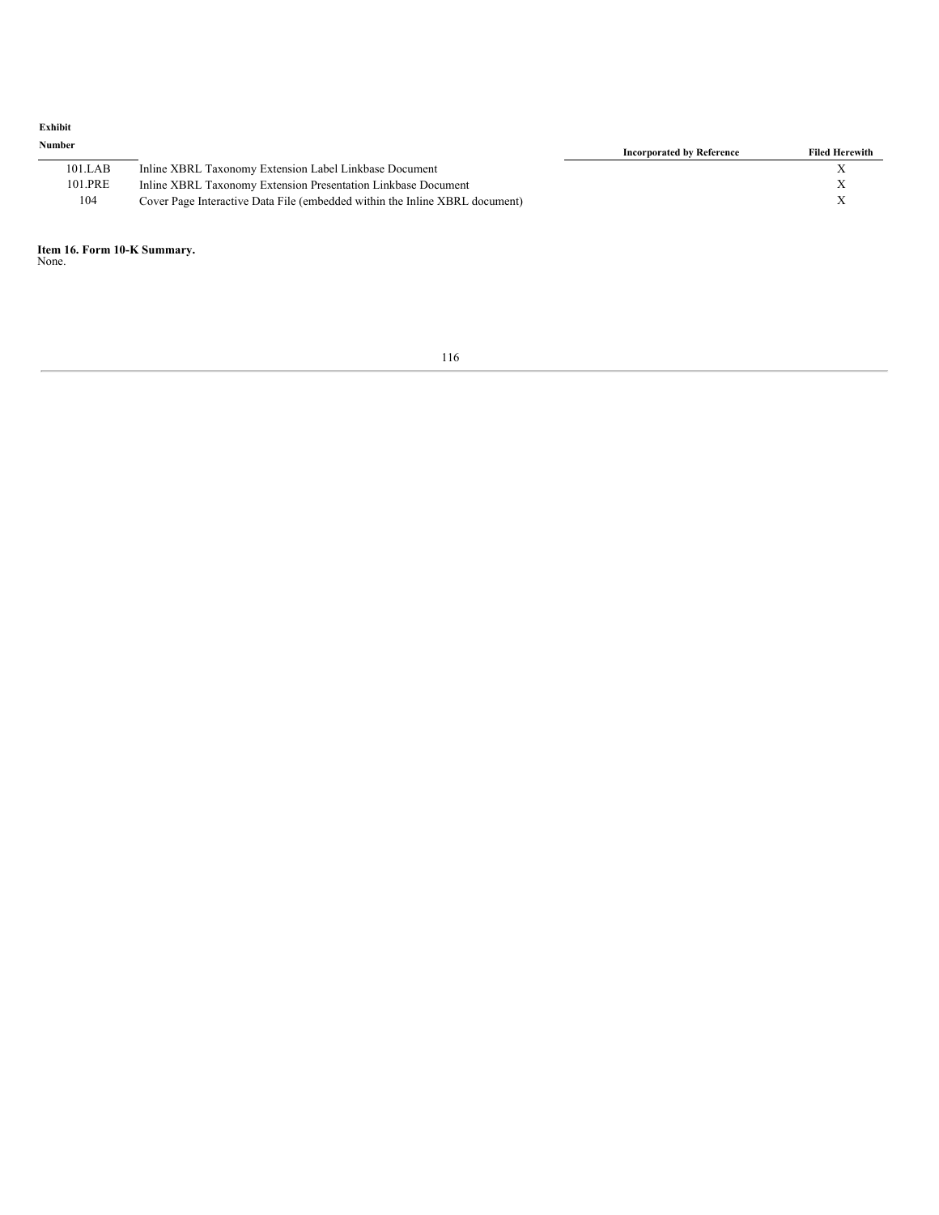| Exhibit Number | | Incorporated by Reference | Filed Herewith |
| --- | --- | --- | --- |
| 101.LAB | Inline XBRL Taxonomy Extension Label Linkbase Document | | X |
| 101.PRE | Inline XBRL Taxonomy Extension Presentation Linkbase Document | | X |
| 104 | Cover Page Interactive Data File (embedded within the Inline XBRL document) | | X |

**Item 16. Form 10-K Summary.**

None.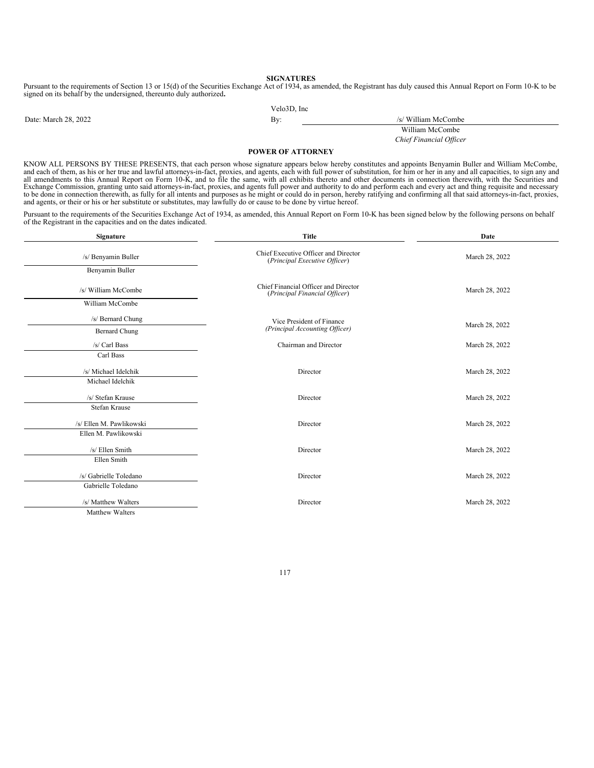## SIGNATURES

Pursuant to the requirements of Section 13 or 15(d) of the Securities Exchange Act of 1934, as amended, the Registrant has duly caused this Annual Report on Form 10-K to be signed on its behalf by the undersigned, thereunto duly authorized**.**

| | Velo3D, Inc | |
|---|---|---|
| Date: March 28, 2022 | By: | /s/ William McCombe |
| | | William McCombe |
| | | *Chief Financial Officer* |

## POWER OF ATTORNEY

KNOW ALL PERSONS BY THESE PRESENTS, that each person whose signature appears below hereby constitutes and appoints Benyamin Buller and William McCombe, and each of them, as his or her true and lawful attorneys-in-fact, proxies, and agents, each with full power of substitution, for him or her in any and all capacities, to sign any and all amendments to this Annual Report on Form 10-K, and to file the same, with all exhibits thereto and other documents in connection therewith, with the Securities and Exchange Commission, granting unto said attorneys-in-fact, proxies, and agents full power and authority to do and perform each and every act and thing requisite and necessary to be done in connection therewith, as fully for all intents and purposes as he might or could do in person, hereby ratifying and confirming all that said attorneys-in-fact, proxies, and agents, or their or his or her substitute or substitutes, may lawfully do or cause to be done by virtue hereof.

Pursuant to the requirements of the Securities Exchange Act of 1934, as amended, this Annual Report on Form 10-K has been signed below by the following persons on behalf of the Registrant in the capacities and on the dates indicated.

| Signature | Title | Date |
|---|---|---|
| /s/ Benyamin Buller<br>Benyamin Buller | Chief Executive Officer and Director<br>(*Principal Executive Officer*) | March 28, 2022 |
| /s/ William McCombe<br>William McCombe | Chief Financial Officer and Director<br>(*Principal Financial Officer*) | March 28, 2022 |
| /s/ Bernard Chung<br>Bernard Chung | Vice President of Finance<br>*(Principal Accounting Officer)* | March 28, 2022 |
| /s/ Carl Bass<br>Carl Bass | Chairman and Director | March 28, 2022 |
| /s/ Michael Idelchik<br>Michael Idelchik | Director | March 28, 2022 |
| /s/ Stefan Krause<br>Stefan Krause | Director | March 28, 2022 |
| /s/ Ellen M. Pawlikowski<br>Ellen M. Pawlikowski | Director | March 28, 2022 |
| /s/ Ellen Smith<br>Ellen Smith | Director | March 28, 2022 |
| /s/ Gabrielle Toledano<br>Gabrielle Toledano | Director | March 28, 2022 |
| /s/ Matthew Walters<br>Matthew Walters | Director | March 28, 2022 |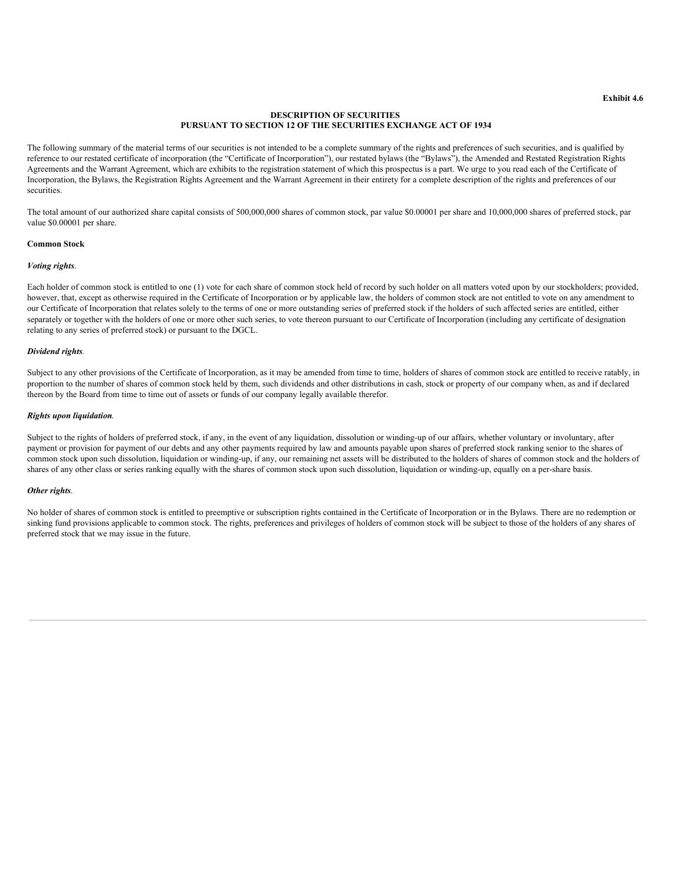**Exhibit 4.6**

**DESCRIPTION OF SECURITIES**
**PURSUANT TO SECTION 12 OF THE SECURITIES EXCHANGE ACT OF 1934**

The following summary of the material terms of our securities is not intended to be a complete summary of the rights and preferences of such securities, and is qualified by reference to our restated certificate of incorporation (the "Certificate of Incorporation"), our restated bylaws (the "Bylaws"), the Amended and Restated Registration Rights Agreements and the Warrant Agreement, which are exhibits to the registration statement of which this prospectus is a part. We urge to you read each of the Certificate of Incorporation, the Bylaws, the Registration Rights Agreement and the Warrant Agreement in their entirety for a complete description of the rights and preferences of our securities.

The total amount of our authorized share capital consists of 500,000,000 shares of common stock, par value $0.00001 per share and 10,000,000 shares of preferred stock, par value $0.00001 per share.

**Common Stock**

***Voting rights***.

Each holder of common stock is entitled to one (1) vote for each share of common stock held of record by such holder on all matters voted upon by our stockholders; provided, however, that, except as otherwise required in the Certificate of Incorporation or by applicable law, the holders of common stock are not entitled to vote on any amendment to our Certificate of Incorporation that relates solely to the terms of one or more outstanding series of preferred stock if the holders of such affected series are entitled, either separately or together with the holders of one or more other such series, to vote thereon pursuant to our Certificate of Incorporation (including any certificate of designation relating to any series of preferred stock) or pursuant to the DGCL.

***Dividend rights***.

Subject to any other provisions of the Certificate of Incorporation, as it may be amended from time to time, holders of shares of common stock are entitled to receive ratably, in proportion to the number of shares of common stock held by them, such dividends and other distributions in cash, stock or property of our company when, as and if declared thereon by the Board from time to time out of assets or funds of our company legally available therefor.

***Rights upon liquidation***.

Subject to the rights of holders of preferred stock, if any, in the event of any liquidation, dissolution or winding-up of our affairs, whether voluntary or involuntary, after payment or provision for payment of our debts and any other payments required by law and amounts payable upon shares of preferred stock ranking senior to the shares of common stock upon such dissolution, liquidation or winding-up, if any, our remaining net assets will be distributed to the holders of shares of common stock and the holders of shares of any other class or series ranking equally with the shares of common stock upon such dissolution, liquidation or winding-up, equally on a per-share basis.

***Other rights***.

No holder of shares of common stock is entitled to preemptive or subscription rights contained in the Certificate of Incorporation or in the Bylaws. There are no redemption or sinking fund provisions applicable to common stock. The rights, preferences and privileges of holders of common stock will be subject to those of the holders of any shares of preferred stock that we may issue in the future.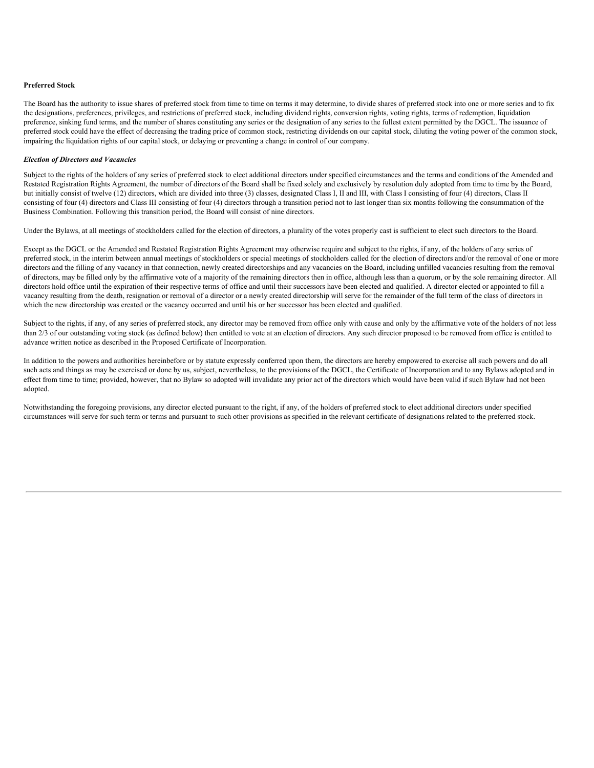**Preferred Stock**

The Board has the authority to issue shares of preferred stock from time to time on terms it may determine, to divide shares of preferred stock into one or more series and to fix the designations, preferences, privileges, and restrictions of preferred stock, including dividend rights, conversion rights, voting rights, terms of redemption, liquidation preference, sinking fund terms, and the number of shares constituting any series or the designation of any series to the fullest extent permitted by the DGCL. The issuance of preferred stock could have the effect of decreasing the trading price of common stock, restricting dividends on our capital stock, diluting the voting power of the common stock, impairing the liquidation rights of our capital stock, or delaying or preventing a change in control of our company.

***Election of Directors and Vacancies***

Subject to the rights of the holders of any series of preferred stock to elect additional directors under specified circumstances and the terms and conditions of the Amended and Restated Registration Rights Agreement, the number of directors of the Board shall be fixed solely and exclusively by resolution duly adopted from time to time by the Board, but initially consist of twelve (12) directors, which are divided into three (3) classes, designated Class I, II and III, with Class I consisting of four (4) directors, Class II consisting of four (4) directors and Class III consisting of four (4) directors through a transition period not to last longer than six months following the consummation of the Business Combination. Following this transition period, the Board will consist of nine directors.

Under the Bylaws, at all meetings of stockholders called for the election of directors, a plurality of the votes properly cast is sufficient to elect such directors to the Board.

Except as the DGCL or the Amended and Restated Registration Rights Agreement may otherwise require and subject to the rights, if any, of the holders of any series of preferred stock, in the interim between annual meetings of stockholders or special meetings of stockholders called for the election of directors and/or the removal of one or more directors and the filling of any vacancy in that connection, newly created directorships and any vacancies on the Board, including unfilled vacancies resulting from the removal of directors, may be filled only by the affirmative vote of a majority of the remaining directors then in office, although less than a quorum, or by the sole remaining director. All directors hold office until the expiration of their respective terms of office and until their successors have been elected and qualified. A director elected or appointed to fill a vacancy resulting from the death, resignation or removal of a director or a newly created directorship will serve for the remainder of the full term of the class of directors in which the new directorship was created or the vacancy occurred and until his or her successor has been elected and qualified.

Subject to the rights, if any, of any series of preferred stock, any director may be removed from office only with cause and only by the affirmative vote of the holders of not less than 2/3 of our outstanding voting stock (as defined below) then entitled to vote at an election of directors. Any such director proposed to be removed from office is entitled to advance written notice as described in the Proposed Certificate of Incorporation.

In addition to the powers and authorities hereinbefore or by statute expressly conferred upon them, the directors are hereby empowered to exercise all such powers and do all such acts and things as may be exercised or done by us, subject, nevertheless, to the provisions of the DGCL, the Certificate of Incorporation and to any Bylaws adopted and in effect from time to time; provided, however, that no Bylaw so adopted will invalidate any prior act of the directors which would have been valid if such Bylaw had not been adopted.

Notwithstanding the foregoing provisions, any director elected pursuant to the right, if any, of the holders of preferred stock to elect additional directors under specified circumstances will serve for such term or terms and pursuant to such other provisions as specified in the relevant certificate of designations related to the preferred stock.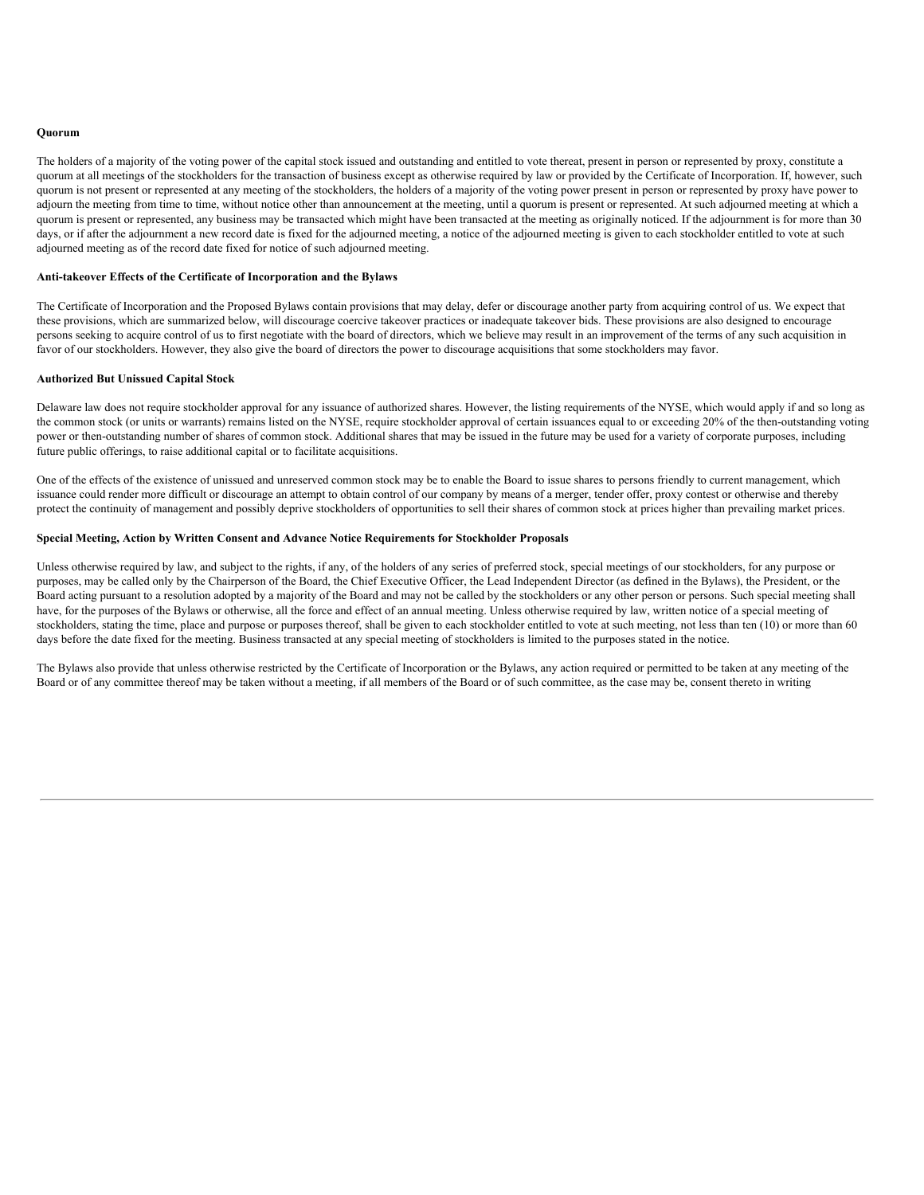**Quorum**

The holders of a majority of the voting power of the capital stock issued and outstanding and entitled to vote thereat, present in person or represented by proxy, constitute a quorum at all meetings of the stockholders for the transaction of business except as otherwise required by law or provided by the Certificate of Incorporation. If, however, such quorum is not present or represented at any meeting of the stockholders, the holders of a majority of the voting power present in person or represented by proxy have power to adjourn the meeting from time to time, without notice other than announcement at the meeting, until a quorum is present or represented. At such adjourned meeting at which a quorum is present or represented, any business may be transacted which might have been transacted at the meeting as originally noticed. If the adjournment is for more than 30 days, or if after the adjournment a new record date is fixed for the adjourned meeting, a notice of the adjourned meeting is given to each stockholder entitled to vote at such adjourned meeting as of the record date fixed for notice of such adjourned meeting.

**Anti-takeover Effects of the Certificate of Incorporation and the Bylaws**

The Certificate of Incorporation and the Proposed Bylaws contain provisions that may delay, defer or discourage another party from acquiring control of us. We expect that these provisions, which are summarized below, will discourage coercive takeover practices or inadequate takeover bids. These provisions are also designed to encourage persons seeking to acquire control of us to first negotiate with the board of directors, which we believe may result in an improvement of the terms of any such acquisition in favor of our stockholders. However, they also give the board of directors the power to discourage acquisitions that some stockholders may favor.

**Authorized But Unissued Capital Stock**

Delaware law does not require stockholder approval for any issuance of authorized shares. However, the listing requirements of the NYSE, which would apply if and so long as the common stock (or units or warrants) remains listed on the NYSE, require stockholder approval of certain issuances equal to or exceeding 20% of the then-outstanding voting power or then-outstanding number of shares of common stock. Additional shares that may be issued in the future may be used for a variety of corporate purposes, including future public offerings, to raise additional capital or to facilitate acquisitions.

One of the effects of the existence of unissued and unreserved common stock may be to enable the Board to issue shares to persons friendly to current management, which issuance could render more difficult or discourage an attempt to obtain control of our company by means of a merger, tender offer, proxy contest or otherwise and thereby protect the continuity of management and possibly deprive stockholders of opportunities to sell their shares of common stock at prices higher than prevailing market prices.

**Special Meeting, Action by Written Consent and Advance Notice Requirements for Stockholder Proposals**

Unless otherwise required by law, and subject to the rights, if any, of the holders of any series of preferred stock, special meetings of our stockholders, for any purpose or purposes, may be called only by the Chairperson of the Board, the Chief Executive Officer, the Lead Independent Director (as defined in the Bylaws), the President, or the Board acting pursuant to a resolution adopted by a majority of the Board and may not be called by the stockholders or any other person or persons. Such special meeting shall have, for the purposes of the Bylaws or otherwise, all the force and effect of an annual meeting. Unless otherwise required by law, written notice of a special meeting of stockholders, stating the time, place and purpose or purposes thereof, shall be given to each stockholder entitled to vote at such meeting, not less than ten (10) or more than 60 days before the date fixed for the meeting. Business transacted at any special meeting of stockholders is limited to the purposes stated in the notice.

The Bylaws also provide that unless otherwise restricted by the Certificate of Incorporation or the Bylaws, any action required or permitted to be taken at any meeting of the Board or of any committee thereof may be taken without a meeting, if all members of the Board or of such committee, as the case may be, consent thereto in writing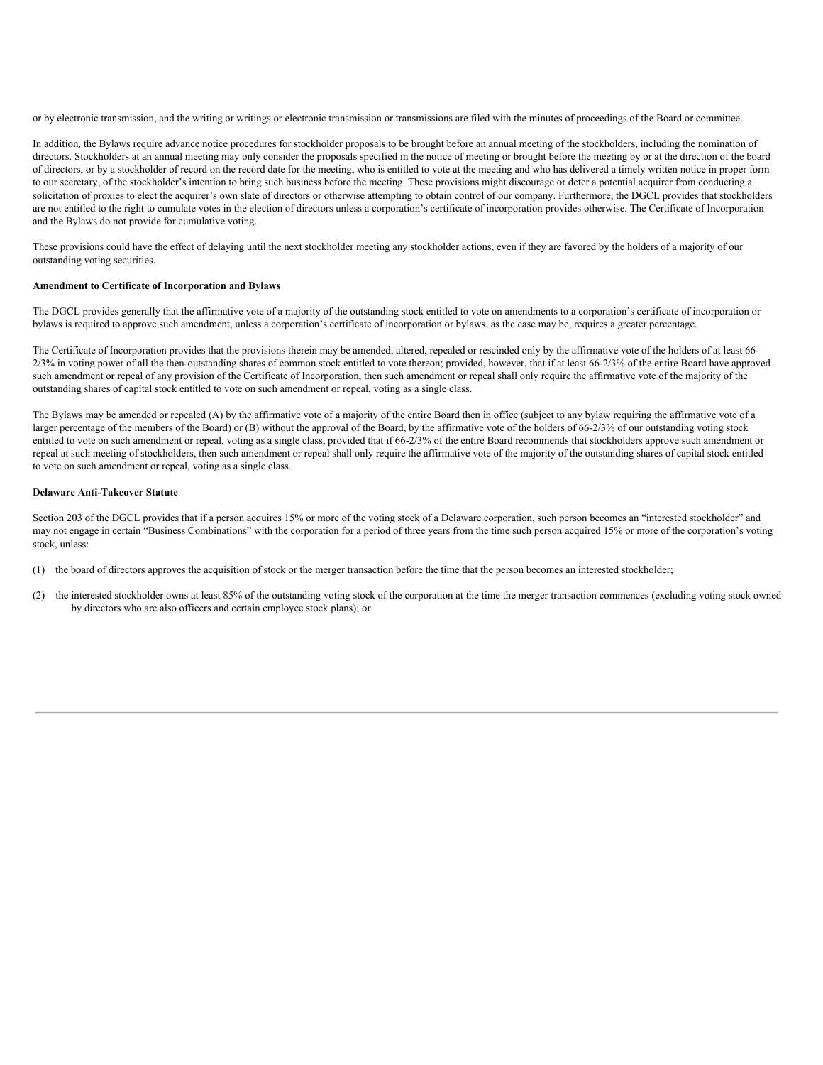or by electronic transmission, and the writing or writings or electronic transmission or transmissions are filed with the minutes of proceedings of the Board or committee.

In addition, the Bylaws require advance notice procedures for stockholder proposals to be brought before an annual meeting of the stockholders, including the nomination of directors. Stockholders at an annual meeting may only consider the proposals specified in the notice of meeting or brought before the meeting by or at the direction of the board of directors, or by a stockholder of record on the record date for the meeting, who is entitled to vote at the meeting and who has delivered a timely written notice in proper form to our secretary, of the stockholder's intention to bring such business before the meeting. These provisions might discourage or deter a potential acquirer from conducting a solicitation of proxies to elect the acquirer's own slate of directors or otherwise attempting to obtain control of our company. Furthermore, the DGCL provides that stockholders are not entitled to the right to cumulate votes in the election of directors unless a corporation's certificate of incorporation provides otherwise. The Certificate of Incorporation and the Bylaws do not provide for cumulative voting.

These provisions could have the effect of delaying until the next stockholder meeting any stockholder actions, even if they are favored by the holders of a majority of our outstanding voting securities.

**Amendment to Certificate of Incorporation and Bylaws**

The DGCL provides generally that the affirmative vote of a majority of the outstanding stock entitled to vote on amendments to a corporation's certificate of incorporation or bylaws is required to approve such amendment, unless a corporation's certificate of incorporation or bylaws, as the case may be, requires a greater percentage.

The Certificate of Incorporation provides that the provisions therein may be amended, altered, repealed or rescinded only by the affirmative vote of the holders of at least 66-2/3% in voting power of all the then-outstanding shares of common stock entitled to vote thereon; provided, however, that if at least 66-2/3% of the entire Board have approved such amendment or repeal of any provision of the Certificate of Incorporation, then such amendment or repeal shall only require the affirmative vote of the majority of the outstanding shares of capital stock entitled to vote on such amendment or repeal, voting as a single class.

The Bylaws may be amended or repealed (A) by the affirmative vote of a majority of the entire Board then in office (subject to any bylaw requiring the affirmative vote of a larger percentage of the members of the Board) or (B) without the approval of the Board, by the affirmative vote of the holders of 66-2/3% of our outstanding voting stock entitled to vote on such amendment or repeal, voting as a single class, provided that if 66-2/3% of the entire Board recommends that stockholders approve such amendment or repeal at such meeting of stockholders, then such amendment or repeal shall only require the affirmative vote of the majority of the outstanding shares of capital stock entitled to vote on such amendment or repeal, voting as a single class.

**Delaware Anti-Takeover Statute**

Section 203 of the DGCL provides that if a person acquires 15% or more of the voting stock of a Delaware corporation, such person becomes an "interested stockholder" and may not engage in certain "Business Combinations" with the corporation for a period of three years from the time such person acquired 15% or more of the corporation's voting stock, unless:

(1) the board of directors approves the acquisition of stock or the merger transaction before the time that the person becomes an interested stockholder;

(2) the interested stockholder owns at least 85% of the outstanding voting stock of the corporation at the time the merger transaction commences (excluding voting stock owned by directors who are also officers and certain employee stock plans); or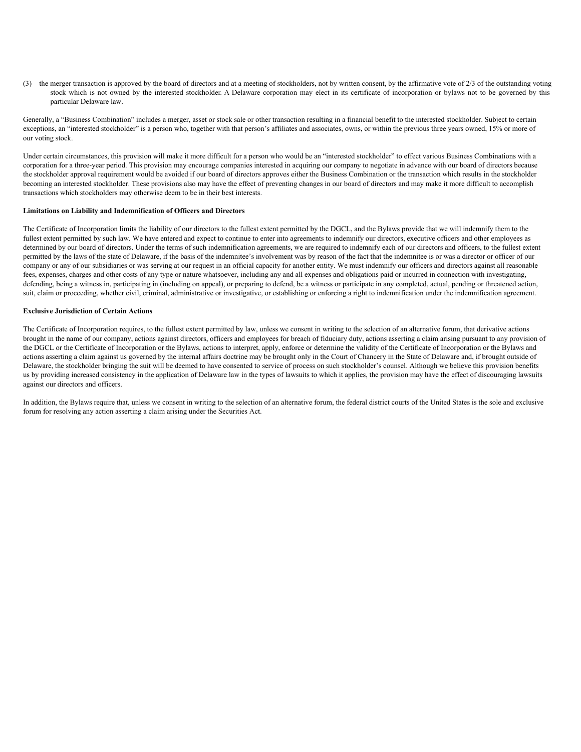(3) the merger transaction is approved by the board of directors and at a meeting of stockholders, not by written consent, by the affirmative vote of 2/3 of the outstanding voting stock which is not owned by the interested stockholder. A Delaware corporation may elect in its certificate of incorporation or bylaws not to be governed by this particular Delaware law.

Generally, a "Business Combination" includes a merger, asset or stock sale or other transaction resulting in a financial benefit to the interested stockholder. Subject to certain exceptions, an "interested stockholder" is a person who, together with that person's affiliates and associates, owns, or within the previous three years owned, 15% or more of our voting stock.

Under certain circumstances, this provision will make it more difficult for a person who would be an "interested stockholder" to effect various Business Combinations with a corporation for a three-year period. This provision may encourage companies interested in acquiring our company to negotiate in advance with our board of directors because the stockholder approval requirement would be avoided if our board of directors approves either the Business Combination or the transaction which results in the stockholder becoming an interested stockholder. These provisions also may have the effect of preventing changes in our board of directors and may make it more difficult to accomplish transactions which stockholders may otherwise deem to be in their best interests.

**Limitations on Liability and Indemnification of Officers and Directors**

The Certificate of Incorporation limits the liability of our directors to the fullest extent permitted by the DGCL, and the Bylaws provide that we will indemnify them to the fullest extent permitted by such law. We have entered and expect to continue to enter into agreements to indemnify our directors, executive officers and other employees as determined by our board of directors. Under the terms of such indemnification agreements, we are required to indemnify each of our directors and officers, to the fullest extent permitted by the laws of the state of Delaware, if the basis of the indemnitee's involvement was by reason of the fact that the indemnitee is or was a director or officer of our company or any of our subsidiaries or was serving at our request in an official capacity for another entity. We must indemnify our officers and directors against all reasonable fees, expenses, charges and other costs of any type or nature whatsoever, including any and all expenses and obligations paid or incurred in connection with investigating, defending, being a witness in, participating in (including on appeal), or preparing to defend, be a witness or participate in any completed, actual, pending or threatened action, suit, claim or proceeding, whether civil, criminal, administrative or investigative, or establishing or enforcing a right to indemnification under the indemnification agreement.

**Exclusive Jurisdiction of Certain Actions**

The Certificate of Incorporation requires, to the fullest extent permitted by law, unless we consent in writing to the selection of an alternative forum, that derivative actions brought in the name of our company, actions against directors, officers and employees for breach of fiduciary duty, actions asserting a claim arising pursuant to any provision of the DGCL or the Certificate of Incorporation or the Bylaws, actions to interpret, apply, enforce or determine the validity of the Certificate of Incorporation or the Bylaws and actions asserting a claim against us governed by the internal affairs doctrine may be brought only in the Court of Chancery in the State of Delaware and, if brought outside of Delaware, the stockholder bringing the suit will be deemed to have consented to service of process on such stockholder's counsel. Although we believe this provision benefits us by providing increased consistency in the application of Delaware law in the types of lawsuits to which it applies, the provision may have the effect of discouraging lawsuits against our directors and officers.

In addition, the Bylaws require that, unless we consent in writing to the selection of an alternative forum, the federal district courts of the United States is the sole and exclusive forum for resolving any action asserting a claim arising under the Securities Act.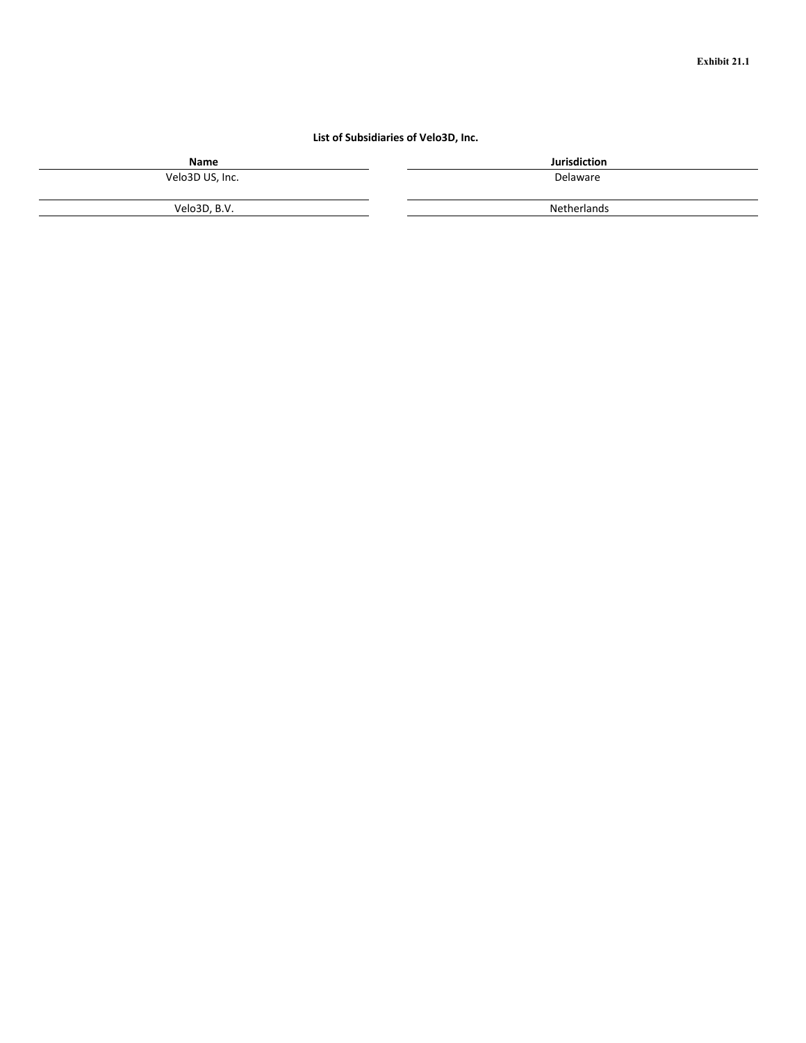Exhibit 21.1

**List of Subsidiaries of Velo3D, Inc.**

| Name | Jurisdiction |
|---|---|
| Velo3D US, Inc. | Delaware |
| Velo3D, B.V. | Netherlands |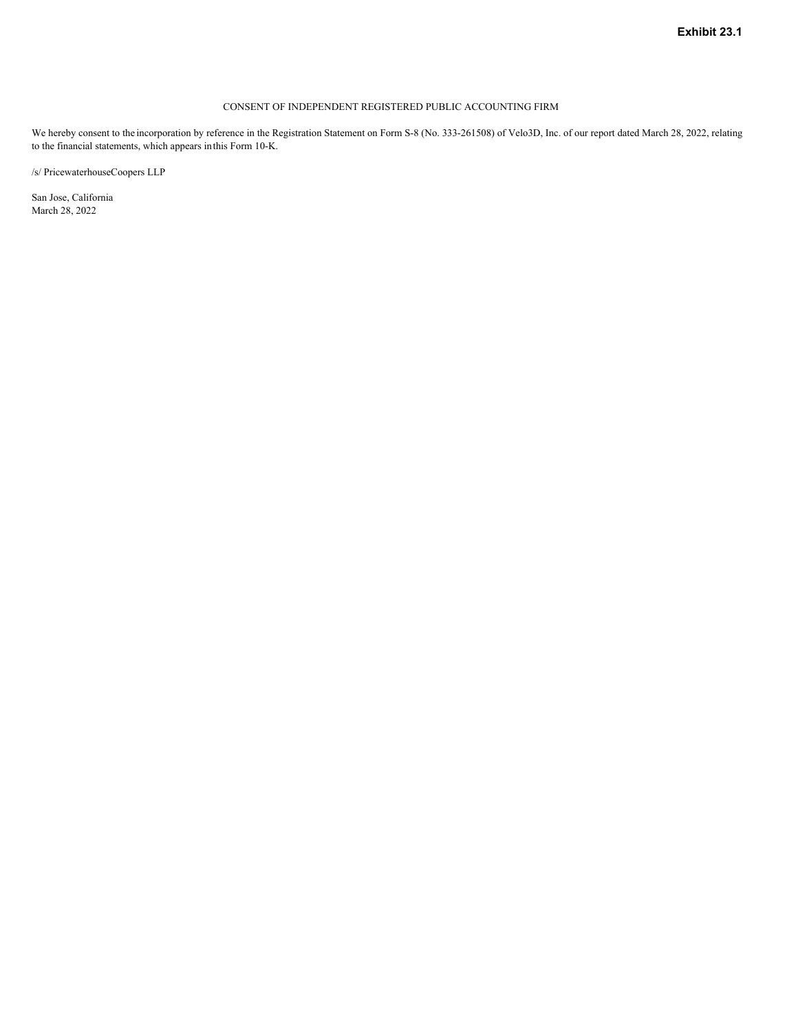**Exhibit 23.1**

CONSENT OF INDEPENDENT REGISTERED PUBLIC ACCOUNTING FIRM

We hereby consent to the incorporation by reference in the Registration Statement on Form S-8 (No. 333-261508) of Velo3D, Inc. of our report dated March 28, 2022, relating to the financial statements, which appears in this Form 10-K.

/s/ PricewaterhouseCoopers LLP

San Jose, California
March 28, 2022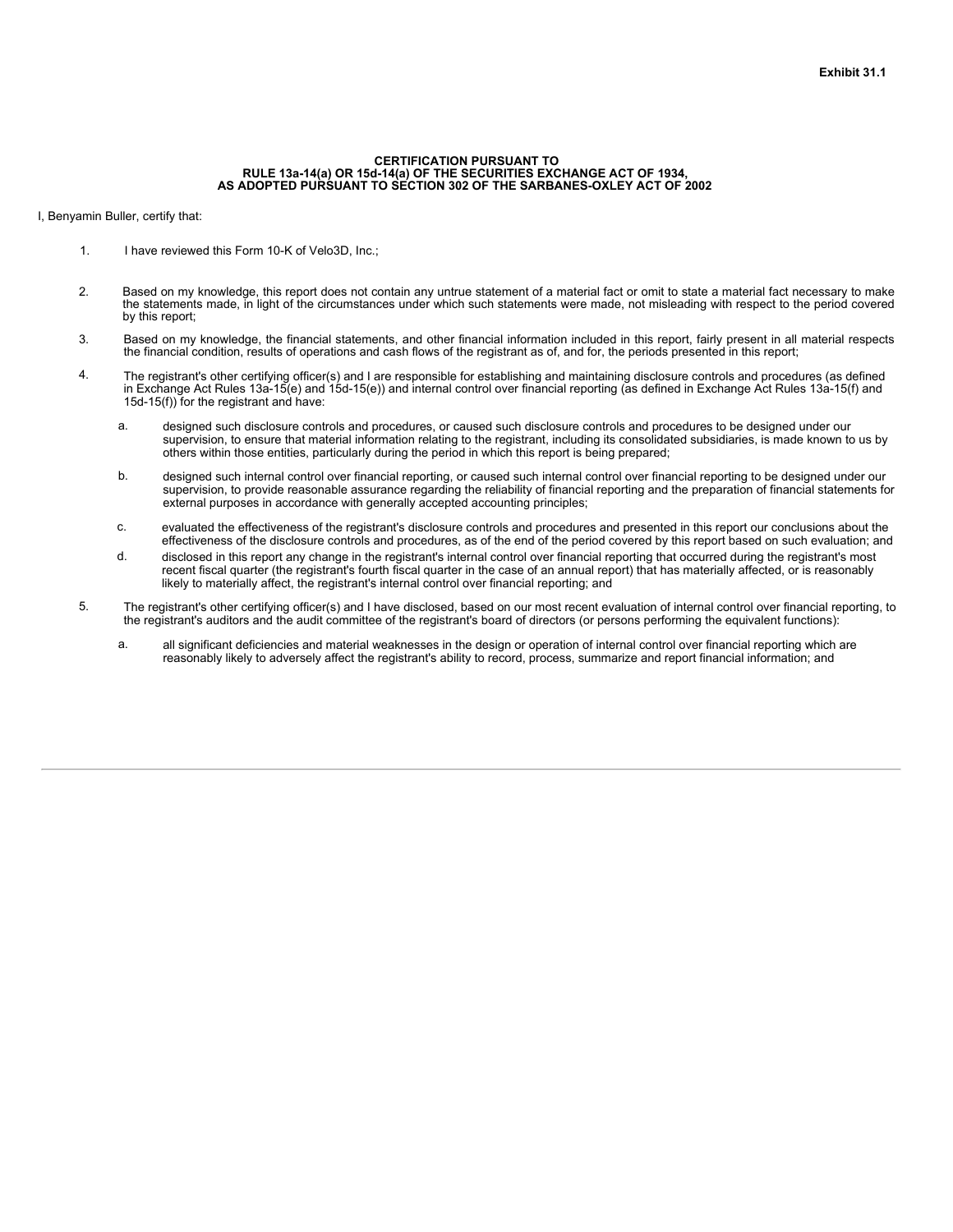**Exhibit 31.1**

**CERTIFICATION PURSUANT TO**
**RULE 13a-14(a) OR 15d-14(a) OF THE SECURITIES EXCHANGE ACT OF 1934,**
**AS ADOPTED PURSUANT TO SECTION 302 OF THE SARBANES-OXLEY ACT OF 2002**

I, Benyamin Buller, certify that:

1. I have reviewed this Form 10-K of Velo3D, Inc.;

2. Based on my knowledge, this report does not contain any untrue statement of a material fact or omit to state a material fact necessary to make the statements made, in light of the circumstances under which such statements were made, not misleading with respect to the period covered by this report;

3. Based on my knowledge, the financial statements, and other financial information included in this report, fairly present in all material respects the financial condition, results of operations and cash flows of the registrant as of, and for, the periods presented in this report;

4. The registrant's other certifying officer(s) and I are responsible for establishing and maintaining disclosure controls and procedures (as defined in Exchange Act Rules 13a-15(e) and 15d-15(e)) and internal control over financial reporting (as defined in Exchange Act Rules 13a-15(f) and 15d-15(f)) for the registrant and have:

   a. designed such disclosure controls and procedures, or caused such disclosure controls and procedures to be designed under our supervision, to ensure that material information relating to the registrant, including its consolidated subsidiaries, is made known to us by others within those entities, particularly during the period in which this report is being prepared;

   b. designed such internal control over financial reporting, or caused such internal control over financial reporting to be designed under our supervision, to provide reasonable assurance regarding the reliability of financial reporting and the preparation of financial statements for external purposes in accordance with generally accepted accounting principles;

   c. evaluated the effectiveness of the registrant's disclosure controls and procedures and presented in this report our conclusions about the effectiveness of the disclosure controls and procedures, as of the end of the period covered by this report based on such evaluation; and

   d. disclosed in this report any change in the registrant's internal control over financial reporting that occurred during the registrant's most recent fiscal quarter (the registrant's fourth fiscal quarter in the case of an annual report) that has materially affected, or is reasonably likely to materially affect, the registrant's internal control over financial reporting; and

5. The registrant's other certifying officer(s) and I have disclosed, based on our most recent evaluation of internal control over financial reporting, to the registrant's auditors and the audit committee of the registrant's board of directors (or persons performing the equivalent functions):

   a. all significant deficiencies and material weaknesses in the design or operation of internal control over financial reporting which are reasonably likely to adversely affect the registrant's ability to record, process, summarize and report financial information; and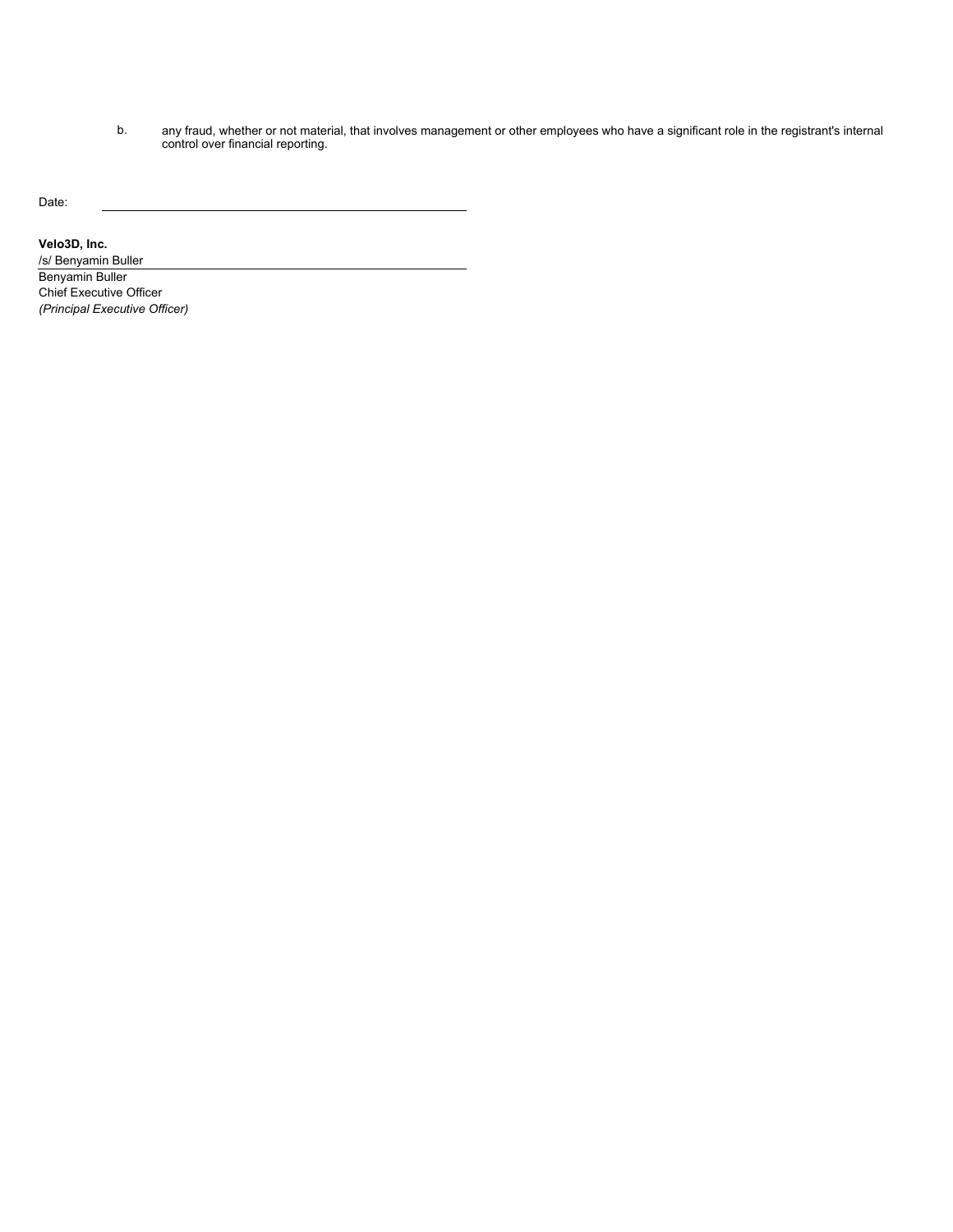b. any fraud, whether or not material, that involves management or other employees who have a significant role in the registrant's internal control over financial reporting.

Date: \_\_\_\_\_\_\_\_\_\_\_\_\_\_\_\_\_\_\_\_\_\_\_\_\_\_\_\_\_\_\_\_\_\_\_\_\_\_\_\_

**Velo3D, Inc.**

/s/ Benyamin Buller

Benyamin Buller

Chief Executive Officer

*(Principal Executive Officer)*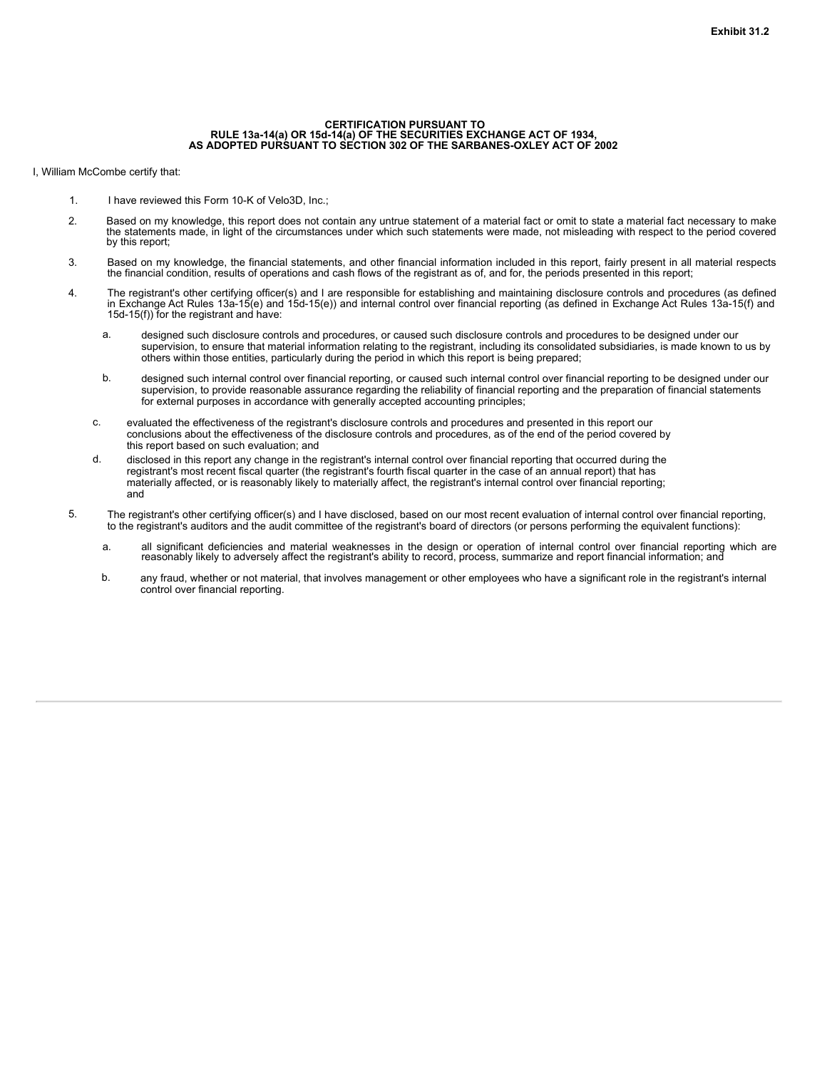Exhibit 31.2

**CERTIFICATION PURSUANT TO**
**RULE 13a-14(a) OR 15d-14(a) OF THE SECURITIES EXCHANGE ACT OF 1934,**
**AS ADOPTED PURSUANT TO SECTION 302 OF THE SARBANES-OXLEY ACT OF 2002**

I, William McCombe certify that:

1. I have reviewed this Form 10-K of Velo3D, Inc.;
2. Based on my knowledge, this report does not contain any untrue statement of a material fact or omit to state a material fact necessary to make the statements made, in light of the circumstances under which such statements were made, not misleading with respect to the period covered by this report;
3. Based on my knowledge, the financial statements, and other financial information included in this report, fairly present in all material respects the financial condition, results of operations and cash flows of the registrant as of, and for, the periods presented in this report;
4. The registrant's other certifying officer(s) and I are responsible for establishing and maintaining disclosure controls and procedures (as defined in Exchange Act Rules 13a-15(e) and 15d-15(e)) and internal control over financial reporting (as defined in Exchange Act Rules 13a-15(f) and 15d-15(f)) for the registrant and have:
   a. designed such disclosure controls and procedures, or caused such disclosure controls and procedures to be designed under our supervision, to ensure that material information relating to the registrant, including its consolidated subsidiaries, is made known to us by others within those entities, particularly during the period in which this report is being prepared;
   b. designed such internal control over financial reporting, or caused such internal control over financial reporting to be designed under our supervision, to provide reasonable assurance regarding the reliability of financial reporting and the preparation of financial statements for external purposes in accordance with generally accepted accounting principles;
   c. evaluated the effectiveness of the registrant's disclosure controls and procedures and presented in this report our conclusions about the effectiveness of the disclosure controls and procedures, as of the end of the period covered by this report based on such evaluation; and
   d. disclosed in this report any change in the registrant's internal control over financial reporting that occurred during the registrant's most recent fiscal quarter (the registrant's fourth fiscal quarter in the case of an annual report) that has materially affected, or is reasonably likely to materially affect, the registrant's internal control over financial reporting; and
5. The registrant's other certifying officer(s) and I have disclosed, based on our most recent evaluation of internal control over financial reporting, to the registrant's auditors and the audit committee of the registrant's board of directors (or persons performing the equivalent functions):
   a. all significant deficiencies and material weaknesses in the design or operation of internal control over financial reporting which are reasonably likely to adversely affect the registrant's ability to record, process, summarize and report financial information; and
   b. any fraud, whether or not material, that involves management or other employees who have a significant role in the registrant's internal control over financial reporting.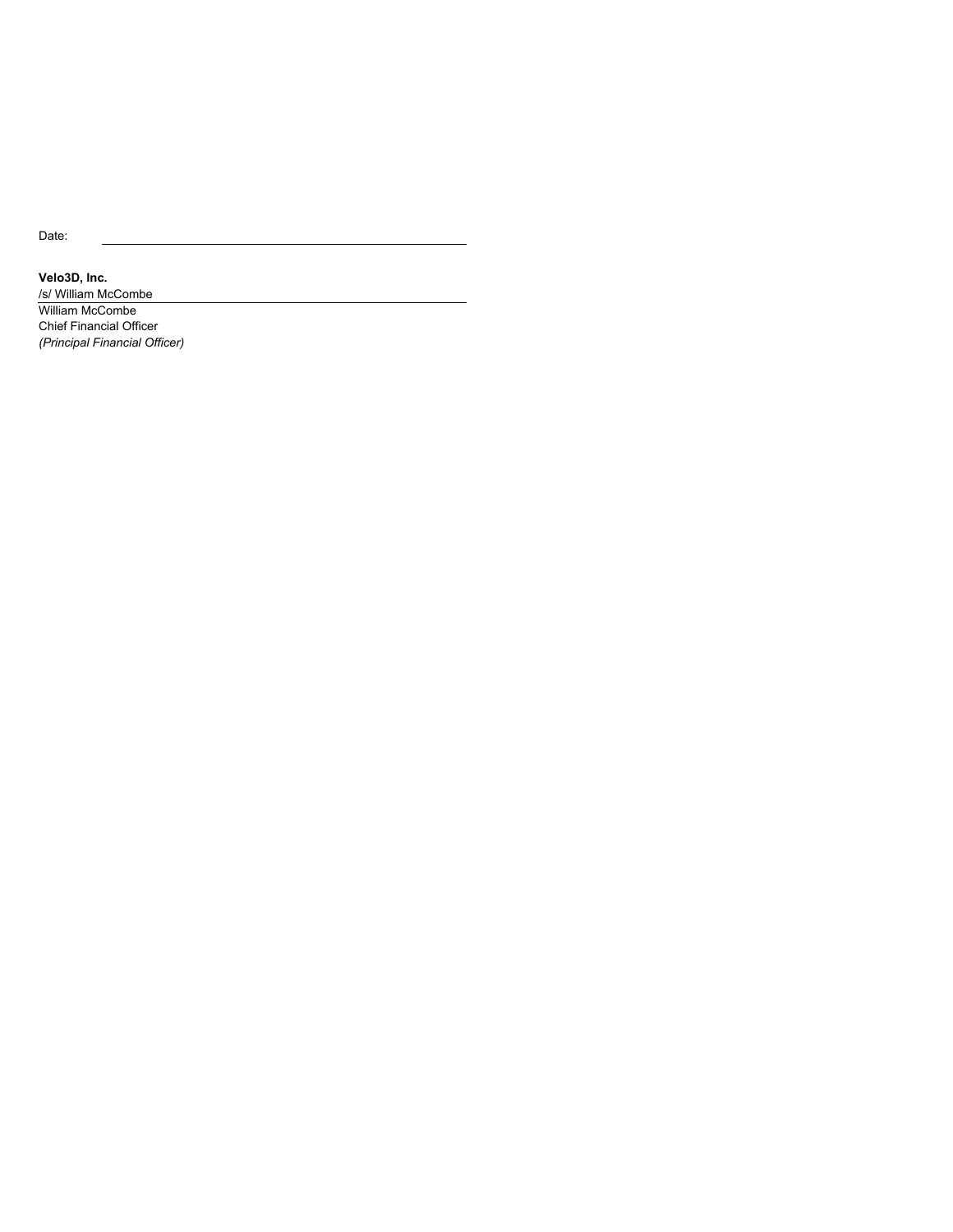Date: \_\_\_\_\_\_\_\_\_\_\_\_\_\_\_\_\_\_\_\_\_\_\_\_\_\_\_\_\_\_\_\_\_\_\_\_\_\_

**Velo3D, Inc.**

/s/ William McCombe

William McCombe

Chief Financial Officer

*(Principal Financial Officer)*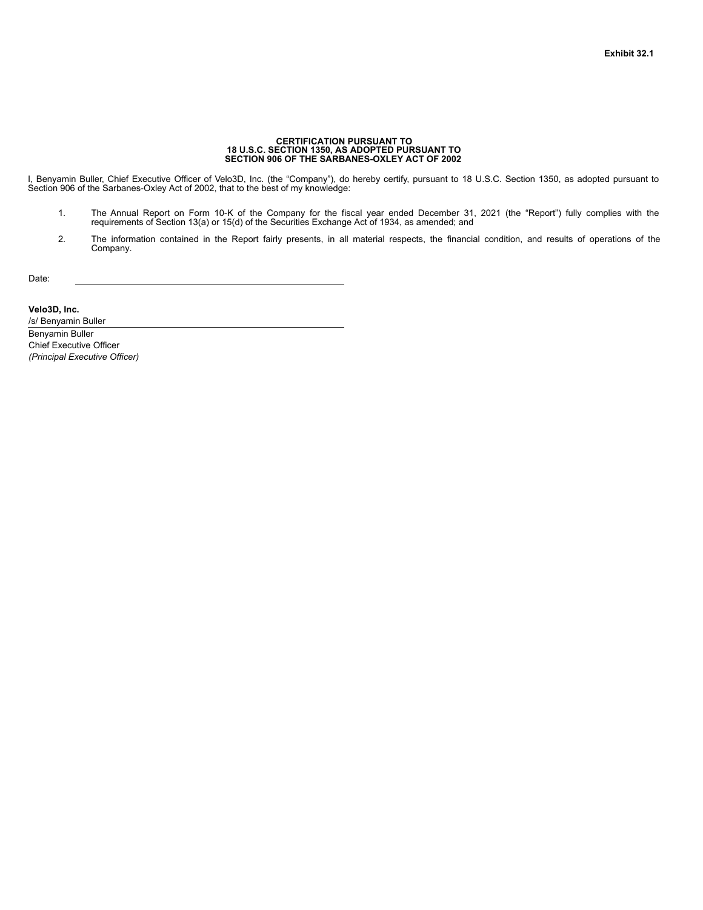**Exhibit 32.1**

**CERTIFICATION PURSUANT TO**
**18 U.S.C. SECTION 1350, AS ADOPTED PURSUANT TO**
**SECTION 906 OF THE SARBANES-OXLEY ACT OF 2002**

I, Benyamin Buller, Chief Executive Officer of Velo3D, Inc. (the "Company"), do hereby certify, pursuant to 18 U.S.C. Section 1350, as adopted pursuant to Section 906 of the Sarbanes-Oxley Act of 2002, that to the best of my knowledge:

1. The Annual Report on Form 10-K of the Company for the fiscal year ended December 31, 2021 (the "Report") fully complies with the requirements of Section 13(a) or 15(d) of the Securities Exchange Act of 1934, as amended; and
2. The information contained in the Report fairly presents, in all material respects, the financial condition, and results of operations of the Company.

Date: \_\_\_\_\_\_\_\_\_\_\_\_\_\_\_\_\_\_\_\_\_\_\_\_\_\_\_\_\_\_\_\_\_\_\_\_\_\_\_\_

**Velo3D, Inc.**

/s/ Benyamin Buller

Benyamin Buller
Chief Executive Officer
*(Principal Executive Officer)*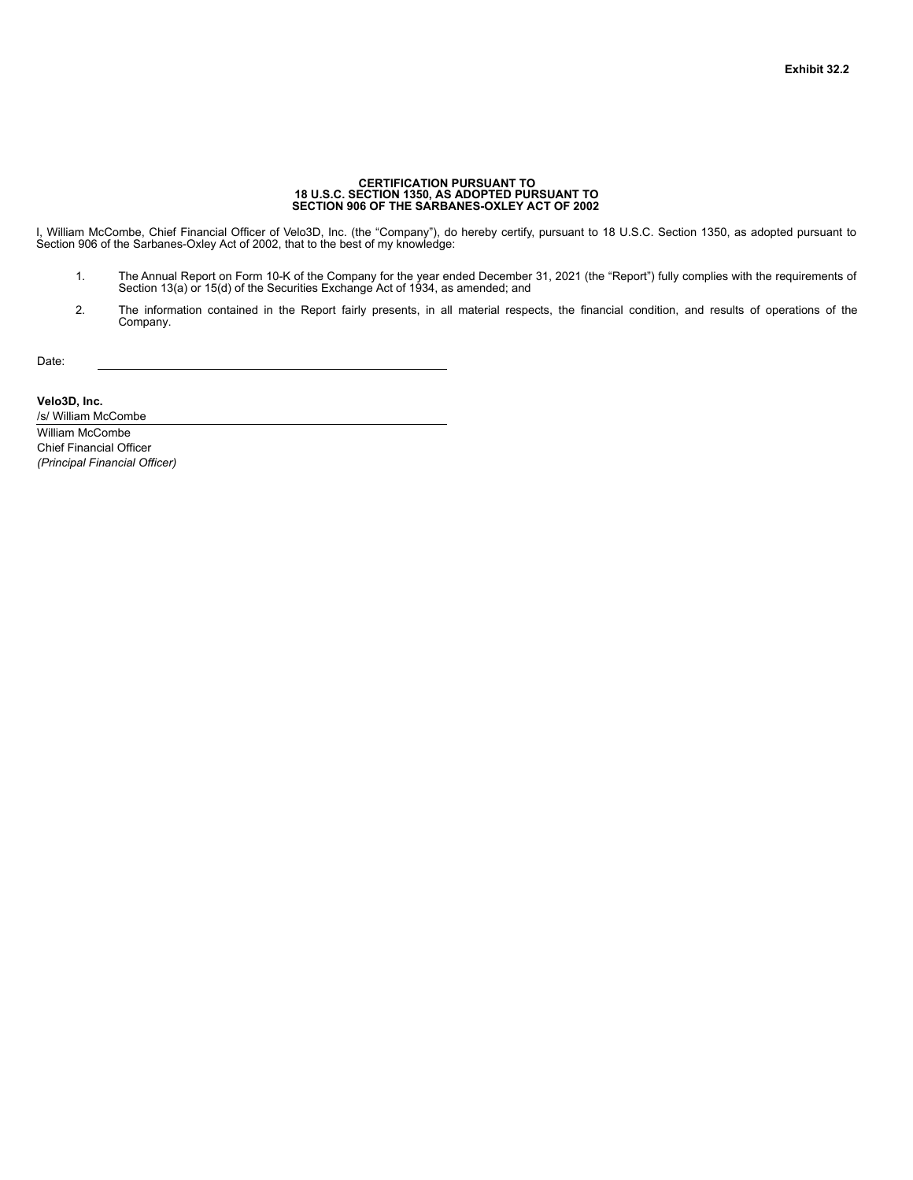**Exhibit 32.2**

**CERTIFICATION PURSUANT TO**
**18 U.S.C. SECTION 1350, AS ADOPTED PURSUANT TO**
**SECTION 906 OF THE SARBANES-OXLEY ACT OF 2002**

I, William McCombe, Chief Financial Officer of Velo3D, Inc. (the "Company"), do hereby certify, pursuant to 18 U.S.C. Section 1350, as adopted pursuant to Section 906 of the Sarbanes-Oxley Act of 2002, that to the best of my knowledge:

1. The Annual Report on Form 10-K of the Company for the year ended December 31, 2021 (the "Report") fully complies with the requirements of Section 13(a) or 15(d) of the Securities Exchange Act of 1934, as amended; and
2. The information contained in the Report fairly presents, in all material respects, the financial condition, and results of operations of the Company.

Date: ______________________________

**Velo3D, Inc.**
/s/ William McCombe
William McCombe
Chief Financial Officer
*(Principal Financial Officer)*